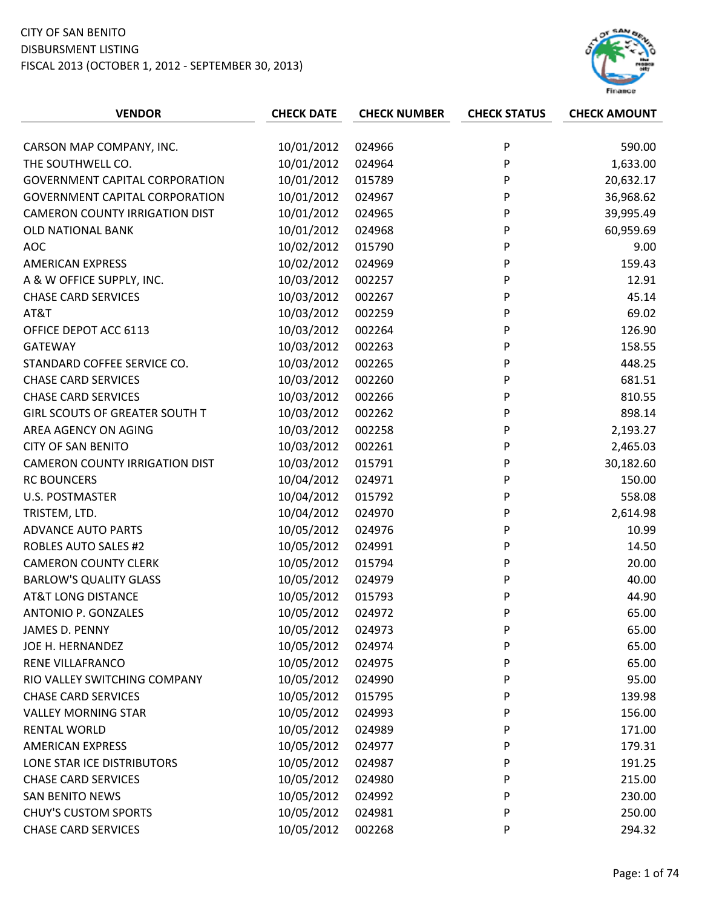CITY OF SAN BENITO
DISBURSMENT LISTING
FISCAL 2013 (OCTOBER 1, 2012 - SEPTEMBER 30, 2013)

| VENDOR | CHECK DATE | CHECK NUMBER | CHECK STATUS | CHECK AMOUNT |
|---|---|---|---|---|
| CARSON MAP COMPANY, INC. | 10/01/2012 | 024966 | P | 590.00 |
| THE SOUTHWELL CO. | 10/01/2012 | 024964 | P | 1,633.00 |
| GOVERNMENT CAPITAL CORPORATION | 10/01/2012 | 015789 | P | 20,632.17 |
| GOVERNMENT CAPITAL CORPORATION | 10/01/2012 | 024967 | P | 36,968.62 |
| CAMERON COUNTY IRRIGATION DIST | 10/01/2012 | 024965 | P | 39,995.49 |
| OLD NATIONAL BANK | 10/01/2012 | 024968 | P | 60,959.69 |
| AOC | 10/02/2012 | 015790 | P | 9.00 |
| AMERICAN EXPRESS | 10/02/2012 | 024969 | P | 159.43 |
| A & W OFFICE SUPPLY, INC. | 10/03/2012 | 002257 | P | 12.91 |
| CHASE CARD SERVICES | 10/03/2012 | 002267 | P | 45.14 |
| AT&T | 10/03/2012 | 002259 | P | 69.02 |
| OFFICE DEPOT ACC 6113 | 10/03/2012 | 002264 | P | 126.90 |
| GATEWAY | 10/03/2012 | 002263 | P | 158.55 |
| STANDARD COFFEE SERVICE CO. | 10/03/2012 | 002265 | P | 448.25 |
| CHASE CARD SERVICES | 10/03/2012 | 002260 | P | 681.51 |
| CHASE CARD SERVICES | 10/03/2012 | 002266 | P | 810.55 |
| GIRL SCOUTS OF GREATER SOUTH T | 10/03/2012 | 002262 | P | 898.14 |
| AREA AGENCY ON AGING | 10/03/2012 | 002258 | P | 2,193.27 |
| CITY OF SAN BENITO | 10/03/2012 | 002261 | P | 2,465.03 |
| CAMERON COUNTY IRRIGATION DIST | 10/03/2012 | 015791 | P | 30,182.60 |
| RC BOUNCERS | 10/04/2012 | 024971 | P | 150.00 |
| U.S. POSTMASTER | 10/04/2012 | 015792 | P | 558.08 |
| TRISTEM, LTD. | 10/04/2012 | 024970 | P | 2,614.98 |
| ADVANCE AUTO PARTS | 10/05/2012 | 024976 | P | 10.99 |
| ROBLES AUTO SALES #2 | 10/05/2012 | 024991 | P | 14.50 |
| CAMERON COUNTY CLERK | 10/05/2012 | 015794 | P | 20.00 |
| BARLOW'S QUALITY GLASS | 10/05/2012 | 024979 | P | 40.00 |
| AT&T LONG DISTANCE | 10/05/2012 | 015793 | P | 44.90 |
| ANTONIO P. GONZALES | 10/05/2012 | 024972 | P | 65.00 |
| JAMES D. PENNY | 10/05/2012 | 024973 | P | 65.00 |
| JOE H. HERNANDEZ | 10/05/2012 | 024974 | P | 65.00 |
| RENE VILLAFRANCO | 10/05/2012 | 024975 | P | 65.00 |
| RIO VALLEY SWITCHING COMPANY | 10/05/2012 | 024990 | P | 95.00 |
| CHASE CARD SERVICES | 10/05/2012 | 015795 | P | 139.98 |
| VALLEY MORNING STAR | 10/05/2012 | 024993 | P | 156.00 |
| RENTAL WORLD | 10/05/2012 | 024989 | P | 171.00 |
| AMERICAN EXPRESS | 10/05/2012 | 024977 | P | 179.31 |
| LONE STAR ICE DISTRIBUTORS | 10/05/2012 | 024987 | P | 191.25 |
| CHASE CARD SERVICES | 10/05/2012 | 024980 | P | 215.00 |
| SAN BENITO NEWS | 10/05/2012 | 024992 | P | 230.00 |
| CHUY'S CUSTOM SPORTS | 10/05/2012 | 024981 | P | 250.00 |
| CHASE CARD SERVICES | 10/05/2012 | 002268 | P | 294.32 |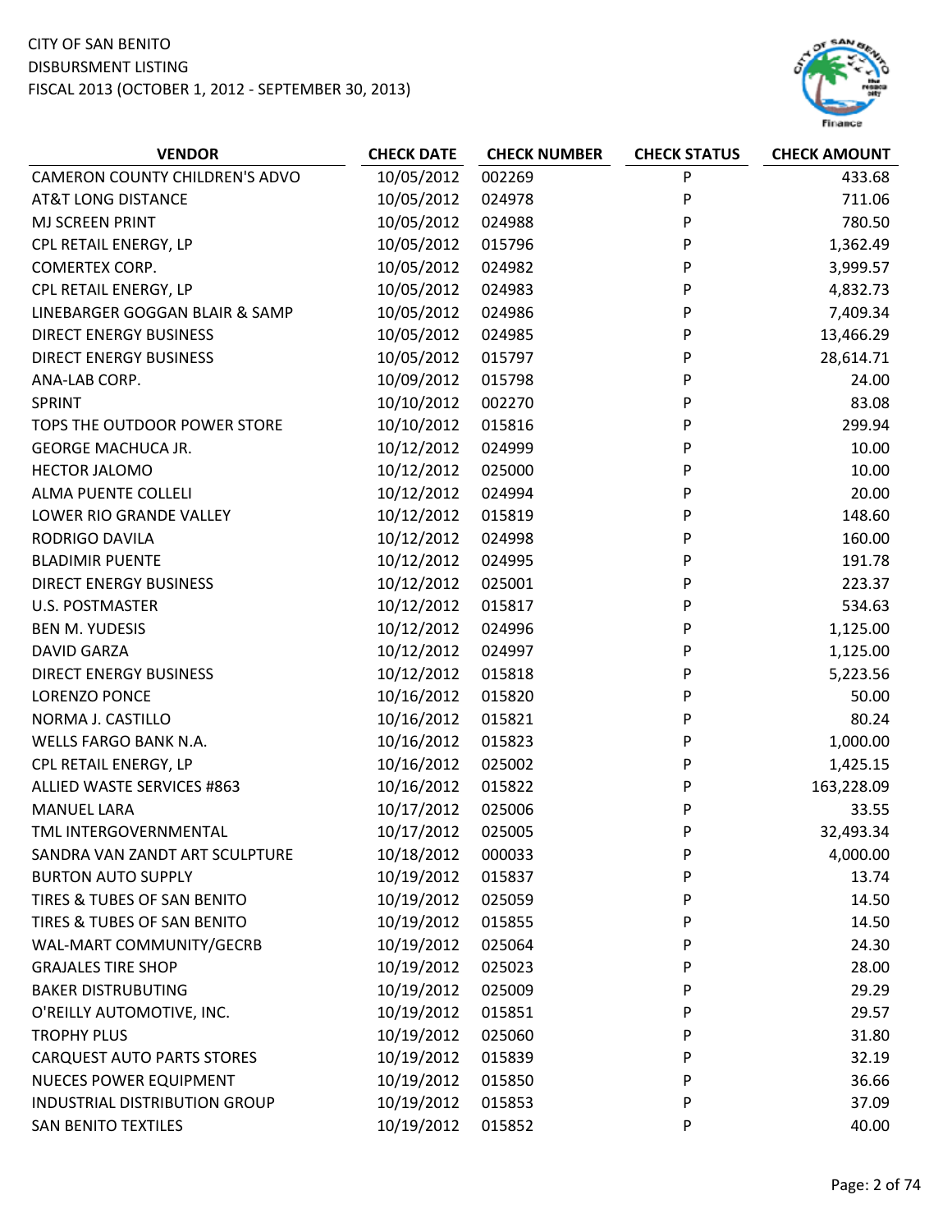CITY OF SAN BENITO
DISBURSMENT LISTING
FISCAL 2013 (OCTOBER 1, 2012 - SEPTEMBER 30, 2013)

| VENDOR | CHECK DATE | CHECK NUMBER | CHECK STATUS | CHECK AMOUNT |
|---|---|---|---|---|
| CAMERON COUNTY CHILDREN'S ADVO | 10/05/2012 | 002269 | P | 433.68 |
| AT&T LONG DISTANCE | 10/05/2012 | 024978 | P | 711.06 |
| MJ SCREEN PRINT | 10/05/2012 | 024988 | P | 780.50 |
| CPL RETAIL ENERGY, LP | 10/05/2012 | 015796 | P | 1,362.49 |
| COMERTEX CORP. | 10/05/2012 | 024982 | P | 3,999.57 |
| CPL RETAIL ENERGY, LP | 10/05/2012 | 024983 | P | 4,832.73 |
| LINEBARGER GOGGAN BLAIR & SAMP | 10/05/2012 | 024986 | P | 7,409.34 |
| DIRECT ENERGY BUSINESS | 10/05/2012 | 024985 | P | 13,466.29 |
| DIRECT ENERGY BUSINESS | 10/05/2012 | 015797 | P | 28,614.71 |
| ANA-LAB CORP. | 10/09/2012 | 015798 | P | 24.00 |
| SPRINT | 10/10/2012 | 002270 | P | 83.08 |
| TOPS THE OUTDOOR POWER STORE | 10/10/2012 | 015816 | P | 299.94 |
| GEORGE MACHUCA JR. | 10/12/2012 | 024999 | P | 10.00 |
| HECTOR JALOMO | 10/12/2012 | 025000 | P | 10.00 |
| ALMA PUENTE COLLELI | 10/12/2012 | 024994 | P | 20.00 |
| LOWER RIO GRANDE VALLEY | 10/12/2012 | 015819 | P | 148.60 |
| RODRIGO DAVILA | 10/12/2012 | 024998 | P | 160.00 |
| BLADIMIR PUENTE | 10/12/2012 | 024995 | P | 191.78 |
| DIRECT ENERGY BUSINESS | 10/12/2012 | 025001 | P | 223.37 |
| U.S. POSTMASTER | 10/12/2012 | 015817 | P | 534.63 |
| BEN M. YUDESIS | 10/12/2012 | 024996 | P | 1,125.00 |
| DAVID GARZA | 10/12/2012 | 024997 | P | 1,125.00 |
| DIRECT ENERGY BUSINESS | 10/12/2012 | 015818 | P | 5,223.56 |
| LORENZO PONCE | 10/16/2012 | 015820 | P | 50.00 |
| NORMA J. CASTILLO | 10/16/2012 | 015821 | P | 80.24 |
| WELLS FARGO BANK N.A. | 10/16/2012 | 015823 | P | 1,000.00 |
| CPL RETAIL ENERGY, LP | 10/16/2012 | 025002 | P | 1,425.15 |
| ALLIED WASTE SERVICES #863 | 10/16/2012 | 015822 | P | 163,228.09 |
| MANUEL LARA | 10/17/2012 | 025006 | P | 33.55 |
| TML INTERGOVERNMENTAL | 10/17/2012 | 025005 | P | 32,493.34 |
| SANDRA VAN ZANDT ART SCULPTURE | 10/18/2012 | 000033 | P | 4,000.00 |
| BURTON AUTO SUPPLY | 10/19/2012 | 015837 | P | 13.74 |
| TIRES & TUBES OF SAN BENITO | 10/19/2012 | 025059 | P | 14.50 |
| TIRES & TUBES OF SAN BENITO | 10/19/2012 | 015855 | P | 14.50 |
| WAL-MART COMMUNITY/GECRB | 10/19/2012 | 025064 | P | 24.30 |
| GRAJALES TIRE SHOP | 10/19/2012 | 025023 | P | 28.00 |
| BAKER DISTRUBUTING | 10/19/2012 | 025009 | P | 29.29 |
| O'REILLY AUTOMOTIVE, INC. | 10/19/2012 | 015851 | P | 29.57 |
| TROPHY PLUS | 10/19/2012 | 025060 | P | 31.80 |
| CARQUEST AUTO PARTS STORES | 10/19/2012 | 015839 | P | 32.19 |
| NUECES POWER EQUIPMENT | 10/19/2012 | 015850 | P | 36.66 |
| INDUSTRIAL DISTRIBUTION GROUP | 10/19/2012 | 015853 | P | 37.09 |
| SAN BENITO TEXTILES | 10/19/2012 | 015852 | P | 40.00 |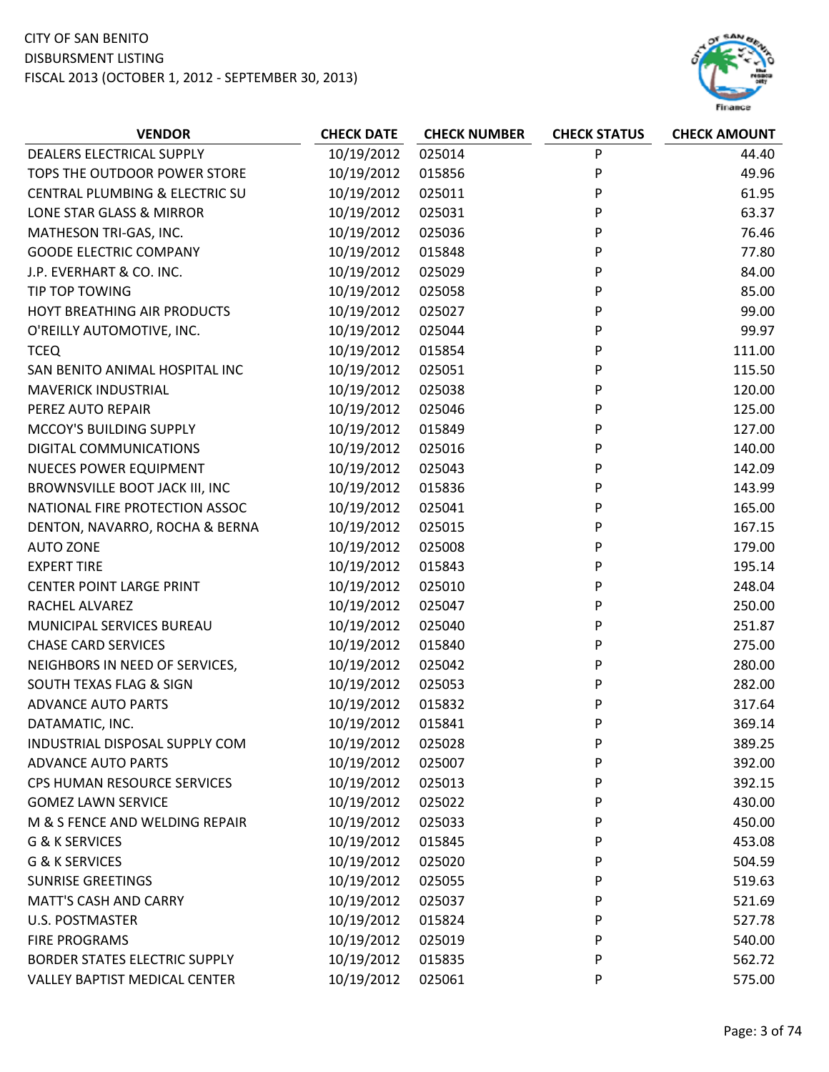CITY OF SAN BENITO
DISBURSMENT LISTING
FISCAL 2013 (OCTOBER 1, 2012 - SEPTEMBER 30, 2013)

| VENDOR | CHECK DATE | CHECK NUMBER | CHECK STATUS | CHECK AMOUNT |
|---|---|---|---|---|
| DEALERS ELECTRICAL SUPPLY | 10/19/2012 | 025014 | P | 44.40 |
| TOPS THE OUTDOOR POWER STORE | 10/19/2012 | 015856 | P | 49.96 |
| CENTRAL PLUMBING & ELECTRIC SU | 10/19/2012 | 025011 | P | 61.95 |
| LONE STAR GLASS & MIRROR | 10/19/2012 | 025031 | P | 63.37 |
| MATHESON TRI-GAS, INC. | 10/19/2012 | 025036 | P | 76.46 |
| GOODE ELECTRIC COMPANY | 10/19/2012 | 015848 | P | 77.80 |
| J.P. EVERHART & CO. INC. | 10/19/2012 | 025029 | P | 84.00 |
| TIP TOP TOWING | 10/19/2012 | 025058 | P | 85.00 |
| HOYT BREATHING AIR PRODUCTS | 10/19/2012 | 025027 | P | 99.00 |
| O'REILLY AUTOMOTIVE, INC. | 10/19/2012 | 025044 | P | 99.97 |
| TCEQ | 10/19/2012 | 015854 | P | 111.00 |
| SAN BENITO ANIMAL HOSPITAL INC | 10/19/2012 | 025051 | P | 115.50 |
| MAVERICK INDUSTRIAL | 10/19/2012 | 025038 | P | 120.00 |
| PEREZ AUTO REPAIR | 10/19/2012 | 025046 | P | 125.00 |
| MCCOY'S BUILDING SUPPLY | 10/19/2012 | 015849 | P | 127.00 |
| DIGITAL COMMUNICATIONS | 10/19/2012 | 025016 | P | 140.00 |
| NUECES POWER EQUIPMENT | 10/19/2012 | 025043 | P | 142.09 |
| BROWNSVILLE BOOT JACK III, INC | 10/19/2012 | 015836 | P | 143.99 |
| NATIONAL FIRE PROTECTION ASSOC | 10/19/2012 | 025041 | P | 165.00 |
| DENTON, NAVARRO, ROCHA & BERNA | 10/19/2012 | 025015 | P | 167.15 |
| AUTO ZONE | 10/19/2012 | 025008 | P | 179.00 |
| EXPERT TIRE | 10/19/2012 | 015843 | P | 195.14 |
| CENTER POINT LARGE PRINT | 10/19/2012 | 025010 | P | 248.04 |
| RACHEL ALVAREZ | 10/19/2012 | 025047 | P | 250.00 |
| MUNICIPAL SERVICES BUREAU | 10/19/2012 | 025040 | P | 251.87 |
| CHASE CARD SERVICES | 10/19/2012 | 015840 | P | 275.00 |
| NEIGHBORS IN NEED OF SERVICES, | 10/19/2012 | 025042 | P | 280.00 |
| SOUTH TEXAS FLAG & SIGN | 10/19/2012 | 025053 | P | 282.00 |
| ADVANCE AUTO PARTS | 10/19/2012 | 015832 | P | 317.64 |
| DATAMATIC, INC. | 10/19/2012 | 015841 | P | 369.14 |
| INDUSTRIAL DISPOSAL SUPPLY COM | 10/19/2012 | 025028 | P | 389.25 |
| ADVANCE AUTO PARTS | 10/19/2012 | 025007 | P | 392.00 |
| CPS HUMAN RESOURCE SERVICES | 10/19/2012 | 025013 | P | 392.15 |
| GOMEZ LAWN SERVICE | 10/19/2012 | 025022 | P | 430.00 |
| M & S FENCE AND WELDING REPAIR | 10/19/2012 | 025033 | P | 450.00 |
| G & K SERVICES | 10/19/2012 | 015845 | P | 453.08 |
| G & K SERVICES | 10/19/2012 | 025020 | P | 504.59 |
| SUNRISE GREETINGS | 10/19/2012 | 025055 | P | 519.63 |
| MATT'S CASH AND CARRY | 10/19/2012 | 025037 | P | 521.69 |
| U.S. POSTMASTER | 10/19/2012 | 015824 | P | 527.78 |
| FIRE PROGRAMS | 10/19/2012 | 025019 | P | 540.00 |
| BORDER STATES ELECTRIC SUPPLY | 10/19/2012 | 015835 | P | 562.72 |
| VALLEY BAPTIST MEDICAL CENTER | 10/19/2012 | 025061 | P | 575.00 |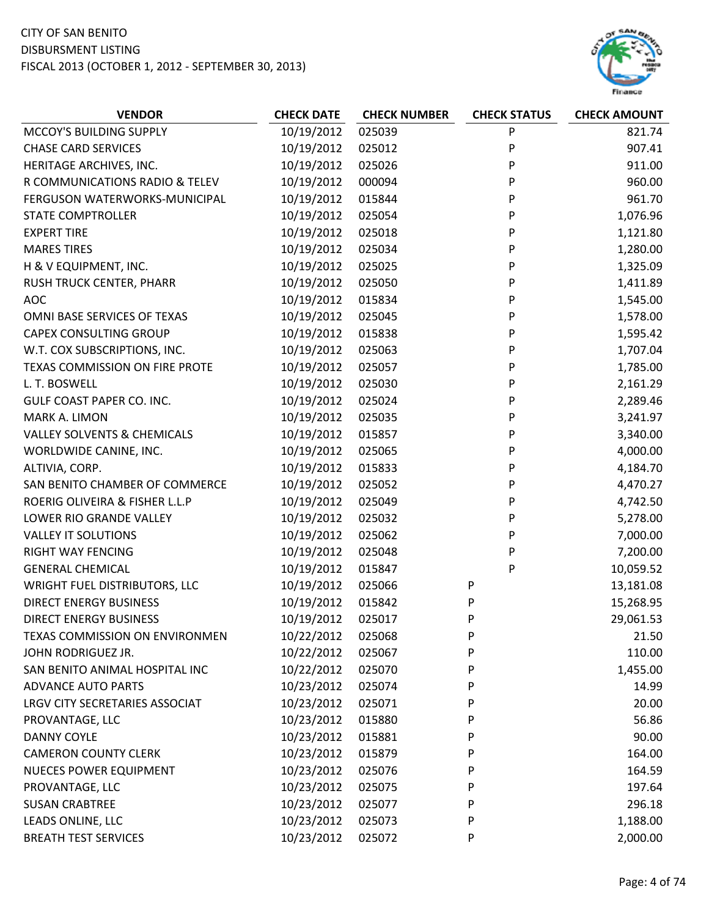CITY OF SAN BENITO
DISBURSMENT LISTING
FISCAL 2013 (OCTOBER 1, 2012 - SEPTEMBER 30, 2013)

| VENDOR | CHECK DATE | CHECK NUMBER | CHECK STATUS | CHECK AMOUNT |
|---|---|---|---|---|
| MCCOY'S BUILDING SUPPLY | 10/19/2012 | 025039 | P | 821.74 |
| CHASE CARD SERVICES | 10/19/2012 | 025012 | P | 907.41 |
| HERITAGE ARCHIVES, INC. | 10/19/2012 | 025026 | P | 911.00 |
| R COMMUNICATIONS RADIO & TELEV | 10/19/2012 | 000094 | P | 960.00 |
| FERGUSON WATERWORKS-MUNICIPAL | 10/19/2012 | 015844 | P | 961.70 |
| STATE COMPTROLLER | 10/19/2012 | 025054 | P | 1,076.96 |
| EXPERT TIRE | 10/19/2012 | 025018 | P | 1,121.80 |
| MARES TIRES | 10/19/2012 | 025034 | P | 1,280.00 |
| H & V EQUIPMENT, INC. | 10/19/2012 | 025025 | P | 1,325.09 |
| RUSH TRUCK CENTER, PHARR | 10/19/2012 | 025050 | P | 1,411.89 |
| AOC | 10/19/2012 | 015834 | P | 1,545.00 |
| OMNI BASE SERVICES OF TEXAS | 10/19/2012 | 025045 | P | 1,578.00 |
| CAPEX CONSULTING GROUP | 10/19/2012 | 015838 | P | 1,595.42 |
| W.T. COX SUBSCRIPTIONS, INC. | 10/19/2012 | 025063 | P | 1,707.04 |
| TEXAS COMMISSION ON FIRE PROTE | 10/19/2012 | 025057 | P | 1,785.00 |
| L. T. BOSWELL | 10/19/2012 | 025030 | P | 2,161.29 |
| GULF COAST PAPER CO. INC. | 10/19/2012 | 025024 | P | 2,289.46 |
| MARK A. LIMON | 10/19/2012 | 025035 | P | 3,241.97 |
| VALLEY SOLVENTS & CHEMICALS | 10/19/2012 | 015857 | P | 3,340.00 |
| WORLDWIDE CANINE, INC. | 10/19/2012 | 025065 | P | 4,000.00 |
| ALTIVIA, CORP. | 10/19/2012 | 015833 | P | 4,184.70 |
| SAN BENITO CHAMBER OF COMMERCE | 10/19/2012 | 025052 | P | 4,470.27 |
| ROERIG OLIVEIRA & FISHER L.L.P | 10/19/2012 | 025049 | P | 4,742.50 |
| LOWER RIO GRANDE VALLEY | 10/19/2012 | 025032 | P | 5,278.00 |
| VALLEY IT SOLUTIONS | 10/19/2012 | 025062 | P | 7,000.00 |
| RIGHT WAY FENCING | 10/19/2012 | 025048 | P | 7,200.00 |
| GENERAL CHEMICAL | 10/19/2012 | 015847 | P | 10,059.52 |
| WRIGHT FUEL DISTRIBUTORS, LLC | 10/19/2012 | 025066 | P | 13,181.08 |
| DIRECT ENERGY BUSINESS | 10/19/2012 | 015842 | P | 15,268.95 |
| DIRECT ENERGY BUSINESS | 10/19/2012 | 025017 | P | 29,061.53 |
| TEXAS COMMISSION ON ENVIRONMEN | 10/22/2012 | 025068 | P | 21.50 |
| JOHN RODRIGUEZ JR. | 10/22/2012 | 025067 | P | 110.00 |
| SAN BENITO ANIMAL HOSPITAL INC | 10/22/2012 | 025070 | P | 1,455.00 |
| ADVANCE AUTO PARTS | 10/23/2012 | 025074 | P | 14.99 |
| LRGV CITY SECRETARIES ASSOCIAT | 10/23/2012 | 025071 | P | 20.00 |
| PROVANTAGE, LLC | 10/23/2012 | 015880 | P | 56.86 |
| DANNY COYLE | 10/23/2012 | 015881 | P | 90.00 |
| CAMERON COUNTY CLERK | 10/23/2012 | 015879 | P | 164.00 |
| NUECES POWER EQUIPMENT | 10/23/2012 | 025076 | P | 164.59 |
| PROVANTAGE, LLC | 10/23/2012 | 025075 | P | 197.64 |
| SUSAN CRABTREE | 10/23/2012 | 025077 | P | 296.18 |
| LEADS ONLINE, LLC | 10/23/2012 | 025073 | P | 1,188.00 |
| BREATH TEST SERVICES | 10/23/2012 | 025072 | P | 2,000.00 |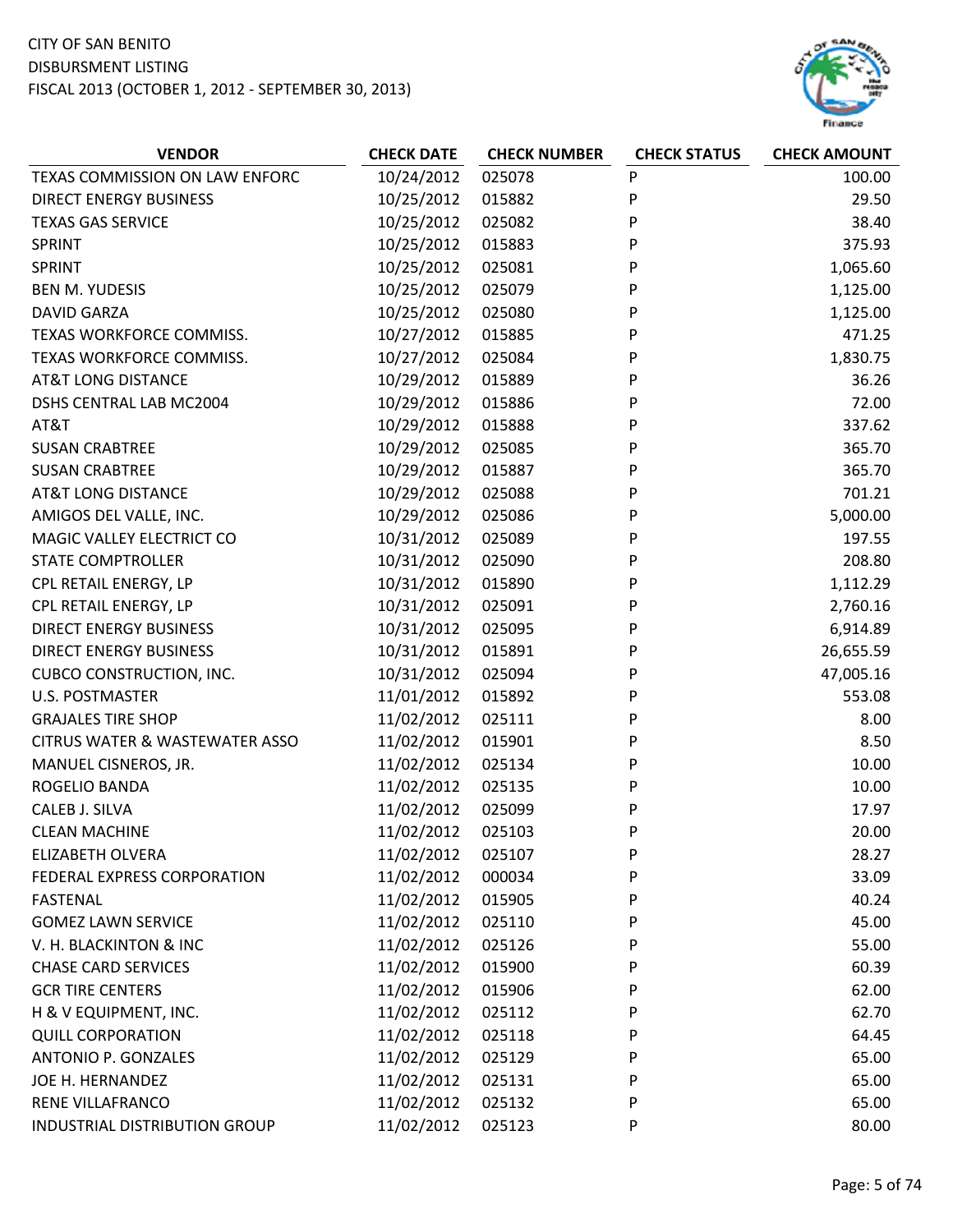CITY OF SAN BENITO
DISBURSMENT LISTING
FISCAL 2013 (OCTOBER 1, 2012 - SEPTEMBER 30, 2013)

| VENDOR | CHECK DATE | CHECK NUMBER | CHECK STATUS | CHECK AMOUNT |
|---|---|---|---|---|
| TEXAS COMMISSION ON LAW ENFORC | 10/24/2012 | 025078 | P | 100.00 |
| DIRECT ENERGY BUSINESS | 10/25/2012 | 015882 | P | 29.50 |
| TEXAS GAS SERVICE | 10/25/2012 | 025082 | P | 38.40 |
| SPRINT | 10/25/2012 | 015883 | P | 375.93 |
| SPRINT | 10/25/2012 | 025081 | P | 1,065.60 |
| BEN M. YUDESIS | 10/25/2012 | 025079 | P | 1,125.00 |
| DAVID GARZA | 10/25/2012 | 025080 | P | 1,125.00 |
| TEXAS WORKFORCE COMMISS. | 10/27/2012 | 015885 | P | 471.25 |
| TEXAS WORKFORCE COMMISS. | 10/27/2012 | 025084 | P | 1,830.75 |
| AT&T LONG DISTANCE | 10/29/2012 | 015889 | P | 36.26 |
| DSHS CENTRAL LAB MC2004 | 10/29/2012 | 015886 | P | 72.00 |
| AT&T | 10/29/2012 | 015888 | P | 337.62 |
| SUSAN CRABTREE | 10/29/2012 | 025085 | P | 365.70 |
| SUSAN CRABTREE | 10/29/2012 | 015887 | P | 365.70 |
| AT&T LONG DISTANCE | 10/29/2012 | 025088 | P | 701.21 |
| AMIGOS DEL VALLE, INC. | 10/29/2012 | 025086 | P | 5,000.00 |
| MAGIC VALLEY ELECTRICT CO | 10/31/2012 | 025089 | P | 197.55 |
| STATE COMPTROLLER | 10/31/2012 | 025090 | P | 208.80 |
| CPL RETAIL ENERGY, LP | 10/31/2012 | 015890 | P | 1,112.29 |
| CPL RETAIL ENERGY, LP | 10/31/2012 | 025091 | P | 2,760.16 |
| DIRECT ENERGY BUSINESS | 10/31/2012 | 025095 | P | 6,914.89 |
| DIRECT ENERGY BUSINESS | 10/31/2012 | 015891 | P | 26,655.59 |
| CUBCO CONSTRUCTION, INC. | 10/31/2012 | 025094 | P | 47,005.16 |
| U.S. POSTMASTER | 11/01/2012 | 015892 | P | 553.08 |
| GRAJALES TIRE SHOP | 11/02/2012 | 025111 | P | 8.00 |
| CITRUS WATER & WASTEWATER ASSO | 11/02/2012 | 015901 | P | 8.50 |
| MANUEL CISNEROS, JR. | 11/02/2012 | 025134 | P | 10.00 |
| ROGELIO BANDA | 11/02/2012 | 025135 | P | 10.00 |
| CALEB J. SILVA | 11/02/2012 | 025099 | P | 17.97 |
| CLEAN MACHINE | 11/02/2012 | 025103 | P | 20.00 |
| ELIZABETH OLVERA | 11/02/2012 | 025107 | P | 28.27 |
| FEDERAL EXPRESS CORPORATION | 11/02/2012 | 000034 | P | 33.09 |
| FASTENAL | 11/02/2012 | 015905 | P | 40.24 |
| GOMEZ LAWN SERVICE | 11/02/2012 | 025110 | P | 45.00 |
| V. H. BLACKINTON & INC | 11/02/2012 | 025126 | P | 55.00 |
| CHASE CARD SERVICES | 11/02/2012 | 015900 | P | 60.39 |
| GCR TIRE CENTERS | 11/02/2012 | 015906 | P | 62.00 |
| H & V EQUIPMENT, INC. | 11/02/2012 | 025112 | P | 62.70 |
| QUILL CORPORATION | 11/02/2012 | 025118 | P | 64.45 |
| ANTONIO P. GONZALES | 11/02/2012 | 025129 | P | 65.00 |
| JOE H. HERNANDEZ | 11/02/2012 | 025131 | P | 65.00 |
| RENE VILLAFRANCO | 11/02/2012 | 025132 | P | 65.00 |
| INDUSTRIAL DISTRIBUTION GROUP | 11/02/2012 | 025123 | P | 80.00 |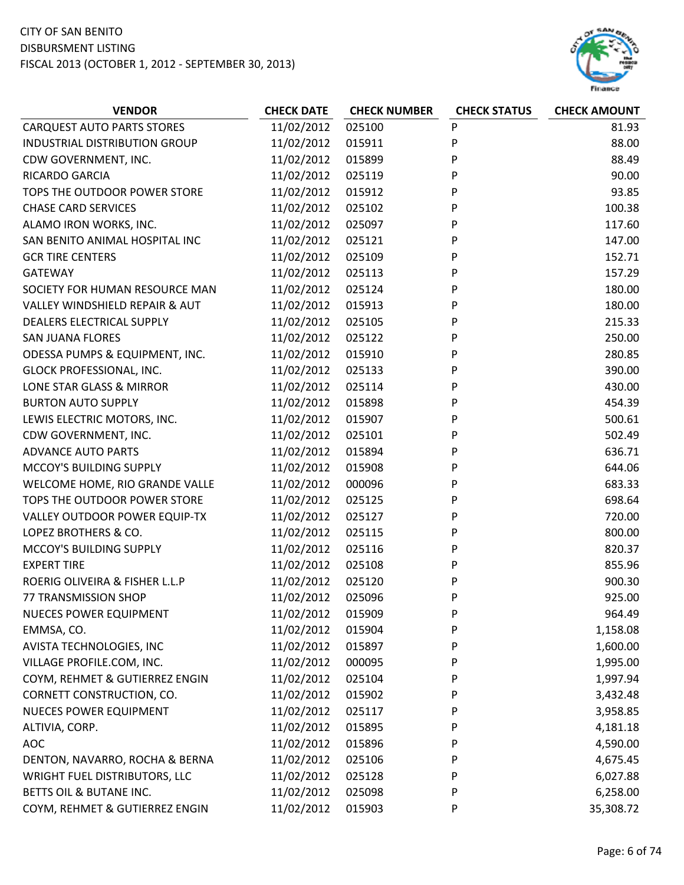CITY OF SAN BENITO
DISBURSMENT LISTING
FISCAL 2013 (OCTOBER 1, 2012 - SEPTEMBER 30, 2013)

| VENDOR | CHECK DATE | CHECK NUMBER | CHECK STATUS | CHECK AMOUNT |
|---|---|---|---|---|
| CARQUEST AUTO PARTS STORES | 11/02/2012 | 025100 | P | 81.93 |
| INDUSTRIAL DISTRIBUTION GROUP | 11/02/2012 | 015911 | P | 88.00 |
| CDW GOVERNMENT, INC. | 11/02/2012 | 015899 | P | 88.49 |
| RICARDO GARCIA | 11/02/2012 | 025119 | P | 90.00 |
| TOPS THE OUTDOOR POWER STORE | 11/02/2012 | 015912 | P | 93.85 |
| CHASE CARD SERVICES | 11/02/2012 | 025102 | P | 100.38 |
| ALAMO IRON WORKS, INC. | 11/02/2012 | 025097 | P | 117.60 |
| SAN BENITO ANIMAL HOSPITAL INC | 11/02/2012 | 025121 | P | 147.00 |
| GCR TIRE CENTERS | 11/02/2012 | 025109 | P | 152.71 |
| GATEWAY | 11/02/2012 | 025113 | P | 157.29 |
| SOCIETY FOR HUMAN RESOURCE MAN | 11/02/2012 | 025124 | P | 180.00 |
| VALLEY WINDSHIELD REPAIR & AUT | 11/02/2012 | 015913 | P | 180.00 |
| DEALERS ELECTRICAL SUPPLY | 11/02/2012 | 025105 | P | 215.33 |
| SAN JUANA FLORES | 11/02/2012 | 025122 | P | 250.00 |
| ODESSA PUMPS & EQUIPMENT, INC. | 11/02/2012 | 015910 | P | 280.85 |
| GLOCK PROFESSIONAL, INC. | 11/02/2012 | 025133 | P | 390.00 |
| LONE STAR GLASS & MIRROR | 11/02/2012 | 025114 | P | 430.00 |
| BURTON AUTO SUPPLY | 11/02/2012 | 015898 | P | 454.39 |
| LEWIS ELECTRIC MOTORS, INC. | 11/02/2012 | 015907 | P | 500.61 |
| CDW GOVERNMENT, INC. | 11/02/2012 | 025101 | P | 502.49 |
| ADVANCE AUTO PARTS | 11/02/2012 | 015894 | P | 636.71 |
| MCCOY'S BUILDING SUPPLY | 11/02/2012 | 015908 | P | 644.06 |
| WELCOME HOME, RIO GRANDE VALLE | 11/02/2012 | 000096 | P | 683.33 |
| TOPS THE OUTDOOR POWER STORE | 11/02/2012 | 025125 | P | 698.64 |
| VALLEY OUTDOOR POWER EQUIP-TX | 11/02/2012 | 025127 | P | 720.00 |
| LOPEZ BROTHERS & CO. | 11/02/2012 | 025115 | P | 800.00 |
| MCCOY'S BUILDING SUPPLY | 11/02/2012 | 025116 | P | 820.37 |
| EXPERT TIRE | 11/02/2012 | 025108 | P | 855.96 |
| ROERIG OLIVEIRA & FISHER L.L.P | 11/02/2012 | 025120 | P | 900.30 |
| 77 TRANSMISSION SHOP | 11/02/2012 | 025096 | P | 925.00 |
| NUECES POWER EQUIPMENT | 11/02/2012 | 015909 | P | 964.49 |
| EMMSA, CO. | 11/02/2012 | 015904 | P | 1,158.08 |
| AVISTA TECHNOLOGIES, INC | 11/02/2012 | 015897 | P | 1,600.00 |
| VILLAGE PROFILE.COM, INC. | 11/02/2012 | 000095 | P | 1,995.00 |
| COYM, REHMET & GUTIERREZ ENGIN | 11/02/2012 | 025104 | P | 1,997.94 |
| CORNETT CONSTRUCTION, CO. | 11/02/2012 | 015902 | P | 3,432.48 |
| NUECES POWER EQUIPMENT | 11/02/2012 | 025117 | P | 3,958.85 |
| ALTIVIA, CORP. | 11/02/2012 | 015895 | P | 4,181.18 |
| AOC | 11/02/2012 | 015896 | P | 4,590.00 |
| DENTON, NAVARRO, ROCHA & BERNA | 11/02/2012 | 025106 | P | 4,675.45 |
| WRIGHT FUEL DISTRIBUTORS, LLC | 11/02/2012 | 025128 | P | 6,027.88 |
| BETTS OIL & BUTANE INC. | 11/02/2012 | 025098 | P | 6,258.00 |
| COYM, REHMET & GUTIERREZ ENGIN | 11/02/2012 | 015903 | P | 35,308.72 |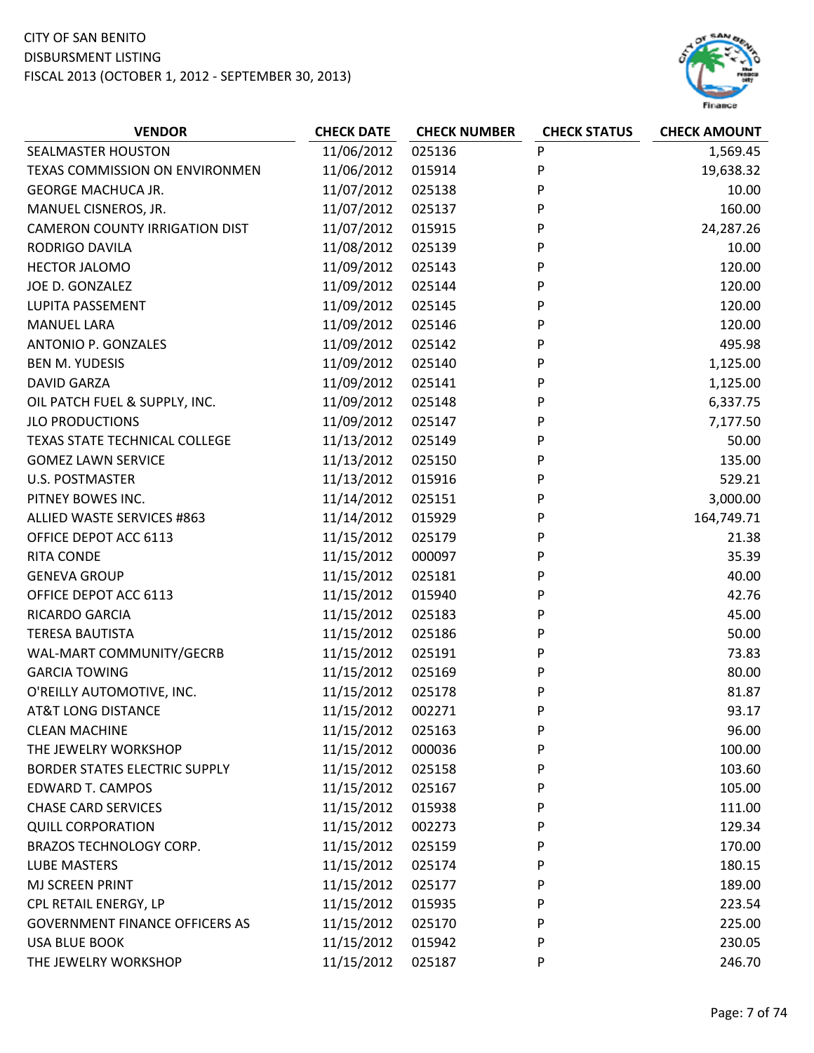CITY OF SAN BENITO
DISBURSMENT LISTING
FISCAL 2013 (OCTOBER 1, 2012 - SEPTEMBER 30, 2013)

| VENDOR | CHECK DATE | CHECK NUMBER | CHECK STATUS | CHECK AMOUNT |
|---|---|---|---|---|
| SEALMASTER HOUSTON | 11/06/2012 | 025136 | P | 1,569.45 |
| TEXAS COMMISSION ON ENVIRONMEN | 11/06/2012 | 015914 | P | 19,638.32 |
| GEORGE MACHUCA JR. | 11/07/2012 | 025138 | P | 10.00 |
| MANUEL CISNEROS, JR. | 11/07/2012 | 025137 | P | 160.00 |
| CAMERON COUNTY IRRIGATION DIST | 11/07/2012 | 015915 | P | 24,287.26 |
| RODRIGO DAVILA | 11/08/2012 | 025139 | P | 10.00 |
| HECTOR JALOMO | 11/09/2012 | 025143 | P | 120.00 |
| JOE D. GONZALEZ | 11/09/2012 | 025144 | P | 120.00 |
| LUPITA PASSEMENT | 11/09/2012 | 025145 | P | 120.00 |
| MANUEL LARA | 11/09/2012 | 025146 | P | 120.00 |
| ANTONIO P. GONZALES | 11/09/2012 | 025142 | P | 495.98 |
| BEN M. YUDESIS | 11/09/2012 | 025140 | P | 1,125.00 |
| DAVID GARZA | 11/09/2012 | 025141 | P | 1,125.00 |
| OIL PATCH FUEL & SUPPLY, INC. | 11/09/2012 | 025148 | P | 6,337.75 |
| JLO PRODUCTIONS | 11/09/2012 | 025147 | P | 7,177.50 |
| TEXAS STATE TECHNICAL COLLEGE | 11/13/2012 | 025149 | P | 50.00 |
| GOMEZ LAWN SERVICE | 11/13/2012 | 025150 | P | 135.00 |
| U.S. POSTMASTER | 11/13/2012 | 015916 | P | 529.21 |
| PITNEY BOWES INC. | 11/14/2012 | 025151 | P | 3,000.00 |
| ALLIED WASTE SERVICES #863 | 11/14/2012 | 015929 | P | 164,749.71 |
| OFFICE DEPOT ACC 6113 | 11/15/2012 | 025179 | P | 21.38 |
| RITA CONDE | 11/15/2012 | 000097 | P | 35.39 |
| GENEVA GROUP | 11/15/2012 | 025181 | P | 40.00 |
| OFFICE DEPOT ACC 6113 | 11/15/2012 | 015940 | P | 42.76 |
| RICARDO GARCIA | 11/15/2012 | 025183 | P | 45.00 |
| TERESA BAUTISTA | 11/15/2012 | 025186 | P | 50.00 |
| WAL-MART COMMUNITY/GECRB | 11/15/2012 | 025191 | P | 73.83 |
| GARCIA TOWING | 11/15/2012 | 025169 | P | 80.00 |
| O'REILLY AUTOMOTIVE, INC. | 11/15/2012 | 025178 | P | 81.87 |
| AT&T LONG DISTANCE | 11/15/2012 | 002271 | P | 93.17 |
| CLEAN MACHINE | 11/15/2012 | 025163 | P | 96.00 |
| THE JEWELRY WORKSHOP | 11/15/2012 | 000036 | P | 100.00 |
| BORDER STATES ELECTRIC SUPPLY | 11/15/2012 | 025158 | P | 103.60 |
| EDWARD T. CAMPOS | 11/15/2012 | 025167 | P | 105.00 |
| CHASE CARD SERVICES | 11/15/2012 | 015938 | P | 111.00 |
| QUILL CORPORATION | 11/15/2012 | 002273 | P | 129.34 |
| BRAZOS TECHNOLOGY CORP. | 11/15/2012 | 025159 | P | 170.00 |
| LUBE MASTERS | 11/15/2012 | 025174 | P | 180.15 |
| MJ SCREEN PRINT | 11/15/2012 | 025177 | P | 189.00 |
| CPL RETAIL ENERGY, LP | 11/15/2012 | 015935 | P | 223.54 |
| GOVERNMENT FINANCE OFFICERS AS | 11/15/2012 | 025170 | P | 225.00 |
| USA BLUE BOOK | 11/15/2012 | 015942 | P | 230.05 |
| THE JEWELRY WORKSHOP | 11/15/2012 | 025187 | P | 246.70 |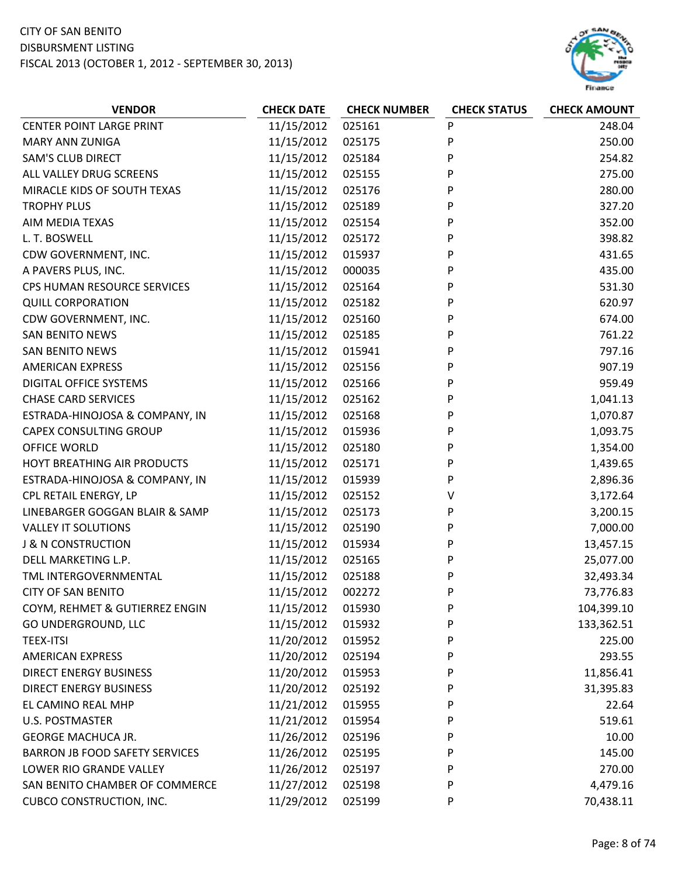CITY OF SAN BENITO
DISBURSMENT LISTING
FISCAL 2013 (OCTOBER 1, 2012 - SEPTEMBER 30, 2013)

| VENDOR | CHECK DATE | CHECK NUMBER | CHECK STATUS | CHECK AMOUNT |
|---|---|---|---|---|
| CENTER POINT LARGE PRINT | 11/15/2012 | 025161 | P | 248.04 |
| MARY ANN ZUNIGA | 11/15/2012 | 025175 | P | 250.00 |
| SAM'S CLUB DIRECT | 11/15/2012 | 025184 | P | 254.82 |
| ALL VALLEY DRUG SCREENS | 11/15/2012 | 025155 | P | 275.00 |
| MIRACLE KIDS OF SOUTH TEXAS | 11/15/2012 | 025176 | P | 280.00 |
| TROPHY PLUS | 11/15/2012 | 025189 | P | 327.20 |
| AIM MEDIA TEXAS | 11/15/2012 | 025154 | P | 352.00 |
| L. T. BOSWELL | 11/15/2012 | 025172 | P | 398.82 |
| CDW GOVERNMENT, INC. | 11/15/2012 | 015937 | P | 431.65 |
| A PAVERS PLUS, INC. | 11/15/2012 | 000035 | P | 435.00 |
| CPS HUMAN RESOURCE SERVICES | 11/15/2012 | 025164 | P | 531.30 |
| QUILL CORPORATION | 11/15/2012 | 025182 | P | 620.97 |
| CDW GOVERNMENT, INC. | 11/15/2012 | 025160 | P | 674.00 |
| SAN BENITO NEWS | 11/15/2012 | 025185 | P | 761.22 |
| SAN BENITO NEWS | 11/15/2012 | 015941 | P | 797.16 |
| AMERICAN EXPRESS | 11/15/2012 | 025156 | P | 907.19 |
| DIGITAL OFFICE SYSTEMS | 11/15/2012 | 025166 | P | 959.49 |
| CHASE CARD SERVICES | 11/15/2012 | 025162 | P | 1,041.13 |
| ESTRADA-HINOJOSA & COMPANY, IN | 11/15/2012 | 025168 | P | 1,070.87 |
| CAPEX CONSULTING GROUP | 11/15/2012 | 015936 | P | 1,093.75 |
| OFFICE WORLD | 11/15/2012 | 025180 | P | 1,354.00 |
| HOYT BREATHING AIR PRODUCTS | 11/15/2012 | 025171 | P | 1,439.65 |
| ESTRADA-HINOJOSA & COMPANY, IN | 11/15/2012 | 015939 | P | 2,896.36 |
| CPL RETAIL ENERGY, LP | 11/15/2012 | 025152 | V | 3,172.64 |
| LINEBARGER GOGGAN BLAIR & SAMP | 11/15/2012 | 025173 | P | 3,200.15 |
| VALLEY IT SOLUTIONS | 11/15/2012 | 025190 | P | 7,000.00 |
| J & N CONSTRUCTION | 11/15/2012 | 015934 | P | 13,457.15 |
| DELL MARKETING L.P. | 11/15/2012 | 025165 | P | 25,077.00 |
| TML INTERGOVERNMENTAL | 11/15/2012 | 025188 | P | 32,493.34 |
| CITY OF SAN BENITO | 11/15/2012 | 002272 | P | 73,776.83 |
| COYM, REHMET & GUTIERREZ ENGIN | 11/15/2012 | 015930 | P | 104,399.10 |
| GO UNDERGROUND, LLC | 11/15/2012 | 015932 | P | 133,362.51 |
| TEEX-ITSI | 11/20/2012 | 015952 | P | 225.00 |
| AMERICAN EXPRESS | 11/20/2012 | 025194 | P | 293.55 |
| DIRECT ENERGY BUSINESS | 11/20/2012 | 015953 | P | 11,856.41 |
| DIRECT ENERGY BUSINESS | 11/20/2012 | 025192 | P | 31,395.83 |
| EL CAMINO REAL MHP | 11/21/2012 | 015955 | P | 22.64 |
| U.S. POSTMASTER | 11/21/2012 | 015954 | P | 519.61 |
| GEORGE MACHUCA JR. | 11/26/2012 | 025196 | P | 10.00 |
| BARRON JB FOOD SAFETY SERVICES | 11/26/2012 | 025195 | P | 145.00 |
| LOWER RIO GRANDE VALLEY | 11/26/2012 | 025197 | P | 270.00 |
| SAN BENITO CHAMBER OF COMMERCE | 11/27/2012 | 025198 | P | 4,479.16 |
| CUBCO CONSTRUCTION, INC. | 11/29/2012 | 025199 | P | 70,438.11 |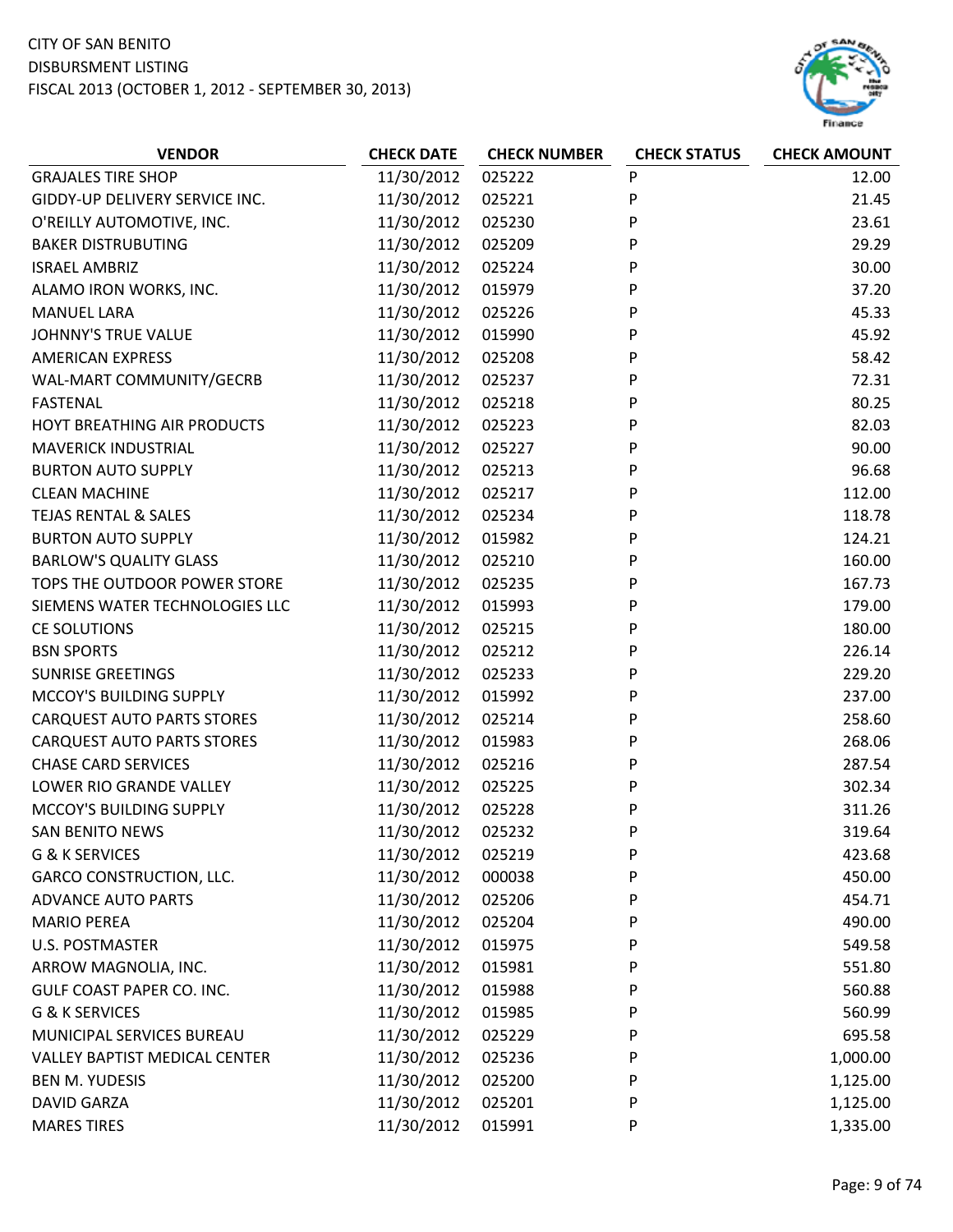CITY OF SAN BENITO
DISBURSMENT LISTING
FISCAL 2013 (OCTOBER 1, 2012 - SEPTEMBER 30, 2013)

| VENDOR | CHECK DATE | CHECK NUMBER | CHECK STATUS | CHECK AMOUNT |
|---|---|---|---|---|
| GRAJALES TIRE SHOP | 11/30/2012 | 025222 | P | 12.00 |
| GIDDY-UP DELIVERY SERVICE INC. | 11/30/2012 | 025221 | P | 21.45 |
| O'REILLY AUTOMOTIVE, INC. | 11/30/2012 | 025230 | P | 23.61 |
| BAKER DISTRUBUTING | 11/30/2012 | 025209 | P | 29.29 |
| ISRAEL AMBRIZ | 11/30/2012 | 025224 | P | 30.00 |
| ALAMO IRON WORKS, INC. | 11/30/2012 | 015979 | P | 37.20 |
| MANUEL LARA | 11/30/2012 | 025226 | P | 45.33 |
| JOHNNY'S TRUE VALUE | 11/30/2012 | 015990 | P | 45.92 |
| AMERICAN EXPRESS | 11/30/2012 | 025208 | P | 58.42 |
| WAL-MART COMMUNITY/GECRB | 11/30/2012 | 025237 | P | 72.31 |
| FASTENAL | 11/30/2012 | 025218 | P | 80.25 |
| HOYT BREATHING AIR PRODUCTS | 11/30/2012 | 025223 | P | 82.03 |
| MAVERICK INDUSTRIAL | 11/30/2012 | 025227 | P | 90.00 |
| BURTON AUTO SUPPLY | 11/30/2012 | 025213 | P | 96.68 |
| CLEAN MACHINE | 11/30/2012 | 025217 | P | 112.00 |
| TEJAS RENTAL & SALES | 11/30/2012 | 025234 | P | 118.78 |
| BURTON AUTO SUPPLY | 11/30/2012 | 015982 | P | 124.21 |
| BARLOW'S QUALITY GLASS | 11/30/2012 | 025210 | P | 160.00 |
| TOPS THE OUTDOOR POWER STORE | 11/30/2012 | 025235 | P | 167.73 |
| SIEMENS WATER TECHNOLOGIES LLC | 11/30/2012 | 015993 | P | 179.00 |
| CE SOLUTIONS | 11/30/2012 | 025215 | P | 180.00 |
| BSN SPORTS | 11/30/2012 | 025212 | P | 226.14 |
| SUNRISE GREETINGS | 11/30/2012 | 025233 | P | 229.20 |
| MCCOY'S BUILDING SUPPLY | 11/30/2012 | 015992 | P | 237.00 |
| CARQUEST AUTO PARTS STORES | 11/30/2012 | 025214 | P | 258.60 |
| CARQUEST AUTO PARTS STORES | 11/30/2012 | 015983 | P | 268.06 |
| CHASE CARD SERVICES | 11/30/2012 | 025216 | P | 287.54 |
| LOWER RIO GRANDE VALLEY | 11/30/2012 | 025225 | P | 302.34 |
| MCCOY'S BUILDING SUPPLY | 11/30/2012 | 025228 | P | 311.26 |
| SAN BENITO NEWS | 11/30/2012 | 025232 | P | 319.64 |
| G & K SERVICES | 11/30/2012 | 025219 | P | 423.68 |
| GARCO CONSTRUCTION, LLC. | 11/30/2012 | 000038 | P | 450.00 |
| ADVANCE AUTO PARTS | 11/30/2012 | 025206 | P | 454.71 |
| MARIO PEREA | 11/30/2012 | 025204 | P | 490.00 |
| U.S. POSTMASTER | 11/30/2012 | 015975 | P | 549.58 |
| ARROW MAGNOLIA, INC. | 11/30/2012 | 015981 | P | 551.80 |
| GULF COAST PAPER CO. INC. | 11/30/2012 | 015988 | P | 560.88 |
| G & K SERVICES | 11/30/2012 | 015985 | P | 560.99 |
| MUNICIPAL SERVICES BUREAU | 11/30/2012 | 025229 | P | 695.58 |
| VALLEY BAPTIST MEDICAL CENTER | 11/30/2012 | 025236 | P | 1,000.00 |
| BEN M. YUDESIS | 11/30/2012 | 025200 | P | 1,125.00 |
| DAVID GARZA | 11/30/2012 | 025201 | P | 1,125.00 |
| MARES TIRES | 11/30/2012 | 015991 | P | 1,335.00 |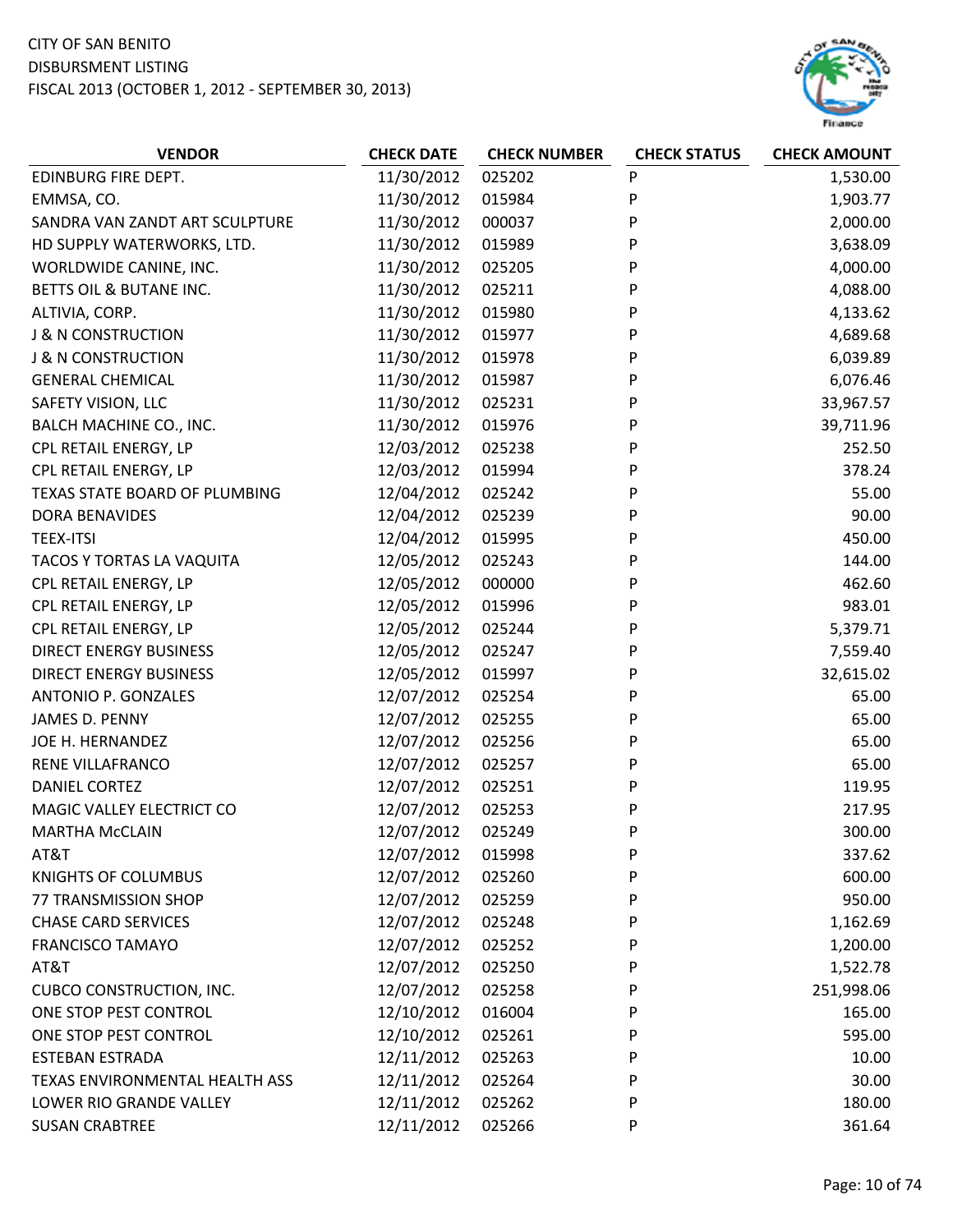CITY OF SAN BENITO
DISBURSMENT LISTING
FISCAL 2013 (OCTOBER 1, 2012 - SEPTEMBER 30, 2013)

| VENDOR | CHECK DATE | CHECK NUMBER | CHECK STATUS | CHECK AMOUNT |
|---|---|---|---|---|
| EDINBURG FIRE DEPT. | 11/30/2012 | 025202 | P | 1,530.00 |
| EMMSA, CO. | 11/30/2012 | 015984 | P | 1,903.77 |
| SANDRA VAN ZANDT ART SCULPTURE | 11/30/2012 | 000037 | P | 2,000.00 |
| HD SUPPLY WATERWORKS, LTD. | 11/30/2012 | 015989 | P | 3,638.09 |
| WORLDWIDE CANINE, INC. | 11/30/2012 | 025205 | P | 4,000.00 |
| BETTS OIL & BUTANE INC. | 11/30/2012 | 025211 | P | 4,088.00 |
| ALTIVIA, CORP. | 11/30/2012 | 015980 | P | 4,133.62 |
| J & N CONSTRUCTION | 11/30/2012 | 015977 | P | 4,689.68 |
| J & N CONSTRUCTION | 11/30/2012 | 015978 | P | 6,039.89 |
| GENERAL CHEMICAL | 11/30/2012 | 015987 | P | 6,076.46 |
| SAFETY VISION, LLC | 11/30/2012 | 025231 | P | 33,967.57 |
| BALCH MACHINE CO., INC. | 11/30/2012 | 015976 | P | 39,711.96 |
| CPL RETAIL ENERGY, LP | 12/03/2012 | 025238 | P | 252.50 |
| CPL RETAIL ENERGY, LP | 12/03/2012 | 015994 | P | 378.24 |
| TEXAS STATE BOARD OF PLUMBING | 12/04/2012 | 025242 | P | 55.00 |
| DORA BENAVIDES | 12/04/2012 | 025239 | P | 90.00 |
| TEEX-ITSI | 12/04/2012 | 015995 | P | 450.00 |
| TACOS Y TORTAS LA VAQUITA | 12/05/2012 | 025243 | P | 144.00 |
| CPL RETAIL ENERGY, LP | 12/05/2012 | 000000 | P | 462.60 |
| CPL RETAIL ENERGY, LP | 12/05/2012 | 015996 | P | 983.01 |
| CPL RETAIL ENERGY, LP | 12/05/2012 | 025244 | P | 5,379.71 |
| DIRECT ENERGY BUSINESS | 12/05/2012 | 025247 | P | 7,559.40 |
| DIRECT ENERGY BUSINESS | 12/05/2012 | 015997 | P | 32,615.02 |
| ANTONIO P. GONZALES | 12/07/2012 | 025254 | P | 65.00 |
| JAMES D. PENNY | 12/07/2012 | 025255 | P | 65.00 |
| JOE H. HERNANDEZ | 12/07/2012 | 025256 | P | 65.00 |
| RENE VILLAFRANCO | 12/07/2012 | 025257 | P | 65.00 |
| DANIEL CORTEZ | 12/07/2012 | 025251 | P | 119.95 |
| MAGIC VALLEY ELECTRIC CO | 12/07/2012 | 025253 | P | 217.95 |
| MARTHA McCLAIN | 12/07/2012 | 025249 | P | 300.00 |
| AT&T | 12/07/2012 | 015998 | P | 337.62 |
| KNIGHTS OF COLUMBUS | 12/07/2012 | 025260 | P | 600.00 |
| 77 TRANSMISSION SHOP | 12/07/2012 | 025259 | P | 950.00 |
| CHASE CARD SERVICES | 12/07/2012 | 025248 | P | 1,162.69 |
| FRANCISCO TAMAYO | 12/07/2012 | 025252 | P | 1,200.00 |
| AT&T | 12/07/2012 | 025250 | P | 1,522.78 |
| CUBCO CONSTRUCTION, INC. | 12/07/2012 | 025258 | P | 251,998.06 |
| ONE STOP PEST CONTROL | 12/10/2012 | 016004 | P | 165.00 |
| ONE STOP PEST CONTROL | 12/10/2012 | 025261 | P | 595.00 |
| ESTEBAN ESTRADA | 12/11/2012 | 025263 | P | 10.00 |
| TEXAS ENVIRONMENTAL HEALTH ASS | 12/11/2012 | 025264 | P | 30.00 |
| LOWER RIO GRANDE VALLEY | 12/11/2012 | 025262 | P | 180.00 |
| SUSAN CRABTREE | 12/11/2012 | 025266 | P | 361.64 |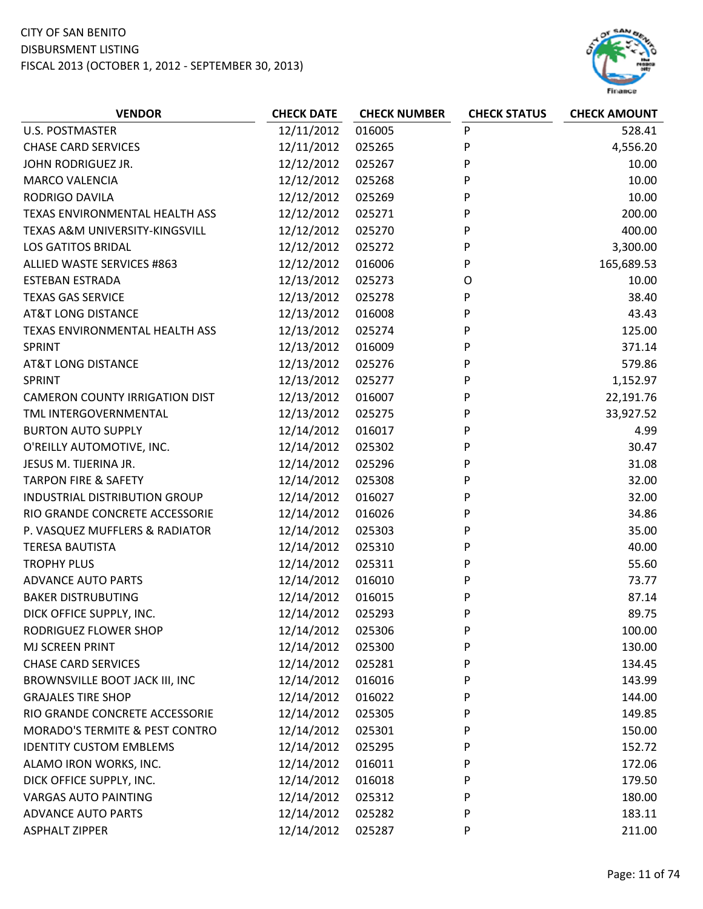CITY OF SAN BENITO
DISBURSMENT LISTING
FISCAL 2013 (OCTOBER 1, 2012 - SEPTEMBER 30, 2013)

| VENDOR | CHECK DATE | CHECK NUMBER | CHECK STATUS | CHECK AMOUNT |
|---|---|---|---|---|
| U.S. POSTMASTER | 12/11/2012 | 016005 | P | 528.41 |
| CHASE CARD SERVICES | 12/11/2012 | 025265 | P | 4,556.20 |
| JOHN RODRIGUEZ JR. | 12/12/2012 | 025267 | P | 10.00 |
| MARCO VALENCIA | 12/12/2012 | 025268 | P | 10.00 |
| RODRIGO DAVILA | 12/12/2012 | 025269 | P | 10.00 |
| TEXAS ENVIRONMENTAL HEALTH ASS | 12/12/2012 | 025271 | P | 200.00 |
| TEXAS A&M UNIVERSITY-KINGSVILL | 12/12/2012 | 025270 | P | 400.00 |
| LOS GATITOS BRIDAL | 12/12/2012 | 025272 | P | 3,300.00 |
| ALLIED WASTE SERVICES #863 | 12/12/2012 | 016006 | P | 165,689.53 |
| ESTEBAN ESTRADA | 12/13/2012 | 025273 | O | 10.00 |
| TEXAS GAS SERVICE | 12/13/2012 | 025278 | P | 38.40 |
| AT&T LONG DISTANCE | 12/13/2012 | 016008 | P | 43.43 |
| TEXAS ENVIRONMENTAL HEALTH ASS | 12/13/2012 | 025274 | P | 125.00 |
| SPRINT | 12/13/2012 | 016009 | P | 371.14 |
| AT&T LONG DISTANCE | 12/13/2012 | 025276 | P | 579.86 |
| SPRINT | 12/13/2012 | 025277 | P | 1,152.97 |
| CAMERON COUNTY IRRIGATION DIST | 12/13/2012 | 016007 | P | 22,191.76 |
| TML INTERGOVERNMENTAL | 12/13/2012 | 025275 | P | 33,927.52 |
| BURTON AUTO SUPPLY | 12/14/2012 | 016017 | P | 4.99 |
| O'REILLY AUTOMOTIVE, INC. | 12/14/2012 | 025302 | P | 30.47 |
| JESUS M. TIJERINA JR. | 12/14/2012 | 025296 | P | 31.08 |
| TARPON FIRE & SAFETY | 12/14/2012 | 025308 | P | 32.00 |
| INDUSTRIAL DISTRIBUTION GROUP | 12/14/2012 | 016027 | P | 32.00 |
| RIO GRANDE CONCRETE ACCESSORIE | 12/14/2012 | 016026 | P | 34.86 |
| P. VASQUEZ MUFFLERS & RADIATOR | 12/14/2012 | 025303 | P | 35.00 |
| TERESA BAUTISTA | 12/14/2012 | 025310 | P | 40.00 |
| TROPHY PLUS | 12/14/2012 | 025311 | P | 55.60 |
| ADVANCE AUTO PARTS | 12/14/2012 | 016010 | P | 73.77 |
| BAKER DISTRUBUTING | 12/14/2012 | 016015 | P | 87.14 |
| DICK OFFICE SUPPLY, INC. | 12/14/2012 | 025293 | P | 89.75 |
| RODRIGUEZ FLOWER SHOP | 12/14/2012 | 025306 | P | 100.00 |
| MJ SCREEN PRINT | 12/14/2012 | 025300 | P | 130.00 |
| CHASE CARD SERVICES | 12/14/2012 | 025281 | P | 134.45 |
| BROWNSVILLE BOOT JACK III, INC | 12/14/2012 | 016016 | P | 143.99 |
| GRAJALES TIRE SHOP | 12/14/2012 | 016022 | P | 144.00 |
| RIO GRANDE CONCRETE ACCESSORIE | 12/14/2012 | 025305 | P | 149.85 |
| MORADO'S TERMITE & PEST CONTRO | 12/14/2012 | 025301 | P | 150.00 |
| IDENTITY CUSTOM EMBLEMS | 12/14/2012 | 025295 | P | 152.72 |
| ALAMO IRON WORKS, INC. | 12/14/2012 | 016011 | P | 172.06 |
| DICK OFFICE SUPPLY, INC. | 12/14/2012 | 016018 | P | 179.50 |
| VARGAS AUTO PAINTING | 12/14/2012 | 025312 | P | 180.00 |
| ADVANCE AUTO PARTS | 12/14/2012 | 025282 | P | 183.11 |
| ASPHALT ZIPPER | 12/14/2012 | 025287 | P | 211.00 |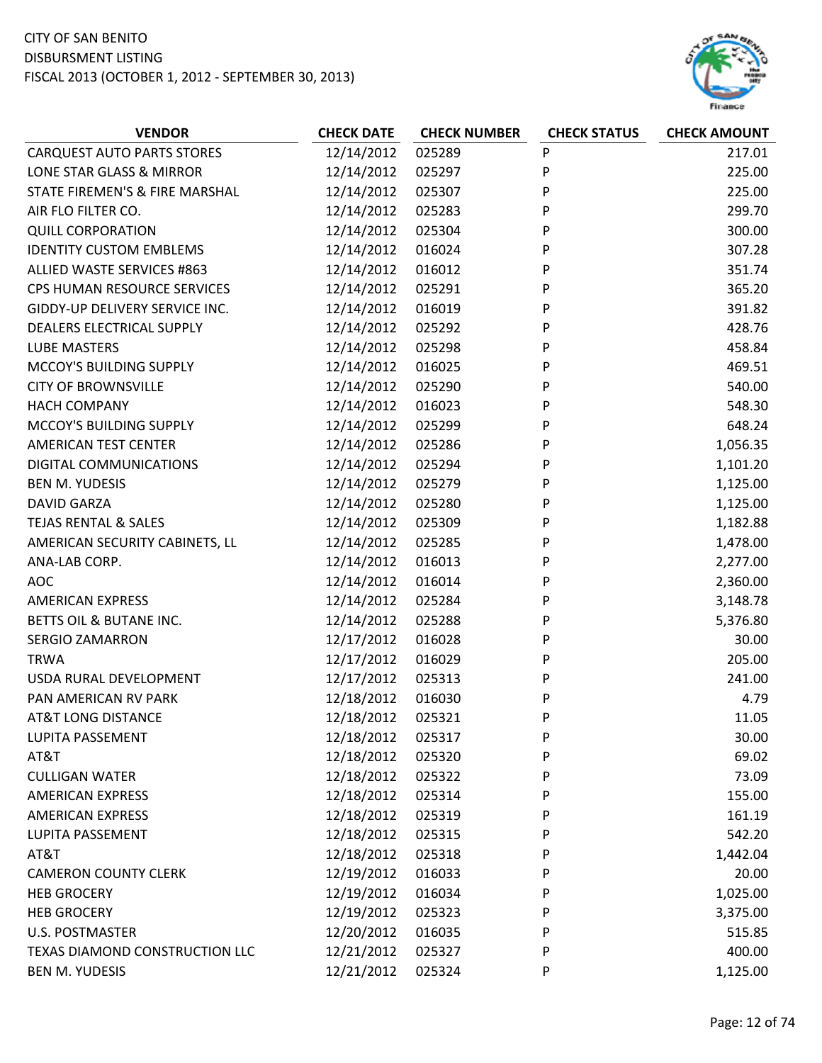CITY OF SAN BENITO
DISBURSMENT LISTING
FISCAL 2013 (OCTOBER 1, 2012 - SEPTEMBER 30, 2013)

| VENDOR | CHECK DATE | CHECK NUMBER | CHECK STATUS | CHECK AMOUNT |
|---|---|---|---|---|
| CARQUEST AUTO PARTS STORES | 12/14/2012 | 025289 | P | 217.01 |
| LONE STAR GLASS & MIRROR | 12/14/2012 | 025297 | P | 225.00 |
| STATE FIREMEN'S & FIRE MARSHAL | 12/14/2012 | 025307 | P | 225.00 |
| AIR FLO FILTER CO. | 12/14/2012 | 025283 | P | 299.70 |
| QUILL CORPORATION | 12/14/2012 | 025304 | P | 300.00 |
| IDENTITY CUSTOM EMBLEMS | 12/14/2012 | 016024 | P | 307.28 |
| ALLIED WASTE SERVICES #863 | 12/14/2012 | 016012 | P | 351.74 |
| CPS HUMAN RESOURCE SERVICES | 12/14/2012 | 025291 | P | 365.20 |
| GIDDY-UP DELIVERY SERVICE INC. | 12/14/2012 | 016019 | P | 391.82 |
| DEALERS ELECTRICAL SUPPLY | 12/14/2012 | 025292 | P | 428.76 |
| LUBE MASTERS | 12/14/2012 | 025298 | P | 458.84 |
| MCCOY'S BUILDING SUPPLY | 12/14/2012 | 016025 | P | 469.51 |
| CITY OF BROWNSVILLE | 12/14/2012 | 025290 | P | 540.00 |
| HACH COMPANY | 12/14/2012 | 016023 | P | 548.30 |
| MCCOY'S BUILDING SUPPLY | 12/14/2012 | 025299 | P | 648.24 |
| AMERICAN TEST CENTER | 12/14/2012 | 025286 | P | 1,056.35 |
| DIGITAL COMMUNICATIONS | 12/14/2012 | 025294 | P | 1,101.20 |
| BEN M. YUDESIS | 12/14/2012 | 025279 | P | 1,125.00 |
| DAVID GARZA | 12/14/2012 | 025280 | P | 1,125.00 |
| TEJAS RENTAL & SALES | 12/14/2012 | 025309 | P | 1,182.88 |
| AMERICAN SECURITY CABINETS, LL | 12/14/2012 | 025285 | P | 1,478.00 |
| ANA-LAB CORP. | 12/14/2012 | 016013 | P | 2,277.00 |
| AOC | 12/14/2012 | 016014 | P | 2,360.00 |
| AMERICAN EXPRESS | 12/14/2012 | 025284 | P | 3,148.78 |
| BETTS OIL & BUTANE INC. | 12/14/2012 | 025288 | P | 5,376.80 |
| SERGIO ZAMARRON | 12/17/2012 | 016028 | P | 30.00 |
| TRWA | 12/17/2012 | 016029 | P | 205.00 |
| USDA RURAL DEVELOPMENT | 12/17/2012 | 025313 | P | 241.00 |
| PAN AMERICAN RV PARK | 12/18/2012 | 016030 | P | 4.79 |
| AT&T LONG DISTANCE | 12/18/2012 | 025321 | P | 11.05 |
| LUPITA PASSEMENT | 12/18/2012 | 025317 | P | 30.00 |
| AT&T | 12/18/2012 | 025320 | P | 69.02 |
| CULLIGAN WATER | 12/18/2012 | 025322 | P | 73.09 |
| AMERICAN EXPRESS | 12/18/2012 | 025314 | P | 155.00 |
| AMERICAN EXPRESS | 12/18/2012 | 025319 | P | 161.19 |
| LUPITA PASSEMENT | 12/18/2012 | 025315 | P | 542.20 |
| AT&T | 12/18/2012 | 025318 | P | 1,442.04 |
| CAMERON COUNTY CLERK | 12/19/2012 | 016033 | P | 20.00 |
| HEB GROCERY | 12/19/2012 | 016034 | P | 1,025.00 |
| HEB GROCERY | 12/19/2012 | 025323 | P | 3,375.00 |
| U.S. POSTMASTER | 12/20/2012 | 016035 | P | 515.85 |
| TEXAS DIAMOND CONSTRUCTION LLC | 12/21/2012 | 025327 | P | 400.00 |
| BEN M. YUDESIS | 12/21/2012 | 025324 | P | 1,125.00 |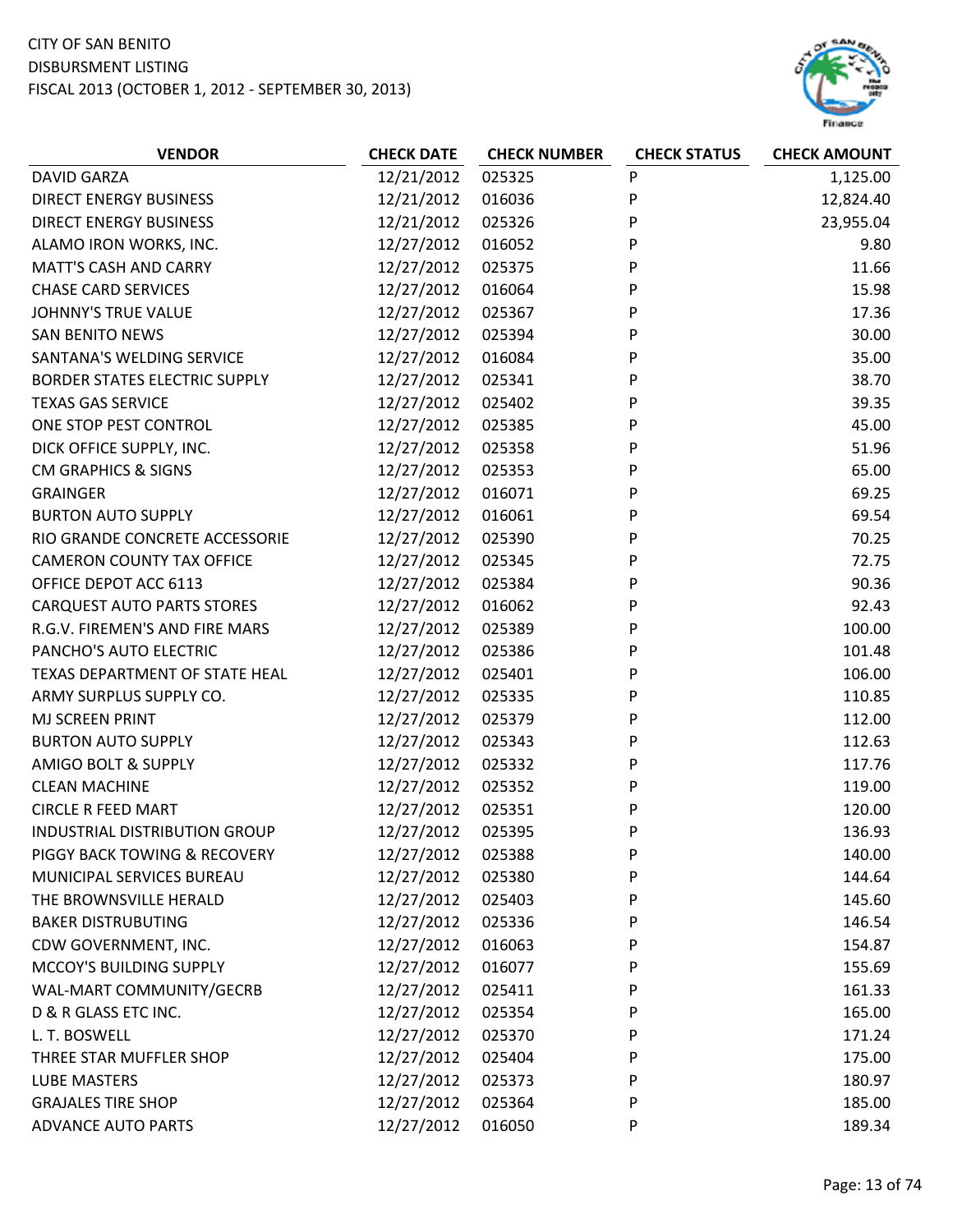CITY OF SAN BENITO
DISBURSMENT LISTING
FISCAL 2013 (OCTOBER 1, 2012 - SEPTEMBER 30, 2013)

| VENDOR | CHECK DATE | CHECK NUMBER | CHECK STATUS | CHECK AMOUNT |
|---|---|---|---|---|
| DAVID GARZA | 12/21/2012 | 025325 | P | 1,125.00 |
| DIRECT ENERGY BUSINESS | 12/21/2012 | 016036 | P | 12,824.40 |
| DIRECT ENERGY BUSINESS | 12/21/2012 | 025326 | P | 23,955.04 |
| ALAMO IRON WORKS, INC. | 12/27/2012 | 016052 | P | 9.80 |
| MATT'S CASH AND CARRY | 12/27/2012 | 025375 | P | 11.66 |
| CHASE CARD SERVICES | 12/27/2012 | 016064 | P | 15.98 |
| JOHNNY'S TRUE VALUE | 12/27/2012 | 025367 | P | 17.36 |
| SAN BENITO NEWS | 12/27/2012 | 025394 | P | 30.00 |
| SANTANA'S WELDING SERVICE | 12/27/2012 | 016084 | P | 35.00 |
| BORDER STATES ELECTRIC SUPPLY | 12/27/2012 | 025341 | P | 38.70 |
| TEXAS GAS SERVICE | 12/27/2012 | 025402 | P | 39.35 |
| ONE STOP PEST CONTROL | 12/27/2012 | 025385 | P | 45.00 |
| DICK OFFICE SUPPLY, INC. | 12/27/2012 | 025358 | P | 51.96 |
| CM GRAPHICS & SIGNS | 12/27/2012 | 025353 | P | 65.00 |
| GRAINGER | 12/27/2012 | 016071 | P | 69.25 |
| BURTON AUTO SUPPLY | 12/27/2012 | 016061 | P | 69.54 |
| RIO GRANDE CONCRETE ACCESSORIE | 12/27/2012 | 025390 | P | 70.25 |
| CAMERON COUNTY TAX OFFICE | 12/27/2012 | 025345 | P | 72.75 |
| OFFICE DEPOT ACC 6113 | 12/27/2012 | 025384 | P | 90.36 |
| CARQUEST AUTO PARTS STORES | 12/27/2012 | 016062 | P | 92.43 |
| R.G.V. FIREMEN'S AND FIRE MARS | 12/27/2012 | 025389 | P | 100.00 |
| PANCHO'S AUTO ELECTRIC | 12/27/2012 | 025386 | P | 101.48 |
| TEXAS DEPARTMENT OF STATE HEAL | 12/27/2012 | 025401 | P | 106.00 |
| ARMY SURPLUS SUPPLY CO. | 12/27/2012 | 025335 | P | 110.85 |
| MJ SCREEN PRINT | 12/27/2012 | 025379 | P | 112.00 |
| BURTON AUTO SUPPLY | 12/27/2012 | 025343 | P | 112.63 |
| AMIGO BOLT & SUPPLY | 12/27/2012 | 025332 | P | 117.76 |
| CLEAN MACHINE | 12/27/2012 | 025352 | P | 119.00 |
| CIRCLE R FEED MART | 12/27/2012 | 025351 | P | 120.00 |
| INDUSTRIAL DISTRIBUTION GROUP | 12/27/2012 | 025395 | P | 136.93 |
| PIGGY BACK TOWING & RECOVERY | 12/27/2012 | 025388 | P | 140.00 |
| MUNICIPAL SERVICES BUREAU | 12/27/2012 | 025380 | P | 144.64 |
| THE BROWNSVILLE HERALD | 12/27/2012 | 025403 | P | 145.60 |
| BAKER DISTRUBUTING | 12/27/2012 | 025336 | P | 146.54 |
| CDW GOVERNMENT, INC. | 12/27/2012 | 016063 | P | 154.87 |
| MCCOY'S BUILDING SUPPLY | 12/27/2012 | 016077 | P | 155.69 |
| WAL-MART COMMUNITY/GECRB | 12/27/2012 | 025411 | P | 161.33 |
| D & R GLASS ETC INC. | 12/27/2012 | 025354 | P | 165.00 |
| L. T. BOSWELL | 12/27/2012 | 025370 | P | 171.24 |
| THREE STAR MUFFLER SHOP | 12/27/2012 | 025404 | P | 175.00 |
| LUBE MASTERS | 12/27/2012 | 025373 | P | 180.97 |
| GRAJALES TIRE SHOP | 12/27/2012 | 025364 | P | 185.00 |
| ADVANCE AUTO PARTS | 12/27/2012 | 016050 | P | 189.34 |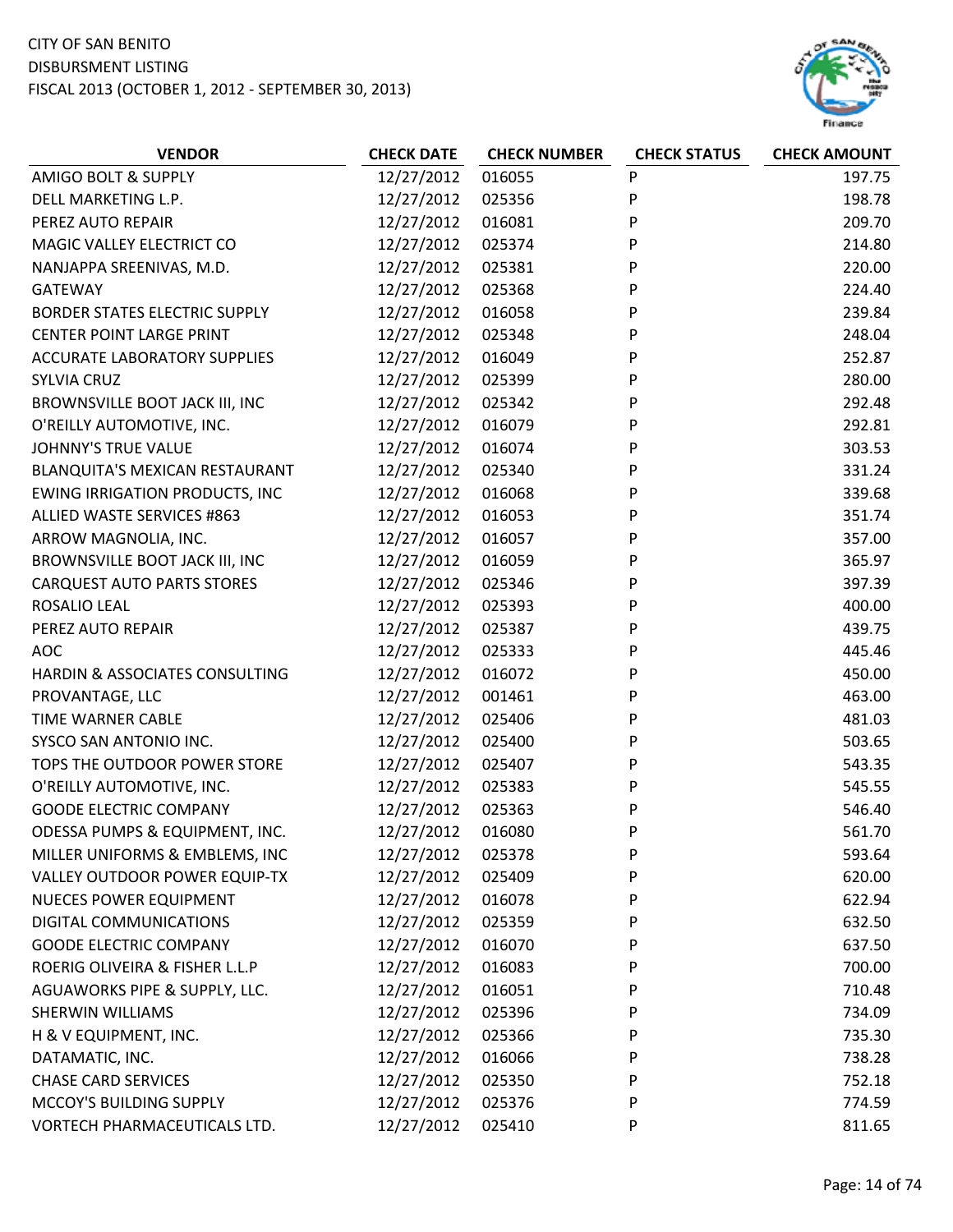CITY OF SAN BENITO
DISBURSMENT LISTING
FISCAL 2013 (OCTOBER 1, 2012 - SEPTEMBER 30, 2013)

| VENDOR | CHECK DATE | CHECK NUMBER | CHECK STATUS | CHECK AMOUNT |
|---|---|---|---|---|
| AMIGO BOLT & SUPPLY | 12/27/2012 | 016055 | P | 197.75 |
| DELL MARKETING L.P. | 12/27/2012 | 025356 | P | 198.78 |
| PEREZ AUTO REPAIR | 12/27/2012 | 016081 | P | 209.70 |
| MAGIC VALLEY ELECTRICT CO | 12/27/2012 | 025374 | P | 214.80 |
| NANJAPPA SREENIVAS, M.D. | 12/27/2012 | 025381 | P | 220.00 |
| GATEWAY | 12/27/2012 | 025368 | P | 224.40 |
| BORDER STATES ELECTRIC SUPPLY | 12/27/2012 | 016058 | P | 239.84 |
| CENTER POINT LARGE PRINT | 12/27/2012 | 025348 | P | 248.04 |
| ACCURATE LABORATORY SUPPLIES | 12/27/2012 | 016049 | P | 252.87 |
| SYLVIA CRUZ | 12/27/2012 | 025399 | P | 280.00 |
| BROWNSVILLE BOOT JACK III, INC | 12/27/2012 | 025342 | P | 292.48 |
| O'REILLY AUTOMOTIVE, INC. | 12/27/2012 | 016079 | P | 292.81 |
| JOHNNY'S TRUE VALUE | 12/27/2012 | 016074 | P | 303.53 |
| BLANQUITA'S MEXICAN RESTAURANT | 12/27/2012 | 025340 | P | 331.24 |
| EWING IRRIGATION PRODUCTS, INC | 12/27/2012 | 016068 | P | 339.68 |
| ALLIED WASTE SERVICES #863 | 12/27/2012 | 016053 | P | 351.74 |
| ARROW MAGNOLIA, INC. | 12/27/2012 | 016057 | P | 357.00 |
| BROWNSVILLE BOOT JACK III, INC | 12/27/2012 | 016059 | P | 365.97 |
| CARQUEST AUTO PARTS STORES | 12/27/2012 | 025346 | P | 397.39 |
| ROSALIO LEAL | 12/27/2012 | 025393 | P | 400.00 |
| PEREZ AUTO REPAIR | 12/27/2012 | 025387 | P | 439.75 |
| AOC | 12/27/2012 | 025333 | P | 445.46 |
| HARDIN & ASSOCIATES CONSULTING | 12/27/2012 | 016072 | P | 450.00 |
| PROVANTAGE, LLC | 12/27/2012 | 001461 | P | 463.00 |
| TIME WARNER CABLE | 12/27/2012 | 025406 | P | 481.03 |
| SYSCO SAN ANTONIO INC. | 12/27/2012 | 025400 | P | 503.65 |
| TOPS THE OUTDOOR POWER STORE | 12/27/2012 | 025407 | P | 543.35 |
| O'REILLY AUTOMOTIVE, INC. | 12/27/2012 | 025383 | P | 545.55 |
| GOODE ELECTRIC COMPANY | 12/27/2012 | 025363 | P | 546.40 |
| ODESSA PUMPS & EQUIPMENT, INC. | 12/27/2012 | 016080 | P | 561.70 |
| MILLER UNIFORMS & EMBLEMS, INC | 12/27/2012 | 025378 | P | 593.64 |
| VALLEY OUTDOOR POWER EQUIP-TX | 12/27/2012 | 025409 | P | 620.00 |
| NUECES POWER EQUIPMENT | 12/27/2012 | 016078 | P | 622.94 |
| DIGITAL COMMUNICATIONS | 12/27/2012 | 025359 | P | 632.50 |
| GOODE ELECTRIC COMPANY | 12/27/2012 | 016070 | P | 637.50 |
| ROERIG OLIVEIRA & FISHER L.L.P | 12/27/2012 | 016083 | P | 700.00 |
| AGUAWORKS PIPE & SUPPLY, LLC. | 12/27/2012 | 016051 | P | 710.48 |
| SHERWIN WILLIAMS | 12/27/2012 | 025396 | P | 734.09 |
| H & V EQUIPMENT, INC. | 12/27/2012 | 025366 | P | 735.30 |
| DATAMATIC, INC. | 12/27/2012 | 016066 | P | 738.28 |
| CHASE CARD SERVICES | 12/27/2012 | 025350 | P | 752.18 |
| MCCOY'S BUILDING SUPPLY | 12/27/2012 | 025376 | P | 774.59 |
| VORTECH PHARMACEUTICALS LTD. | 12/27/2012 | 025410 | P | 811.65 |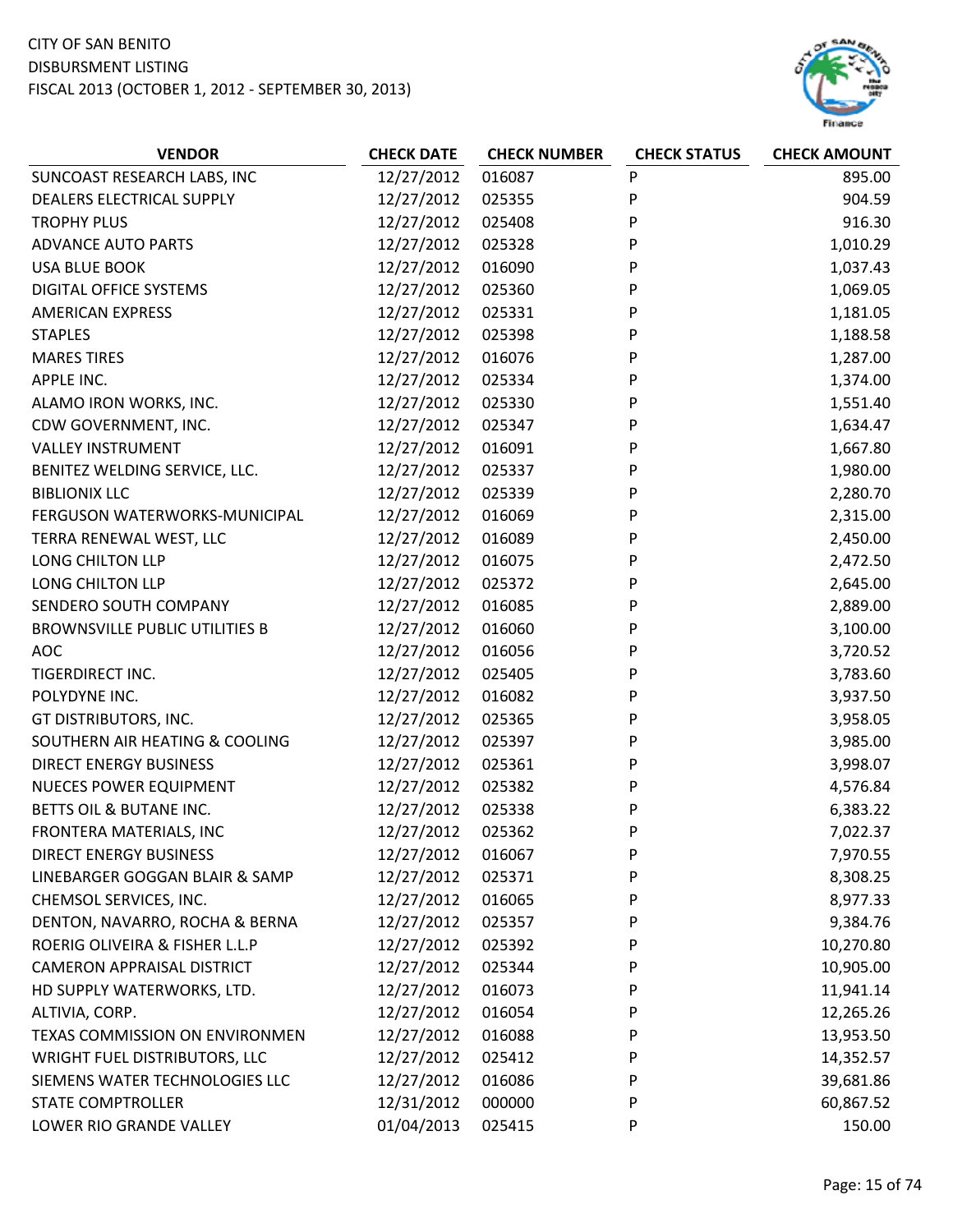CITY OF SAN BENITO
DISBURSMENT LISTING
FISCAL 2013 (OCTOBER 1, 2012 - SEPTEMBER 30, 2013)

| VENDOR | CHECK DATE | CHECK NUMBER | CHECK STATUS | CHECK AMOUNT |
|---|---|---|---|---|
| SUNCOAST RESEARCH LABS, INC | 12/27/2012 | 016087 | P | 895.00 |
| DEALERS ELECTRICAL SUPPLY | 12/27/2012 | 025355 | P | 904.59 |
| TROPHY PLUS | 12/27/2012 | 025408 | P | 916.30 |
| ADVANCE AUTO PARTS | 12/27/2012 | 025328 | P | 1,010.29 |
| USA BLUE BOOK | 12/27/2012 | 016090 | P | 1,037.43 |
| DIGITAL OFFICE SYSTEMS | 12/27/2012 | 025360 | P | 1,069.05 |
| AMERICAN EXPRESS | 12/27/2012 | 025331 | P | 1,181.05 |
| STAPLES | 12/27/2012 | 025398 | P | 1,188.58 |
| MARES TIRES | 12/27/2012 | 016076 | P | 1,287.00 |
| APPLE INC. | 12/27/2012 | 025334 | P | 1,374.00 |
| ALAMO IRON WORKS, INC. | 12/27/2012 | 025330 | P | 1,551.40 |
| CDW GOVERNMENT, INC. | 12/27/2012 | 025347 | P | 1,634.47 |
| VALLEY INSTRUMENT | 12/27/2012 | 016091 | P | 1,667.80 |
| BENITEZ WELDING SERVICE, LLC. | 12/27/2012 | 025337 | P | 1,980.00 |
| BIBLIONIX LLC | 12/27/2012 | 025339 | P | 2,280.70 |
| FERGUSON WATERWORKS-MUNICIPAL | 12/27/2012 | 016069 | P | 2,315.00 |
| TERRA RENEWAL WEST, LLC | 12/27/2012 | 016089 | P | 2,450.00 |
| LONG CHILTON LLP | 12/27/2012 | 016075 | P | 2,472.50 |
| LONG CHILTON LLP | 12/27/2012 | 025372 | P | 2,645.00 |
| SENDERO SOUTH COMPANY | 12/27/2012 | 016085 | P | 2,889.00 |
| BROWNSVILLE PUBLIC UTILITIES B | 12/27/2012 | 016060 | P | 3,100.00 |
| AOC | 12/27/2012 | 016056 | P | 3,720.52 |
| TIGERDIRECT INC. | 12/27/2012 | 025405 | P | 3,783.60 |
| POLYDYNE INC. | 12/27/2012 | 016082 | P | 3,937.50 |
| GT DISTRIBUTORS, INC. | 12/27/2012 | 025365 | P | 3,958.05 |
| SOUTHERN AIR HEATING & COOLING | 12/27/2012 | 025397 | P | 3,985.00 |
| DIRECT ENERGY BUSINESS | 12/27/2012 | 025361 | P | 3,998.07 |
| NUECES POWER EQUIPMENT | 12/27/2012 | 025382 | P | 4,576.84 |
| BETTS OIL & BUTANE INC. | 12/27/2012 | 025338 | P | 6,383.22 |
| FRONTERA MATERIALS, INC | 12/27/2012 | 025362 | P | 7,022.37 |
| DIRECT ENERGY BUSINESS | 12/27/2012 | 016067 | P | 7,970.55 |
| LINEBARGER GOGGAN BLAIR & SAMP | 12/27/2012 | 025371 | P | 8,308.25 |
| CHEMSOL SERVICES, INC. | 12/27/2012 | 016065 | P | 8,977.33 |
| DENTON, NAVARRO, ROCHA & BERNA | 12/27/2012 | 025357 | P | 9,384.76 |
| ROERIG OLIVEIRA & FISHER L.L.P | 12/27/2012 | 025392 | P | 10,270.80 |
| CAMERON APPRAISAL DISTRICT | 12/27/2012 | 025344 | P | 10,905.00 |
| HD SUPPLY WATERWORKS, LTD. | 12/27/2012 | 016073 | P | 11,941.14 |
| ALTIVIA, CORP. | 12/27/2012 | 016054 | P | 12,265.26 |
| TEXAS COMMISSION ON ENVIRONMEN | 12/27/2012 | 016088 | P | 13,953.50 |
| WRIGHT FUEL DISTRIBUTORS, LLC | 12/27/2012 | 025412 | P | 14,352.57 |
| SIEMENS WATER TECHNOLOGIES LLC | 12/27/2012 | 016086 | P | 39,681.86 |
| STATE COMPTROLLER | 12/31/2012 | 000000 | P | 60,867.52 |
| LOWER RIO GRANDE VALLEY | 01/04/2013 | 025415 | P | 150.00 |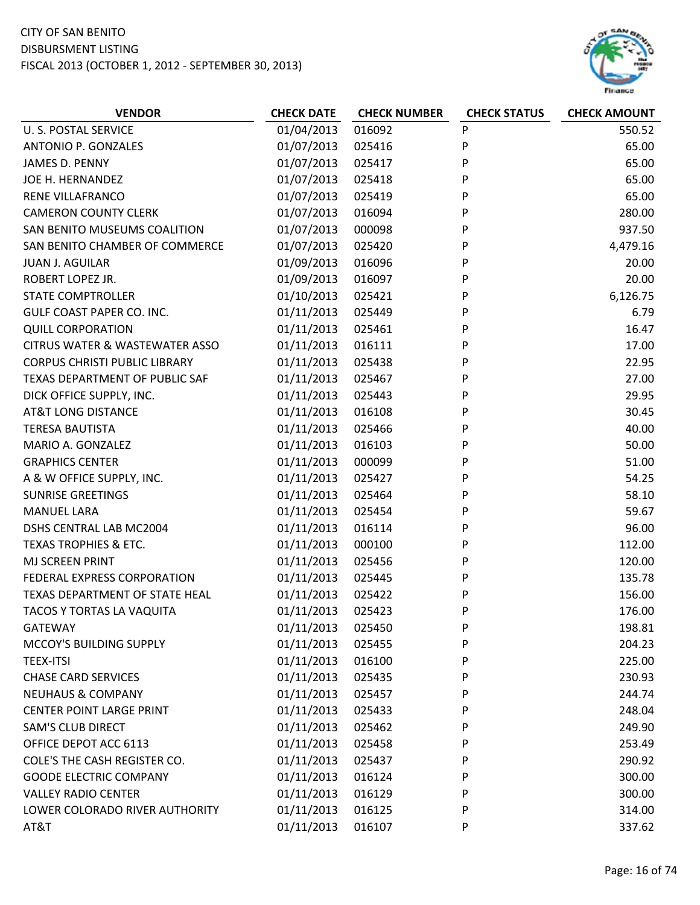CITY OF SAN BENITO
DISBURSMENT LISTING
FISCAL 2013 (OCTOBER 1, 2012 - SEPTEMBER 30, 2013)

| VENDOR | CHECK DATE | CHECK NUMBER | CHECK STATUS | CHECK AMOUNT |
|---|---|---|---|---|
| U. S. POSTAL SERVICE | 01/04/2013 | 016092 | P | 550.52 |
| ANTONIO P. GONZALES | 01/07/2013 | 025416 | P | 65.00 |
| JAMES D. PENNY | 01/07/2013 | 025417 | P | 65.00 |
| JOE H. HERNANDEZ | 01/07/2013 | 025418 | P | 65.00 |
| RENE VILLAFRANCO | 01/07/2013 | 025419 | P | 65.00 |
| CAMERON COUNTY CLERK | 01/07/2013 | 016094 | P | 280.00 |
| SAN BENITO MUSEUMS COALITION | 01/07/2013 | 000098 | P | 937.50 |
| SAN BENITO CHAMBER OF COMMERCE | 01/07/2013 | 025420 | P | 4,479.16 |
| JUAN J. AGUILAR | 01/09/2013 | 016096 | P | 20.00 |
| ROBERT LOPEZ JR. | 01/09/2013 | 016097 | P | 20.00 |
| STATE COMPTROLLER | 01/10/2013 | 025421 | P | 6,126.75 |
| GULF COAST PAPER CO. INC. | 01/11/2013 | 025449 | P | 6.79 |
| QUILL CORPORATION | 01/11/2013 | 025461 | P | 16.47 |
| CITRUS WATER & WASTEWATER ASSO | 01/11/2013 | 016111 | P | 17.00 |
| CORPUS CHRISTI PUBLIC LIBRARY | 01/11/2013 | 025438 | P | 22.95 |
| TEXAS DEPARTMENT OF PUBLIC SAF | 01/11/2013 | 025467 | P | 27.00 |
| DICK OFFICE SUPPLY, INC. | 01/11/2013 | 025443 | P | 29.95 |
| AT&T LONG DISTANCE | 01/11/2013 | 016108 | P | 30.45 |
| TERESA BAUTISTA | 01/11/2013 | 025466 | P | 40.00 |
| MARIO A. GONZALEZ | 01/11/2013 | 016103 | P | 50.00 |
| GRAPHICS CENTER | 01/11/2013 | 000099 | P | 51.00 |
| A & W OFFICE SUPPLY, INC. | 01/11/2013 | 025427 | P | 54.25 |
| SUNRISE GREETINGS | 01/11/2013 | 025464 | P | 58.10 |
| MANUEL LARA | 01/11/2013 | 025454 | P | 59.67 |
| DSHS CENTRAL LAB MC2004 | 01/11/2013 | 016114 | P | 96.00 |
| TEXAS TROPHIES & ETC. | 01/11/2013 | 000100 | P | 112.00 |
| MJ SCREEN PRINT | 01/11/2013 | 025456 | P | 120.00 |
| FEDERAL EXPRESS CORPORATION | 01/11/2013 | 025445 | P | 135.78 |
| TEXAS DEPARTMENT OF STATE HEAL | 01/11/2013 | 025422 | P | 156.00 |
| TACOS Y TORTAS LA VAQUITA | 01/11/2013 | 025423 | P | 176.00 |
| GATEWAY | 01/11/2013 | 025450 | P | 198.81 |
| MCCOY'S BUILDING SUPPLY | 01/11/2013 | 025455 | P | 204.23 |
| TEEX-ITSI | 01/11/2013 | 016100 | P | 225.00 |
| CHASE CARD SERVICES | 01/11/2013 | 025435 | P | 230.93 |
| NEUHAUS & COMPANY | 01/11/2013 | 025457 | P | 244.74 |
| CENTER POINT LARGE PRINT | 01/11/2013 | 025433 | P | 248.04 |
| SAM'S CLUB DIRECT | 01/11/2013 | 025462 | P | 249.90 |
| OFFICE DEPOT ACC 6113 | 01/11/2013 | 025458 | P | 253.49 |
| COLE'S THE CASH REGISTER CO. | 01/11/2013 | 025437 | P | 290.92 |
| GOODE ELECTRIC COMPANY | 01/11/2013 | 016124 | P | 300.00 |
| VALLEY RADIO CENTER | 01/11/2013 | 016129 | P | 300.00 |
| LOWER COLORADO RIVER AUTHORITY | 01/11/2013 | 016125 | P | 314.00 |
| AT&T | 01/11/2013 | 016107 | P | 337.62 |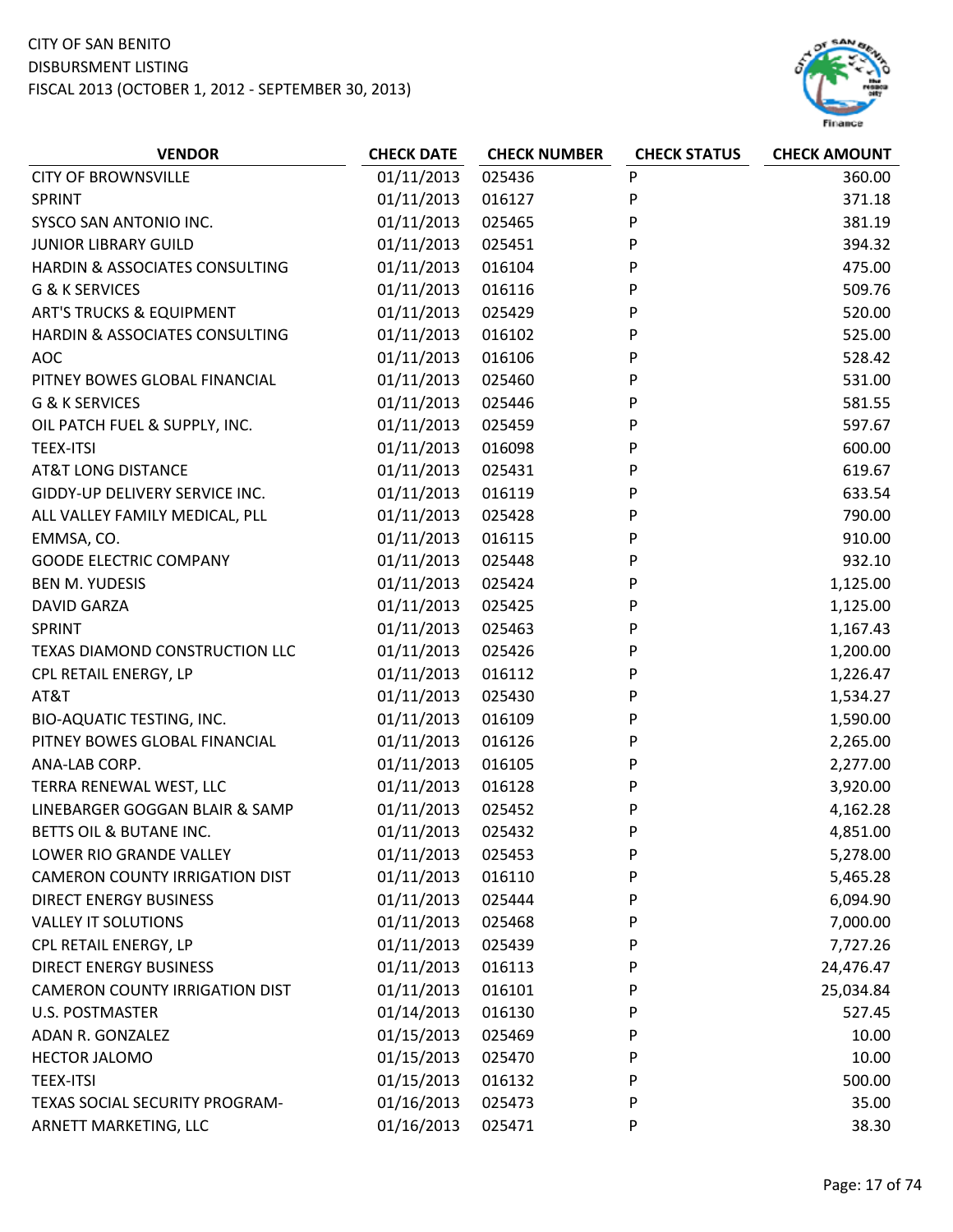CITY OF SAN BENITO
DISBURSMENT LISTING
FISCAL 2013 (OCTOBER 1, 2012 - SEPTEMBER 30, 2013)

| VENDOR | CHECK DATE | CHECK NUMBER | CHECK STATUS | CHECK AMOUNT |
|---|---|---|---|---|
| CITY OF BROWNSVILLE | 01/11/2013 | 025436 | P | 360.00 |
| SPRINT | 01/11/2013 | 016127 | P | 371.18 |
| SYSCO SAN ANTONIO INC. | 01/11/2013 | 025465 | P | 381.19 |
| JUNIOR LIBRARY GUILD | 01/11/2013 | 025451 | P | 394.32 |
| HARDIN & ASSOCIATES CONSULTING | 01/11/2013 | 016104 | P | 475.00 |
| G & K SERVICES | 01/11/2013 | 016116 | P | 509.76 |
| ART'S TRUCKS & EQUIPMENT | 01/11/2013 | 025429 | P | 520.00 |
| HARDIN & ASSOCIATES CONSULTING | 01/11/2013 | 016102 | P | 525.00 |
| AOC | 01/11/2013 | 016106 | P | 528.42 |
| PITNEY BOWES GLOBAL FINANCIAL | 01/11/2013 | 025460 | P | 531.00 |
| G & K SERVICES | 01/11/2013 | 025446 | P | 581.55 |
| OIL PATCH FUEL & SUPPLY, INC. | 01/11/2013 | 025459 | P | 597.67 |
| TEEX-ITSI | 01/11/2013 | 016098 | P | 600.00 |
| AT&T LONG DISTANCE | 01/11/2013 | 025431 | P | 619.67 |
| GIDDY-UP DELIVERY SERVICE INC. | 01/11/2013 | 016119 | P | 633.54 |
| ALL VALLEY FAMILY MEDICAL, PLL | 01/11/2013 | 025428 | P | 790.00 |
| EMMSA, CO. | 01/11/2013 | 016115 | P | 910.00 |
| GOODE ELECTRIC COMPANY | 01/11/2013 | 025448 | P | 932.10 |
| BEN M. YUDESIS | 01/11/2013 | 025424 | P | 1,125.00 |
| DAVID GARZA | 01/11/2013 | 025425 | P | 1,125.00 |
| SPRINT | 01/11/2013 | 025463 | P | 1,167.43 |
| TEXAS DIAMOND CONSTRUCTION LLC | 01/11/2013 | 025426 | P | 1,200.00 |
| CPL RETAIL ENERGY, LP | 01/11/2013 | 016112 | P | 1,226.47 |
| AT&T | 01/11/2013 | 025430 | P | 1,534.27 |
| BIO-AQUATIC TESTING, INC. | 01/11/2013 | 016109 | P | 1,590.00 |
| PITNEY BOWES GLOBAL FINANCIAL | 01/11/2013 | 016126 | P | 2,265.00 |
| ANA-LAB CORP. | 01/11/2013 | 016105 | P | 2,277.00 |
| TERRA RENEWAL WEST, LLC | 01/11/2013 | 016128 | P | 3,920.00 |
| LINEBARGER GOGGAN BLAIR & SAMP | 01/11/2013 | 025452 | P | 4,162.28 |
| BETTS OIL & BUTANE INC. | 01/11/2013 | 025432 | P | 4,851.00 |
| LOWER RIO GRANDE VALLEY | 01/11/2013 | 025453 | P | 5,278.00 |
| CAMERON COUNTY IRRIGATION DIST | 01/11/2013 | 016110 | P | 5,465.28 |
| DIRECT ENERGY BUSINESS | 01/11/2013 | 025444 | P | 6,094.90 |
| VALLEY IT SOLUTIONS | 01/11/2013 | 025468 | P | 7,000.00 |
| CPL RETAIL ENERGY, LP | 01/11/2013 | 025439 | P | 7,727.26 |
| DIRECT ENERGY BUSINESS | 01/11/2013 | 016113 | P | 24,476.47 |
| CAMERON COUNTY IRRIGATION DIST | 01/11/2013 | 016101 | P | 25,034.84 |
| U.S. POSTMASTER | 01/14/2013 | 016130 | P | 527.45 |
| ADAN R. GONZALEZ | 01/15/2013 | 025469 | P | 10.00 |
| HECTOR JALOMO | 01/15/2013 | 025470 | P | 10.00 |
| TEEX-ITSI | 01/15/2013 | 016132 | P | 500.00 |
| TEXAS SOCIAL SECURITY PROGRAM- | 01/16/2013 | 025473 | P | 35.00 |
| ARNETT MARKETING, LLC | 01/16/2013 | 025471 | P | 38.30 |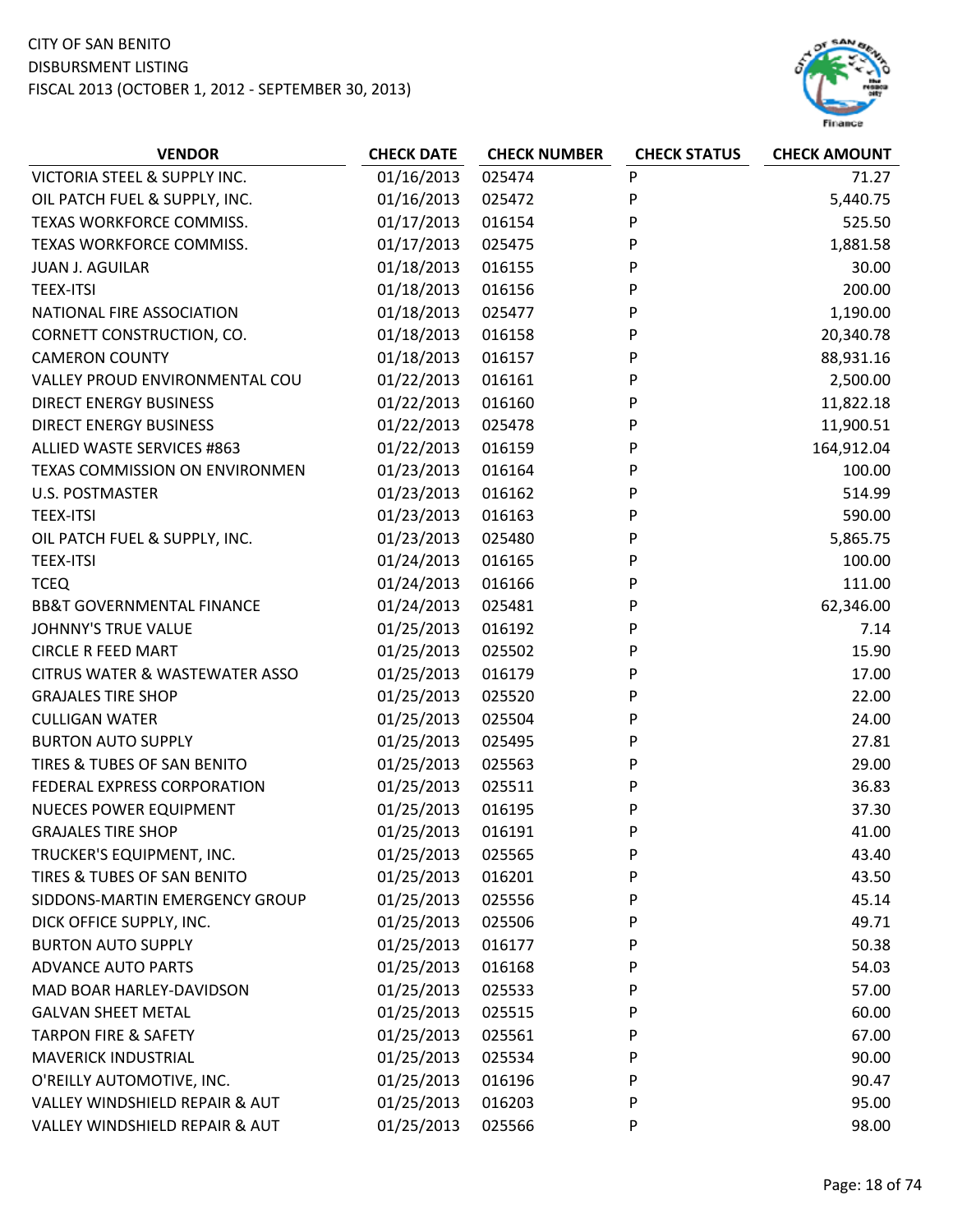CITY OF SAN BENITO
DISBURSMENT LISTING
FISCAL 2013 (OCTOBER 1, 2012 - SEPTEMBER 30, 2013)

| VENDOR | CHECK DATE | CHECK NUMBER | CHECK STATUS | CHECK AMOUNT |
|---|---|---|---|---|
| VICTORIA STEEL & SUPPLY INC. | 01/16/2013 | 025474 | P | 71.27 |
| OIL PATCH FUEL & SUPPLY, INC. | 01/16/2013 | 025472 | P | 5,440.75 |
| TEXAS WORKFORCE COMMISS. | 01/17/2013 | 016154 | P | 525.50 |
| TEXAS WORKFORCE COMMISS. | 01/17/2013 | 025475 | P | 1,881.58 |
| JUAN J. AGUILAR | 01/18/2013 | 016155 | P | 30.00 |
| TEEX-ITSI | 01/18/2013 | 016156 | P | 200.00 |
| NATIONAL FIRE ASSOCIATION | 01/18/2013 | 025477 | P | 1,190.00 |
| CORNETT CONSTRUCTION, CO. | 01/18/2013 | 016158 | P | 20,340.78 |
| CAMERON COUNTY | 01/18/2013 | 016157 | P | 88,931.16 |
| VALLEY PROUD ENVIRONMENTAL COU | 01/22/2013 | 016161 | P | 2,500.00 |
| DIRECT ENERGY BUSINESS | 01/22/2013 | 016160 | P | 11,822.18 |
| DIRECT ENERGY BUSINESS | 01/22/2013 | 025478 | P | 11,900.51 |
| ALLIED WASTE SERVICES #863 | 01/22/2013 | 016159 | P | 164,912.04 |
| TEXAS COMMISSION ON ENVIRONMEN | 01/23/2013 | 016164 | P | 100.00 |
| U.S. POSTMASTER | 01/23/2013 | 016162 | P | 514.99 |
| TEEX-ITSI | 01/23/2013 | 016163 | P | 590.00 |
| OIL PATCH FUEL & SUPPLY, INC. | 01/23/2013 | 025480 | P | 5,865.75 |
| TEEX-ITSI | 01/24/2013 | 016165 | P | 100.00 |
| TCEQ | 01/24/2013 | 016166 | P | 111.00 |
| BB&T GOVERNMENTAL FINANCE | 01/24/2013 | 025481 | P | 62,346.00 |
| JOHNNY'S TRUE VALUE | 01/25/2013 | 016192 | P | 7.14 |
| CIRCLE R FEED MART | 01/25/2013 | 025502 | P | 15.90 |
| CITRUS WATER & WASTEWATER ASSO | 01/25/2013 | 016179 | P | 17.00 |
| GRAJALES TIRE SHOP | 01/25/2013 | 025520 | P | 22.00 |
| CULLIGAN WATER | 01/25/2013 | 025504 | P | 24.00 |
| BURTON AUTO SUPPLY | 01/25/2013 | 025495 | P | 27.81 |
| TIRES & TUBES OF SAN BENITO | 01/25/2013 | 025563 | P | 29.00 |
| FEDERAL EXPRESS CORPORATION | 01/25/2013 | 025511 | P | 36.83 |
| NUECES POWER EQUIPMENT | 01/25/2013 | 016195 | P | 37.30 |
| GRAJALES TIRE SHOP | 01/25/2013 | 016191 | P | 41.00 |
| TRUCKER'S EQUIPMENT, INC. | 01/25/2013 | 025565 | P | 43.40 |
| TIRES & TUBES OF SAN BENITO | 01/25/2013 | 016201 | P | 43.50 |
| SIDDONS-MARTIN EMERGENCY GROUP | 01/25/2013 | 025556 | P | 45.14 |
| DICK OFFICE SUPPLY, INC. | 01/25/2013 | 025506 | P | 49.71 |
| BURTON AUTO SUPPLY | 01/25/2013 | 016177 | P | 50.38 |
| ADVANCE AUTO PARTS | 01/25/2013 | 016168 | P | 54.03 |
| MAD BOAR HARLEY-DAVIDSON | 01/25/2013 | 025533 | P | 57.00 |
| GALVAN SHEET METAL | 01/25/2013 | 025515 | P | 60.00 |
| TARPON FIRE & SAFETY | 01/25/2013 | 025561 | P | 67.00 |
| MAVERICK INDUSTRIAL | 01/25/2013 | 025534 | P | 90.00 |
| O'REILLY AUTOMOTIVE, INC. | 01/25/2013 | 016196 | P | 90.47 |
| VALLEY WINDSHIELD REPAIR & AUT | 01/25/2013 | 016203 | P | 95.00 |
| VALLEY WINDSHIELD REPAIR & AUT | 01/25/2013 | 025566 | P | 98.00 |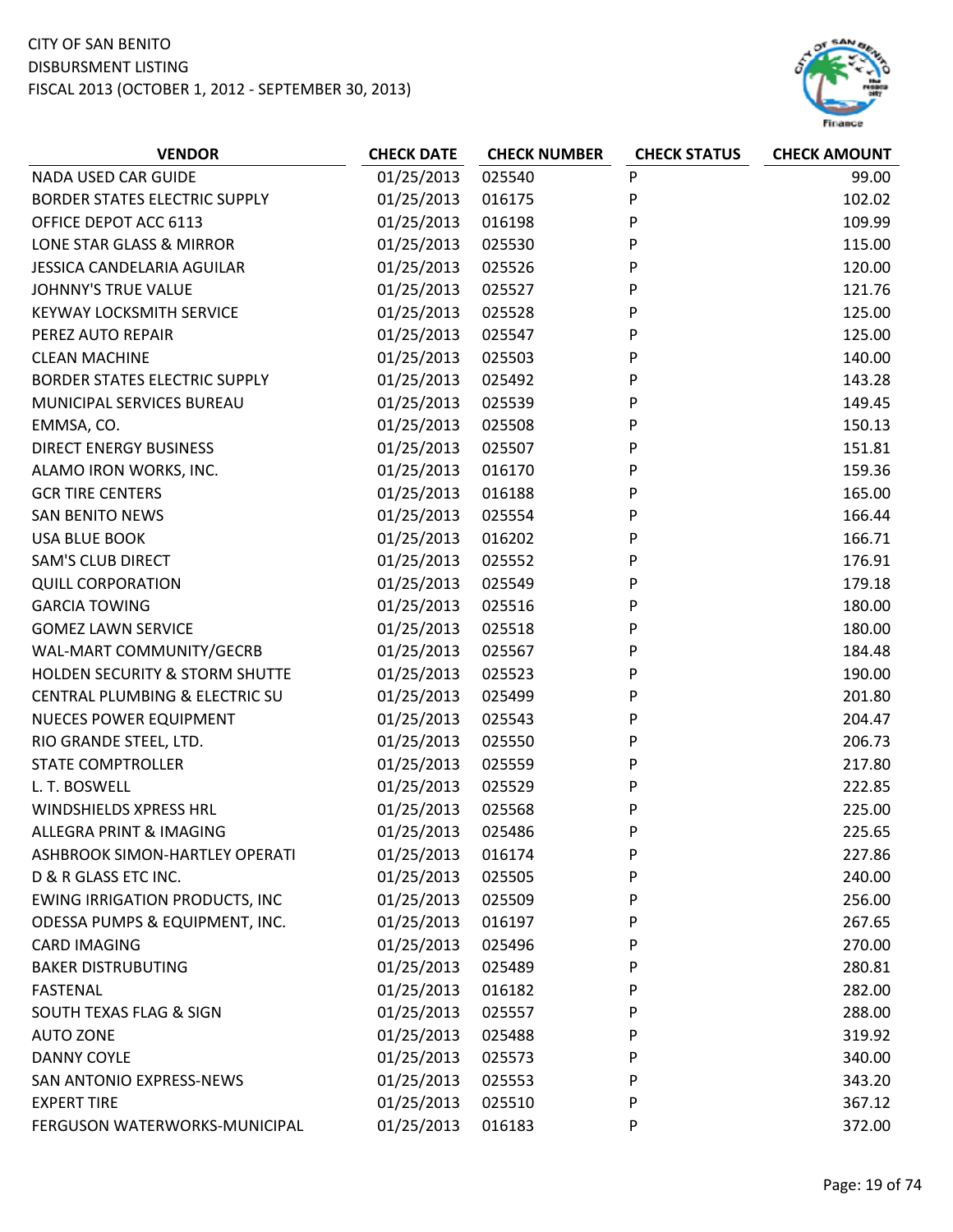CITY OF SAN BENITO
DISBURSMENT LISTING
FISCAL 2013 (OCTOBER 1, 2012 - SEPTEMBER 30, 2013)

| VENDOR | CHECK DATE | CHECK NUMBER | CHECK STATUS | CHECK AMOUNT |
|---|---|---|---|---|
| NADA USED CAR GUIDE | 01/25/2013 | 025540 | P | 99.00 |
| BORDER STATES ELECTRIC SUPPLY | 01/25/2013 | 016175 | P | 102.02 |
| OFFICE DEPOT ACC 6113 | 01/25/2013 | 016198 | P | 109.99 |
| LONE STAR GLASS & MIRROR | 01/25/2013 | 025530 | P | 115.00 |
| JESSICA CANDELARIA AGUILAR | 01/25/2013 | 025526 | P | 120.00 |
| JOHNNY'S TRUE VALUE | 01/25/2013 | 025527 | P | 121.76 |
| KEYWAY LOCKSMITH SERVICE | 01/25/2013 | 025528 | P | 125.00 |
| PEREZ AUTO REPAIR | 01/25/2013 | 025547 | P | 125.00 |
| CLEAN MACHINE | 01/25/2013 | 025503 | P | 140.00 |
| BORDER STATES ELECTRIC SUPPLY | 01/25/2013 | 025492 | P | 143.28 |
| MUNICIPAL SERVICES BUREAU | 01/25/2013 | 025539 | P | 149.45 |
| EMMSA, CO. | 01/25/2013 | 025508 | P | 150.13 |
| DIRECT ENERGY BUSINESS | 01/25/2013 | 025507 | P | 151.81 |
| ALAMO IRON WORKS, INC. | 01/25/2013 | 016170 | P | 159.36 |
| GCR TIRE CENTERS | 01/25/2013 | 016188 | P | 165.00 |
| SAN BENITO NEWS | 01/25/2013 | 025554 | P | 166.44 |
| USA BLUE BOOK | 01/25/2013 | 016202 | P | 166.71 |
| SAM'S CLUB DIRECT | 01/25/2013 | 025552 | P | 176.91 |
| QUILL CORPORATION | 01/25/2013 | 025549 | P | 179.18 |
| GARCIA TOWING | 01/25/2013 | 025516 | P | 180.00 |
| GOMEZ LAWN SERVICE | 01/25/2013 | 025518 | P | 180.00 |
| WAL-MART COMMUNITY/GECRB | 01/25/2013 | 025567 | P | 184.48 |
| HOLDEN SECURITY & STORM SHUTTE | 01/25/2013 | 025523 | P | 190.00 |
| CENTRAL PLUMBING & ELECTRIC SU | 01/25/2013 | 025499 | P | 201.80 |
| NUECES POWER EQUIPMENT | 01/25/2013 | 025543 | P | 204.47 |
| RIO GRANDE STEEL, LTD. | 01/25/2013 | 025550 | P | 206.73 |
| STATE COMPTROLLER | 01/25/2013 | 025559 | P | 217.80 |
| L. T. BOSWELL | 01/25/2013 | 025529 | P | 222.85 |
| WINDSHIELDS XPRESS HRL | 01/25/2013 | 025568 | P | 225.00 |
| ALLEGRA PRINT & IMAGING | 01/25/2013 | 025486 | P | 225.65 |
| ASHBROOK SIMON-HARTLEY OPERATI | 01/25/2013 | 016174 | P | 227.86 |
| D & R GLASS ETC INC. | 01/25/2013 | 025505 | P | 240.00 |
| EWING IRRIGATION PRODUCTS, INC | 01/25/2013 | 025509 | P | 256.00 |
| ODESSA PUMPS & EQUIPMENT, INC. | 01/25/2013 | 016197 | P | 267.65 |
| CARD IMAGING | 01/25/2013 | 025496 | P | 270.00 |
| BAKER DISTRUBUTING | 01/25/2013 | 025489 | P | 280.81 |
| FASTENAL | 01/25/2013 | 016182 | P | 282.00 |
| SOUTH TEXAS FLAG & SIGN | 01/25/2013 | 025557 | P | 288.00 |
| AUTO ZONE | 01/25/2013 | 025488 | P | 319.92 |
| DANNY COYLE | 01/25/2013 | 025573 | P | 340.00 |
| SAN ANTONIO EXPRESS-NEWS | 01/25/2013 | 025553 | P | 343.20 |
| EXPERT TIRE | 01/25/2013 | 025510 | P | 367.12 |
| FERGUSON WATERWORKS-MUNICIPAL | 01/25/2013 | 016183 | P | 372.00 |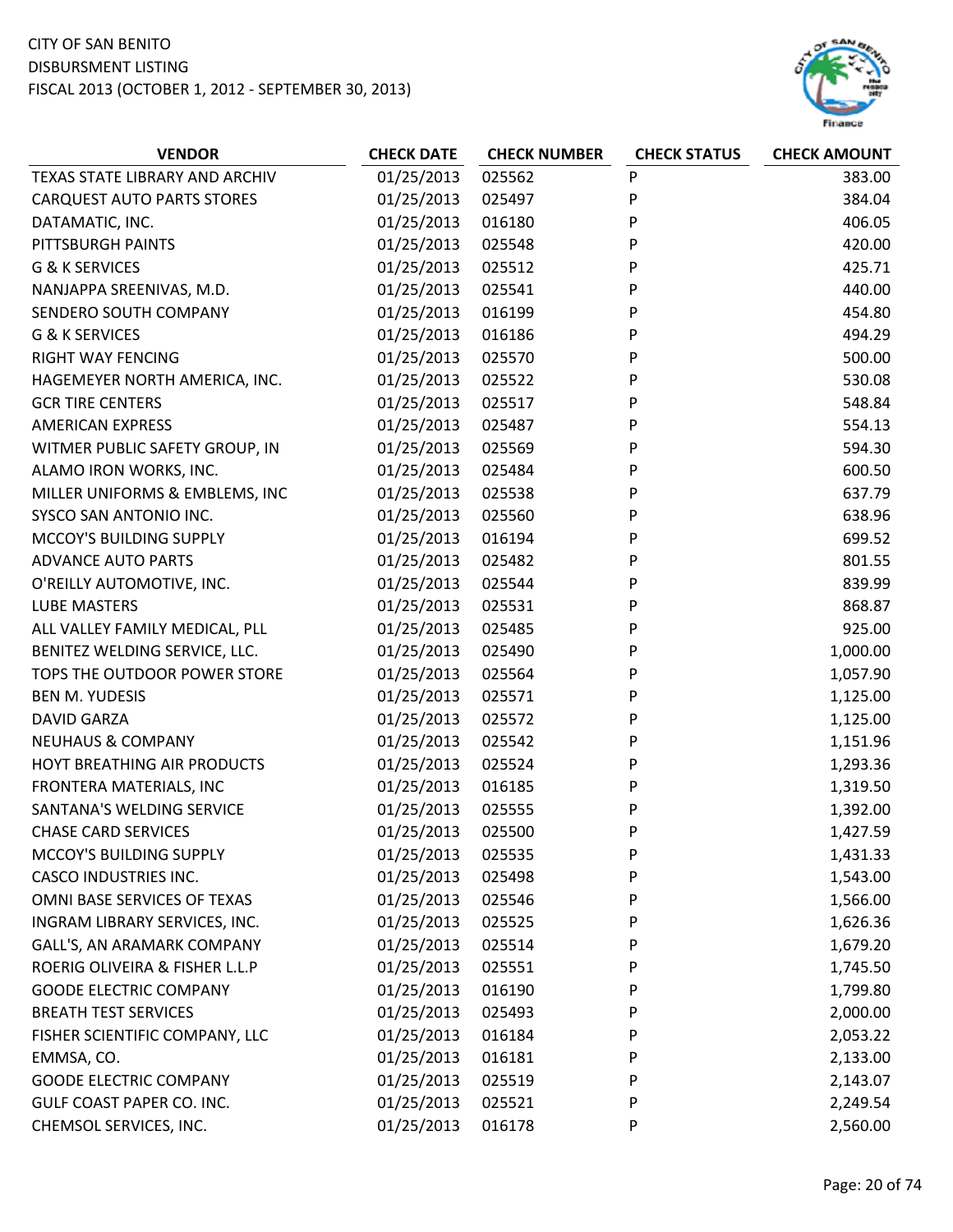CITY OF SAN BENITO
DISBURSMENT LISTING
FISCAL 2013 (OCTOBER 1, 2012 - SEPTEMBER 30, 2013)

| VENDOR | CHECK DATE | CHECK NUMBER | CHECK STATUS | CHECK AMOUNT |
|---|---|---|---|---|
| TEXAS STATE LIBRARY AND ARCHIV | 01/25/2013 | 025562 | P | 383.00 |
| CARQUEST AUTO PARTS STORES | 01/25/2013 | 025497 | P | 384.04 |
| DATAMATIC, INC. | 01/25/2013 | 016180 | P | 406.05 |
| PITTSBURGH PAINTS | 01/25/2013 | 025548 | P | 420.00 |
| G & K SERVICES | 01/25/2013 | 025512 | P | 425.71 |
| NANJAPPA SREENIVAS, M.D. | 01/25/2013 | 025541 | P | 440.00 |
| SENDERO SOUTH COMPANY | 01/25/2013 | 016199 | P | 454.80 |
| G & K SERVICES | 01/25/2013 | 016186 | P | 494.29 |
| RIGHT WAY FENCING | 01/25/2013 | 025570 | P | 500.00 |
| HAGEMEYER NORTH AMERICA, INC. | 01/25/2013 | 025522 | P | 530.08 |
| GCR TIRE CENTERS | 01/25/2013 | 025517 | P | 548.84 |
| AMERICAN EXPRESS | 01/25/2013 | 025487 | P | 554.13 |
| WITMER PUBLIC SAFETY GROUP, IN | 01/25/2013 | 025569 | P | 594.30 |
| ALAMO IRON WORKS, INC. | 01/25/2013 | 025484 | P | 600.50 |
| MILLER UNIFORMS & EMBLEMS, INC | 01/25/2013 | 025538 | P | 637.79 |
| SYSCO SAN ANTONIO INC. | 01/25/2013 | 025560 | P | 638.96 |
| MCCOY'S BUILDING SUPPLY | 01/25/2013 | 016194 | P | 699.52 |
| ADVANCE AUTO PARTS | 01/25/2013 | 025482 | P | 801.55 |
| O'REILLY AUTOMOTIVE, INC. | 01/25/2013 | 025544 | P | 839.99 |
| LUBE MASTERS | 01/25/2013 | 025531 | P | 868.87 |
| ALL VALLEY FAMILY MEDICAL, PLL | 01/25/2013 | 025485 | P | 925.00 |
| BENITEZ WELDING SERVICE, LLC. | 01/25/2013 | 025490 | P | 1,000.00 |
| TOPS THE OUTDOOR POWER STORE | 01/25/2013 | 025564 | P | 1,057.90 |
| BEN M. YUDESIS | 01/25/2013 | 025571 | P | 1,125.00 |
| DAVID GARZA | 01/25/2013 | 025572 | P | 1,125.00 |
| NEUHAUS & COMPANY | 01/25/2013 | 025542 | P | 1,151.96 |
| HOYT BREATHING AIR PRODUCTS | 01/25/2013 | 025524 | P | 1,293.36 |
| FRONTERA MATERIALS, INC | 01/25/2013 | 016185 | P | 1,319.50 |
| SANTANA'S WELDING SERVICE | 01/25/2013 | 025555 | P | 1,392.00 |
| CHASE CARD SERVICES | 01/25/2013 | 025500 | P | 1,427.59 |
| MCCOY'S BUILDING SUPPLY | 01/25/2013 | 025535 | P | 1,431.33 |
| CASCO INDUSTRIES INC. | 01/25/2013 | 025498 | P | 1,543.00 |
| OMNI BASE SERVICES OF TEXAS | 01/25/2013 | 025546 | P | 1,566.00 |
| INGRAM LIBRARY SERVICES, INC. | 01/25/2013 | 025525 | P | 1,626.36 |
| GALL'S, AN ARAMARK COMPANY | 01/25/2013 | 025514 | P | 1,679.20 |
| ROERIG OLIVEIRA & FISHER L.L.P | 01/25/2013 | 025551 | P | 1,745.50 |
| GOODE ELECTRIC COMPANY | 01/25/2013 | 016190 | P | 1,799.80 |
| BREATH TEST SERVICES | 01/25/2013 | 025493 | P | 2,000.00 |
| FISHER SCIENTIFIC COMPANY, LLC | 01/25/2013 | 016184 | P | 2,053.22 |
| EMMSA, CO. | 01/25/2013 | 016181 | P | 2,133.00 |
| GOODE ELECTRIC COMPANY | 01/25/2013 | 025519 | P | 2,143.07 |
| GULF COAST PAPER CO. INC. | 01/25/2013 | 025521 | P | 2,249.54 |
| CHEMSOL SERVICES, INC. | 01/25/2013 | 016178 | P | 2,560.00 |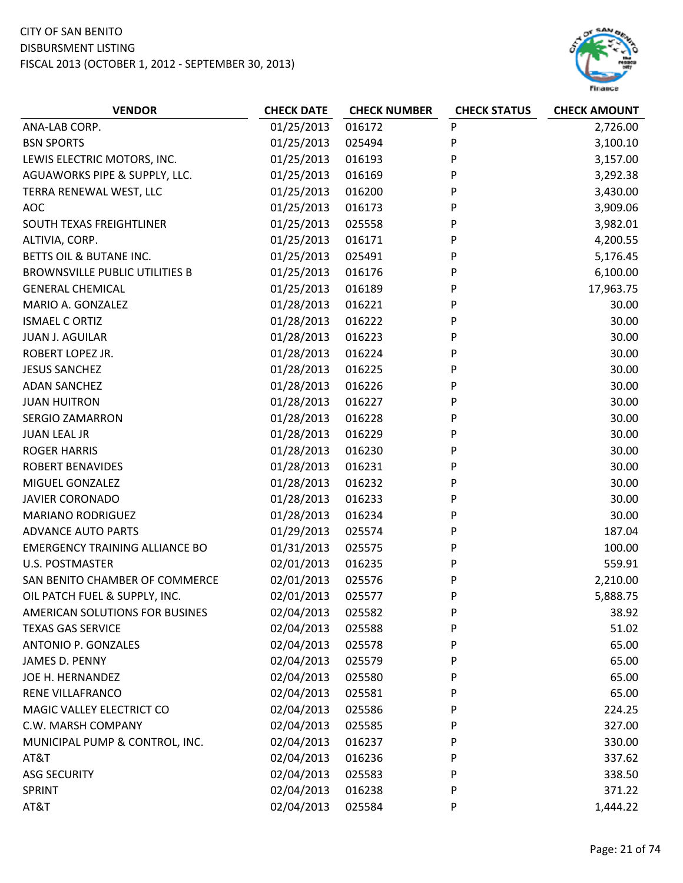CITY OF SAN BENITO
DISBURSMENT LISTING
FISCAL 2013 (OCTOBER 1, 2012 - SEPTEMBER 30, 2013)

| VENDOR | CHECK DATE | CHECK NUMBER | CHECK STATUS | CHECK AMOUNT |
|---|---|---|---|---|
| ANA-LAB CORP. | 01/25/2013 | 016172 | P | 2,726.00 |
| BSN SPORTS | 01/25/2013 | 025494 | P | 3,100.10 |
| LEWIS ELECTRIC MOTORS, INC. | 01/25/2013 | 016193 | P | 3,157.00 |
| AGUAWORKS PIPE & SUPPLY, LLC. | 01/25/2013 | 016169 | P | 3,292.38 |
| TERRA RENEWAL WEST, LLC | 01/25/2013 | 016200 | P | 3,430.00 |
| AOC | 01/25/2013 | 016173 | P | 3,909.06 |
| SOUTH TEXAS FREIGHTLINER | 01/25/2013 | 025558 | P | 3,982.01 |
| ALTIVIA, CORP. | 01/25/2013 | 016171 | P | 4,200.55 |
| BETTS OIL & BUTANE INC. | 01/25/2013 | 025491 | P | 5,176.45 |
| BROWNSVILLE PUBLIC UTILITIES B | 01/25/2013 | 016176 | P | 6,100.00 |
| GENERAL CHEMICAL | 01/25/2013 | 016189 | P | 17,963.75 |
| MARIO A. GONZALEZ | 01/28/2013 | 016221 | P | 30.00 |
| ISMAEL C ORTIZ | 01/28/2013 | 016222 | P | 30.00 |
| JUAN J. AGUILAR | 01/28/2013 | 016223 | P | 30.00 |
| ROBERT LOPEZ JR. | 01/28/2013 | 016224 | P | 30.00 |
| JESUS SANCHEZ | 01/28/2013 | 016225 | P | 30.00 |
| ADAN SANCHEZ | 01/28/2013 | 016226 | P | 30.00 |
| JUAN HUITRON | 01/28/2013 | 016227 | P | 30.00 |
| SERGIO ZAMARRON | 01/28/2013 | 016228 | P | 30.00 |
| JUAN LEAL JR | 01/28/2013 | 016229 | P | 30.00 |
| ROGER HARRIS | 01/28/2013 | 016230 | P | 30.00 |
| ROBERT BENAVIDES | 01/28/2013 | 016231 | P | 30.00 |
| MIGUEL GONZALEZ | 01/28/2013 | 016232 | P | 30.00 |
| JAVIER CORONADO | 01/28/2013 | 016233 | P | 30.00 |
| MARIANO RODRIGUEZ | 01/28/2013 | 016234 | P | 30.00 |
| ADVANCE AUTO PARTS | 01/29/2013 | 025574 | P | 187.04 |
| EMERGENCY TRAINING ALLIANCE BO | 01/31/2013 | 025575 | P | 100.00 |
| U.S. POSTMASTER | 02/01/2013 | 016235 | P | 559.91 |
| SAN BENITO CHAMBER OF COMMERCE | 02/01/2013 | 025576 | P | 2,210.00 |
| OIL PATCH FUEL & SUPPLY, INC. | 02/01/2013 | 025577 | P | 5,888.75 |
| AMERICAN SOLUTIONS FOR BUSINES | 02/04/2013 | 025582 | P | 38.92 |
| TEXAS GAS SERVICE | 02/04/2013 | 025588 | P | 51.02 |
| ANTONIO P. GONZALES | 02/04/2013 | 025578 | P | 65.00 |
| JAMES D. PENNY | 02/04/2013 | 025579 | P | 65.00 |
| JOE H. HERNANDEZ | 02/04/2013 | 025580 | P | 65.00 |
| RENE VILLAFRANCO | 02/04/2013 | 025581 | P | 65.00 |
| MAGIC VALLEY ELECTRICT CO | 02/04/2013 | 025586 | P | 224.25 |
| C.W. MARSH COMPANY | 02/04/2013 | 025585 | P | 327.00 |
| MUNICIPAL PUMP & CONTROL, INC. | 02/04/2013 | 016237 | P | 330.00 |
| AT&T | 02/04/2013 | 016236 | P | 337.62 |
| ASG SECURITY | 02/04/2013 | 025583 | P | 338.50 |
| SPRINT | 02/04/2013 | 016238 | P | 371.22 |
| AT&T | 02/04/2013 | 025584 | P | 1,444.22 |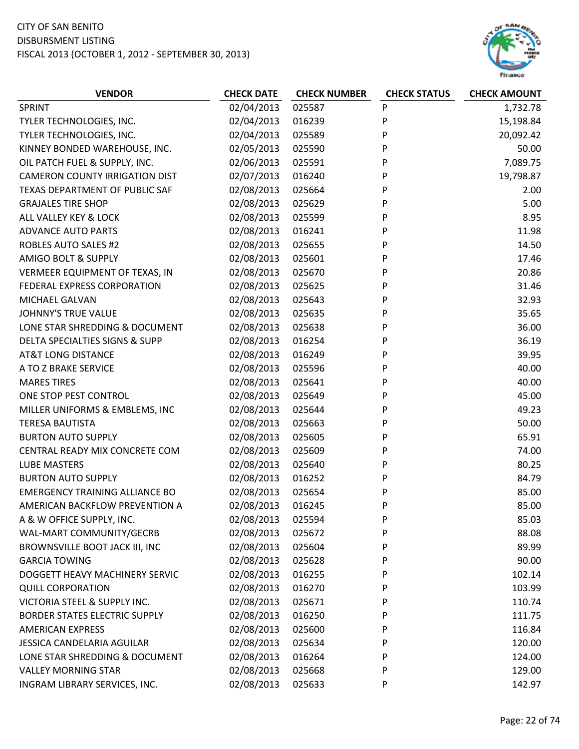CITY OF SAN BENITO
DISBURSMENT LISTING
FISCAL 2013 (OCTOBER 1, 2012 - SEPTEMBER 30, 2013)

| VENDOR | CHECK DATE | CHECK NUMBER | CHECK STATUS | CHECK AMOUNT |
|---|---|---|---|---|
| SPRINT | 02/04/2013 | 025587 | P | 1,732.78 |
| TYLER TECHNOLOGIES, INC. | 02/04/2013 | 016239 | P | 15,198.84 |
| TYLER TECHNOLOGIES, INC. | 02/04/2013 | 025589 | P | 20,092.42 |
| KINNEY BONDED WAREHOUSE, INC. | 02/05/2013 | 025590 | P | 50.00 |
| OIL PATCH FUEL & SUPPLY, INC. | 02/06/2013 | 025591 | P | 7,089.75 |
| CAMERON COUNTY IRRIGATION DIST | 02/07/2013 | 016240 | P | 19,798.87 |
| TEXAS DEPARTMENT OF PUBLIC SAF | 02/08/2013 | 025664 | P | 2.00 |
| GRAJALES TIRE SHOP | 02/08/2013 | 025629 | P | 5.00 |
| ALL VALLEY KEY & LOCK | 02/08/2013 | 025599 | P | 8.95 |
| ADVANCE AUTO PARTS | 02/08/2013 | 016241 | P | 11.98 |
| ROBLES AUTO SALES #2 | 02/08/2013 | 025655 | P | 14.50 |
| AMIGO BOLT & SUPPLY | 02/08/2013 | 025601 | P | 17.46 |
| VERMEER EQUIPMENT OF TEXAS, IN | 02/08/2013 | 025670 | P | 20.86 |
| FEDERAL EXPRESS CORPORATION | 02/08/2013 | 025625 | P | 31.46 |
| MICHAEL GALVAN | 02/08/2013 | 025643 | P | 32.93 |
| JOHNNY'S TRUE VALUE | 02/08/2013 | 025635 | P | 35.65 |
| LONE STAR SHREDDING & DOCUMENT | 02/08/2013 | 025638 | P | 36.00 |
| DELTA SPECIALTIES SIGNS & SUPP | 02/08/2013 | 016254 | P | 36.19 |
| AT&T LONG DISTANCE | 02/08/2013 | 016249 | P | 39.95 |
| A TO Z BRAKE SERVICE | 02/08/2013 | 025596 | P | 40.00 |
| MARES TIRES | 02/08/2013 | 025641 | P | 40.00 |
| ONE STOP PEST CONTROL | 02/08/2013 | 025649 | P | 45.00 |
| MILLER UNIFORMS & EMBLEMS, INC | 02/08/2013 | 025644 | P | 49.23 |
| TERESA BAUTISTA | 02/08/2013 | 025663 | P | 50.00 |
| BURTON AUTO SUPPLY | 02/08/2013 | 025605 | P | 65.91 |
| CENTRAL READY MIX CONCRETE COM | 02/08/2013 | 025609 | P | 74.00 |
| LUBE MASTERS | 02/08/2013 | 025640 | P | 80.25 |
| BURTON AUTO SUPPLY | 02/08/2013 | 016252 | P | 84.79 |
| EMERGENCY TRAINING ALLIANCE BO | 02/08/2013 | 025654 | P | 85.00 |
| AMERICAN BACKFLOW PREVENTION A | 02/08/2013 | 016245 | P | 85.00 |
| A & W OFFICE SUPPLY, INC. | 02/08/2013 | 025594 | P | 85.03 |
| WAL-MART COMMUNITY/GECRB | 02/08/2013 | 025672 | P | 88.08 |
| BROWNSVILLE BOOT JACK III, INC | 02/08/2013 | 025604 | P | 89.99 |
| GARCIA TOWING | 02/08/2013 | 025628 | P | 90.00 |
| DOGGETT HEAVY MACHINERY SERVIC | 02/08/2013 | 016255 | P | 102.14 |
| QUILL CORPORATION | 02/08/2013 | 016270 | P | 103.99 |
| VICTORIA STEEL & SUPPLY INC. | 02/08/2013 | 025671 | P | 110.74 |
| BORDER STATES ELECTRIC SUPPLY | 02/08/2013 | 016250 | P | 111.75 |
| AMERICAN EXPRESS | 02/08/2013 | 025600 | P | 116.84 |
| JESSICA CANDELARIA AGUILAR | 02/08/2013 | 025634 | P | 120.00 |
| LONE STAR SHREDDING & DOCUMENT | 02/08/2013 | 016264 | P | 124.00 |
| VALLEY MORNING STAR | 02/08/2013 | 025668 | P | 129.00 |
| INGRAM LIBRARY SERVICES, INC. | 02/08/2013 | 025633 | P | 142.97 |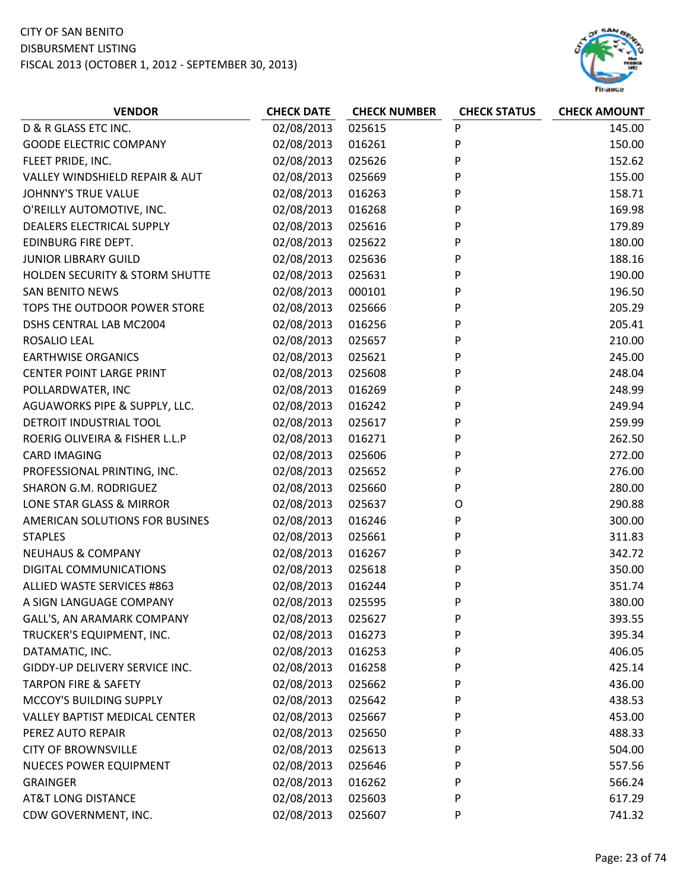CITY OF SAN BENITO
DISBURSMENT LISTING
FISCAL 2013 (OCTOBER 1, 2012 - SEPTEMBER 30, 2013)

| VENDOR | CHECK DATE | CHECK NUMBER | CHECK STATUS | CHECK AMOUNT |
|---|---|---|---|---|
| D & R GLASS ETC INC. | 02/08/2013 | 025615 | P | 145.00 |
| GOODE ELECTRIC COMPANY | 02/08/2013 | 016261 | P | 150.00 |
| FLEET PRIDE, INC. | 02/08/2013 | 025626 | P | 152.62 |
| VALLEY WINDSHIELD REPAIR & AUT | 02/08/2013 | 025669 | P | 155.00 |
| JOHNNY'S TRUE VALUE | 02/08/2013 | 016263 | P | 158.71 |
| O'REILLY AUTOMOTIVE, INC. | 02/08/2013 | 016268 | P | 169.98 |
| DEALERS ELECTRICAL SUPPLY | 02/08/2013 | 025616 | P | 179.89 |
| EDINBURG FIRE DEPT. | 02/08/2013 | 025622 | P | 180.00 |
| JUNIOR LIBRARY GUILD | 02/08/2013 | 025636 | P | 188.16 |
| HOLDEN SECURITY & STORM SHUTTE | 02/08/2013 | 025631 | P | 190.00 |
| SAN BENITO NEWS | 02/08/2013 | 000101 | P | 196.50 |
| TOPS THE OUTDOOR POWER STORE | 02/08/2013 | 025666 | P | 205.29 |
| DSHS CENTRAL LAB MC2004 | 02/08/2013 | 016256 | P | 205.41 |
| ROSALIO LEAL | 02/08/2013 | 025657 | P | 210.00 |
| EARTHWISE ORGANICS | 02/08/2013 | 025621 | P | 245.00 |
| CENTER POINT LARGE PRINT | 02/08/2013 | 025608 | P | 248.04 |
| POLLARDWATER, INC | 02/08/2013 | 016269 | P | 248.99 |
| AGUAWORKS PIPE & SUPPLY, LLC. | 02/08/2013 | 016242 | P | 249.94 |
| DETROIT INDUSTRIAL TOOL | 02/08/2013 | 025617 | P | 259.99 |
| ROERIG OLIVEIRA & FISHER L.L.P | 02/08/2013 | 016271 | P | 262.50 |
| CARD IMAGING | 02/08/2013 | 025606 | P | 272.00 |
| PROFESSIONAL PRINTING, INC. | 02/08/2013 | 025652 | P | 276.00 |
| SHARON G.M. RODRIGUEZ | 02/08/2013 | 025660 | P | 280.00 |
| LONE STAR GLASS & MIRROR | 02/08/2013 | 025637 | O | 290.88 |
| AMERICAN SOLUTIONS FOR BUSINES | 02/08/2013 | 016246 | P | 300.00 |
| STAPLES | 02/08/2013 | 025661 | P | 311.83 |
| NEUHAUS & COMPANY | 02/08/2013 | 016267 | P | 342.72 |
| DIGITAL COMMUNICATIONS | 02/08/2013 | 025618 | P | 350.00 |
| ALLIED WASTE SERVICES #863 | 02/08/2013 | 016244 | P | 351.74 |
| A SIGN LANGUAGE COMPANY | 02/08/2013 | 025595 | P | 380.00 |
| GALL'S, AN ARAMARK COMPANY | 02/08/2013 | 025627 | P | 393.55 |
| TRUCKER'S EQUIPMENT, INC. | 02/08/2013 | 016273 | P | 395.34 |
| DATAMATIC, INC. | 02/08/2013 | 016253 | P | 406.05 |
| GIDDY-UP DELIVERY SERVICE INC. | 02/08/2013 | 016258 | P | 425.14 |
| TARPON FIRE & SAFETY | 02/08/2013 | 025662 | P | 436.00 |
| MCCOY'S BUILDING SUPPLY | 02/08/2013 | 025642 | P | 438.53 |
| VALLEY BAPTIST MEDICAL CENTER | 02/08/2013 | 025667 | P | 453.00 |
| PEREZ AUTO REPAIR | 02/08/2013 | 025650 | P | 488.33 |
| CITY OF BROWNSVILLE | 02/08/2013 | 025613 | P | 504.00 |
| NUECES POWER EQUIPMENT | 02/08/2013 | 025646 | P | 557.56 |
| GRAINGER | 02/08/2013 | 016262 | P | 566.24 |
| AT&T LONG DISTANCE | 02/08/2013 | 025603 | P | 617.29 |
| CDW GOVERNMENT, INC. | 02/08/2013 | 025607 | P | 741.32 |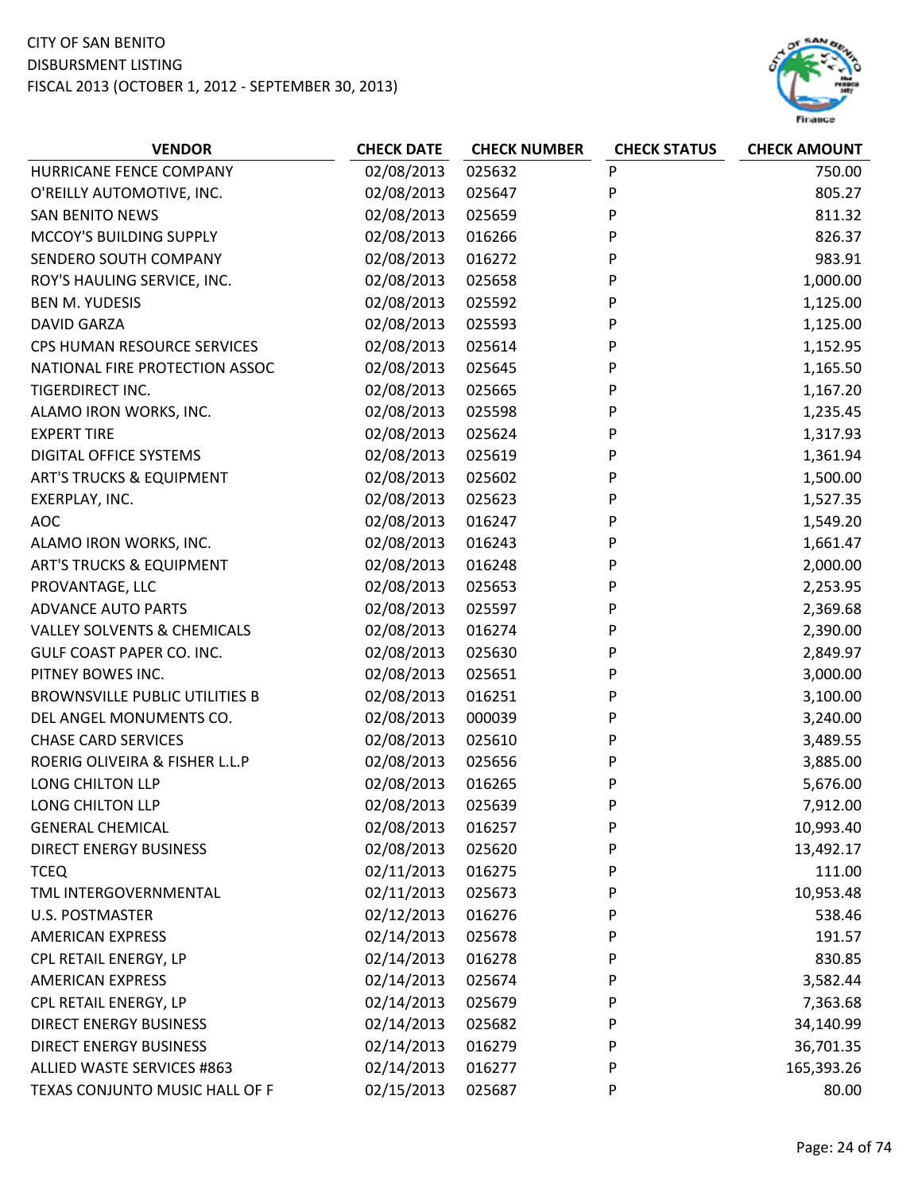CITY OF SAN BENITO
DISBURSMENT LISTING
FISCAL 2013 (OCTOBER 1, 2012 - SEPTEMBER 30, 2013)

| VENDOR | CHECK DATE | CHECK NUMBER | CHECK STATUS | CHECK AMOUNT |
|---|---|---|---|---|
| HURRICANE FENCE COMPANY | 02/08/2013 | 025632 | P | 750.00 |
| O'REILLY AUTOMOTIVE, INC. | 02/08/2013 | 025647 | P | 805.27 |
| SAN BENITO NEWS | 02/08/2013 | 025659 | P | 811.32 |
| MCCOY'S BUILDING SUPPLY | 02/08/2013 | 016266 | P | 826.37 |
| SENDERO SOUTH COMPANY | 02/08/2013 | 016272 | P | 983.91 |
| ROY'S HAULING SERVICE, INC. | 02/08/2013 | 025658 | P | 1,000.00 |
| BEN M. YUDESIS | 02/08/2013 | 025592 | P | 1,125.00 |
| DAVID GARZA | 02/08/2013 | 025593 | P | 1,125.00 |
| CPS HUMAN RESOURCE SERVICES | 02/08/2013 | 025614 | P | 1,152.95 |
| NATIONAL FIRE PROTECTION ASSOC | 02/08/2013 | 025645 | P | 1,165.50 |
| TIGERDIRECT INC. | 02/08/2013 | 025665 | P | 1,167.20 |
| ALAMO IRON WORKS, INC. | 02/08/2013 | 025598 | P | 1,235.45 |
| EXPERT TIRE | 02/08/2013 | 025624 | P | 1,317.93 |
| DIGITAL OFFICE SYSTEMS | 02/08/2013 | 025619 | P | 1,361.94 |
| ART'S TRUCKS & EQUIPMENT | 02/08/2013 | 025602 | P | 1,500.00 |
| EXERPLAY, INC. | 02/08/2013 | 025623 | P | 1,527.35 |
| AOC | 02/08/2013 | 016247 | P | 1,549.20 |
| ALAMO IRON WORKS, INC. | 02/08/2013 | 016243 | P | 1,661.47 |
| ART'S TRUCKS & EQUIPMENT | 02/08/2013 | 016248 | P | 2,000.00 |
| PROVANTAGE, LLC | 02/08/2013 | 025653 | P | 2,253.95 |
| ADVANCE AUTO PARTS | 02/08/2013 | 025597 | P | 2,369.68 |
| VALLEY SOLVENTS & CHEMICALS | 02/08/2013 | 016274 | P | 2,390.00 |
| GULF COAST PAPER CO. INC. | 02/08/2013 | 025630 | P | 2,849.97 |
| PITNEY BOWES INC. | 02/08/2013 | 025651 | P | 3,000.00 |
| BROWNSVILLE PUBLIC UTILITIES B | 02/08/2013 | 016251 | P | 3,100.00 |
| DEL ANGEL MONUMENTS CO. | 02/08/2013 | 000039 | P | 3,240.00 |
| CHASE CARD SERVICES | 02/08/2013 | 025610 | P | 3,489.55 |
| ROERIG OLIVEIRA & FISHER L.L.P | 02/08/2013 | 025656 | P | 3,885.00 |
| LONG CHILTON LLP | 02/08/2013 | 016265 | P | 5,676.00 |
| LONG CHILTON LLP | 02/08/2013 | 025639 | P | 7,912.00 |
| GENERAL CHEMICAL | 02/08/2013 | 016257 | P | 10,993.40 |
| DIRECT ENERGY BUSINESS | 02/08/2013 | 025620 | P | 13,492.17 |
| TCEQ | 02/11/2013 | 016275 | P | 111.00 |
| TML INTERGOVERNMENTAL | 02/11/2013 | 025673 | P | 10,953.48 |
| U.S. POSTMASTER | 02/12/2013 | 016276 | P | 538.46 |
| AMERICAN EXPRESS | 02/14/2013 | 025678 | P | 191.57 |
| CPL RETAIL ENERGY, LP | 02/14/2013 | 016278 | P | 830.85 |
| AMERICAN EXPRESS | 02/14/2013 | 025674 | P | 3,582.44 |
| CPL RETAIL ENERGY, LP | 02/14/2013 | 025679 | P | 7,363.68 |
| DIRECT ENERGY BUSINESS | 02/14/2013 | 025682 | P | 34,140.99 |
| DIRECT ENERGY BUSINESS | 02/14/2013 | 016279 | P | 36,701.35 |
| ALLIED WASTE SERVICES #863 | 02/14/2013 | 016277 | P | 165,393.26 |
| TEXAS CONJUNTO MUSIC HALL OF F | 02/15/2013 | 025687 | P | 80.00 |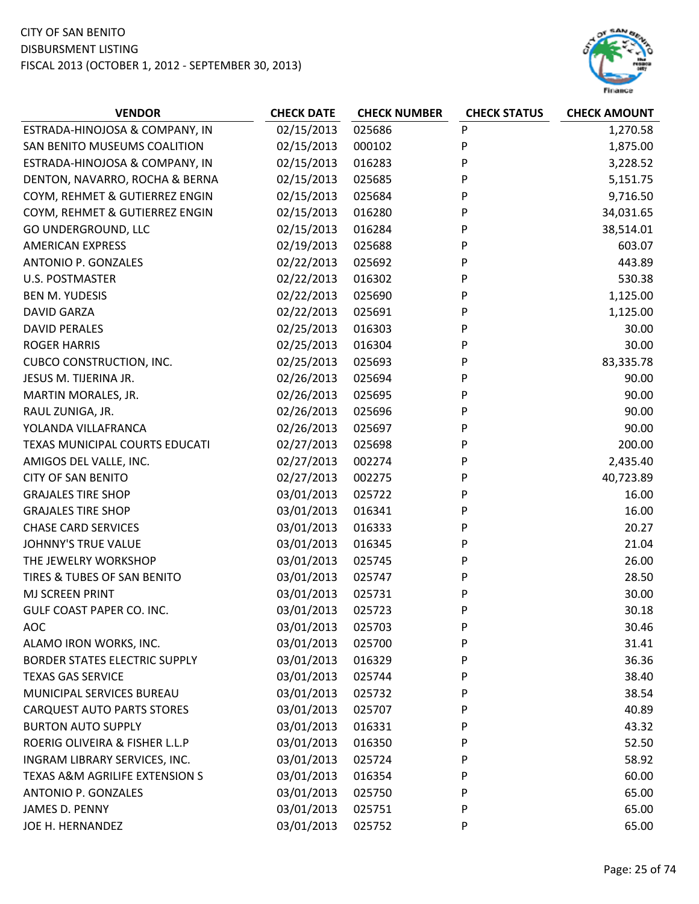CITY OF SAN BENITO
DISBURSMENT LISTING
FISCAL 2013 (OCTOBER 1, 2012 - SEPTEMBER 30, 2013)

| VENDOR | CHECK DATE | CHECK NUMBER | CHECK STATUS | CHECK AMOUNT |
|---|---|---|---|---|
| ESTRADA-HINOJOSA & COMPANY, IN | 02/15/2013 | 025686 | P | 1,270.58 |
| SAN BENITO MUSEUMS COALITION | 02/15/2013 | 000102 | P | 1,875.00 |
| ESTRADA-HINOJOSA & COMPANY, IN | 02/15/2013 | 016283 | P | 3,228.52 |
| DENTON, NAVARRO, ROCHA & BERNA | 02/15/2013 | 025685 | P | 5,151.75 |
| COYM, REHMET & GUTIERREZ ENGIN | 02/15/2013 | 025684 | P | 9,716.50 |
| COYM, REHMET & GUTIERREZ ENGIN | 02/15/2013 | 016280 | P | 34,031.65 |
| GO UNDERGROUND, LLC | 02/15/2013 | 016284 | P | 38,514.01 |
| AMERICAN EXPRESS | 02/19/2013 | 025688 | P | 603.07 |
| ANTONIO P. GONZALES | 02/22/2013 | 025692 | P | 443.89 |
| U.S. POSTMASTER | 02/22/2013 | 016302 | P | 530.38 |
| BEN M. YUDESIS | 02/22/2013 | 025690 | P | 1,125.00 |
| DAVID GARZA | 02/22/2013 | 025691 | P | 1,125.00 |
| DAVID PERALES | 02/25/2013 | 016303 | P | 30.00 |
| ROGER HARRIS | 02/25/2013 | 016304 | P | 30.00 |
| CUBCO CONSTRUCTION, INC. | 02/25/2013 | 025693 | P | 83,335.78 |
| JESUS M. TIJERINA JR. | 02/26/2013 | 025694 | P | 90.00 |
| MARTIN MORALES, JR. | 02/26/2013 | 025695 | P | 90.00 |
| RAUL ZUNIGA, JR. | 02/26/2013 | 025696 | P | 90.00 |
| YOLANDA VILLAFRANCA | 02/26/2013 | 025697 | P | 90.00 |
| TEXAS MUNICIPAL COURTS EDUCATI | 02/27/2013 | 025698 | P | 200.00 |
| AMIGOS DEL VALLE, INC. | 02/27/2013 | 002274 | P | 2,435.40 |
| CITY OF SAN BENITO | 02/27/2013 | 002275 | P | 40,723.89 |
| GRAJALES TIRE SHOP | 03/01/2013 | 025722 | P | 16.00 |
| GRAJALES TIRE SHOP | 03/01/2013 | 016341 | P | 16.00 |
| CHASE CARD SERVICES | 03/01/2013 | 016333 | P | 20.27 |
| JOHNNY'S TRUE VALUE | 03/01/2013 | 016345 | P | 21.04 |
| THE JEWELRY WORKSHOP | 03/01/2013 | 025745 | P | 26.00 |
| TIRES & TUBES OF SAN BENITO | 03/01/2013 | 025747 | P | 28.50 |
| MJ SCREEN PRINT | 03/01/2013 | 025731 | P | 30.00 |
| GULF COAST PAPER CO. INC. | 03/01/2013 | 025723 | P | 30.18 |
| AOC | 03/01/2013 | 025703 | P | 30.46 |
| ALAMO IRON WORKS, INC. | 03/01/2013 | 025700 | P | 31.41 |
| BORDER STATES ELECTRIC SUPPLY | 03/01/2013 | 016329 | P | 36.36 |
| TEXAS GAS SERVICE | 03/01/2013 | 025744 | P | 38.40 |
| MUNICIPAL SERVICES BUREAU | 03/01/2013 | 025732 | P | 38.54 |
| CARQUEST AUTO PARTS STORES | 03/01/2013 | 025707 | P | 40.89 |
| BURTON AUTO SUPPLY | 03/01/2013 | 016331 | P | 43.32 |
| ROERIG OLIVEIRA & FISHER L.L.P | 03/01/2013 | 016350 | P | 52.50 |
| INGRAM LIBRARY SERVICES, INC. | 03/01/2013 | 025724 | P | 58.92 |
| TEXAS A&M AGRILIFE EXTENSION S | 03/01/2013 | 016354 | P | 60.00 |
| ANTONIO P. GONZALES | 03/01/2013 | 025750 | P | 65.00 |
| JAMES D. PENNY | 03/01/2013 | 025751 | P | 65.00 |
| JOE H. HERNANDEZ | 03/01/2013 | 025752 | P | 65.00 |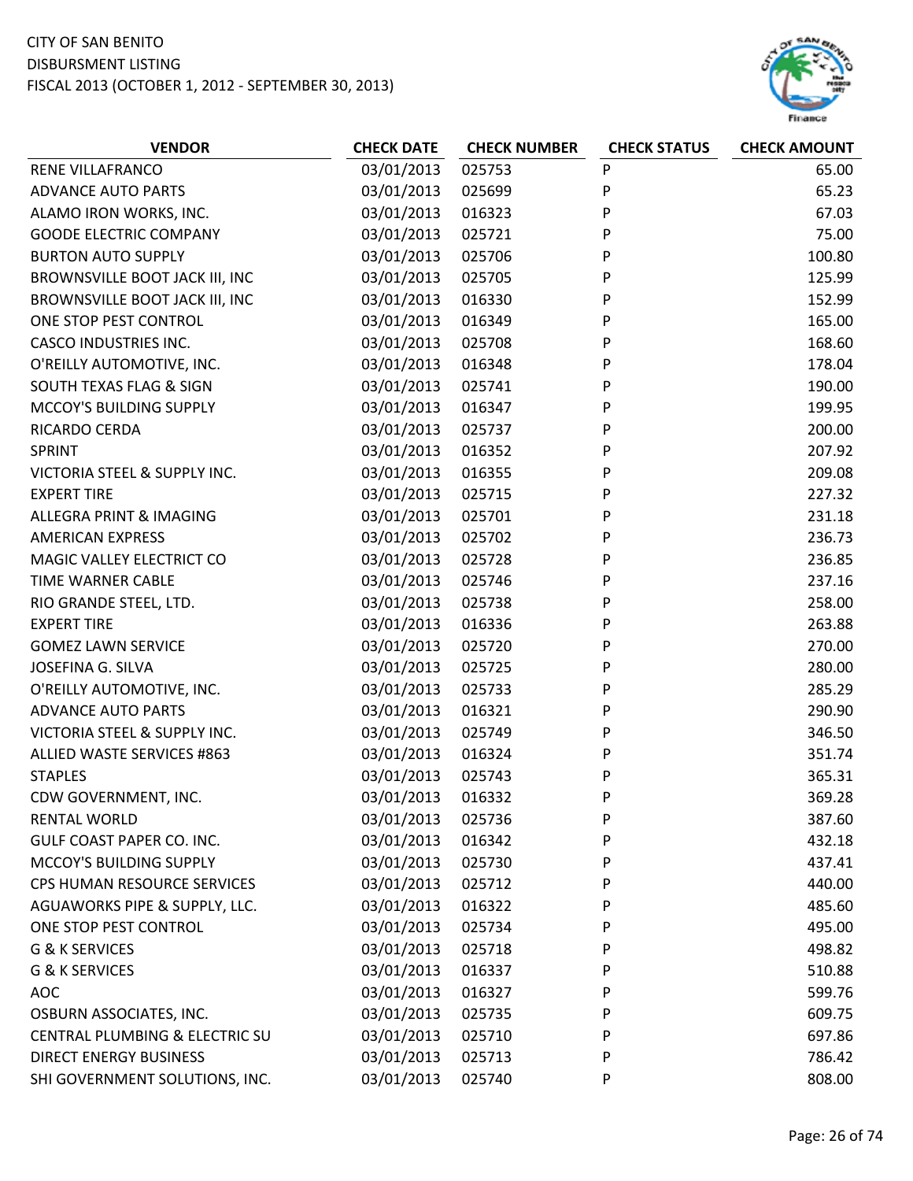CITY OF SAN BENITO
DISBURSMENT LISTING
FISCAL 2013 (OCTOBER 1, 2012 - SEPTEMBER 30, 2013)

| VENDOR | CHECK DATE | CHECK NUMBER | CHECK STATUS | CHECK AMOUNT |
|---|---|---|---|---|
| RENE VILLAFRANCO | 03/01/2013 | 025753 | P | 65.00 |
| ADVANCE AUTO PARTS | 03/01/2013 | 025699 | P | 65.23 |
| ALAMO IRON WORKS, INC. | 03/01/2013 | 016323 | P | 67.03 |
| GOODE ELECTRIC COMPANY | 03/01/2013 | 025721 | P | 75.00 |
| BURTON AUTO SUPPLY | 03/01/2013 | 025706 | P | 100.80 |
| BROWNSVILLE BOOT JACK III, INC | 03/01/2013 | 025705 | P | 125.99 |
| BROWNSVILLE BOOT JACK III, INC | 03/01/2013 | 016330 | P | 152.99 |
| ONE STOP PEST CONTROL | 03/01/2013 | 016349 | P | 165.00 |
| CASCO INDUSTRIES INC. | 03/01/2013 | 025708 | P | 168.60 |
| O'REILLY AUTOMOTIVE, INC. | 03/01/2013 | 016348 | P | 178.04 |
| SOUTH TEXAS FLAG & SIGN | 03/01/2013 | 025741 | P | 190.00 |
| MCCOY'S BUILDING SUPPLY | 03/01/2013 | 016347 | P | 199.95 |
| RICARDO CERDA | 03/01/2013 | 025737 | P | 200.00 |
| SPRINT | 03/01/2013 | 016352 | P | 207.92 |
| VICTORIA STEEL & SUPPLY INC. | 03/01/2013 | 016355 | P | 209.08 |
| EXPERT TIRE | 03/01/2013 | 025715 | P | 227.32 |
| ALLEGRA PRINT & IMAGING | 03/01/2013 | 025701 | P | 231.18 |
| AMERICAN EXPRESS | 03/01/2013 | 025702 | P | 236.73 |
| MAGIC VALLEY ELECTRICT CO | 03/01/2013 | 025728 | P | 236.85 |
| TIME WARNER CABLE | 03/01/2013 | 025746 | P | 237.16 |
| RIO GRANDE STEEL, LTD. | 03/01/2013 | 025738 | P | 258.00 |
| EXPERT TIRE | 03/01/2013 | 016336 | P | 263.88 |
| GOMEZ LAWN SERVICE | 03/01/2013 | 025720 | P | 270.00 |
| JOSEFINA G. SILVA | 03/01/2013 | 025725 | P | 280.00 |
| O'REILLY AUTOMOTIVE, INC. | 03/01/2013 | 025733 | P | 285.29 |
| ADVANCE AUTO PARTS | 03/01/2013 | 016321 | P | 290.90 |
| VICTORIA STEEL & SUPPLY INC. | 03/01/2013 | 025749 | P | 346.50 |
| ALLIED WASTE SERVICES #863 | 03/01/2013 | 016324 | P | 351.74 |
| STAPLES | 03/01/2013 | 025743 | P | 365.31 |
| CDW GOVERNMENT, INC. | 03/01/2013 | 016332 | P | 369.28 |
| RENTAL WORLD | 03/01/2013 | 025736 | P | 387.60 |
| GULF COAST PAPER CO. INC. | 03/01/2013 | 016342 | P | 432.18 |
| MCCOY'S BUILDING SUPPLY | 03/01/2013 | 025730 | P | 437.41 |
| CPS HUMAN RESOURCE SERVICES | 03/01/2013 | 025712 | P | 440.00 |
| AGUAWORKS PIPE & SUPPLY, LLC. | 03/01/2013 | 016322 | P | 485.60 |
| ONE STOP PEST CONTROL | 03/01/2013 | 025734 | P | 495.00 |
| G & K SERVICES | 03/01/2013 | 025718 | P | 498.82 |
| G & K SERVICES | 03/01/2013 | 016337 | P | 510.88 |
| AOC | 03/01/2013 | 016327 | P | 599.76 |
| OSBURN ASSOCIATES, INC. | 03/01/2013 | 025735 | P | 609.75 |
| CENTRAL PLUMBING & ELECTRIC SU | 03/01/2013 | 025710 | P | 697.86 |
| DIRECT ENERGY BUSINESS | 03/01/2013 | 025713 | P | 786.42 |
| SHI GOVERNMENT SOLUTIONS, INC. | 03/01/2013 | 025740 | P | 808.00 |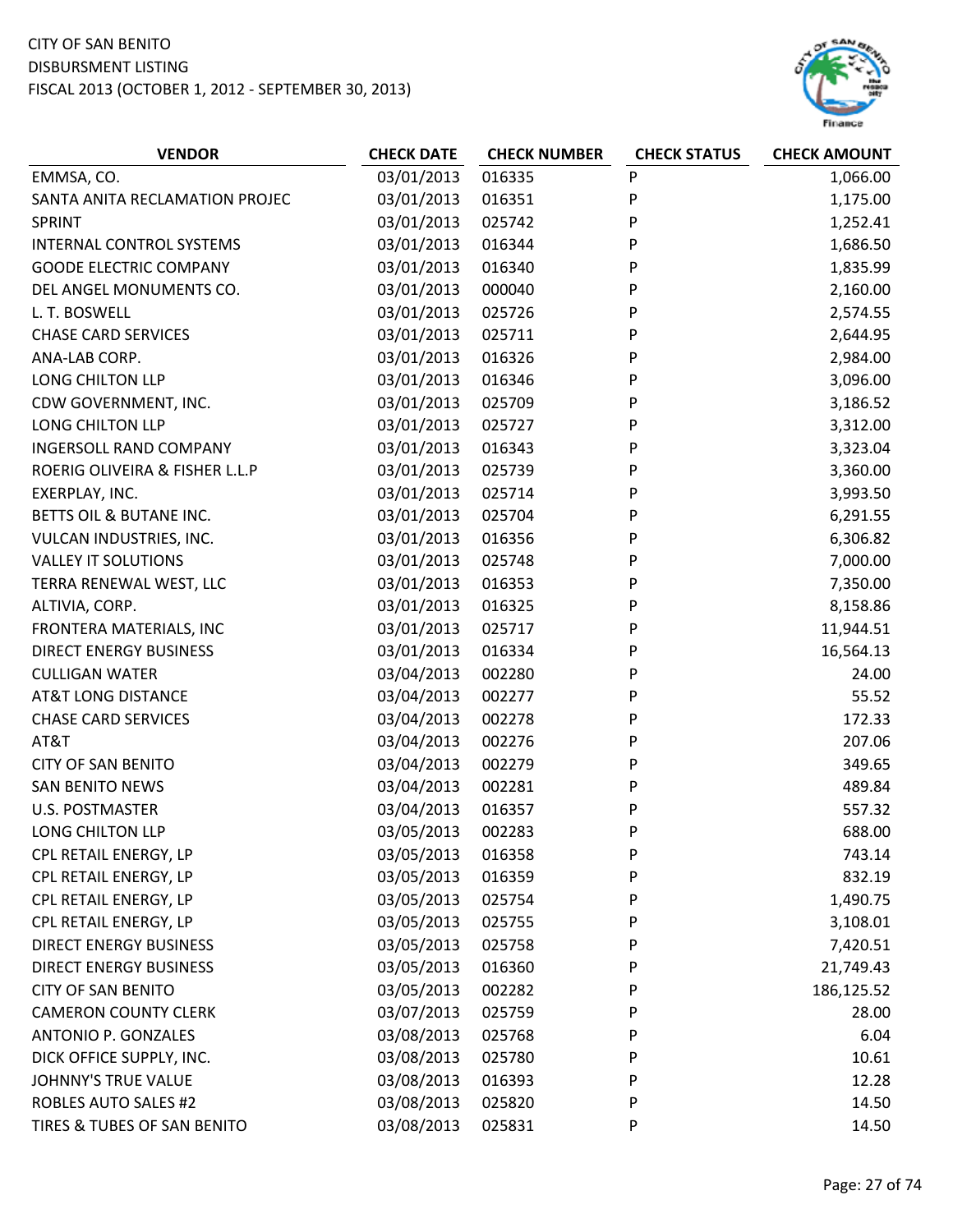CITY OF SAN BENITO
DISBURSMENT LISTING
FISCAL 2013 (OCTOBER 1, 2012 - SEPTEMBER 30, 2013)

| VENDOR | CHECK DATE | CHECK NUMBER | CHECK STATUS | CHECK AMOUNT |
|---|---|---|---|---|
| EMMSA, CO. | 03/01/2013 | 016335 | P | 1,066.00 |
| SANTA ANITA RECLAMATION PROJEC | 03/01/2013 | 016351 | P | 1,175.00 |
| SPRINT | 03/01/2013 | 025742 | P | 1,252.41 |
| INTERNAL CONTROL SYSTEMS | 03/01/2013 | 016344 | P | 1,686.50 |
| GOODE ELECTRIC COMPANY | 03/01/2013 | 016340 | P | 1,835.99 |
| DEL ANGEL MONUMENTS CO. | 03/01/2013 | 000040 | P | 2,160.00 |
| L. T. BOSWELL | 03/01/2013 | 025726 | P | 2,574.55 |
| CHASE CARD SERVICES | 03/01/2013 | 025711 | P | 2,644.95 |
| ANA-LAB CORP. | 03/01/2013 | 016326 | P | 2,984.00 |
| LONG CHILTON LLP | 03/01/2013 | 016346 | P | 3,096.00 |
| CDW GOVERNMENT, INC. | 03/01/2013 | 025709 | P | 3,186.52 |
| LONG CHILTON LLP | 03/01/2013 | 025727 | P | 3,312.00 |
| INGERSOLL RAND COMPANY | 03/01/2013 | 016343 | P | 3,323.04 |
| ROERIG OLIVEIRA & FISHER L.L.P | 03/01/2013 | 025739 | P | 3,360.00 |
| EXERPLAY, INC. | 03/01/2013 | 025714 | P | 3,993.50 |
| BETTS OIL & BUTANE INC. | 03/01/2013 | 025704 | P | 6,291.55 |
| VULCAN INDUSTRIES, INC. | 03/01/2013 | 016356 | P | 6,306.82 |
| VALLEY IT SOLUTIONS | 03/01/2013 | 025748 | P | 7,000.00 |
| TERRA RENEWAL WEST, LLC | 03/01/2013 | 016353 | P | 7,350.00 |
| ALTIVIA, CORP. | 03/01/2013 | 016325 | P | 8,158.86 |
| FRONTERA MATERIALS, INC | 03/01/2013 | 025717 | P | 11,944.51 |
| DIRECT ENERGY BUSINESS | 03/01/2013 | 016334 | P | 16,564.13 |
| CULLIGAN WATER | 03/04/2013 | 002280 | P | 24.00 |
| AT&T LONG DISTANCE | 03/04/2013 | 002277 | P | 55.52 |
| CHASE CARD SERVICES | 03/04/2013 | 002278 | P | 172.33 |
| AT&T | 03/04/2013 | 002276 | P | 207.06 |
| CITY OF SAN BENITO | 03/04/2013 | 002279 | P | 349.65 |
| SAN BENITO NEWS | 03/04/2013 | 002281 | P | 489.84 |
| U.S. POSTMASTER | 03/04/2013 | 016357 | P | 557.32 |
| LONG CHILTON LLP | 03/05/2013 | 002283 | P | 688.00 |
| CPL RETAIL ENERGY, LP | 03/05/2013 | 016358 | P | 743.14 |
| CPL RETAIL ENERGY, LP | 03/05/2013 | 016359 | P | 832.19 |
| CPL RETAIL ENERGY, LP | 03/05/2013 | 025754 | P | 1,490.75 |
| CPL RETAIL ENERGY, LP | 03/05/2013 | 025755 | P | 3,108.01 |
| DIRECT ENERGY BUSINESS | 03/05/2013 | 025758 | P | 7,420.51 |
| DIRECT ENERGY BUSINESS | 03/05/2013 | 016360 | P | 21,749.43 |
| CITY OF SAN BENITO | 03/05/2013 | 002282 | P | 186,125.52 |
| CAMERON COUNTY CLERK | 03/07/2013 | 025759 | P | 28.00 |
| ANTONIO P. GONZALES | 03/08/2013 | 025768 | P | 6.04 |
| DICK OFFICE SUPPLY, INC. | 03/08/2013 | 025780 | P | 10.61 |
| JOHNNY'S TRUE VALUE | 03/08/2013 | 016393 | P | 12.28 |
| ROBLES AUTO SALES #2 | 03/08/2013 | 025820 | P | 14.50 |
| TIRES & TUBES OF SAN BENITO | 03/08/2013 | 025831 | P | 14.50 |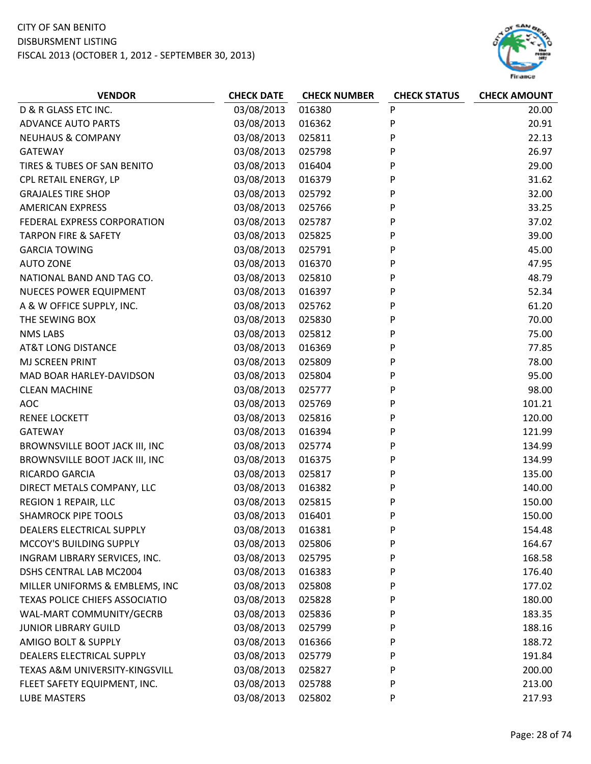CITY OF SAN BENITO
DISBURSMENT LISTING
FISCAL 2013 (OCTOBER 1, 2012 - SEPTEMBER 30, 2013)

| VENDOR | CHECK DATE | CHECK NUMBER | CHECK STATUS | CHECK AMOUNT |
|---|---|---|---|---|
| D & R GLASS ETC INC. | 03/08/2013 | 016380 | P | 20.00 |
| ADVANCE AUTO PARTS | 03/08/2013 | 016362 | P | 20.91 |
| NEUHAUS & COMPANY | 03/08/2013 | 025811 | P | 22.13 |
| GATEWAY | 03/08/2013 | 025798 | P | 26.97 |
| TIRES & TUBES OF SAN BENITO | 03/08/2013 | 016404 | P | 29.00 |
| CPL RETAIL ENERGY, LP | 03/08/2013 | 016379 | P | 31.62 |
| GRAJALES TIRE SHOP | 03/08/2013 | 025792 | P | 32.00 |
| AMERICAN EXPRESS | 03/08/2013 | 025766 | P | 33.25 |
| FEDERAL EXPRESS CORPORATION | 03/08/2013 | 025787 | P | 37.02 |
| TARPON FIRE & SAFETY | 03/08/2013 | 025825 | P | 39.00 |
| GARCIA TOWING | 03/08/2013 | 025791 | P | 45.00 |
| AUTO ZONE | 03/08/2013 | 016370 | P | 47.95 |
| NATIONAL BAND AND TAG CO. | 03/08/2013 | 025810 | P | 48.79 |
| NUECES POWER EQUIPMENT | 03/08/2013 | 016397 | P | 52.34 |
| A & W OFFICE SUPPLY, INC. | 03/08/2013 | 025762 | P | 61.20 |
| THE SEWING BOX | 03/08/2013 | 025830 | P | 70.00 |
| NMS LABS | 03/08/2013 | 025812 | P | 75.00 |
| AT&T LONG DISTANCE | 03/08/2013 | 016369 | P | 77.85 |
| MJ SCREEN PRINT | 03/08/2013 | 025809 | P | 78.00 |
| MAD BOAR HARLEY-DAVIDSON | 03/08/2013 | 025804 | P | 95.00 |
| CLEAN MACHINE | 03/08/2013 | 025777 | P | 98.00 |
| AOC | 03/08/2013 | 025769 | P | 101.21 |
| RENEE LOCKETT | 03/08/2013 | 025816 | P | 120.00 |
| GATEWAY | 03/08/2013 | 016394 | P | 121.99 |
| BROWNSVILLE BOOT JACK III, INC | 03/08/2013 | 025774 | P | 134.99 |
| BROWNSVILLE BOOT JACK III, INC | 03/08/2013 | 016375 | P | 134.99 |
| RICARDO GARCIA | 03/08/2013 | 025817 | P | 135.00 |
| DIRECT METALS COMPANY, LLC | 03/08/2013 | 016382 | P | 140.00 |
| REGION 1 REPAIR, LLC | 03/08/2013 | 025815 | P | 150.00 |
| SHAMROCK PIPE TOOLS | 03/08/2013 | 016401 | P | 150.00 |
| DEALERS ELECTRICAL SUPPLY | 03/08/2013 | 016381 | P | 154.48 |
| MCCOY'S BUILDING SUPPLY | 03/08/2013 | 025806 | P | 164.67 |
| INGRAM LIBRARY SERVICES, INC. | 03/08/2013 | 025795 | P | 168.58 |
| DSHS CENTRAL LAB MC2004 | 03/08/2013 | 016383 | P | 176.40 |
| MILLER UNIFORMS & EMBLEMS, INC | 03/08/2013 | 025808 | P | 177.02 |
| TEXAS POLICE CHIEFS ASSOCIATIO | 03/08/2013 | 025828 | P | 180.00 |
| WAL-MART COMMUNITY/GECRB | 03/08/2013 | 025836 | P | 183.35 |
| JUNIOR LIBRARY GUILD | 03/08/2013 | 025799 | P | 188.16 |
| AMIGO BOLT & SUPPLY | 03/08/2013 | 016366 | P | 188.72 |
| DEALERS ELECTRICAL SUPPLY | 03/08/2013 | 025779 | P | 191.84 |
| TEXAS A&M UNIVERSITY-KINGSVILL | 03/08/2013 | 025827 | P | 200.00 |
| FLEET SAFETY EQUIPMENT, INC. | 03/08/2013 | 025788 | P | 213.00 |
| LUBE MASTERS | 03/08/2013 | 025802 | P | 217.93 |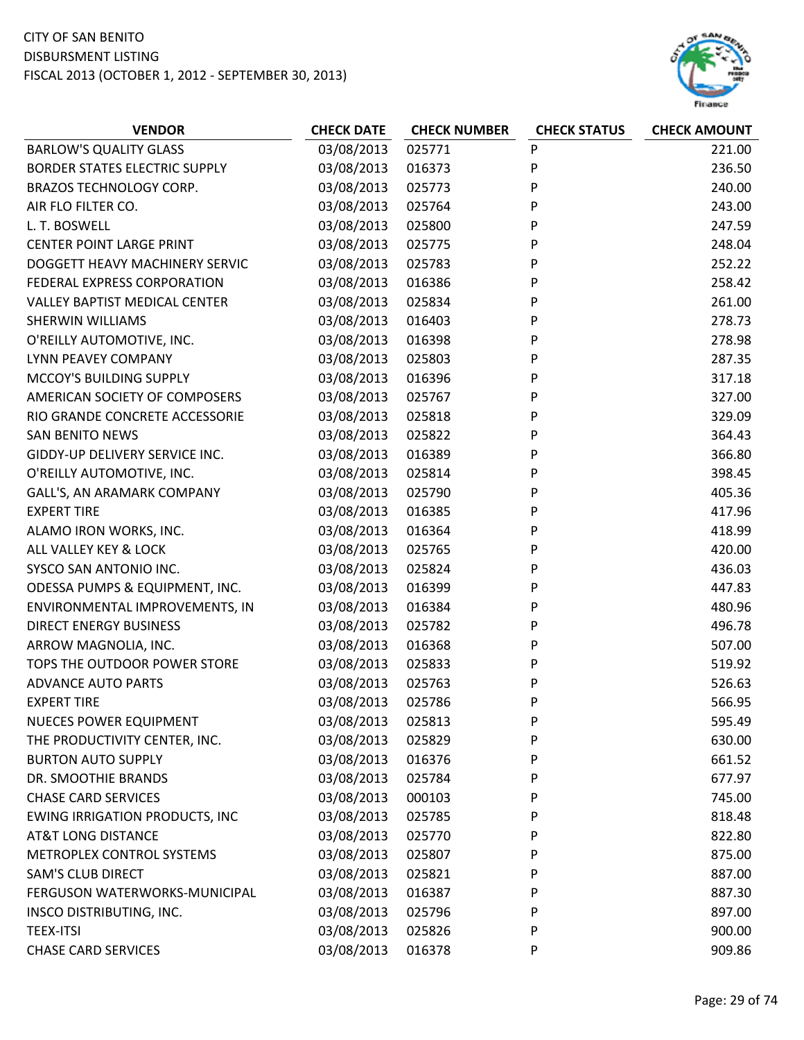CITY OF SAN BENITO
DISBURSMENT LISTING
FISCAL 2013 (OCTOBER 1, 2012 - SEPTEMBER 30, 2013)

| VENDOR | CHECK DATE | CHECK NUMBER | CHECK STATUS | CHECK AMOUNT |
|---|---|---|---|---|
| BARLOW'S QUALITY GLASS | 03/08/2013 | 025771 | P | 221.00 |
| BORDER STATES ELECTRIC SUPPLY | 03/08/2013 | 016373 | P | 236.50 |
| BRAZOS TECHNOLOGY CORP. | 03/08/2013 | 025773 | P | 240.00 |
| AIR FLO FILTER CO. | 03/08/2013 | 025764 | P | 243.00 |
| L. T. BOSWELL | 03/08/2013 | 025800 | P | 247.59 |
| CENTER POINT LARGE PRINT | 03/08/2013 | 025775 | P | 248.04 |
| DOGGETT HEAVY MACHINERY SERVIC | 03/08/2013 | 025783 | P | 252.22 |
| FEDERAL EXPRESS CORPORATION | 03/08/2013 | 016386 | P | 258.42 |
| VALLEY BAPTIST MEDICAL CENTER | 03/08/2013 | 025834 | P | 261.00 |
| SHERWIN WILLIAMS | 03/08/2013 | 016403 | P | 278.73 |
| O'REILLY AUTOMOTIVE, INC. | 03/08/2013 | 016398 | P | 278.98 |
| LYNN PEAVEY COMPANY | 03/08/2013 | 025803 | P | 287.35 |
| MCCOY'S BUILDING SUPPLY | 03/08/2013 | 016396 | P | 317.18 |
| AMERICAN SOCIETY OF COMPOSERS | 03/08/2013 | 025767 | P | 327.00 |
| RIO GRANDE CONCRETE ACCESSORIE | 03/08/2013 | 025818 | P | 329.09 |
| SAN BENITO NEWS | 03/08/2013 | 025822 | P | 364.43 |
| GIDDY-UP DELIVERY SERVICE INC. | 03/08/2013 | 016389 | P | 366.80 |
| O'REILLY AUTOMOTIVE, INC. | 03/08/2013 | 025814 | P | 398.45 |
| GALL'S, AN ARAMARK COMPANY | 03/08/2013 | 025790 | P | 405.36 |
| EXPERT TIRE | 03/08/2013 | 016385 | P | 417.96 |
| ALAMO IRON WORKS, INC. | 03/08/2013 | 016364 | P | 418.99 |
| ALL VALLEY KEY & LOCK | 03/08/2013 | 025765 | P | 420.00 |
| SYSCO SAN ANTONIO INC. | 03/08/2013 | 025824 | P | 436.03 |
| ODESSA PUMPS & EQUIPMENT, INC. | 03/08/2013 | 016399 | P | 447.83 |
| ENVIRONMENTAL IMPROVEMENTS, IN | 03/08/2013 | 016384 | P | 480.96 |
| DIRECT ENERGY BUSINESS | 03/08/2013 | 025782 | P | 496.78 |
| ARROW MAGNOLIA, INC. | 03/08/2013 | 016368 | P | 507.00 |
| TOPS THE OUTDOOR POWER STORE | 03/08/2013 | 025833 | P | 519.92 |
| ADVANCE AUTO PARTS | 03/08/2013 | 025763 | P | 526.63 |
| EXPERT TIRE | 03/08/2013 | 025786 | P | 566.95 |
| NUECES POWER EQUIPMENT | 03/08/2013 | 025813 | P | 595.49 |
| THE PRODUCTIVITY CENTER, INC. | 03/08/2013 | 025829 | P | 630.00 |
| BURTON AUTO SUPPLY | 03/08/2013 | 016376 | P | 661.52 |
| DR. SMOOTHIE BRANDS | 03/08/2013 | 025784 | P | 677.97 |
| CHASE CARD SERVICES | 03/08/2013 | 000103 | P | 745.00 |
| EWING IRRIGATION PRODUCTS, INC | 03/08/2013 | 025785 | P | 818.48 |
| AT&T LONG DISTANCE | 03/08/2013 | 025770 | P | 822.80 |
| METROPLEX CONTROL SYSTEMS | 03/08/2013 | 025807 | P | 875.00 |
| SAM'S CLUB DIRECT | 03/08/2013 | 025821 | P | 887.00 |
| FERGUSON WATERWORKS-MUNICIPAL | 03/08/2013 | 016387 | P | 887.30 |
| INSCO DISTRIBUTING, INC. | 03/08/2013 | 025796 | P | 897.00 |
| TEEX-ITSI | 03/08/2013 | 025826 | P | 900.00 |
| CHASE CARD SERVICES | 03/08/2013 | 016378 | P | 909.86 |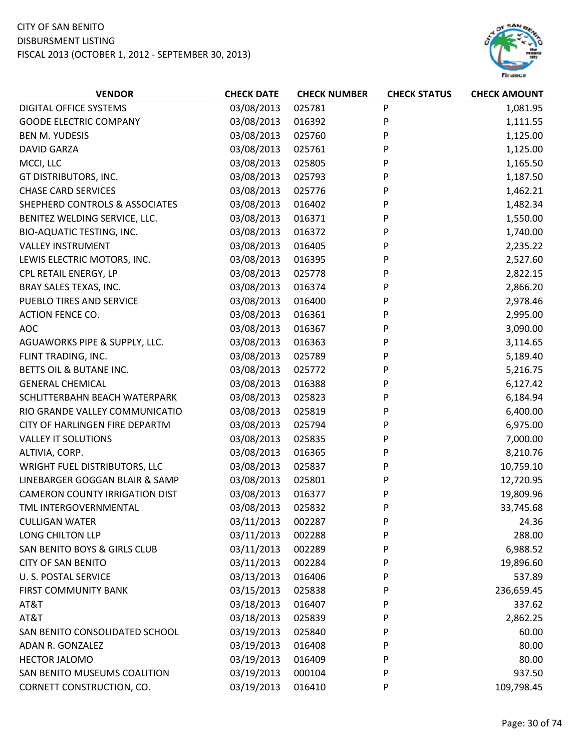CITY OF SAN BENITO
DISBURSMENT LISTING
FISCAL 2013 (OCTOBER 1, 2012 - SEPTEMBER 30, 2013)

| VENDOR | CHECK DATE | CHECK NUMBER | CHECK STATUS | CHECK AMOUNT |
|---|---|---|---|---|
| DIGITAL OFFICE SYSTEMS | 03/08/2013 | 025781 | P | 1,081.95 |
| GOODE ELECTRIC COMPANY | 03/08/2013 | 016392 | P | 1,111.55 |
| BEN M. YUDESIS | 03/08/2013 | 025760 | P | 1,125.00 |
| DAVID GARZA | 03/08/2013 | 025761 | P | 1,125.00 |
| MCCI, LLC | 03/08/2013 | 025805 | P | 1,165.50 |
| GT DISTRIBUTORS, INC. | 03/08/2013 | 025793 | P | 1,187.50 |
| CHASE CARD SERVICES | 03/08/2013 | 025776 | P | 1,462.21 |
| SHEPHERD CONTROLS & ASSOCIATES | 03/08/2013 | 016402 | P | 1,482.34 |
| BENITEZ WELDING SERVICE, LLC. | 03/08/2013 | 016371 | P | 1,550.00 |
| BIO-AQUATIC TESTING, INC. | 03/08/2013 | 016372 | P | 1,740.00 |
| VALLEY INSTRUMENT | 03/08/2013 | 016405 | P | 2,235.22 |
| LEWIS ELECTRIC MOTORS, INC. | 03/08/2013 | 016395 | P | 2,527.60 |
| CPL RETAIL ENERGY, LP | 03/08/2013 | 025778 | P | 2,822.15 |
| BRAY SALES TEXAS, INC. | 03/08/2013 | 016374 | P | 2,866.20 |
| PUEBLO TIRES AND SERVICE | 03/08/2013 | 016400 | P | 2,978.46 |
| ACTION FENCE CO. | 03/08/2013 | 016361 | P | 2,995.00 |
| AOC | 03/08/2013 | 016367 | P | 3,090.00 |
| AGUAWORKS PIPE & SUPPLY, LLC. | 03/08/2013 | 016363 | P | 3,114.65 |
| FLINT TRADING, INC. | 03/08/2013 | 025789 | P | 5,189.40 |
| BETTS OIL & BUTANE INC. | 03/08/2013 | 025772 | P | 5,216.75 |
| GENERAL CHEMICAL | 03/08/2013 | 016388 | P | 6,127.42 |
| SCHLITTERBAHN BEACH WATERPARK | 03/08/2013 | 025823 | P | 6,184.94 |
| RIO GRANDE VALLEY COMMUNICATIO | 03/08/2013 | 025819 | P | 6,400.00 |
| CITY OF HARLINGEN FIRE DEPARTM | 03/08/2013 | 025794 | P | 6,975.00 |
| VALLEY IT SOLUTIONS | 03/08/2013 | 025835 | P | 7,000.00 |
| ALTIVIA, CORP. | 03/08/2013 | 016365 | P | 8,210.76 |
| WRIGHT FUEL DISTRIBUTORS, LLC | 03/08/2013 | 025837 | P | 10,759.10 |
| LINEBARGER GOGGAN BLAIR & SAMP | 03/08/2013 | 025801 | P | 12,720.95 |
| CAMERON COUNTY IRRIGATION DIST | 03/08/2013 | 016377 | P | 19,809.96 |
| TML INTERGOVERNMENTAL | 03/08/2013 | 025832 | P | 33,745.68 |
| CULLIGAN WATER | 03/11/2013 | 002287 | P | 24.36 |
| LONG CHILTON LLP | 03/11/2013 | 002288 | P | 288.00 |
| SAN BENITO BOYS & GIRLS CLUB | 03/11/2013 | 002289 | P | 6,988.52 |
| CITY OF SAN BENITO | 03/11/2013 | 002284 | P | 19,896.60 |
| U. S. POSTAL SERVICE | 03/13/2013 | 016406 | P | 537.89 |
| FIRST COMMUNITY BANK | 03/15/2013 | 025838 | P | 236,659.45 |
| AT&T | 03/18/2013 | 016407 | P | 337.62 |
| AT&T | 03/18/2013 | 025839 | P | 2,862.25 |
| SAN BENITO CONSOLIDATED SCHOOL | 03/19/2013 | 025840 | P | 60.00 |
| ADAN R. GONZALEZ | 03/19/2013 | 016408 | P | 80.00 |
| HECTOR JALOMO | 03/19/2013 | 016409 | P | 80.00 |
| SAN BENITO MUSEUMS COALITION | 03/19/2013 | 000104 | P | 937.50 |
| CORNETT CONSTRUCTION, CO. | 03/19/2013 | 016410 | P | 109,798.45 |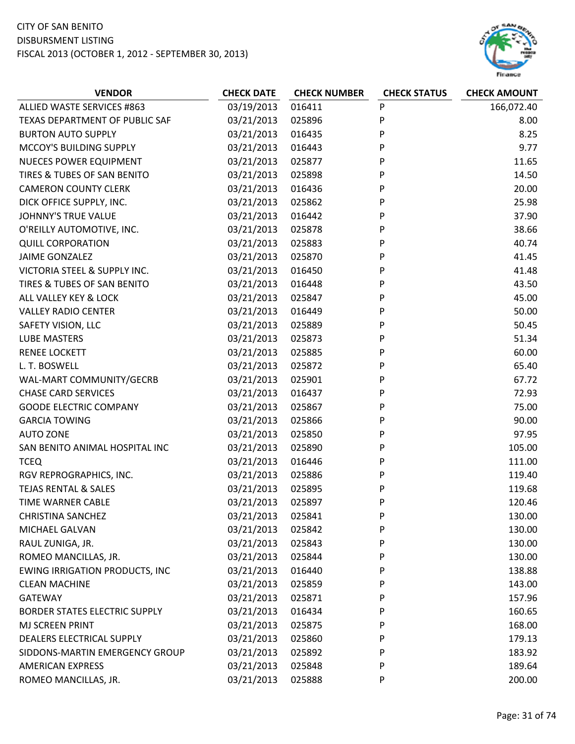CITY OF SAN BENITO
DISBURSMENT LISTING
FISCAL 2013 (OCTOBER 1, 2012 - SEPTEMBER 30, 2013)

| VENDOR | CHECK DATE | CHECK NUMBER | CHECK STATUS | CHECK AMOUNT |
|---|---|---|---|---|
| ALLIED WASTE SERVICES #863 | 03/19/2013 | 016411 | P | 166,072.40 |
| TEXAS DEPARTMENT OF PUBLIC SAF | 03/21/2013 | 025896 | P | 8.00 |
| BURTON AUTO SUPPLY | 03/21/2013 | 016435 | P | 8.25 |
| MCCOY'S BUILDING SUPPLY | 03/21/2013 | 016443 | P | 9.77 |
| NUECES POWER EQUIPMENT | 03/21/2013 | 025877 | P | 11.65 |
| TIRES & TUBES OF SAN BENITO | 03/21/2013 | 025898 | P | 14.50 |
| CAMERON COUNTY CLERK | 03/21/2013 | 016436 | P | 20.00 |
| DICK OFFICE SUPPLY, INC. | 03/21/2013 | 025862 | P | 25.98 |
| JOHNNY'S TRUE VALUE | 03/21/2013 | 016442 | P | 37.90 |
| O'REILLY AUTOMOTIVE, INC. | 03/21/2013 | 025878 | P | 38.66 |
| QUILL CORPORATION | 03/21/2013 | 025883 | P | 40.74 |
| JAIME GONZALEZ | 03/21/2013 | 025870 | P | 41.45 |
| VICTORIA STEEL & SUPPLY INC. | 03/21/2013 | 016450 | P | 41.48 |
| TIRES & TUBES OF SAN BENITO | 03/21/2013 | 016448 | P | 43.50 |
| ALL VALLEY KEY & LOCK | 03/21/2013 | 025847 | P | 45.00 |
| VALLEY RADIO CENTER | 03/21/2013 | 016449 | P | 50.00 |
| SAFETY VISION, LLC | 03/21/2013 | 025889 | P | 50.45 |
| LUBE MASTERS | 03/21/2013 | 025873 | P | 51.34 |
| RENEE LOCKETT | 03/21/2013 | 025885 | P | 60.00 |
| L. T. BOSWELL | 03/21/2013 | 025872 | P | 65.40 |
| WAL-MART COMMUNITY/GECRB | 03/21/2013 | 025901 | P | 67.72 |
| CHASE CARD SERVICES | 03/21/2013 | 016437 | P | 72.93 |
| GOODE ELECTRIC COMPANY | 03/21/2013 | 025867 | P | 75.00 |
| GARCIA TOWING | 03/21/2013 | 025866 | P | 90.00 |
| AUTO ZONE | 03/21/2013 | 025850 | P | 97.95 |
| SAN BENITO ANIMAL HOSPITAL INC | 03/21/2013 | 025890 | P | 105.00 |
| TCEQ | 03/21/2013 | 016446 | P | 111.00 |
| RGV REPROGRAPHICS, INC. | 03/21/2013 | 025886 | P | 119.40 |
| TEJAS RENTAL & SALES | 03/21/2013 | 025895 | P | 119.68 |
| TIME WARNER CABLE | 03/21/2013 | 025897 | P | 120.46 |
| CHRISTINA SANCHEZ | 03/21/2013 | 025841 | P | 130.00 |
| MICHAEL GALVAN | 03/21/2013 | 025842 | P | 130.00 |
| RAUL ZUNIGA, JR. | 03/21/2013 | 025843 | P | 130.00 |
| ROMEO MANCILLAS, JR. | 03/21/2013 | 025844 | P | 130.00 |
| EWING IRRIGATION PRODUCTS, INC | 03/21/2013 | 016440 | P | 138.88 |
| CLEAN MACHINE | 03/21/2013 | 025859 | P | 143.00 |
| GATEWAY | 03/21/2013 | 025871 | P | 157.96 |
| BORDER STATES ELECTRIC SUPPLY | 03/21/2013 | 016434 | P | 160.65 |
| MJ SCREEN PRINT | 03/21/2013 | 025875 | P | 168.00 |
| DEALERS ELECTRICAL SUPPLY | 03/21/2013 | 025860 | P | 179.13 |
| SIDDONS-MARTIN EMERGENCY GROUP | 03/21/2013 | 025892 | P | 183.92 |
| AMERICAN EXPRESS | 03/21/2013 | 025848 | P | 189.64 |
| ROMEO MANCILLAS, JR. | 03/21/2013 | 025888 | P | 200.00 |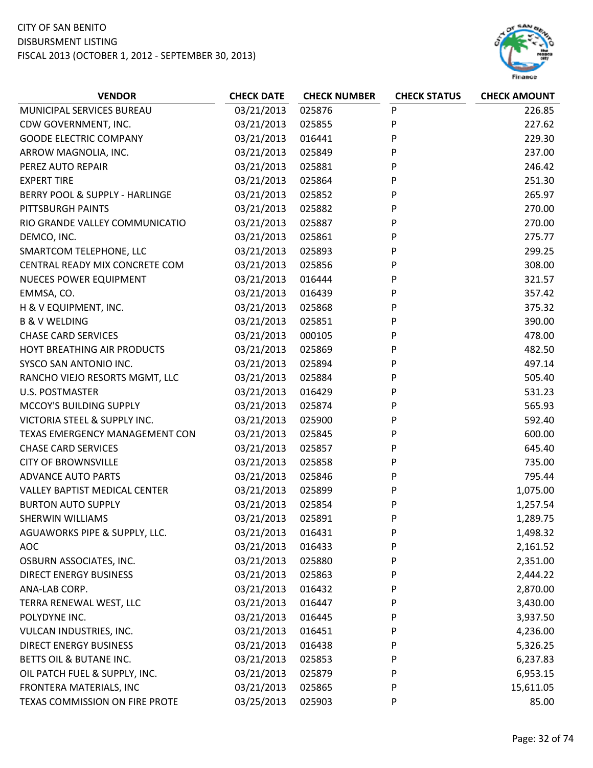CITY OF SAN BENITO
DISBURSMENT LISTING
FISCAL 2013 (OCTOBER 1, 2012 - SEPTEMBER 30, 2013)

| VENDOR | CHECK DATE | CHECK NUMBER | CHECK STATUS | CHECK AMOUNT |
|---|---|---|---|---|
| MUNICIPAL SERVICES BUREAU | 03/21/2013 | 025876 | P | 226.85 |
| CDW GOVERNMENT, INC. | 03/21/2013 | 025855 | P | 227.62 |
| GOODE ELECTRIC COMPANY | 03/21/2013 | 016441 | P | 229.30 |
| ARROW MAGNOLIA, INC. | 03/21/2013 | 025849 | P | 237.00 |
| PEREZ AUTO REPAIR | 03/21/2013 | 025881 | P | 246.42 |
| EXPERT TIRE | 03/21/2013 | 025864 | P | 251.30 |
| BERRY POOL & SUPPLY - HARLINGE | 03/21/2013 | 025852 | P | 265.97 |
| PITTSBURGH PAINTS | 03/21/2013 | 025882 | P | 270.00 |
| RIO GRANDE VALLEY COMMUNICATIO | 03/21/2013 | 025887 | P | 270.00 |
| DEMCO, INC. | 03/21/2013 | 025861 | P | 275.77 |
| SMARTCOM TELEPHONE, LLC | 03/21/2013 | 025893 | P | 299.25 |
| CENTRAL READY MIX CONCRETE COM | 03/21/2013 | 025856 | P | 308.00 |
| NUECES POWER EQUIPMENT | 03/21/2013 | 016444 | P | 321.57 |
| EMMSA, CO. | 03/21/2013 | 016439 | P | 357.42 |
| H & V EQUIPMENT, INC. | 03/21/2013 | 025868 | P | 375.32 |
| B & V WELDING | 03/21/2013 | 025851 | P | 390.00 |
| CHASE CARD SERVICES | 03/21/2013 | 000105 | P | 478.00 |
| HOYT BREATHING AIR PRODUCTS | 03/21/2013 | 025869 | P | 482.50 |
| SYSCO SAN ANTONIO INC. | 03/21/2013 | 025894 | P | 497.14 |
| RANCHO VIEJO RESORTS MGMT, LLC | 03/21/2013 | 025884 | P | 505.40 |
| U.S. POSTMASTER | 03/21/2013 | 016429 | P | 531.23 |
| MCCOY'S BUILDING SUPPLY | 03/21/2013 | 025874 | P | 565.93 |
| VICTORIA STEEL & SUPPLY INC. | 03/21/2013 | 025900 | P | 592.40 |
| TEXAS EMERGENCY MANAGEMENT CON | 03/21/2013 | 025845 | P | 600.00 |
| CHASE CARD SERVICES | 03/21/2013 | 025857 | P | 645.40 |
| CITY OF BROWNSVILLE | 03/21/2013 | 025858 | P | 735.00 |
| ADVANCE AUTO PARTS | 03/21/2013 | 025846 | P | 795.44 |
| VALLEY BAPTIST MEDICAL CENTER | 03/21/2013 | 025899 | P | 1,075.00 |
| BURTON AUTO SUPPLY | 03/21/2013 | 025854 | P | 1,257.54 |
| SHERWIN WILLIAMS | 03/21/2013 | 025891 | P | 1,289.75 |
| AGUAWORKS PIPE & SUPPLY, LLC. | 03/21/2013 | 016431 | P | 1,498.32 |
| AOC | 03/21/2013 | 016433 | P | 2,161.52 |
| OSBURN ASSOCIATES, INC. | 03/21/2013 | 025880 | P | 2,351.00 |
| DIRECT ENERGY BUSINESS | 03/21/2013 | 025863 | P | 2,444.22 |
| ANA-LAB CORP. | 03/21/2013 | 016432 | P | 2,870.00 |
| TERRA RENEWAL WEST, LLC | 03/21/2013 | 016447 | P | 3,430.00 |
| POLYDYNE INC. | 03/21/2013 | 016445 | P | 3,937.50 |
| VULCAN INDUSTRIES, INC. | 03/21/2013 | 016451 | P | 4,236.00 |
| DIRECT ENERGY BUSINESS | 03/21/2013 | 016438 | P | 5,326.25 |
| BETTS OIL & BUTANE INC. | 03/21/2013 | 025853 | P | 6,237.83 |
| OIL PATCH FUEL & SUPPLY, INC. | 03/21/2013 | 025879 | P | 6,953.15 |
| FRONTERA MATERIALS, INC | 03/21/2013 | 025865 | P | 15,611.05 |
| TEXAS COMMISSION ON FIRE PROTE | 03/25/2013 | 025903 | P | 85.00 |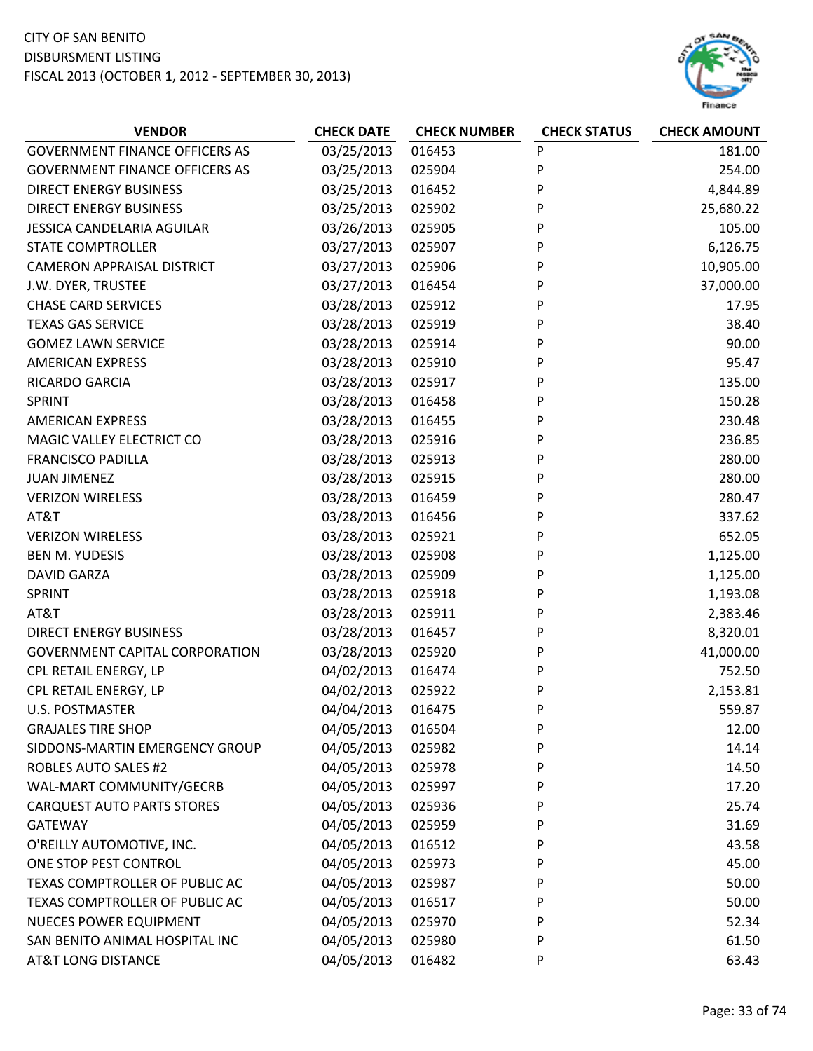CITY OF SAN BENITO
DISBURSMENT LISTING
FISCAL 2013 (OCTOBER 1, 2012 - SEPTEMBER 30, 2013)

| VENDOR | CHECK DATE | CHECK NUMBER | CHECK STATUS | CHECK AMOUNT |
|---|---|---|---|---|
| GOVERNMENT FINANCE OFFICERS AS | 03/25/2013 | 016453 | P | 181.00 |
| GOVERNMENT FINANCE OFFICERS AS | 03/25/2013 | 025904 | P | 254.00 |
| DIRECT ENERGY BUSINESS | 03/25/2013 | 016452 | P | 4,844.89 |
| DIRECT ENERGY BUSINESS | 03/25/2013 | 025902 | P | 25,680.22 |
| JESSICA CANDELARIA AGUILAR | 03/26/2013 | 025905 | P | 105.00 |
| STATE COMPTROLLER | 03/27/2013 | 025907 | P | 6,126.75 |
| CAMERON APPRAISAL DISTRICT | 03/27/2013 | 025906 | P | 10,905.00 |
| J.W. DYER, TRUSTEE | 03/27/2013 | 016454 | P | 37,000.00 |
| CHASE CARD SERVICES | 03/28/2013 | 025912 | P | 17.95 |
| TEXAS GAS SERVICE | 03/28/2013 | 025919 | P | 38.40 |
| GOMEZ LAWN SERVICE | 03/28/2013 | 025914 | P | 90.00 |
| AMERICAN EXPRESS | 03/28/2013 | 025910 | P | 95.47 |
| RICARDO GARCIA | 03/28/2013 | 025917 | P | 135.00 |
| SPRINT | 03/28/2013 | 016458 | P | 150.28 |
| AMERICAN EXPRESS | 03/28/2013 | 016455 | P | 230.48 |
| MAGIC VALLEY ELECTRICT CO | 03/28/2013 | 025916 | P | 236.85 |
| FRANCISCO PADILLA | 03/28/2013 | 025913 | P | 280.00 |
| JUAN JIMENEZ | 03/28/2013 | 025915 | P | 280.00 |
| VERIZON WIRELESS | 03/28/2013 | 016459 | P | 280.47 |
| AT&T | 03/28/2013 | 016456 | P | 337.62 |
| VERIZON WIRELESS | 03/28/2013 | 025921 | P | 652.05 |
| BEN M. YUDESIS | 03/28/2013 | 025908 | P | 1,125.00 |
| DAVID GARZA | 03/28/2013 | 025909 | P | 1,125.00 |
| SPRINT | 03/28/2013 | 025918 | P | 1,193.08 |
| AT&T | 03/28/2013 | 025911 | P | 2,383.46 |
| DIRECT ENERGY BUSINESS | 03/28/2013 | 016457 | P | 8,320.01 |
| GOVERNMENT CAPITAL CORPORATION | 03/28/2013 | 025920 | P | 41,000.00 |
| CPL RETAIL ENERGY, LP | 04/02/2013 | 016474 | P | 752.50 |
| CPL RETAIL ENERGY, LP | 04/02/2013 | 025922 | P | 2,153.81 |
| U.S. POSTMASTER | 04/04/2013 | 016475 | P | 559.87 |
| GRAJALES TIRE SHOP | 04/05/2013 | 016504 | P | 12.00 |
| SIDDONS-MARTIN EMERGENCY GROUP | 04/05/2013 | 025982 | P | 14.14 |
| ROBLES AUTO SALES #2 | 04/05/2013 | 025978 | P | 14.50 |
| WAL-MART COMMUNITY/GECRB | 04/05/2013 | 025997 | P | 17.20 |
| CARQUEST AUTO PARTS STORES | 04/05/2013 | 025936 | P | 25.74 |
| GATEWAY | 04/05/2013 | 025959 | P | 31.69 |
| O'REILLY AUTOMOTIVE, INC. | 04/05/2013 | 016512 | P | 43.58 |
| ONE STOP PEST CONTROL | 04/05/2013 | 025973 | P | 45.00 |
| TEXAS COMPTROLLER OF PUBLIC AC | 04/05/2013 | 025987 | P | 50.00 |
| TEXAS COMPTROLLER OF PUBLIC AC | 04/05/2013 | 016517 | P | 50.00 |
| NUECES POWER EQUIPMENT | 04/05/2013 | 025970 | P | 52.34 |
| SAN BENITO ANIMAL HOSPITAL INC | 04/05/2013 | 025980 | P | 61.50 |
| AT&T LONG DISTANCE | 04/05/2013 | 016482 | P | 63.43 |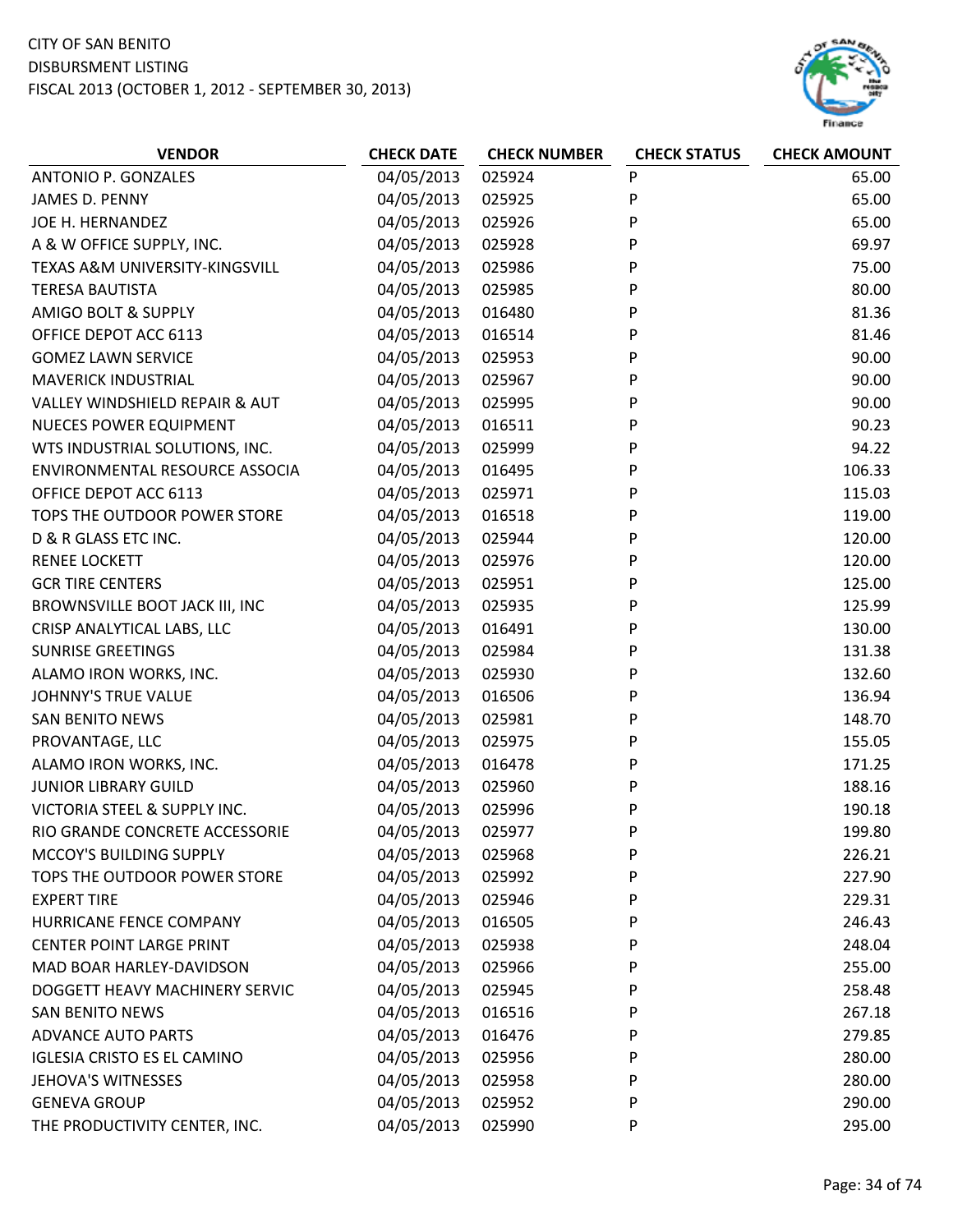CITY OF SAN BENITO
DISBURSMENT LISTING
FISCAL 2013 (OCTOBER 1, 2012 - SEPTEMBER 30, 2013)

| VENDOR | CHECK DATE | CHECK NUMBER | CHECK STATUS | CHECK AMOUNT |
|---|---|---|---|---|
| ANTONIO P. GONZALES | 04/05/2013 | 025924 | P | 65.00 |
| JAMES D. PENNY | 04/05/2013 | 025925 | P | 65.00 |
| JOE H. HERNANDEZ | 04/05/2013 | 025926 | P | 65.00 |
| A & W OFFICE SUPPLY, INC. | 04/05/2013 | 025928 | P | 69.97 |
| TEXAS A&M UNIVERSITY-KINGSVILL | 04/05/2013 | 025986 | P | 75.00 |
| TERESA BAUTISTA | 04/05/2013 | 025985 | P | 80.00 |
| AMIGO BOLT & SUPPLY | 04/05/2013 | 016480 | P | 81.36 |
| OFFICE DEPOT ACC 6113 | 04/05/2013 | 016514 | P | 81.46 |
| GOMEZ LAWN SERVICE | 04/05/2013 | 025953 | P | 90.00 |
| MAVERICK INDUSTRIAL | 04/05/2013 | 025967 | P | 90.00 |
| VALLEY WINDSHIELD REPAIR & AUT | 04/05/2013 | 025995 | P | 90.00 |
| NUECES POWER EQUIPMENT | 04/05/2013 | 016511 | P | 90.23 |
| WTS INDUSTRIAL SOLUTIONS, INC. | 04/05/2013 | 025999 | P | 94.22 |
| ENVIRONMENTAL RESOURCE ASSOCIA | 04/05/2013 | 016495 | P | 106.33 |
| OFFICE DEPOT ACC 6113 | 04/05/2013 | 025971 | P | 115.03 |
| TOPS THE OUTDOOR POWER STORE | 04/05/2013 | 016518 | P | 119.00 |
| D & R GLASS ETC INC. | 04/05/2013 | 025944 | P | 120.00 |
| RENEE LOCKETT | 04/05/2013 | 025976 | P | 120.00 |
| GCR TIRE CENTERS | 04/05/2013 | 025951 | P | 125.00 |
| BROWNSVILLE BOOT JACK III, INC | 04/05/2013 | 025935 | P | 125.99 |
| CRISP ANALYTICAL LABS, LLC | 04/05/2013 | 016491 | P | 130.00 |
| SUNRISE GREETINGS | 04/05/2013 | 025984 | P | 131.38 |
| ALAMO IRON WORKS, INC. | 04/05/2013 | 025930 | P | 132.60 |
| JOHNNY'S TRUE VALUE | 04/05/2013 | 016506 | P | 136.94 |
| SAN BENITO NEWS | 04/05/2013 | 025981 | P | 148.70 |
| PROVANTAGE, LLC | 04/05/2013 | 025975 | P | 155.05 |
| ALAMO IRON WORKS, INC. | 04/05/2013 | 016478 | P | 171.25 |
| JUNIOR LIBRARY GUILD | 04/05/2013 | 025960 | P | 188.16 |
| VICTORIA STEEL & SUPPLY INC. | 04/05/2013 | 025996 | P | 190.18 |
| RIO GRANDE CONCRETE ACCESSORIE | 04/05/2013 | 025977 | P | 199.80 |
| MCCOY'S BUILDING SUPPLY | 04/05/2013 | 025968 | P | 226.21 |
| TOPS THE OUTDOOR POWER STORE | 04/05/2013 | 025992 | P | 227.90 |
| EXPERT TIRE | 04/05/2013 | 025946 | P | 229.31 |
| HURRICANE FENCE COMPANY | 04/05/2013 | 016505 | P | 246.43 |
| CENTER POINT LARGE PRINT | 04/05/2013 | 025938 | P | 248.04 |
| MAD BOAR HARLEY-DAVIDSON | 04/05/2013 | 025966 | P | 255.00 |
| DOGGETT HEAVY MACHINERY SERVIC | 04/05/2013 | 025945 | P | 258.48 |
| SAN BENITO NEWS | 04/05/2013 | 016516 | P | 267.18 |
| ADVANCE AUTO PARTS | 04/05/2013 | 016476 | P | 279.85 |
| IGLESIA CRISTO ES EL CAMINO | 04/05/2013 | 025956 | P | 280.00 |
| JEHOVA'S WITNESSES | 04/05/2013 | 025958 | P | 280.00 |
| GENEVA GROUP | 04/05/2013 | 025952 | P | 290.00 |
| THE PRODUCTIVITY CENTER, INC. | 04/05/2013 | 025990 | P | 295.00 |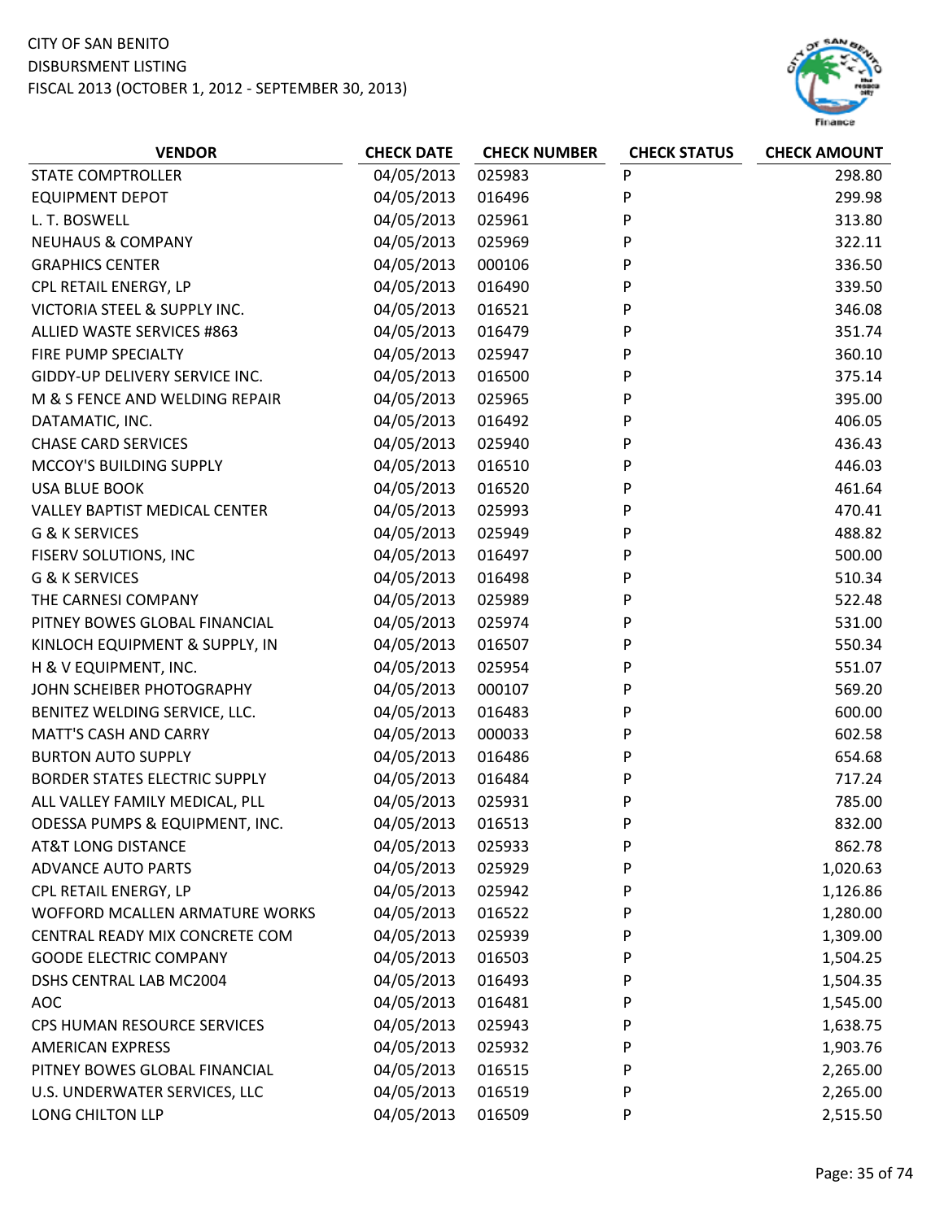CITY OF SAN BENITO
DISBURSMENT LISTING
FISCAL 2013 (OCTOBER 1, 2012 - SEPTEMBER 30, 2013)

| VENDOR | CHECK DATE | CHECK NUMBER | CHECK STATUS | CHECK AMOUNT |
|---|---|---|---|---|
| STATE COMPTROLLER | 04/05/2013 | 025983 | P | 298.80 |
| EQUIPMENT DEPOT | 04/05/2013 | 016496 | P | 299.98 |
| L. T. BOSWELL | 04/05/2013 | 025961 | P | 313.80 |
| NEUHAUS & COMPANY | 04/05/2013 | 025969 | P | 322.11 |
| GRAPHICS CENTER | 04/05/2013 | 000106 | P | 336.50 |
| CPL RETAIL ENERGY, LP | 04/05/2013 | 016490 | P | 339.50 |
| VICTORIA STEEL & SUPPLY INC. | 04/05/2013 | 016521 | P | 346.08 |
| ALLIED WASTE SERVICES #863 | 04/05/2013 | 016479 | P | 351.74 |
| FIRE PUMP SPECIALTY | 04/05/2013 | 025947 | P | 360.10 |
| GIDDY-UP DELIVERY SERVICE INC. | 04/05/2013 | 016500 | P | 375.14 |
| M & S FENCE AND WELDING REPAIR | 04/05/2013 | 025965 | P | 395.00 |
| DATAMATIC, INC. | 04/05/2013 | 016492 | P | 406.05 |
| CHASE CARD SERVICES | 04/05/2013 | 025940 | P | 436.43 |
| MCCOY'S BUILDING SUPPLY | 04/05/2013 | 016510 | P | 446.03 |
| USA BLUE BOOK | 04/05/2013 | 016520 | P | 461.64 |
| VALLEY BAPTIST MEDICAL CENTER | 04/05/2013 | 025993 | P | 470.41 |
| G & K SERVICES | 04/05/2013 | 025949 | P | 488.82 |
| FISERV SOLUTIONS, INC | 04/05/2013 | 016497 | P | 500.00 |
| G & K SERVICES | 04/05/2013 | 016498 | P | 510.34 |
| THE CARNESI COMPANY | 04/05/2013 | 025989 | P | 522.48 |
| PITNEY BOWES GLOBAL FINANCIAL | 04/05/2013 | 025974 | P | 531.00 |
| KINLOCH EQUIPMENT & SUPPLY, IN | 04/05/2013 | 016507 | P | 550.34 |
| H & V EQUIPMENT, INC. | 04/05/2013 | 025954 | P | 551.07 |
| JOHN SCHEIBER PHOTOGRAPHY | 04/05/2013 | 000107 | P | 569.20 |
| BENITEZ WELDING SERVICE, LLC. | 04/05/2013 | 016483 | P | 600.00 |
| MATT'S CASH AND CARRY | 04/05/2013 | 000033 | P | 602.58 |
| BURTON AUTO SUPPLY | 04/05/2013 | 016486 | P | 654.68 |
| BORDER STATES ELECTRIC SUPPLY | 04/05/2013 | 016484 | P | 717.24 |
| ALL VALLEY FAMILY MEDICAL, PLL | 04/05/2013 | 025931 | P | 785.00 |
| ODESSA PUMPS & EQUIPMENT, INC. | 04/05/2013 | 016513 | P | 832.00 |
| AT&T LONG DISTANCE | 04/05/2013 | 025933 | P | 862.78 |
| ADVANCE AUTO PARTS | 04/05/2013 | 025929 | P | 1,020.63 |
| CPL RETAIL ENERGY, LP | 04/05/2013 | 025942 | P | 1,126.86 |
| WOFFORD MCALLEN ARMATURE WORKS | 04/05/2013 | 016522 | P | 1,280.00 |
| CENTRAL READY MIX CONCRETE COM | 04/05/2013 | 025939 | P | 1,309.00 |
| GOODE ELECTRIC COMPANY | 04/05/2013 | 016503 | P | 1,504.25 |
| DSHS CENTRAL LAB MC2004 | 04/05/2013 | 016493 | P | 1,504.35 |
| AOC | 04/05/2013 | 016481 | P | 1,545.00 |
| CPS HUMAN RESOURCE SERVICES | 04/05/2013 | 025943 | P | 1,638.75 |
| AMERICAN EXPRESS | 04/05/2013 | 025932 | P | 1,903.76 |
| PITNEY BOWES GLOBAL FINANCIAL | 04/05/2013 | 016515 | P | 2,265.00 |
| U.S. UNDERWATER SERVICES, LLC | 04/05/2013 | 016519 | P | 2,265.00 |
| LONG CHILTON LLP | 04/05/2013 | 016509 | P | 2,515.50 |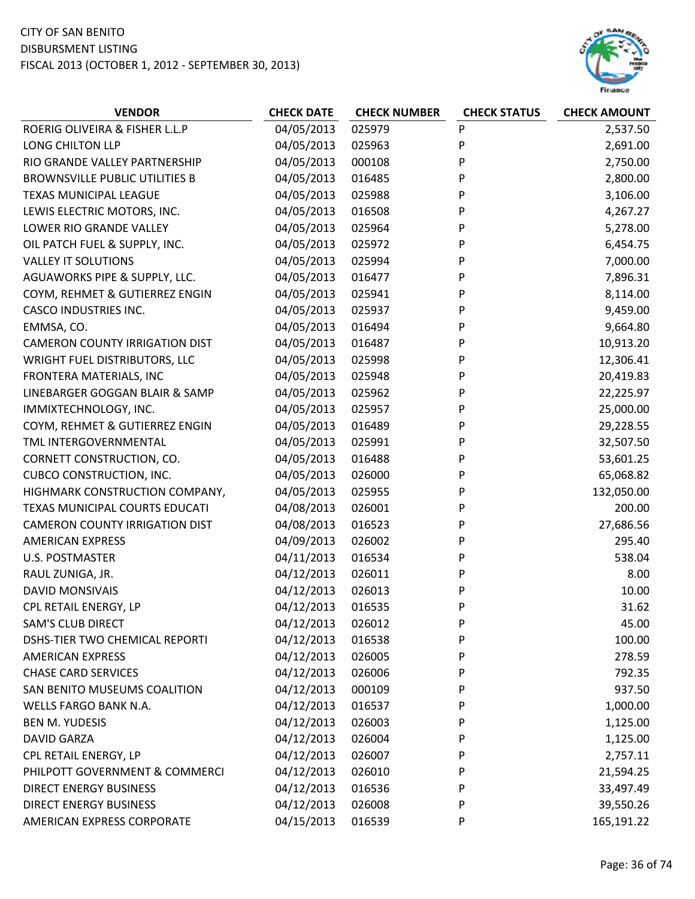CITY OF SAN BENITO
DISBURSMENT LISTING
FISCAL 2013 (OCTOBER 1, 2012 - SEPTEMBER 30, 2013)

| VENDOR | CHECK DATE | CHECK NUMBER | CHECK STATUS | CHECK AMOUNT |
|---|---|---|---|---|
| ROERIG OLIVEIRA & FISHER L.L.P | 04/05/2013 | 025979 | P | 2,537.50 |
| LONG CHILTON LLP | 04/05/2013 | 025963 | P | 2,691.00 |
| RIO GRANDE VALLEY PARTNERSHIP | 04/05/2013 | 000108 | P | 2,750.00 |
| BROWNSVILLE PUBLIC UTILITIES B | 04/05/2013 | 016485 | P | 2,800.00 |
| TEXAS MUNICIPAL LEAGUE | 04/05/2013 | 025988 | P | 3,106.00 |
| LEWIS ELECTRIC MOTORS, INC. | 04/05/2013 | 016508 | P | 4,267.27 |
| LOWER RIO GRANDE VALLEY | 04/05/2013 | 025964 | P | 5,278.00 |
| OIL PATCH FUEL & SUPPLY, INC. | 04/05/2013 | 025972 | P | 6,454.75 |
| VALLEY IT SOLUTIONS | 04/05/2013 | 025994 | P | 7,000.00 |
| AGUAWORKS PIPE & SUPPLY, LLC. | 04/05/2013 | 016477 | P | 7,896.31 |
| COYM, REHMET & GUTIERREZ ENGIN | 04/05/2013 | 025941 | P | 8,114.00 |
| CASCO INDUSTRIES INC. | 04/05/2013 | 025937 | P | 9,459.00 |
| EMMSA, CO. | 04/05/2013 | 016494 | P | 9,664.80 |
| CAMERON COUNTY IRRIGATION DIST | 04/05/2013 | 016487 | P | 10,913.20 |
| WRIGHT FUEL DISTRIBUTORS, LLC | 04/05/2013 | 025998 | P | 12,306.41 |
| FRONTERA MATERIALS, INC | 04/05/2013 | 025948 | P | 20,419.83 |
| LINEBARGER GOGGAN BLAIR & SAMP | 04/05/2013 | 025962 | P | 22,225.97 |
| IMMIXTECHNOLOGY, INC. | 04/05/2013 | 025957 | P | 25,000.00 |
| COYM, REHMET & GUTIERREZ ENGIN | 04/05/2013 | 016489 | P | 29,228.55 |
| TML INTERGOVERNMENTAL | 04/05/2013 | 025991 | P | 32,507.50 |
| CORNETT CONSTRUCTION, CO. | 04/05/2013 | 016488 | P | 53,601.25 |
| CUBCO CONSTRUCTION, INC. | 04/05/2013 | 026000 | P | 65,068.82 |
| HIGHMARK CONSTRUCTION COMPANY, | 04/05/2013 | 025955 | P | 132,050.00 |
| TEXAS MUNICIPAL COURTS EDUCATI | 04/08/2013 | 026001 | P | 200.00 |
| CAMERON COUNTY IRRIGATION DIST | 04/08/2013 | 016523 | P | 27,686.56 |
| AMERICAN EXPRESS | 04/09/2013 | 026002 | P | 295.40 |
| U.S. POSTMASTER | 04/11/2013 | 016534 | P | 538.04 |
| RAUL ZUNIGA, JR. | 04/12/2013 | 026011 | P | 8.00 |
| DAVID MONSIVAIS | 04/12/2013 | 026013 | P | 10.00 |
| CPL RETAIL ENERGY, LP | 04/12/2013 | 016535 | P | 31.62 |
| SAM'S CLUB DIRECT | 04/12/2013 | 026012 | P | 45.00 |
| DSHS-TIER TWO CHEMICAL REPORTI | 04/12/2013 | 016538 | P | 100.00 |
| AMERICAN EXPRESS | 04/12/2013 | 026005 | P | 278.59 |
| CHASE CARD SERVICES | 04/12/2013 | 026006 | P | 792.35 |
| SAN BENITO MUSEUMS COALITION | 04/12/2013 | 000109 | P | 937.50 |
| WELLS FARGO BANK N.A. | 04/12/2013 | 016537 | P | 1,000.00 |
| BEN M. YUDESIS | 04/12/2013 | 026003 | P | 1,125.00 |
| DAVID GARZA | 04/12/2013 | 026004 | P | 1,125.00 |
| CPL RETAIL ENERGY, LP | 04/12/2013 | 026007 | P | 2,757.11 |
| PHILPOTT GOVERNMENT & COMMERCI | 04/12/2013 | 026010 | P | 21,594.25 |
| DIRECT ENERGY BUSINESS | 04/12/2013 | 016536 | P | 33,497.49 |
| DIRECT ENERGY BUSINESS | 04/12/2013 | 026008 | P | 39,550.26 |
| AMERICAN EXPRESS CORPORATE | 04/15/2013 | 016539 | P | 165,191.22 |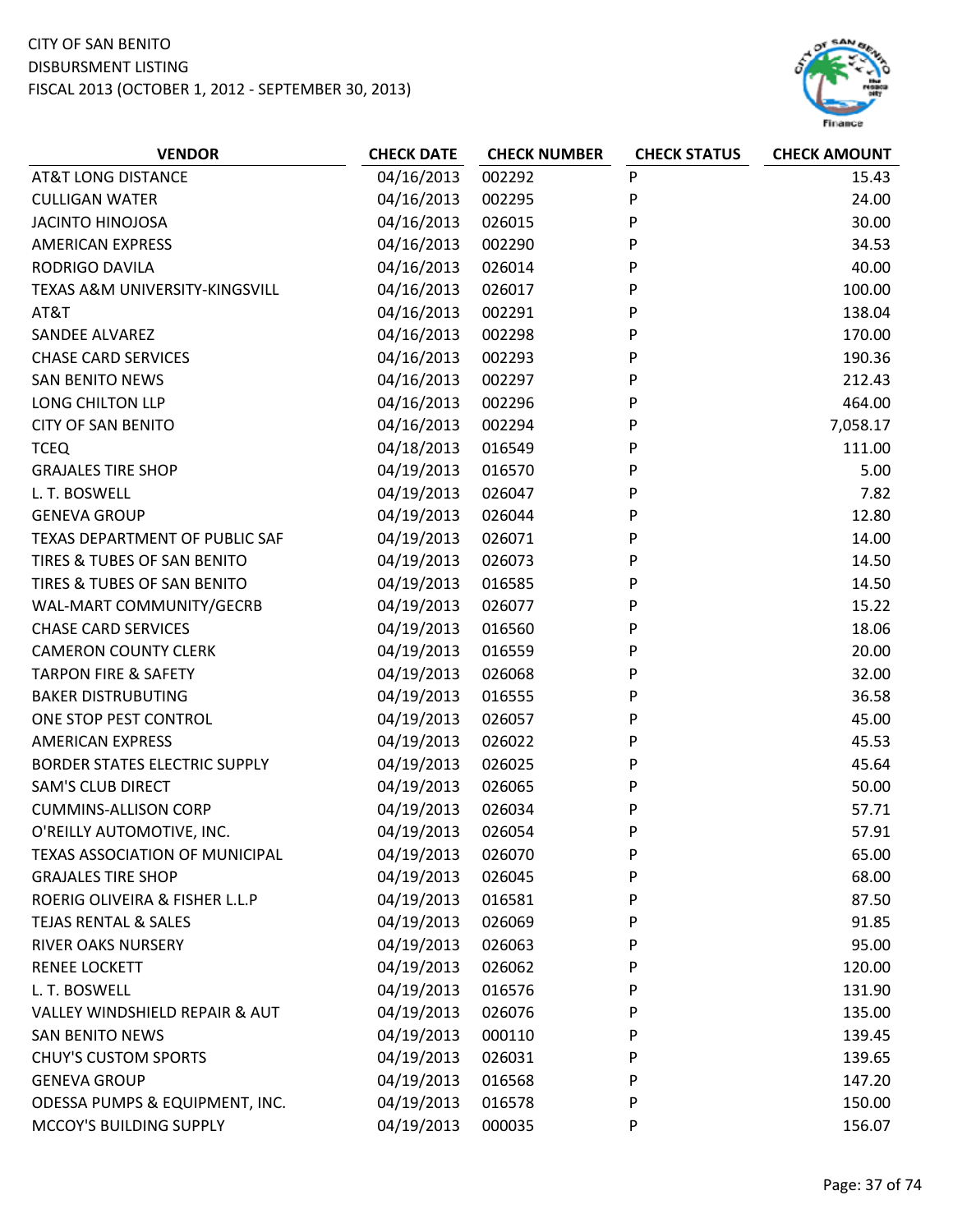CITY OF SAN BENITO
DISBURSMENT LISTING
FISCAL 2013 (OCTOBER 1, 2012 - SEPTEMBER 30, 2013)

| VENDOR | CHECK DATE | CHECK NUMBER | CHECK STATUS | CHECK AMOUNT |
|---|---|---|---|---|
| AT&T LONG DISTANCE | 04/16/2013 | 002292 | P | 15.43 |
| CULLIGAN WATER | 04/16/2013 | 002295 | P | 24.00 |
| JACINTO HINOJOSA | 04/16/2013 | 026015 | P | 30.00 |
| AMERICAN EXPRESS | 04/16/2013 | 002290 | P | 34.53 |
| RODRIGO DAVILA | 04/16/2013 | 026014 | P | 40.00 |
| TEXAS A&M UNIVERSITY-KINGSVILL | 04/16/2013 | 026017 | P | 100.00 |
| AT&T | 04/16/2013 | 002291 | P | 138.04 |
| SANDEE ALVAREZ | 04/16/2013 | 002298 | P | 170.00 |
| CHASE CARD SERVICES | 04/16/2013 | 002293 | P | 190.36 |
| SAN BENITO NEWS | 04/16/2013 | 002297 | P | 212.43 |
| LONG CHILTON LLP | 04/16/2013 | 002296 | P | 464.00 |
| CITY OF SAN BENITO | 04/16/2013 | 002294 | P | 7,058.17 |
| TCEQ | 04/18/2013 | 016549 | P | 111.00 |
| GRAJALES TIRE SHOP | 04/19/2013 | 016570 | P | 5.00 |
| L. T. BOSWELL | 04/19/2013 | 026047 | P | 7.82 |
| GENEVA GROUP | 04/19/2013 | 026044 | P | 12.80 |
| TEXAS DEPARTMENT OF PUBLIC SAF | 04/19/2013 | 026071 | P | 14.00 |
| TIRES & TUBES OF SAN BENITO | 04/19/2013 | 026073 | P | 14.50 |
| TIRES & TUBES OF SAN BENITO | 04/19/2013 | 016585 | P | 14.50 |
| WAL-MART COMMUNITY/GECRB | 04/19/2013 | 026077 | P | 15.22 |
| CHASE CARD SERVICES | 04/19/2013 | 016560 | P | 18.06 |
| CAMERON COUNTY CLERK | 04/19/2013 | 016559 | P | 20.00 |
| TARPON FIRE & SAFETY | 04/19/2013 | 026068 | P | 32.00 |
| BAKER DISTRUBUTING | 04/19/2013 | 016555 | P | 36.58 |
| ONE STOP PEST CONTROL | 04/19/2013 | 026057 | P | 45.00 |
| AMERICAN EXPRESS | 04/19/2013 | 026022 | P | 45.53 |
| BORDER STATES ELECTRIC SUPPLY | 04/19/2013 | 026025 | P | 45.64 |
| SAM'S CLUB DIRECT | 04/19/2013 | 026065 | P | 50.00 |
| CUMMINS-ALLISON CORP | 04/19/2013 | 026034 | P | 57.71 |
| O'REILLY AUTOMOTIVE, INC. | 04/19/2013 | 026054 | P | 57.91 |
| TEXAS ASSOCIATION OF MUNICIPAL | 04/19/2013 | 026070 | P | 65.00 |
| GRAJALES TIRE SHOP | 04/19/2013 | 026045 | P | 68.00 |
| ROERIG OLIVEIRA & FISHER L.L.P | 04/19/2013 | 016581 | P | 87.50 |
| TEJAS RENTAL & SALES | 04/19/2013 | 026069 | P | 91.85 |
| RIVER OAKS NURSERY | 04/19/2013 | 026063 | P | 95.00 |
| RENEE LOCKETT | 04/19/2013 | 026062 | P | 120.00 |
| L. T. BOSWELL | 04/19/2013 | 016576 | P | 131.90 |
| VALLEY WINDSHIELD REPAIR & AUT | 04/19/2013 | 026076 | P | 135.00 |
| SAN BENITO NEWS | 04/19/2013 | 000110 | P | 139.45 |
| CHUY'S CUSTOM SPORTS | 04/19/2013 | 026031 | P | 139.65 |
| GENEVA GROUP | 04/19/2013 | 016568 | P | 147.20 |
| ODESSA PUMPS & EQUIPMENT, INC. | 04/19/2013 | 016578 | P | 150.00 |
| MCCOY'S BUILDING SUPPLY | 04/19/2013 | 000035 | P | 156.07 |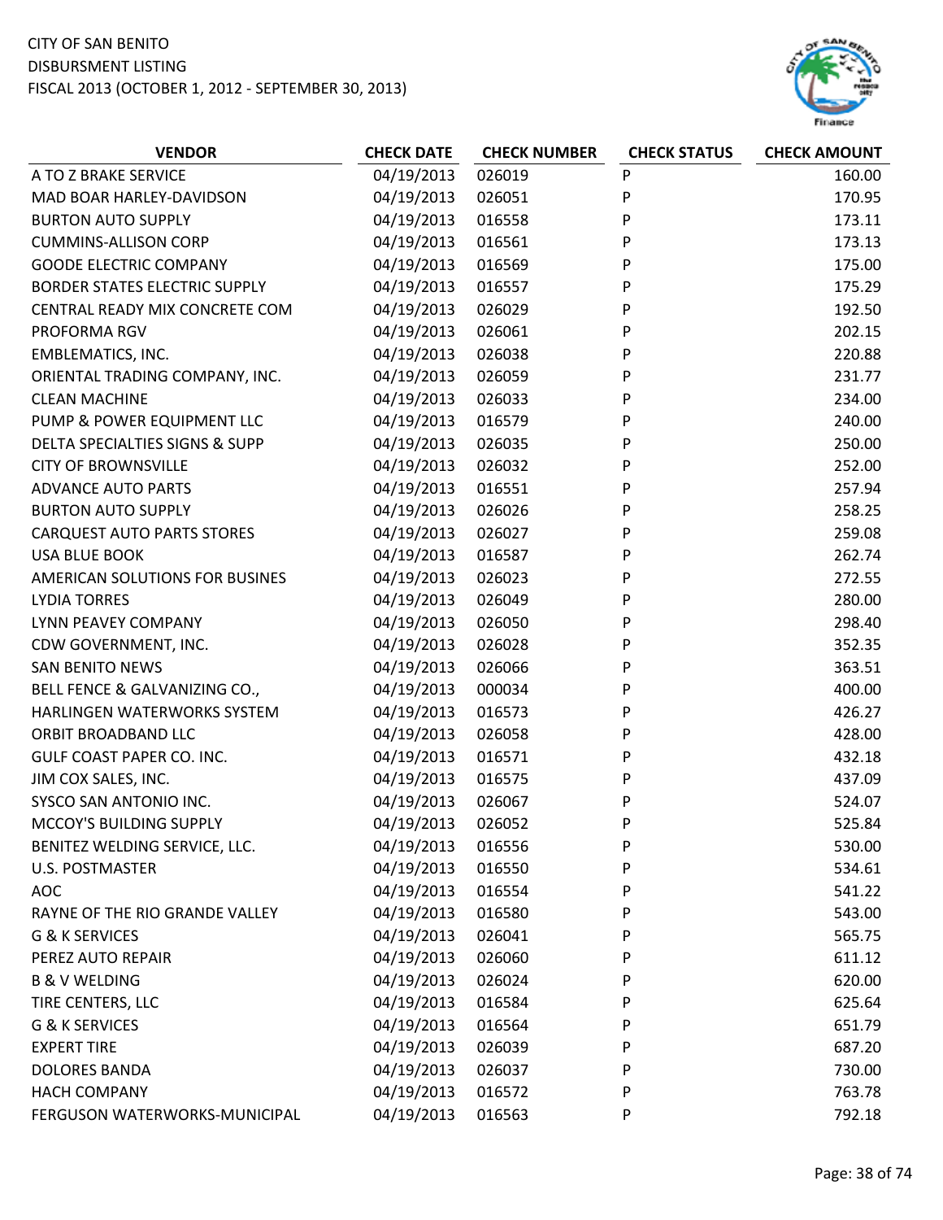CITY OF SAN BENITO
DISBURSMENT LISTING
FISCAL 2013 (OCTOBER 1, 2012 - SEPTEMBER 30, 2013)

| VENDOR | CHECK DATE | CHECK NUMBER | CHECK STATUS | CHECK AMOUNT |
|---|---|---|---|---|
| A TO Z BRAKE SERVICE | 04/19/2013 | 026019 | P | 160.00 |
| MAD BOAR HARLEY-DAVIDSON | 04/19/2013 | 026051 | P | 170.95 |
| BURTON AUTO SUPPLY | 04/19/2013 | 016558 | P | 173.11 |
| CUMMINS-ALLISON CORP | 04/19/2013 | 016561 | P | 173.13 |
| GOODE ELECTRIC COMPANY | 04/19/2013 | 016569 | P | 175.00 |
| BORDER STATES ELECTRIC SUPPLY | 04/19/2013 | 016557 | P | 175.29 |
| CENTRAL READY MIX CONCRETE COM | 04/19/2013 | 026029 | P | 192.50 |
| PROFORMA RGV | 04/19/2013 | 026061 | P | 202.15 |
| EMBLEMATICS, INC. | 04/19/2013 | 026038 | P | 220.88 |
| ORIENTAL TRADING COMPANY, INC. | 04/19/2013 | 026059 | P | 231.77 |
| CLEAN MACHINE | 04/19/2013 | 026033 | P | 234.00 |
| PUMP & POWER EQUIPMENT LLC | 04/19/2013 | 016579 | P | 240.00 |
| DELTA SPECIALTIES SIGNS & SUPP | 04/19/2013 | 026035 | P | 250.00 |
| CITY OF BROWNSVILLE | 04/19/2013 | 026032 | P | 252.00 |
| ADVANCE AUTO PARTS | 04/19/2013 | 016551 | P | 257.94 |
| BURTON AUTO SUPPLY | 04/19/2013 | 026026 | P | 258.25 |
| CARQUEST AUTO PARTS STORES | 04/19/2013 | 026027 | P | 259.08 |
| USA BLUE BOOK | 04/19/2013 | 016587 | P | 262.74 |
| AMERICAN SOLUTIONS FOR BUSINES | 04/19/2013 | 026023 | P | 272.55 |
| LYDIA TORRES | 04/19/2013 | 026049 | P | 280.00 |
| LYNN PEAVEY COMPANY | 04/19/2013 | 026050 | P | 298.40 |
| CDW GOVERNMENT, INC. | 04/19/2013 | 026028 | P | 352.35 |
| SAN BENITO NEWS | 04/19/2013 | 026066 | P | 363.51 |
| BELL FENCE & GALVANIZING CO., | 04/19/2013 | 000034 | P | 400.00 |
| HARLINGEN WATERWORKS SYSTEM | 04/19/2013 | 016573 | P | 426.27 |
| ORBIT BROADBAND LLC | 04/19/2013 | 026058 | P | 428.00 |
| GULF COAST PAPER CO. INC. | 04/19/2013 | 016571 | P | 432.18 |
| JIM COX SALES, INC. | 04/19/2013 | 016575 | P | 437.09 |
| SYSCO SAN ANTONIO INC. | 04/19/2013 | 026067 | P | 524.07 |
| MCCOY'S BUILDING SUPPLY | 04/19/2013 | 026052 | P | 525.84 |
| BENITEZ WELDING SERVICE, LLC. | 04/19/2013 | 016556 | P | 530.00 |
| U.S. POSTMASTER | 04/19/2013 | 016550 | P | 534.61 |
| AOC | 04/19/2013 | 016554 | P | 541.22 |
| RAYNE OF THE RIO GRANDE VALLEY | 04/19/2013 | 016580 | P | 543.00 |
| G & K SERVICES | 04/19/2013 | 026041 | P | 565.75 |
| PEREZ AUTO REPAIR | 04/19/2013 | 026060 | P | 611.12 |
| B & V WELDING | 04/19/2013 | 026024 | P | 620.00 |
| TIRE CENTERS, LLC | 04/19/2013 | 016584 | P | 625.64 |
| G & K SERVICES | 04/19/2013 | 016564 | P | 651.79 |
| EXPERT TIRE | 04/19/2013 | 026039 | P | 687.20 |
| DOLORES BANDA | 04/19/2013 | 026037 | P | 730.00 |
| HACH COMPANY | 04/19/2013 | 016572 | P | 763.78 |
| FERGUSON WATERWORKS-MUNICIPAL | 04/19/2013 | 016563 | P | 792.18 |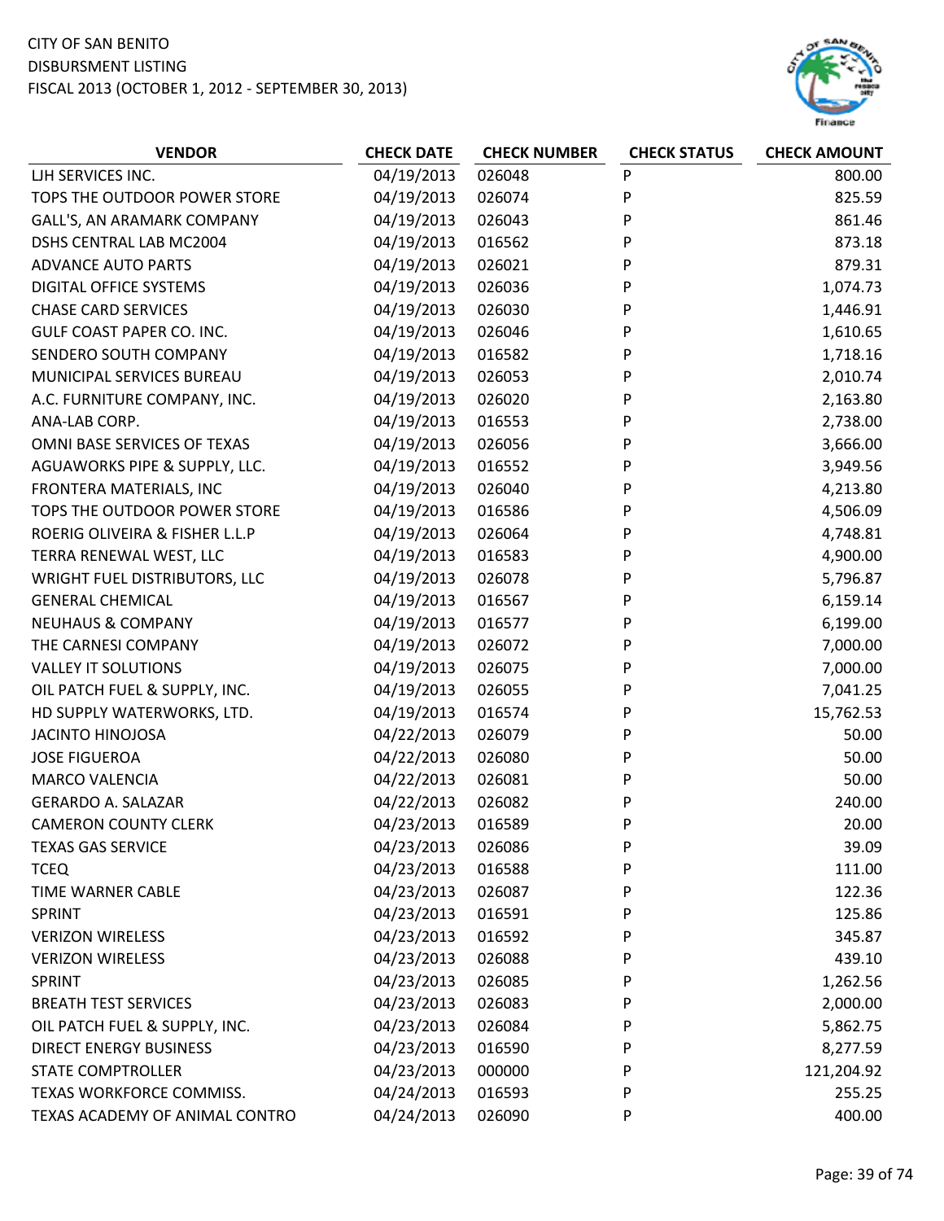CITY OF SAN BENITO
DISBURSMENT LISTING
FISCAL 2013 (OCTOBER 1, 2012 - SEPTEMBER 30, 2013)

| VENDOR | CHECK DATE | CHECK NUMBER | CHECK STATUS | CHECK AMOUNT |
|---|---|---|---|---|
| LJH SERVICES INC. | 04/19/2013 | 026048 | P | 800.00 |
| TOPS THE OUTDOOR POWER STORE | 04/19/2013 | 026074 | P | 825.59 |
| GALL'S, AN ARAMARK COMPANY | 04/19/2013 | 026043 | P | 861.46 |
| DSHS CENTRAL LAB MC2004 | 04/19/2013 | 016562 | P | 873.18 |
| ADVANCE AUTO PARTS | 04/19/2013 | 026021 | P | 879.31 |
| DIGITAL OFFICE SYSTEMS | 04/19/2013 | 026036 | P | 1,074.73 |
| CHASE CARD SERVICES | 04/19/2013 | 026030 | P | 1,446.91 |
| GULF COAST PAPER CO. INC. | 04/19/2013 | 026046 | P | 1,610.65 |
| SENDERO SOUTH COMPANY | 04/19/2013 | 016582 | P | 1,718.16 |
| MUNICIPAL SERVICES BUREAU | 04/19/2013 | 026053 | P | 2,010.74 |
| A.C. FURNITURE COMPANY, INC. | 04/19/2013 | 026020 | P | 2,163.80 |
| ANA-LAB CORP. | 04/19/2013 | 016553 | P | 2,738.00 |
| OMNI BASE SERVICES OF TEXAS | 04/19/2013 | 026056 | P | 3,666.00 |
| AGUAWORKS PIPE & SUPPLY, LLC. | 04/19/2013 | 016552 | P | 3,949.56 |
| FRONTERA MATERIALS, INC | 04/19/2013 | 026040 | P | 4,213.80 |
| TOPS THE OUTDOOR POWER STORE | 04/19/2013 | 016586 | P | 4,506.09 |
| ROERIG OLIVEIRA & FISHER L.L.P | 04/19/2013 | 026064 | P | 4,748.81 |
| TERRA RENEWAL WEST, LLC | 04/19/2013 | 016583 | P | 4,900.00 |
| WRIGHT FUEL DISTRIBUTORS, LLC | 04/19/2013 | 026078 | P | 5,796.87 |
| GENERAL CHEMICAL | 04/19/2013 | 016567 | P | 6,159.14 |
| NEUHAUS & COMPANY | 04/19/2013 | 016577 | P | 6,199.00 |
| THE CARNESI COMPANY | 04/19/2013 | 026072 | P | 7,000.00 |
| VALLEY IT SOLUTIONS | 04/19/2013 | 026075 | P | 7,000.00 |
| OIL PATCH FUEL & SUPPLY, INC. | 04/19/2013 | 026055 | P | 7,041.25 |
| HD SUPPLY WATERWORKS, LTD. | 04/19/2013 | 016574 | P | 15,762.53 |
| JACINTO HINOJOSA | 04/22/2013 | 026079 | P | 50.00 |
| JOSE FIGUEROA | 04/22/2013 | 026080 | P | 50.00 |
| MARCO VALENCIA | 04/22/2013 | 026081 | P | 50.00 |
| GERARDO A. SALAZAR | 04/22/2013 | 026082 | P | 240.00 |
| CAMERON COUNTY CLERK | 04/23/2013 | 016589 | P | 20.00 |
| TEXAS GAS SERVICE | 04/23/2013 | 026086 | P | 39.09 |
| TCEQ | 04/23/2013 | 016588 | P | 111.00 |
| TIME WARNER CABLE | 04/23/2013 | 026087 | P | 122.36 |
| SPRINT | 04/23/2013 | 016591 | P | 125.86 |
| VERIZON WIRELESS | 04/23/2013 | 016592 | P | 345.87 |
| VERIZON WIRELESS | 04/23/2013 | 026088 | P | 439.10 |
| SPRINT | 04/23/2013 | 026085 | P | 1,262.56 |
| BREATH TEST SERVICES | 04/23/2013 | 026083 | P | 2,000.00 |
| OIL PATCH FUEL & SUPPLY, INC. | 04/23/2013 | 026084 | P | 5,862.75 |
| DIRECT ENERGY BUSINESS | 04/23/2013 | 016590 | P | 8,277.59 |
| STATE COMPTROLLER | 04/23/2013 | 000000 | P | 121,204.92 |
| TEXAS WORKFORCE COMMISS. | 04/24/2013 | 016593 | P | 255.25 |
| TEXAS ACADEMY OF ANIMAL CONTRO | 04/24/2013 | 026090 | P | 400.00 |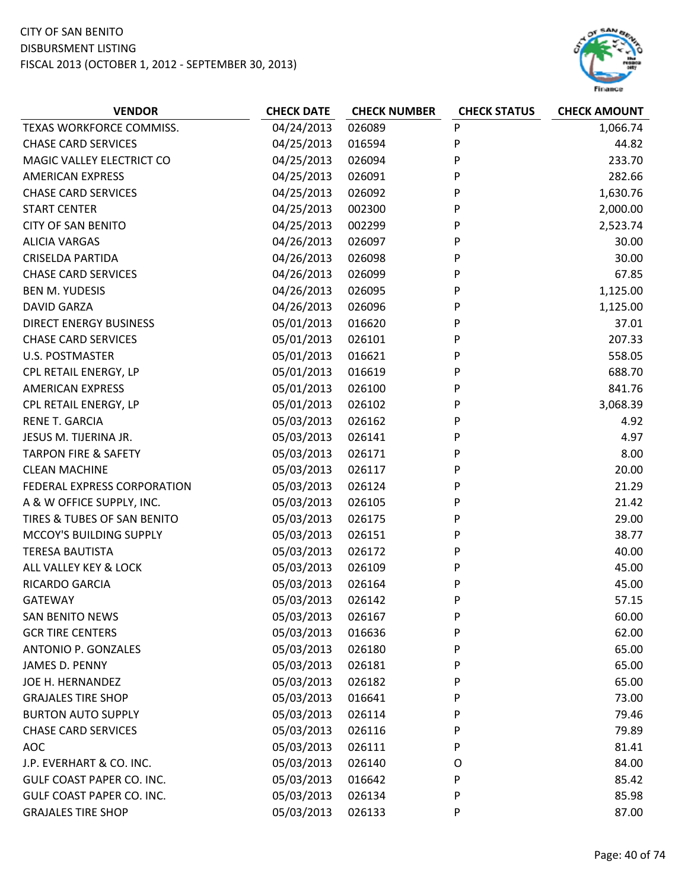CITY OF SAN BENITO
DISBURSMENT LISTING
FISCAL 2013 (OCTOBER 1, 2012 - SEPTEMBER 30, 2013)

| VENDOR | CHECK DATE | CHECK NUMBER | CHECK STATUS | CHECK AMOUNT |
|---|---|---|---|---|
| TEXAS WORKFORCE COMMISS. | 04/24/2013 | 026089 | P | 1,066.74 |
| CHASE CARD SERVICES | 04/25/2013 | 016594 | P | 44.82 |
| MAGIC VALLEY ELECTRICT CO | 04/25/2013 | 026094 | P | 233.70 |
| AMERICAN EXPRESS | 04/25/2013 | 026091 | P | 282.66 |
| CHASE CARD SERVICES | 04/25/2013 | 026092 | P | 1,630.76 |
| START CENTER | 04/25/2013 | 002300 | P | 2,000.00 |
| CITY OF SAN BENITO | 04/25/2013 | 002299 | P | 2,523.74 |
| ALICIA VARGAS | 04/26/2013 | 026097 | P | 30.00 |
| CRISELDA PARTIDA | 04/26/2013 | 026098 | P | 30.00 |
| CHASE CARD SERVICES | 04/26/2013 | 026099 | P | 67.85 |
| BEN M. YUDESIS | 04/26/2013 | 026095 | P | 1,125.00 |
| DAVID GARZA | 04/26/2013 | 026096 | P | 1,125.00 |
| DIRECT ENERGY BUSINESS | 05/01/2013 | 016620 | P | 37.01 |
| CHASE CARD SERVICES | 05/01/2013 | 026101 | P | 207.33 |
| U.S. POSTMASTER | 05/01/2013 | 016621 | P | 558.05 |
| CPL RETAIL ENERGY, LP | 05/01/2013 | 016619 | P | 688.70 |
| AMERICAN EXPRESS | 05/01/2013 | 026100 | P | 841.76 |
| CPL RETAIL ENERGY, LP | 05/01/2013 | 026102 | P | 3,068.39 |
| RENE T. GARCIA | 05/03/2013 | 026162 | P | 4.92 |
| JESUS M. TIJERINA JR. | 05/03/2013 | 026141 | P | 4.97 |
| TARPON FIRE & SAFETY | 05/03/2013 | 026171 | P | 8.00 |
| CLEAN MACHINE | 05/03/2013 | 026117 | P | 20.00 |
| FEDERAL EXPRESS CORPORATION | 05/03/2013 | 026124 | P | 21.29 |
| A & W OFFICE SUPPLY, INC. | 05/03/2013 | 026105 | P | 21.42 |
| TIRES & TUBES OF SAN BENITO | 05/03/2013 | 026175 | P | 29.00 |
| MCCOY'S BUILDING SUPPLY | 05/03/2013 | 026151 | P | 38.77 |
| TERESA BAUTISTA | 05/03/2013 | 026172 | P | 40.00 |
| ALL VALLEY KEY & LOCK | 05/03/2013 | 026109 | P | 45.00 |
| RICARDO GARCIA | 05/03/2013 | 026164 | P | 45.00 |
| GATEWAY | 05/03/2013 | 026142 | P | 57.15 |
| SAN BENITO NEWS | 05/03/2013 | 026167 | P | 60.00 |
| GCR TIRE CENTERS | 05/03/2013 | 016636 | P | 62.00 |
| ANTONIO P. GONZALES | 05/03/2013 | 026180 | P | 65.00 |
| JAMES D. PENNY | 05/03/2013 | 026181 | P | 65.00 |
| JOE H. HERNANDEZ | 05/03/2013 | 026182 | P | 65.00 |
| GRAJALES TIRE SHOP | 05/03/2013 | 016641 | P | 73.00 |
| BURTON AUTO SUPPLY | 05/03/2013 | 026114 | P | 79.46 |
| CHASE CARD SERVICES | 05/03/2013 | 026116 | P | 79.89 |
| AOC | 05/03/2013 | 026111 | P | 81.41 |
| J.P. EVERHART & CO. INC. | 05/03/2013 | 026140 | O | 84.00 |
| GULF COAST PAPER CO. INC. | 05/03/2013 | 016642 | P | 85.42 |
| GULF COAST PAPER CO. INC. | 05/03/2013 | 026134 | P | 85.98 |
| GRAJALES TIRE SHOP | 05/03/2013 | 026133 | P | 87.00 |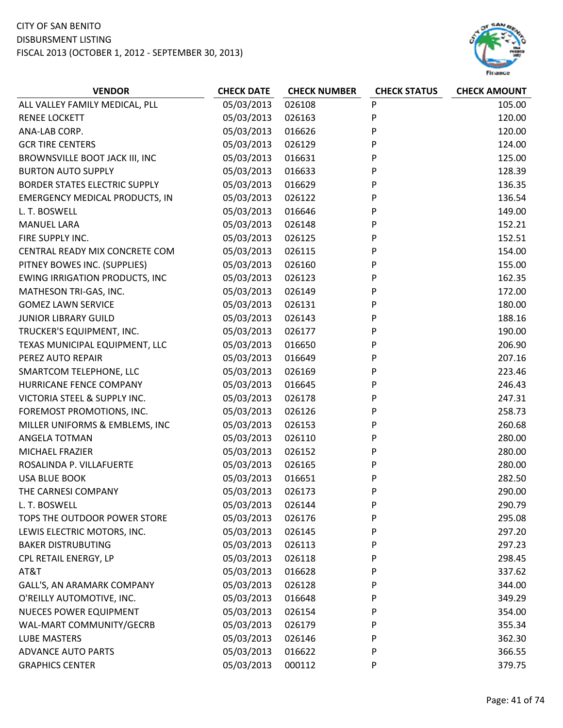CITY OF SAN BENITO
DISBURSMENT LISTING
FISCAL 2013 (OCTOBER 1, 2012 - SEPTEMBER 30, 2013)

| VENDOR | CHECK DATE | CHECK NUMBER | CHECK STATUS | CHECK AMOUNT |
|---|---|---|---|---|
| ALL VALLEY FAMILY MEDICAL, PLL | 05/03/2013 | 026108 | P | 105.00 |
| RENEE LOCKETT | 05/03/2013 | 026163 | P | 120.00 |
| ANA-LAB CORP. | 05/03/2013 | 016626 | P | 120.00 |
| GCR TIRE CENTERS | 05/03/2013 | 026129 | P | 124.00 |
| BROWNSVILLE BOOT JACK III, INC | 05/03/2013 | 016631 | P | 125.00 |
| BURTON AUTO SUPPLY | 05/03/2013 | 016633 | P | 128.39 |
| BORDER STATES ELECTRIC SUPPLY | 05/03/2013 | 016629 | P | 136.35 |
| EMERGENCY MEDICAL PRODUCTS, IN | 05/03/2013 | 026122 | P | 136.54 |
| L. T. BOSWELL | 05/03/2013 | 016646 | P | 149.00 |
| MANUEL LARA | 05/03/2013 | 026148 | P | 152.21 |
| FIRE SUPPLY INC. | 05/03/2013 | 026125 | P | 152.51 |
| CENTRAL READY MIX CONCRETE COM | 05/03/2013 | 026115 | P | 154.00 |
| PITNEY BOWES INC. (SUPPLIES) | 05/03/2013 | 026160 | P | 155.00 |
| EWING IRRIGATION PRODUCTS, INC | 05/03/2013 | 026123 | P | 162.35 |
| MATHESON TRI-GAS, INC. | 05/03/2013 | 026149 | P | 172.00 |
| GOMEZ LAWN SERVICE | 05/03/2013 | 026131 | P | 180.00 |
| JUNIOR LIBRARY GUILD | 05/03/2013 | 026143 | P | 188.16 |
| TRUCKER'S EQUIPMENT, INC. | 05/03/2013 | 026177 | P | 190.00 |
| TEXAS MUNICIPAL EQUIPMENT, LLC | 05/03/2013 | 016650 | P | 206.90 |
| PEREZ AUTO REPAIR | 05/03/2013 | 016649 | P | 207.16 |
| SMARTCOM TELEPHONE, LLC | 05/03/2013 | 026169 | P | 223.46 |
| HURRICANE FENCE COMPANY | 05/03/2013 | 016645 | P | 246.43 |
| VICTORIA STEEL & SUPPLY INC. | 05/03/2013 | 026178 | P | 247.31 |
| FOREMOST PROMOTIONS, INC. | 05/03/2013 | 026126 | P | 258.73 |
| MILLER UNIFORMS & EMBLEMS, INC | 05/03/2013 | 026153 | P | 260.68 |
| ANGELA TOTMAN | 05/03/2013 | 026110 | P | 280.00 |
| MICHAEL FRAZIER | 05/03/2013 | 026152 | P | 280.00 |
| ROSALINDA P. VILLAFUERTE | 05/03/2013 | 026165 | P | 280.00 |
| USA BLUE BOOK | 05/03/2013 | 016651 | P | 282.50 |
| THE CARNESI COMPANY | 05/03/2013 | 026173 | P | 290.00 |
| L. T. BOSWELL | 05/03/2013 | 026144 | P | 290.79 |
| TOPS THE OUTDOOR POWER STORE | 05/03/2013 | 026176 | P | 295.08 |
| LEWIS ELECTRIC MOTORS, INC. | 05/03/2013 | 026145 | P | 297.20 |
| BAKER DISTRUBUTING | 05/03/2013 | 026113 | P | 297.23 |
| CPL RETAIL ENERGY, LP | 05/03/2013 | 026118 | P | 298.45 |
| AT&T | 05/03/2013 | 016628 | P | 337.62 |
| GALL'S, AN ARAMARK COMPANY | 05/03/2013 | 026128 | P | 344.00 |
| O'REILLY AUTOMOTIVE, INC. | 05/03/2013 | 016648 | P | 349.29 |
| NUECES POWER EQUIPMENT | 05/03/2013 | 026154 | P | 354.00 |
| WAL-MART COMMUNITY/GECRB | 05/03/2013 | 026179 | P | 355.34 |
| LUBE MASTERS | 05/03/2013 | 026146 | P | 362.30 |
| ADVANCE AUTO PARTS | 05/03/2013 | 016622 | P | 366.55 |
| GRAPHICS CENTER | 05/03/2013 | 000112 | P | 379.75 |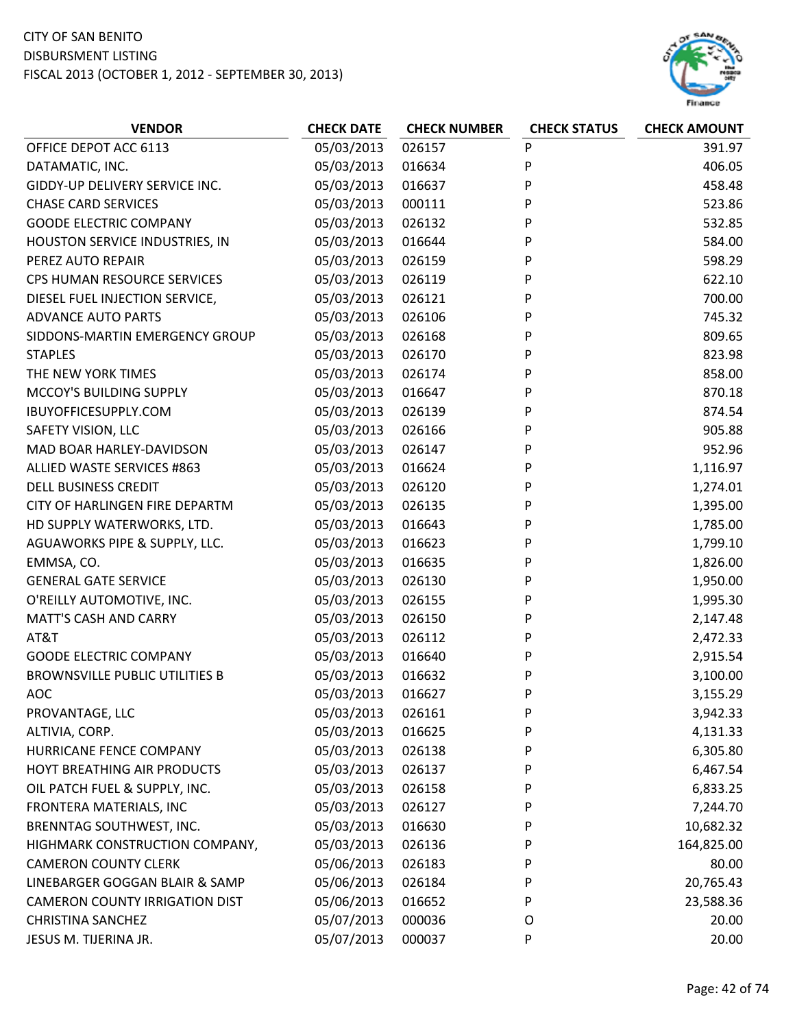CITY OF SAN BENITO
DISBURSMENT LISTING
FISCAL 2013 (OCTOBER 1, 2012 - SEPTEMBER 30, 2013)

| VENDOR | CHECK DATE | CHECK NUMBER | CHECK STATUS | CHECK AMOUNT |
|---|---|---|---|---|
| OFFICE DEPOT ACC 6113 | 05/03/2013 | 026157 | P | 391.97 |
| DATAMATIC, INC. | 05/03/2013 | 016634 | P | 406.05 |
| GIDDY-UP DELIVERY SERVICE INC. | 05/03/2013 | 016637 | P | 458.48 |
| CHASE CARD SERVICES | 05/03/2013 | 000111 | P | 523.86 |
| GOODE ELECTRIC COMPANY | 05/03/2013 | 026132 | P | 532.85 |
| HOUSTON SERVICE INDUSTRIES, IN | 05/03/2013 | 016644 | P | 584.00 |
| PEREZ AUTO REPAIR | 05/03/2013 | 026159 | P | 598.29 |
| CPS HUMAN RESOURCE SERVICES | 05/03/2013 | 026119 | P | 622.10 |
| DIESEL FUEL INJECTION SERVICE, | 05/03/2013 | 026121 | P | 700.00 |
| ADVANCE AUTO PARTS | 05/03/2013 | 026106 | P | 745.32 |
| SIDDONS-MARTIN EMERGENCY GROUP | 05/03/2013 | 026168 | P | 809.65 |
| STAPLES | 05/03/2013 | 026170 | P | 823.98 |
| THE NEW YORK TIMES | 05/03/2013 | 026174 | P | 858.00 |
| MCCOY'S BUILDING SUPPLY | 05/03/2013 | 016647 | P | 870.18 |
| IBUYOFFICESUPPLY.COM | 05/03/2013 | 026139 | P | 874.54 |
| SAFETY VISION, LLC | 05/03/2013 | 026166 | P | 905.88 |
| MAD BOAR HARLEY-DAVIDSON | 05/03/2013 | 026147 | P | 952.96 |
| ALLIED WASTE SERVICES #863 | 05/03/2013 | 016624 | P | 1,116.97 |
| DELL BUSINESS CREDIT | 05/03/2013 | 026120 | P | 1,274.01 |
| CITY OF HARLINGEN FIRE DEPARTM | 05/03/2013 | 026135 | P | 1,395.00 |
| HD SUPPLY WATERWORKS, LTD. | 05/03/2013 | 016643 | P | 1,785.00 |
| AGUAWORKS PIPE & SUPPLY, LLC. | 05/03/2013 | 016623 | P | 1,799.10 |
| EMMSA, CO. | 05/03/2013 | 016635 | P | 1,826.00 |
| GENERAL GATE SERVICE | 05/03/2013 | 026130 | P | 1,950.00 |
| O'REILLY AUTOMOTIVE, INC. | 05/03/2013 | 026155 | P | 1,995.30 |
| MATT'S CASH AND CARRY | 05/03/2013 | 026150 | P | 2,147.48 |
| AT&T | 05/03/2013 | 026112 | P | 2,472.33 |
| GOODE ELECTRIC COMPANY | 05/03/2013 | 016640 | P | 2,915.54 |
| BROWNSVILLE PUBLIC UTILITIES B | 05/03/2013 | 016632 | P | 3,100.00 |
| AOC | 05/03/2013 | 016627 | P | 3,155.29 |
| PROVANTAGE, LLC | 05/03/2013 | 026161 | P | 3,942.33 |
| ALTIVIA, CORP. | 05/03/2013 | 016625 | P | 4,131.33 |
| HURRICANE FENCE COMPANY | 05/03/2013 | 026138 | P | 6,305.80 |
| HOYT BREATHING AIR PRODUCTS | 05/03/2013 | 026137 | P | 6,467.54 |
| OIL PATCH FUEL & SUPPLY, INC. | 05/03/2013 | 026158 | P | 6,833.25 |
| FRONTERA MATERIALS, INC | 05/03/2013 | 026127 | P | 7,244.70 |
| BRENNTAG SOUTHWEST, INC. | 05/03/2013 | 016630 | P | 10,682.32 |
| HIGHMARK CONSTRUCTION COMPANY, | 05/03/2013 | 026136 | P | 164,825.00 |
| CAMERON COUNTY CLERK | 05/06/2013 | 026183 | P | 80.00 |
| LINEBARGER GOGGAN BLAIR & SAMP | 05/06/2013 | 026184 | P | 20,765.43 |
| CAMERON COUNTY IRRIGATION DIST | 05/06/2013 | 016652 | P | 23,588.36 |
| CHRISTINA SANCHEZ | 05/07/2013 | 000036 | O | 20.00 |
| JESUS M. TIJERINA JR. | 05/07/2013 | 000037 | P | 20.00 |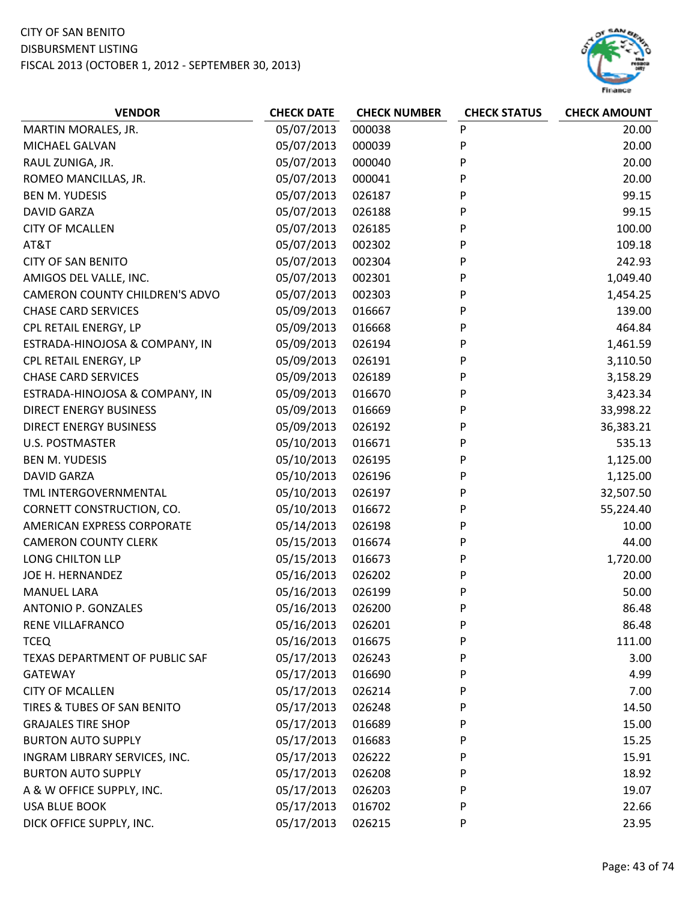CITY OF SAN BENITO
DISBURSMENT LISTING
FISCAL 2013 (OCTOBER 1, 2012 - SEPTEMBER 30, 2013)

| VENDOR | CHECK DATE | CHECK NUMBER | CHECK STATUS | CHECK AMOUNT |
|---|---|---|---|---|
| MARTIN MORALES, JR. | 05/07/2013 | 000038 | P | 20.00 |
| MICHAEL GALVAN | 05/07/2013 | 000039 | P | 20.00 |
| RAUL ZUNIGA, JR. | 05/07/2013 | 000040 | P | 20.00 |
| ROMEO MANCILLAS, JR. | 05/07/2013 | 000041 | P | 20.00 |
| BEN M. YUDESIS | 05/07/2013 | 026187 | P | 99.15 |
| DAVID GARZA | 05/07/2013 | 026188 | P | 99.15 |
| CITY OF MCALLEN | 05/07/2013 | 026185 | P | 100.00 |
| AT&T | 05/07/2013 | 002302 | P | 109.18 |
| CITY OF SAN BENITO | 05/07/2013 | 002304 | P | 242.93 |
| AMIGOS DEL VALLE, INC. | 05/07/2013 | 002301 | P | 1,049.40 |
| CAMERON COUNTY CHILDREN'S ADVO | 05/07/2013 | 002303 | P | 1,454.25 |
| CHASE CARD SERVICES | 05/09/2013 | 016667 | P | 139.00 |
| CPL RETAIL ENERGY, LP | 05/09/2013 | 016668 | P | 464.84 |
| ESTRADA-HINOJOSA & COMPANY, IN | 05/09/2013 | 026194 | P | 1,461.59 |
| CPL RETAIL ENERGY, LP | 05/09/2013 | 026191 | P | 3,110.50 |
| CHASE CARD SERVICES | 05/09/2013 | 026189 | P | 3,158.29 |
| ESTRADA-HINOJOSA & COMPANY, IN | 05/09/2013 | 016670 | P | 3,423.34 |
| DIRECT ENERGY BUSINESS | 05/09/2013 | 016669 | P | 33,998.22 |
| DIRECT ENERGY BUSINESS | 05/09/2013 | 026192 | P | 36,383.21 |
| U.S. POSTMASTER | 05/10/2013 | 016671 | P | 535.13 |
| BEN M. YUDESIS | 05/10/2013 | 026195 | P | 1,125.00 |
| DAVID GARZA | 05/10/2013 | 026196 | P | 1,125.00 |
| TML INTERGOVERNMENTAL | 05/10/2013 | 026197 | P | 32,507.50 |
| CORNETT CONSTRUCTION, CO. | 05/10/2013 | 016672 | P | 55,224.40 |
| AMERICAN EXPRESS CORPORATE | 05/14/2013 | 026198 | P | 10.00 |
| CAMERON COUNTY CLERK | 05/15/2013 | 016674 | P | 44.00 |
| LONG CHILTON LLP | 05/15/2013 | 016673 | P | 1,720.00 |
| JOE H. HERNANDEZ | 05/16/2013 | 026202 | P | 20.00 |
| MANUEL LARA | 05/16/2013 | 026199 | P | 50.00 |
| ANTONIO P. GONZALES | 05/16/2013 | 026200 | P | 86.48 |
| RENE VILLAFRANCO | 05/16/2013 | 026201 | P | 86.48 |
| TCEQ | 05/16/2013 | 016675 | P | 111.00 |
| TEXAS DEPARTMENT OF PUBLIC SAF | 05/17/2013 | 026243 | P | 3.00 |
| GATEWAY | 05/17/2013 | 016690 | P | 4.99 |
| CITY OF MCALLEN | 05/17/2013 | 026214 | P | 7.00 |
| TIRES & TUBES OF SAN BENITO | 05/17/2013 | 026248 | P | 14.50 |
| GRAJALES TIRE SHOP | 05/17/2013 | 016689 | P | 15.00 |
| BURTON AUTO SUPPLY | 05/17/2013 | 016683 | P | 15.25 |
| INGRAM LIBRARY SERVICES, INC. | 05/17/2013 | 026222 | P | 15.91 |
| BURTON AUTO SUPPLY | 05/17/2013 | 026208 | P | 18.92 |
| A & W OFFICE SUPPLY, INC. | 05/17/2013 | 026203 | P | 19.07 |
| USA BLUE BOOK | 05/17/2013 | 016702 | P | 22.66 |
| DICK OFFICE SUPPLY, INC. | 05/17/2013 | 026215 | P | 23.95 |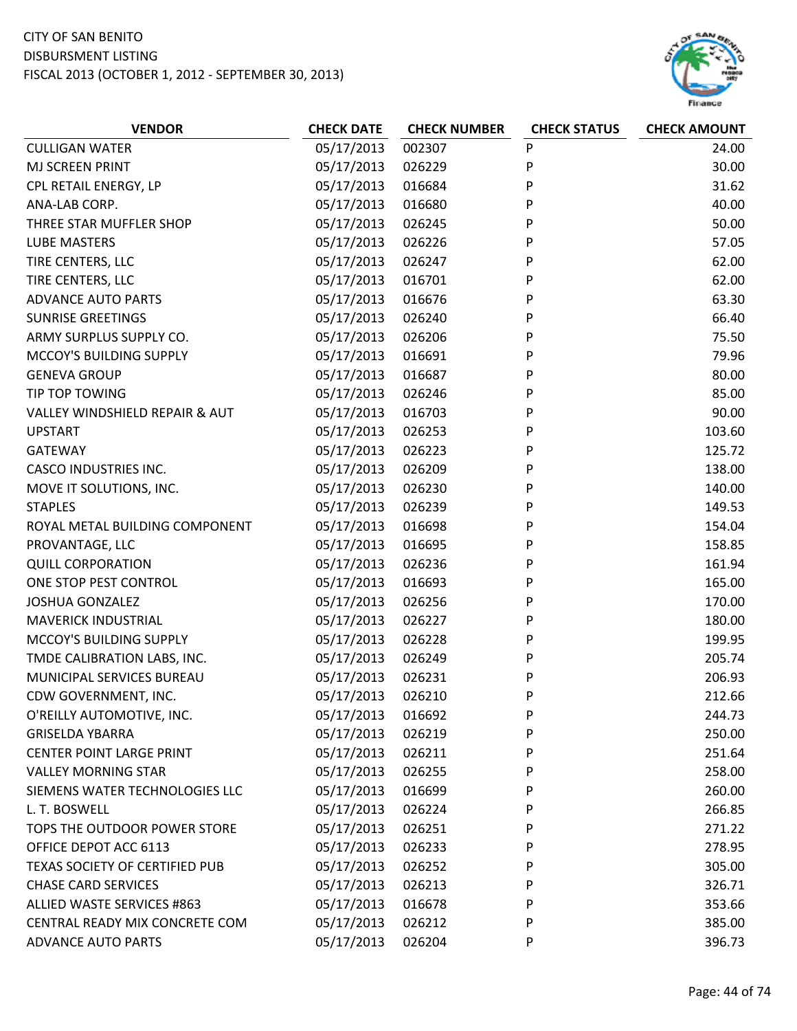CITY OF SAN BENITO
DISBURSMENT LISTING
FISCAL 2013 (OCTOBER 1, 2012 - SEPTEMBER 30, 2013)

| VENDOR | CHECK DATE | CHECK NUMBER | CHECK STATUS | CHECK AMOUNT |
|---|---|---|---|---|
| CULLIGAN WATER | 05/17/2013 | 002307 | P | 24.00 |
| MJ SCREEN PRINT | 05/17/2013 | 026229 | P | 30.00 |
| CPL RETAIL ENERGY, LP | 05/17/2013 | 016684 | P | 31.62 |
| ANA-LAB CORP. | 05/17/2013 | 016680 | P | 40.00 |
| THREE STAR MUFFLER SHOP | 05/17/2013 | 026245 | P | 50.00 |
| LUBE MASTERS | 05/17/2013 | 026226 | P | 57.05 |
| TIRE CENTERS, LLC | 05/17/2013 | 026247 | P | 62.00 |
| TIRE CENTERS, LLC | 05/17/2013 | 016701 | P | 62.00 |
| ADVANCE AUTO PARTS | 05/17/2013 | 016676 | P | 63.30 |
| SUNRISE GREETINGS | 05/17/2013 | 026240 | P | 66.40 |
| ARMY SURPLUS SUPPLY CO. | 05/17/2013 | 026206 | P | 75.50 |
| MCCOY'S BUILDING SUPPLY | 05/17/2013 | 016691 | P | 79.96 |
| GENEVA GROUP | 05/17/2013 | 016687 | P | 80.00 |
| TIP TOP TOWING | 05/17/2013 | 026246 | P | 85.00 |
| VALLEY WINDSHIELD REPAIR & AUT | 05/17/2013 | 016703 | P | 90.00 |
| UPSTART | 05/17/2013 | 026253 | P | 103.60 |
| GATEWAY | 05/17/2013 | 026223 | P | 125.72 |
| CASCO INDUSTRIES INC. | 05/17/2013 | 026209 | P | 138.00 |
| MOVE IT SOLUTIONS, INC. | 05/17/2013 | 026230 | P | 140.00 |
| STAPLES | 05/17/2013 | 026239 | P | 149.53 |
| ROYAL METAL BUILDING COMPONENT | 05/17/2013 | 016698 | P | 154.04 |
| PROVANTAGE, LLC | 05/17/2013 | 016695 | P | 158.85 |
| QUILL CORPORATION | 05/17/2013 | 026236 | P | 161.94 |
| ONE STOP PEST CONTROL | 05/17/2013 | 016693 | P | 165.00 |
| JOSHUA GONZALEZ | 05/17/2013 | 026256 | P | 170.00 |
| MAVERICK INDUSTRIAL | 05/17/2013 | 026227 | P | 180.00 |
| MCCOY'S BUILDING SUPPLY | 05/17/2013 | 026228 | P | 199.95 |
| TMDE CALIBRATION LABS, INC. | 05/17/2013 | 026249 | P | 205.74 |
| MUNICIPAL SERVICES BUREAU | 05/17/2013 | 026231 | P | 206.93 |
| CDW GOVERNMENT, INC. | 05/17/2013 | 026210 | P | 212.66 |
| O'REILLY AUTOMOTIVE, INC. | 05/17/2013 | 016692 | P | 244.73 |
| GRISELDA YBARRA | 05/17/2013 | 026219 | P | 250.00 |
| CENTER POINT LARGE PRINT | 05/17/2013 | 026211 | P | 251.64 |
| VALLEY MORNING STAR | 05/17/2013 | 026255 | P | 258.00 |
| SIEMENS WATER TECHNOLOGIES LLC | 05/17/2013 | 016699 | P | 260.00 |
| L. T. BOSWELL | 05/17/2013 | 026224 | P | 266.85 |
| TOPS THE OUTDOOR POWER STORE | 05/17/2013 | 026251 | P | 271.22 |
| OFFICE DEPOT ACC 6113 | 05/17/2013 | 026233 | P | 278.95 |
| TEXAS SOCIETY OF CERTIFIED PUB | 05/17/2013 | 026252 | P | 305.00 |
| CHASE CARD SERVICES | 05/17/2013 | 026213 | P | 326.71 |
| ALLIED WASTE SERVICES #863 | 05/17/2013 | 016678 | P | 353.66 |
| CENTRAL READY MIX CONCRETE COM | 05/17/2013 | 026212 | P | 385.00 |
| ADVANCE AUTO PARTS | 05/17/2013 | 026204 | P | 396.73 |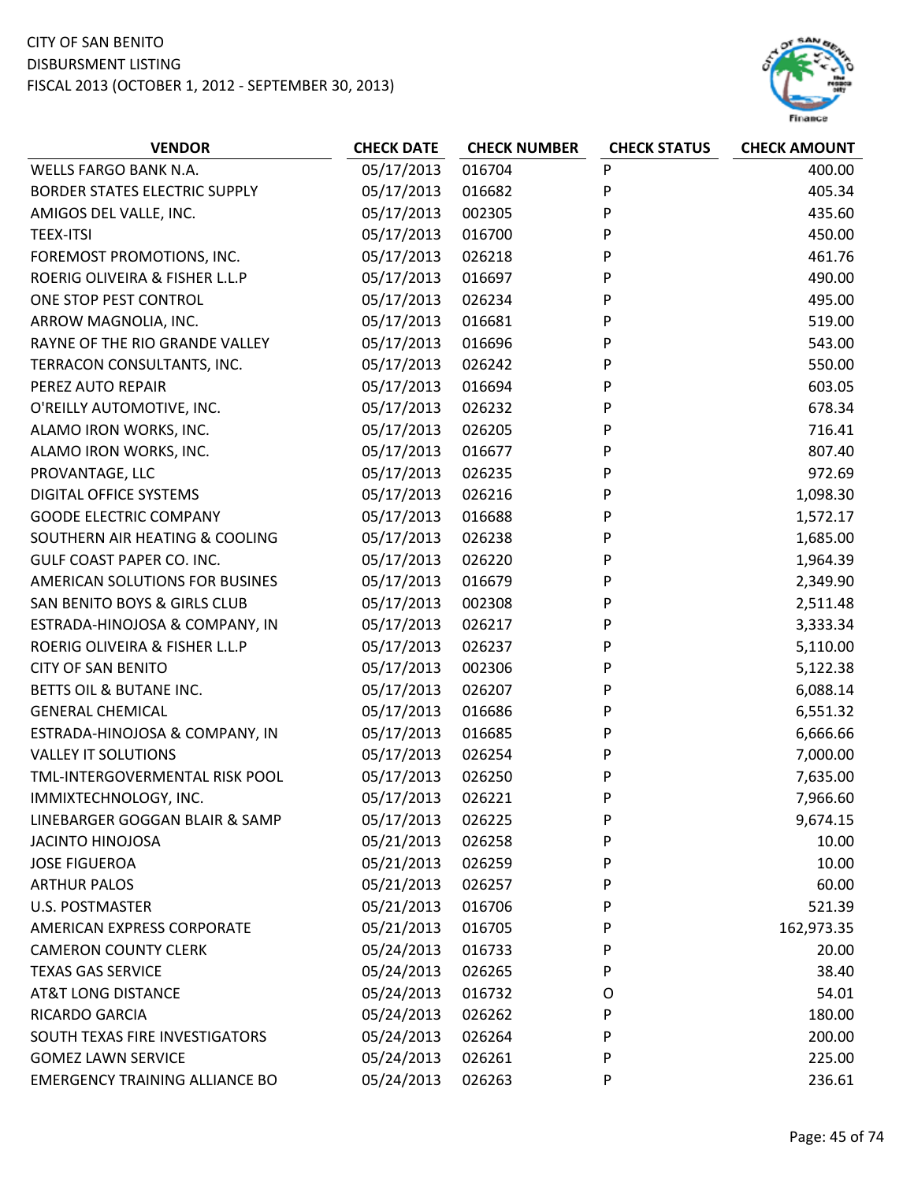CITY OF SAN BENITO
DISBURSMENT LISTING
FISCAL 2013 (OCTOBER 1, 2012 - SEPTEMBER 30, 2013)

| VENDOR | CHECK DATE | CHECK NUMBER | CHECK STATUS | CHECK AMOUNT |
|---|---|---|---|---|
| WELLS FARGO BANK N.A. | 05/17/2013 | 016704 | P | 400.00 |
| BORDER STATES ELECTRIC SUPPLY | 05/17/2013 | 016682 | P | 405.34 |
| AMIGOS DEL VALLE, INC. | 05/17/2013 | 002305 | P | 435.60 |
| TEEX-ITSI | 05/17/2013 | 016700 | P | 450.00 |
| FOREMOST PROMOTIONS, INC. | 05/17/2013 | 026218 | P | 461.76 |
| ROERIG OLIVEIRA & FISHER L.L.P | 05/17/2013 | 016697 | P | 490.00 |
| ONE STOP PEST CONTROL | 05/17/2013 | 026234 | P | 495.00 |
| ARROW MAGNOLIA, INC. | 05/17/2013 | 016681 | P | 519.00 |
| RAYNE OF THE RIO GRANDE VALLEY | 05/17/2013 | 016696 | P | 543.00 |
| TERRACON CONSULTANTS, INC. | 05/17/2013 | 026242 | P | 550.00 |
| PEREZ AUTO REPAIR | 05/17/2013 | 016694 | P | 603.05 |
| O'REILLY AUTOMOTIVE, INC. | 05/17/2013 | 026232 | P | 678.34 |
| ALAMO IRON WORKS, INC. | 05/17/2013 | 026205 | P | 716.41 |
| ALAMO IRON WORKS, INC. | 05/17/2013 | 016677 | P | 807.40 |
| PROVANTAGE, LLC | 05/17/2013 | 026235 | P | 972.69 |
| DIGITAL OFFICE SYSTEMS | 05/17/2013 | 026216 | P | 1,098.30 |
| GOODE ELECTRIC COMPANY | 05/17/2013 | 016688 | P | 1,572.17 |
| SOUTHERN AIR HEATING & COOLING | 05/17/2013 | 026238 | P | 1,685.00 |
| GULF COAST PAPER CO. INC. | 05/17/2013 | 026220 | P | 1,964.39 |
| AMERICAN SOLUTIONS FOR BUSINES | 05/17/2013 | 016679 | P | 2,349.90 |
| SAN BENITO BOYS & GIRLS CLUB | 05/17/2013 | 002308 | P | 2,511.48 |
| ESTRADA-HINOJOSA & COMPANY, IN | 05/17/2013 | 026217 | P | 3,333.34 |
| ROERIG OLIVEIRA & FISHER L.L.P | 05/17/2013 | 026237 | P | 5,110.00 |
| CITY OF SAN BENITO | 05/17/2013 | 002306 | P | 5,122.38 |
| BETTS OIL & BUTANE INC. | 05/17/2013 | 026207 | P | 6,088.14 |
| GENERAL CHEMICAL | 05/17/2013 | 016686 | P | 6,551.32 |
| ESTRADA-HINOJOSA & COMPANY, IN | 05/17/2013 | 016685 | P | 6,666.66 |
| VALLEY IT SOLUTIONS | 05/17/2013 | 026254 | P | 7,000.00 |
| TML-INTERGOVERMENTAL RISK POOL | 05/17/2013 | 026250 | P | 7,635.00 |
| IMMIXTECHNOLOGY, INC. | 05/17/2013 | 026221 | P | 7,966.60 |
| LINEBARGER GOGGAN BLAIR & SAMP | 05/17/2013 | 026225 | P | 9,674.15 |
| JACINTO HINOJOSA | 05/21/2013 | 026258 | P | 10.00 |
| JOSE FIGUEROA | 05/21/2013 | 026259 | P | 10.00 |
| ARTHUR PALOS | 05/21/2013 | 026257 | P | 60.00 |
| U.S. POSTMASTER | 05/21/2013 | 016706 | P | 521.39 |
| AMERICAN EXPRESS CORPORATE | 05/21/2013 | 016705 | P | 162,973.35 |
| CAMERON COUNTY CLERK | 05/24/2013 | 016733 | P | 20.00 |
| TEXAS GAS SERVICE | 05/24/2013 | 026265 | P | 38.40 |
| AT&T LONG DISTANCE | 05/24/2013 | 016732 | O | 54.01 |
| RICARDO GARCIA | 05/24/2013 | 026262 | P | 180.00 |
| SOUTH TEXAS FIRE INVESTIGATORS | 05/24/2013 | 026264 | P | 200.00 |
| GOMEZ LAWN SERVICE | 05/24/2013 | 026261 | P | 225.00 |
| EMERGENCY TRAINING ALLIANCE BO | 05/24/2013 | 026263 | P | 236.61 |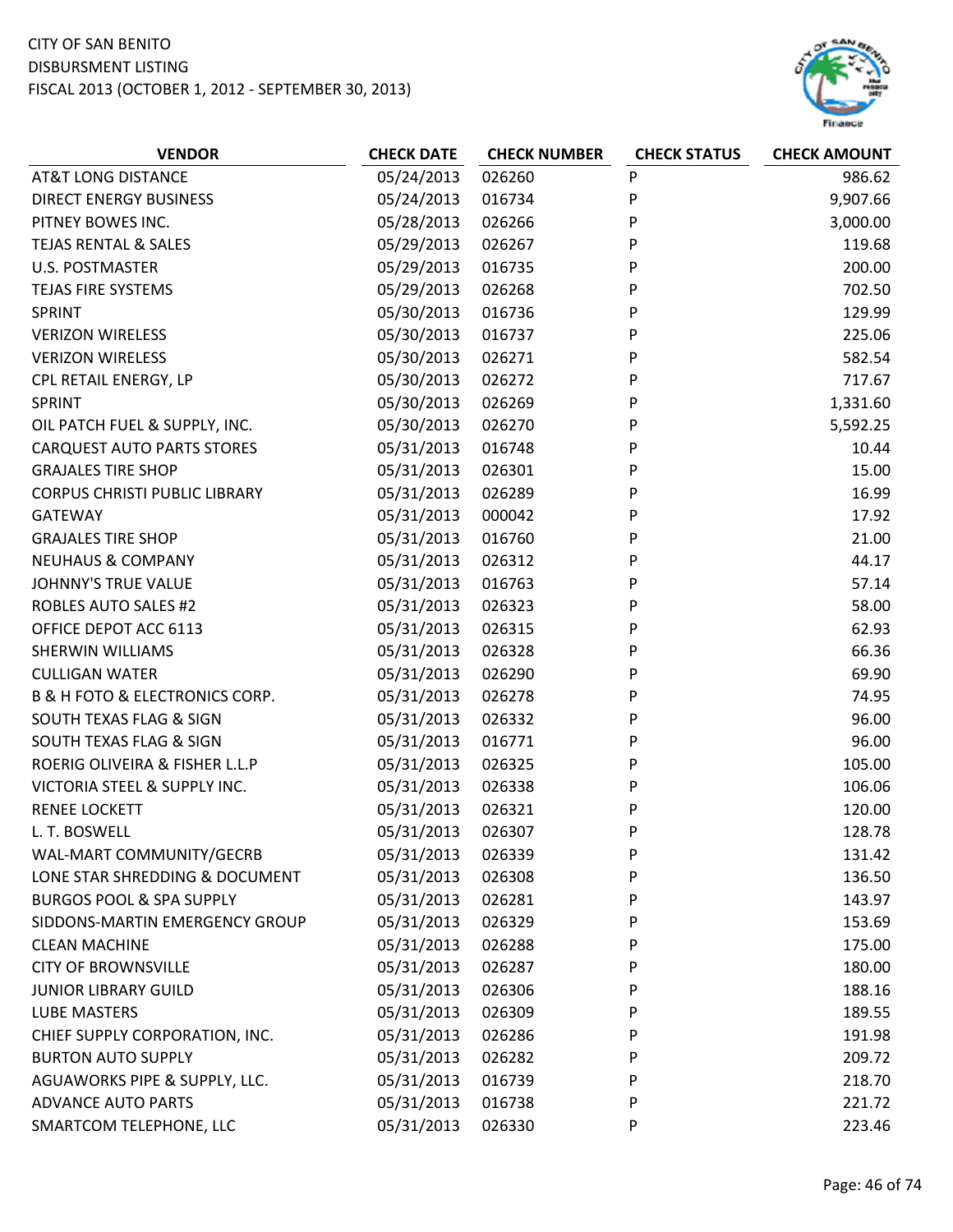CITY OF SAN BENITO
DISBURSMENT LISTING
FISCAL 2013 (OCTOBER 1, 2012 - SEPTEMBER 30, 2013)

| VENDOR | CHECK DATE | CHECK NUMBER | CHECK STATUS | CHECK AMOUNT |
|---|---|---|---|---|
| AT&T LONG DISTANCE | 05/24/2013 | 026260 | P | 986.62 |
| DIRECT ENERGY BUSINESS | 05/24/2013 | 016734 | P | 9,907.66 |
| PITNEY BOWES INC. | 05/28/2013 | 026266 | P | 3,000.00 |
| TEJAS RENTAL & SALES | 05/29/2013 | 026267 | P | 119.68 |
| U.S. POSTMASTER | 05/29/2013 | 016735 | P | 200.00 |
| TEJAS FIRE SYSTEMS | 05/29/2013 | 026268 | P | 702.50 |
| SPRINT | 05/30/2013 | 016736 | P | 129.99 |
| VERIZON WIRELESS | 05/30/2013 | 016737 | P | 225.06 |
| VERIZON WIRELESS | 05/30/2013 | 026271 | P | 582.54 |
| CPL RETAIL ENERGY, LP | 05/30/2013 | 026272 | P | 717.67 |
| SPRINT | 05/30/2013 | 026269 | P | 1,331.60 |
| OIL PATCH FUEL & SUPPLY, INC. | 05/30/2013 | 026270 | P | 5,592.25 |
| CARQUEST AUTO PARTS STORES | 05/31/2013 | 016748 | P | 10.44 |
| GRAJALES TIRE SHOP | 05/31/2013 | 026301 | P | 15.00 |
| CORPUS CHRISTI PUBLIC LIBRARY | 05/31/2013 | 026289 | P | 16.99 |
| GATEWAY | 05/31/2013 | 000042 | P | 17.92 |
| GRAJALES TIRE SHOP | 05/31/2013 | 016760 | P | 21.00 |
| NEUHAUS & COMPANY | 05/31/2013 | 026312 | P | 44.17 |
| JOHNNY'S TRUE VALUE | 05/31/2013 | 016763 | P | 57.14 |
| ROBLES AUTO SALES #2 | 05/31/2013 | 026323 | P | 58.00 |
| OFFICE DEPOT ACC 6113 | 05/31/2013 | 026315 | P | 62.93 |
| SHERWIN WILLIAMS | 05/31/2013 | 026328 | P | 66.36 |
| CULLIGAN WATER | 05/31/2013 | 026290 | P | 69.90 |
| B & H FOTO & ELECTRONICS CORP. | 05/31/2013 | 026278 | P | 74.95 |
| SOUTH TEXAS FLAG & SIGN | 05/31/2013 | 026332 | P | 96.00 |
| SOUTH TEXAS FLAG & SIGN | 05/31/2013 | 016771 | P | 96.00 |
| ROERIG OLIVEIRA & FISHER L.L.P | 05/31/2013 | 026325 | P | 105.00 |
| VICTORIA STEEL & SUPPLY INC. | 05/31/2013 | 026338 | P | 106.06 |
| RENEE LOCKETT | 05/31/2013 | 026321 | P | 120.00 |
| L. T. BOSWELL | 05/31/2013 | 026307 | P | 128.78 |
| WAL-MART COMMUNITY/GECRB | 05/31/2013 | 026339 | P | 131.42 |
| LONE STAR SHREDDING & DOCUMENT | 05/31/2013 | 026308 | P | 136.50 |
| BURGOS POOL & SPA SUPPLY | 05/31/2013 | 026281 | P | 143.97 |
| SIDDONS-MARTIN EMERGENCY GROUP | 05/31/2013 | 026329 | P | 153.69 |
| CLEAN MACHINE | 05/31/2013 | 026288 | P | 175.00 |
| CITY OF BROWNSVILLE | 05/31/2013 | 026287 | P | 180.00 |
| JUNIOR LIBRARY GUILD | 05/31/2013 | 026306 | P | 188.16 |
| LUBE MASTERS | 05/31/2013 | 026309 | P | 189.55 |
| CHIEF SUPPLY CORPORATION, INC. | 05/31/2013 | 026286 | P | 191.98 |
| BURTON AUTO SUPPLY | 05/31/2013 | 026282 | P | 209.72 |
| AGUAWORKS PIPE & SUPPLY, LLC. | 05/31/2013 | 016739 | P | 218.70 |
| ADVANCE AUTO PARTS | 05/31/2013 | 016738 | P | 221.72 |
| SMARTCOM TELEPHONE, LLC | 05/31/2013 | 026330 | P | 223.46 |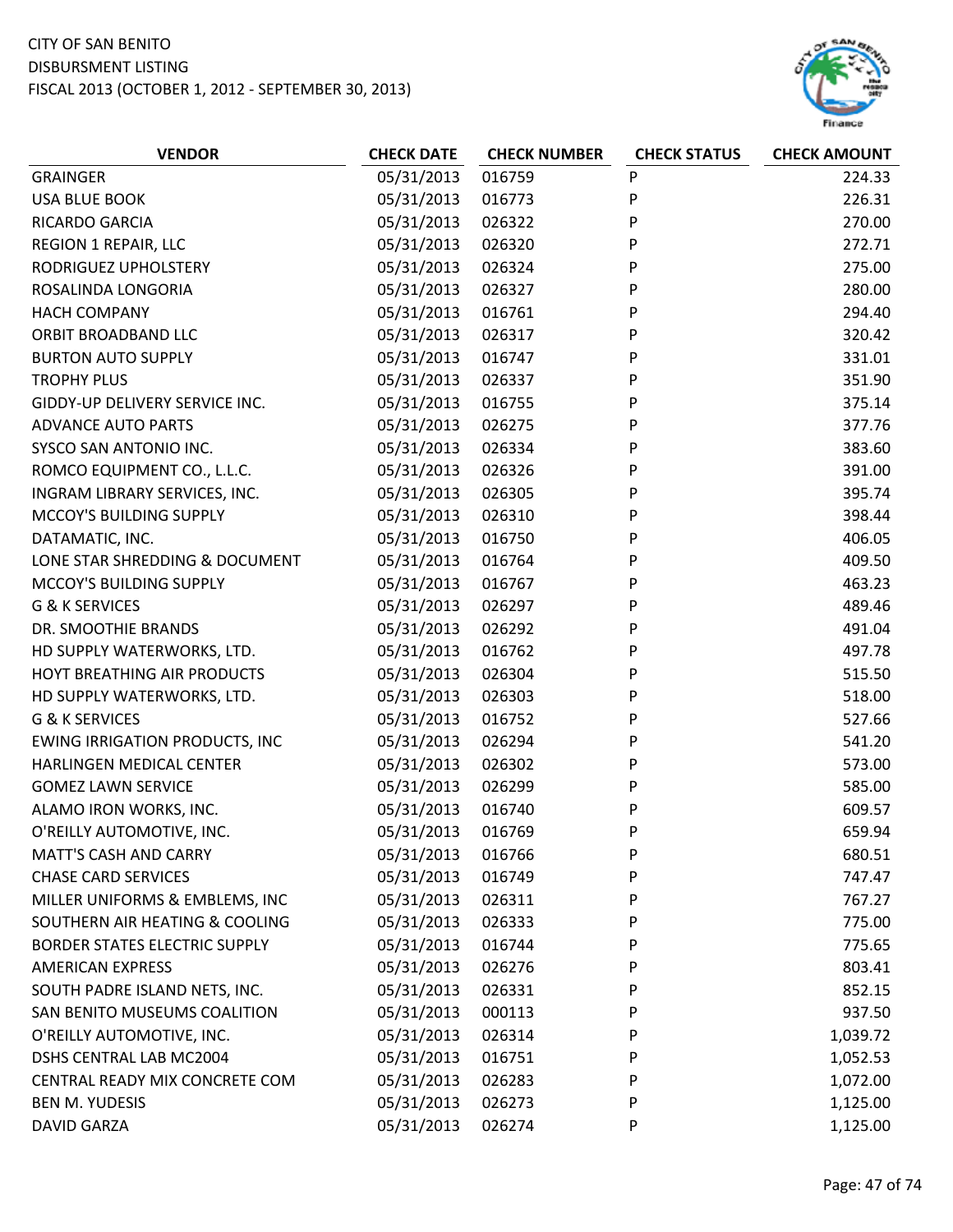CITY OF SAN BENITO
DISBURSMENT LISTING
FISCAL 2013 (OCTOBER 1, 2012 - SEPTEMBER 30, 2013)

| VENDOR | CHECK DATE | CHECK NUMBER | CHECK STATUS | CHECK AMOUNT |
|---|---|---|---|---|
| GRAINGER | 05/31/2013 | 016759 | P | 224.33 |
| USA BLUE BOOK | 05/31/2013 | 016773 | P | 226.31 |
| RICARDO GARCIA | 05/31/2013 | 026322 | P | 270.00 |
| REGION 1 REPAIR, LLC | 05/31/2013 | 026320 | P | 272.71 |
| RODRIGUEZ UPHOLSTERY | 05/31/2013 | 026324 | P | 275.00 |
| ROSALINDA LONGORIA | 05/31/2013 | 026327 | P | 280.00 |
| HACH COMPANY | 05/31/2013 | 016761 | P | 294.40 |
| ORBIT BROADBAND LLC | 05/31/2013 | 026317 | P | 320.42 |
| BURTON AUTO SUPPLY | 05/31/2013 | 016747 | P | 331.01 |
| TROPHY PLUS | 05/31/2013 | 026337 | P | 351.90 |
| GIDDY-UP DELIVERY SERVICE INC. | 05/31/2013 | 016755 | P | 375.14 |
| ADVANCE AUTO PARTS | 05/31/2013 | 026275 | P | 377.76 |
| SYSCO SAN ANTONIO INC. | 05/31/2013 | 026334 | P | 383.60 |
| ROMCO EQUIPMENT CO., L.L.C. | 05/31/2013 | 026326 | P | 391.00 |
| INGRAM LIBRARY SERVICES, INC. | 05/31/2013 | 026305 | P | 395.74 |
| MCCOY'S BUILDING SUPPLY | 05/31/2013 | 026310 | P | 398.44 |
| DATAMATIC, INC. | 05/31/2013 | 016750 | P | 406.05 |
| LONE STAR SHREDDING & DOCUMENT | 05/31/2013 | 016764 | P | 409.50 |
| MCCOY'S BUILDING SUPPLY | 05/31/2013 | 016767 | P | 463.23 |
| G & K SERVICES | 05/31/2013 | 026297 | P | 489.46 |
| DR. SMOOTHIE BRANDS | 05/31/2013 | 026292 | P | 491.04 |
| HD SUPPLY WATERWORKS, LTD. | 05/31/2013 | 016762 | P | 497.78 |
| HOYT BREATHING AIR PRODUCTS | 05/31/2013 | 026304 | P | 515.50 |
| HD SUPPLY WATERWORKS, LTD. | 05/31/2013 | 026303 | P | 518.00 |
| G & K SERVICES | 05/31/2013 | 016752 | P | 527.66 |
| EWING IRRIGATION PRODUCTS, INC | 05/31/2013 | 026294 | P | 541.20 |
| HARLINGEN MEDICAL CENTER | 05/31/2013 | 026302 | P | 573.00 |
| GOMEZ LAWN SERVICE | 05/31/2013 | 026299 | P | 585.00 |
| ALAMO IRON WORKS, INC. | 05/31/2013 | 016740 | P | 609.57 |
| O'REILLY AUTOMOTIVE, INC. | 05/31/2013 | 016769 | P | 659.94 |
| MATT'S CASH AND CARRY | 05/31/2013 | 016766 | P | 680.51 |
| CHASE CARD SERVICES | 05/31/2013 | 016749 | P | 747.47 |
| MILLER UNIFORMS & EMBLEMS, INC | 05/31/2013 | 026311 | P | 767.27 |
| SOUTHERN AIR HEATING & COOLING | 05/31/2013 | 026333 | P | 775.00 |
| BORDER STATES ELECTRIC SUPPLY | 05/31/2013 | 016744 | P | 775.65 |
| AMERICAN EXPRESS | 05/31/2013 | 026276 | P | 803.41 |
| SOUTH PADRE ISLAND NETS, INC. | 05/31/2013 | 026331 | P | 852.15 |
| SAN BENITO MUSEUMS COALITION | 05/31/2013 | 000113 | P | 937.50 |
| O'REILLY AUTOMOTIVE, INC. | 05/31/2013 | 026314 | P | 1,039.72 |
| DSHS CENTRAL LAB MC2004 | 05/31/2013 | 016751 | P | 1,052.53 |
| CENTRAL READY MIX CONCRETE COM | 05/31/2013 | 026283 | P | 1,072.00 |
| BEN M. YUDESIS | 05/31/2013 | 026273 | P | 1,125.00 |
| DAVID GARZA | 05/31/2013 | 026274 | P | 1,125.00 |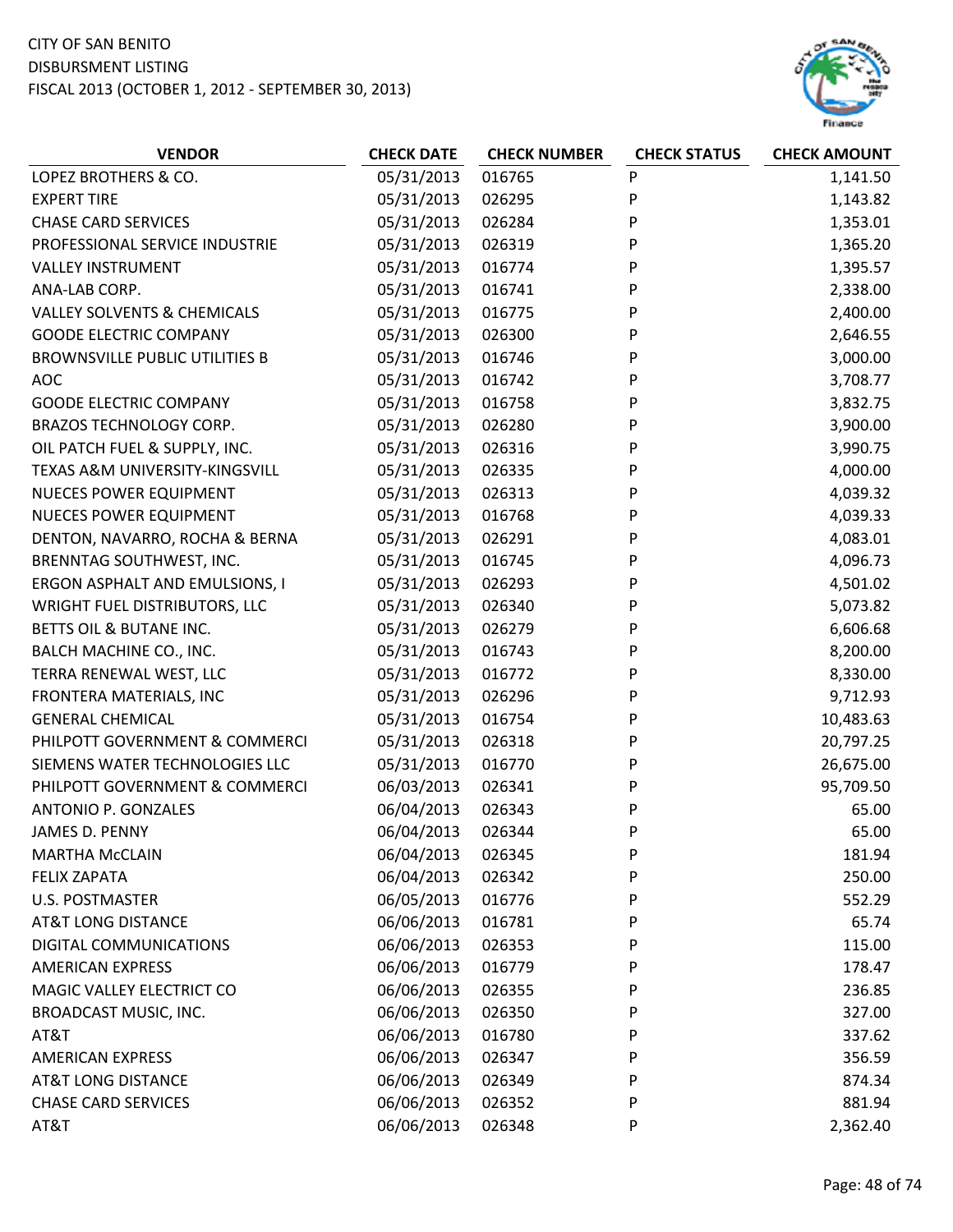CITY OF SAN BENITO
DISBURSMENT LISTING
FISCAL 2013 (OCTOBER 1, 2012 - SEPTEMBER 30, 2013)

| VENDOR | CHECK DATE | CHECK NUMBER | CHECK STATUS | CHECK AMOUNT |
|---|---|---|---|---|
| LOPEZ BROTHERS & CO. | 05/31/2013 | 016765 | P | 1,141.50 |
| EXPERT TIRE | 05/31/2013 | 026295 | P | 1,143.82 |
| CHASE CARD SERVICES | 05/31/2013 | 026284 | P | 1,353.01 |
| PROFESSIONAL SERVICE INDUSTRIE | 05/31/2013 | 026319 | P | 1,365.20 |
| VALLEY INSTRUMENT | 05/31/2013 | 016774 | P | 1,395.57 |
| ANA-LAB CORP. | 05/31/2013 | 016741 | P | 2,338.00 |
| VALLEY SOLVENTS & CHEMICALS | 05/31/2013 | 016775 | P | 2,400.00 |
| GOODE ELECTRIC COMPANY | 05/31/2013 | 026300 | P | 2,646.55 |
| BROWNSVILLE PUBLIC UTILITIES B | 05/31/2013 | 016746 | P | 3,000.00 |
| AOC | 05/31/2013 | 016742 | P | 3,708.77 |
| GOODE ELECTRIC COMPANY | 05/31/2013 | 016758 | P | 3,832.75 |
| BRAZOS TECHNOLOGY CORP. | 05/31/2013 | 026280 | P | 3,900.00 |
| OIL PATCH FUEL & SUPPLY, INC. | 05/31/2013 | 026316 | P | 3,990.75 |
| TEXAS A&M UNIVERSITY-KINGSVILL | 05/31/2013 | 026335 | P | 4,000.00 |
| NUECES POWER EQUIPMENT | 05/31/2013 | 026313 | P | 4,039.32 |
| NUECES POWER EQUIPMENT | 05/31/2013 | 016768 | P | 4,039.33 |
| DENTON, NAVARRO, ROCHA & BERNA | 05/31/2013 | 026291 | P | 4,083.01 |
| BRENNTAG SOUTHWEST, INC. | 05/31/2013 | 016745 | P | 4,096.73 |
| ERGON ASPHALT AND EMULSIONS, I | 05/31/2013 | 026293 | P | 4,501.02 |
| WRIGHT FUEL DISTRIBUTORS, LLC | 05/31/2013 | 026340 | P | 5,073.82 |
| BETTS OIL & BUTANE INC. | 05/31/2013 | 026279 | P | 6,606.68 |
| BALCH MACHINE CO., INC. | 05/31/2013 | 016743 | P | 8,200.00 |
| TERRA RENEWAL WEST, LLC | 05/31/2013 | 016772 | P | 8,330.00 |
| FRONTERA MATERIALS, INC | 05/31/2013 | 026296 | P | 9,712.93 |
| GENERAL CHEMICAL | 05/31/2013 | 016754 | P | 10,483.63 |
| PHILPOTT GOVERNMENT & COMMERCI | 05/31/2013 | 026318 | P | 20,797.25 |
| SIEMENS WATER TECHNOLOGIES LLC | 05/31/2013 | 016770 | P | 26,675.00 |
| PHILPOTT GOVERNMENT & COMMERCI | 06/03/2013 | 026341 | P | 95,709.50 |
| ANTONIO P. GONZALES | 06/04/2013 | 026343 | P | 65.00 |
| JAMES D. PENNY | 06/04/2013 | 026344 | P | 65.00 |
| MARTHA McCLAIN | 06/04/2013 | 026345 | P | 181.94 |
| FELIX ZAPATA | 06/04/2013 | 026342 | P | 250.00 |
| U.S. POSTMASTER | 06/05/2013 | 016776 | P | 552.29 |
| AT&T LONG DISTANCE | 06/06/2013 | 016781 | P | 65.74 |
| DIGITAL COMMUNICATIONS | 06/06/2013 | 026353 | P | 115.00 |
| AMERICAN EXPRESS | 06/06/2013 | 016779 | P | 178.47 |
| MAGIC VALLEY ELECTRICT CO | 06/06/2013 | 026355 | P | 236.85 |
| BROADCAST MUSIC, INC. | 06/06/2013 | 026350 | P | 327.00 |
| AT&T | 06/06/2013 | 016780 | P | 337.62 |
| AMERICAN EXPRESS | 06/06/2013 | 026347 | P | 356.59 |
| AT&T LONG DISTANCE | 06/06/2013 | 026349 | P | 874.34 |
| CHASE CARD SERVICES | 06/06/2013 | 026352 | P | 881.94 |
| AT&T | 06/06/2013 | 026348 | P | 2,362.40 |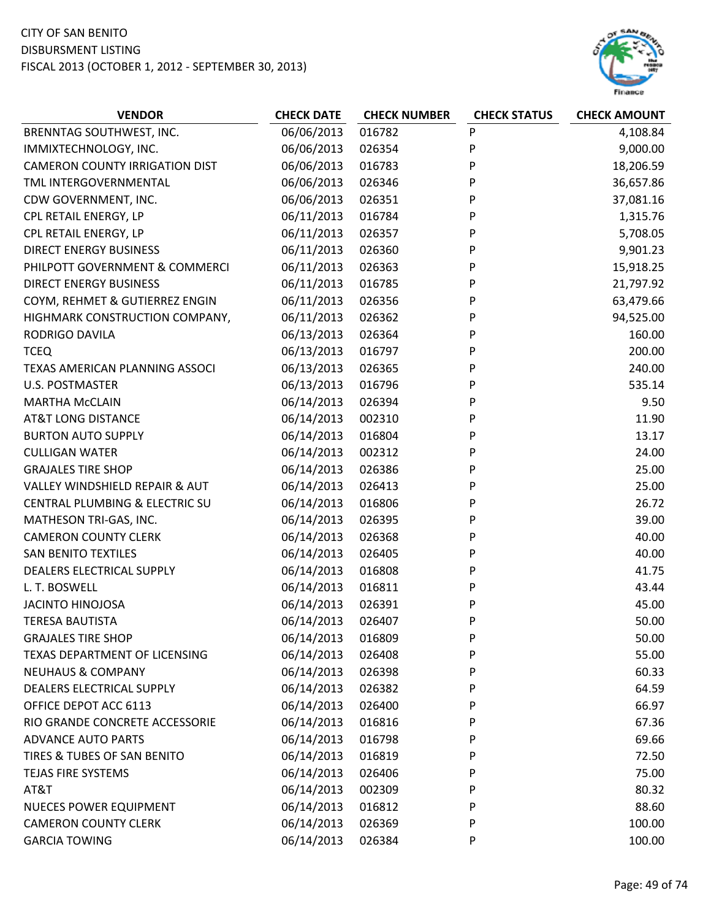CITY OF SAN BENITO
DISBURSMENT LISTING
FISCAL 2013 (OCTOBER 1, 2012 - SEPTEMBER 30, 2013)

| VENDOR | CHECK DATE | CHECK NUMBER | CHECK STATUS | CHECK AMOUNT |
|---|---|---|---|---|
| BRENNTAG SOUTHWEST, INC. | 06/06/2013 | 016782 | P | 4,108.84 |
| IMMIXTECHNOLOGY, INC. | 06/06/2013 | 026354 | P | 9,000.00 |
| CAMERON COUNTY IRRIGATION DIST | 06/06/2013 | 016783 | P | 18,206.59 |
| TML INTERGOVERNMENTAL | 06/06/2013 | 026346 | P | 36,657.86 |
| CDW GOVERNMENT, INC. | 06/06/2013 | 026351 | P | 37,081.16 |
| CPL RETAIL ENERGY, LP | 06/11/2013 | 016784 | P | 1,315.76 |
| CPL RETAIL ENERGY, LP | 06/11/2013 | 026357 | P | 5,708.05 |
| DIRECT ENERGY BUSINESS | 06/11/2013 | 026360 | P | 9,901.23 |
| PHILPOTT GOVERNMENT & COMMERCI | 06/11/2013 | 026363 | P | 15,918.25 |
| DIRECT ENERGY BUSINESS | 06/11/2013 | 016785 | P | 21,797.92 |
| COYM, REHMET & GUTIERREZ ENGIN | 06/11/2013 | 026356 | P | 63,479.66 |
| HIGHMARK CONSTRUCTION COMPANY, | 06/11/2013 | 026362 | P | 94,525.00 |
| RODRIGO DAVILA | 06/13/2013 | 026364 | P | 160.00 |
| TCEQ | 06/13/2013 | 016797 | P | 200.00 |
| TEXAS AMERICAN PLANNING ASSOCI | 06/13/2013 | 026365 | P | 240.00 |
| U.S. POSTMASTER | 06/13/2013 | 016796 | P | 535.14 |
| MARTHA McCLAIN | 06/14/2013 | 026394 | P | 9.50 |
| AT&T LONG DISTANCE | 06/14/2013 | 002310 | P | 11.90 |
| BURTON AUTO SUPPLY | 06/14/2013 | 016804 | P | 13.17 |
| CULLIGAN WATER | 06/14/2013 | 002312 | P | 24.00 |
| GRAJALES TIRE SHOP | 06/14/2013 | 026386 | P | 25.00 |
| VALLEY WINDSHIELD REPAIR & AUT | 06/14/2013 | 026413 | P | 25.00 |
| CENTRAL PLUMBING & ELECTRIC SU | 06/14/2013 | 016806 | P | 26.72 |
| MATHESON TRI-GAS, INC. | 06/14/2013 | 026395 | P | 39.00 |
| CAMERON COUNTY CLERK | 06/14/2013 | 026368 | P | 40.00 |
| SAN BENITO TEXTILES | 06/14/2013 | 026405 | P | 40.00 |
| DEALERS ELECTRICAL SUPPLY | 06/14/2013 | 016808 | P | 41.75 |
| L. T. BOSWELL | 06/14/2013 | 016811 | P | 43.44 |
| JACINTO HINOJOSA | 06/14/2013 | 026391 | P | 45.00 |
| TERESA BAUTISTA | 06/14/2013 | 026407 | P | 50.00 |
| GRAJALES TIRE SHOP | 06/14/2013 | 016809 | P | 50.00 |
| TEXAS DEPARTMENT OF LICENSING | 06/14/2013 | 026408 | P | 55.00 |
| NEUHAUS & COMPANY | 06/14/2013 | 026398 | P | 60.33 |
| DEALERS ELECTRICAL SUPPLY | 06/14/2013 | 026382 | P | 64.59 |
| OFFICE DEPOT ACC 6113 | 06/14/2013 | 026400 | P | 66.97 |
| RIO GRANDE CONCRETE ACCESSORIE | 06/14/2013 | 016816 | P | 67.36 |
| ADVANCE AUTO PARTS | 06/14/2013 | 016798 | P | 69.66 |
| TIRES & TUBES OF SAN BENITO | 06/14/2013 | 016819 | P | 72.50 |
| TEJAS FIRE SYSTEMS | 06/14/2013 | 026406 | P | 75.00 |
| AT&T | 06/14/2013 | 002309 | P | 80.32 |
| NUECES POWER EQUIPMENT | 06/14/2013 | 016812 | P | 88.60 |
| CAMERON COUNTY CLERK | 06/14/2013 | 026369 | P | 100.00 |
| GARCIA TOWING | 06/14/2013 | 026384 | P | 100.00 |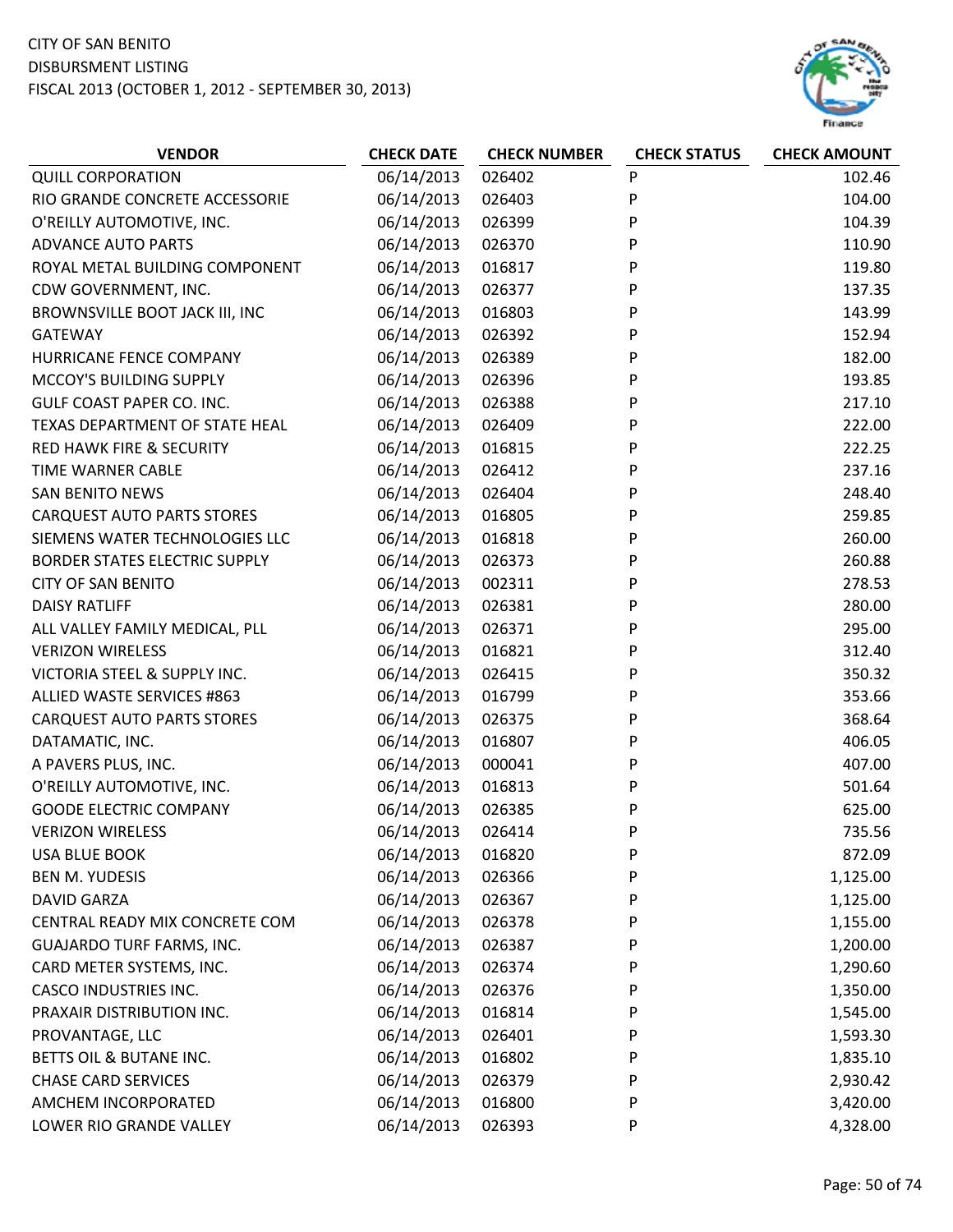CITY OF SAN BENITO
DISBURSMENT LISTING
FISCAL 2013 (OCTOBER 1, 2012 - SEPTEMBER 30, 2013)

| VENDOR | CHECK DATE | CHECK NUMBER | CHECK STATUS | CHECK AMOUNT |
|---|---|---|---|---|
| QUILL CORPORATION | 06/14/2013 | 026402 | P | 102.46 |
| RIO GRANDE CONCRETE ACCESSORIE | 06/14/2013 | 026403 | P | 104.00 |
| O'REILLY AUTOMOTIVE, INC. | 06/14/2013 | 026399 | P | 104.39 |
| ADVANCE AUTO PARTS | 06/14/2013 | 026370 | P | 110.90 |
| ROYAL METAL BUILDING COMPONENT | 06/14/2013 | 016817 | P | 119.80 |
| CDW GOVERNMENT, INC. | 06/14/2013 | 026377 | P | 137.35 |
| BROWNSVILLE BOOT JACK III, INC | 06/14/2013 | 016803 | P | 143.99 |
| GATEWAY | 06/14/2013 | 026392 | P | 152.94 |
| HURRICANE FENCE COMPANY | 06/14/2013 | 026389 | P | 182.00 |
| MCCOY'S BUILDING SUPPLY | 06/14/2013 | 026396 | P | 193.85 |
| GULF COAST PAPER CO. INC. | 06/14/2013 | 026388 | P | 217.10 |
| TEXAS DEPARTMENT OF STATE HEAL | 06/14/2013 | 026409 | P | 222.00 |
| RED HAWK FIRE & SECURITY | 06/14/2013 | 016815 | P | 222.25 |
| TIME WARNER CABLE | 06/14/2013 | 026412 | P | 237.16 |
| SAN BENITO NEWS | 06/14/2013 | 026404 | P | 248.40 |
| CARQUEST AUTO PARTS STORES | 06/14/2013 | 016805 | P | 259.85 |
| SIEMENS WATER TECHNOLOGIES LLC | 06/14/2013 | 016818 | P | 260.00 |
| BORDER STATES ELECTRIC SUPPLY | 06/14/2013 | 026373 | P | 260.88 |
| CITY OF SAN BENITO | 06/14/2013 | 002311 | P | 278.53 |
| DAISY RATLIFF | 06/14/2013 | 026381 | P | 280.00 |
| ALL VALLEY FAMILY MEDICAL, PLL | 06/14/2013 | 026371 | P | 295.00 |
| VERIZON WIRELESS | 06/14/2013 | 016821 | P | 312.40 |
| VICTORIA STEEL & SUPPLY INC. | 06/14/2013 | 026415 | P | 350.32 |
| ALLIED WASTE SERVICES #863 | 06/14/2013 | 016799 | P | 353.66 |
| CARQUEST AUTO PARTS STORES | 06/14/2013 | 026375 | P | 368.64 |
| DATAMATIC, INC. | 06/14/2013 | 016807 | P | 406.05 |
| A PAVERS PLUS, INC. | 06/14/2013 | 000041 | P | 407.00 |
| O'REILLY AUTOMOTIVE, INC. | 06/14/2013 | 016813 | P | 501.64 |
| GOODE ELECTRIC COMPANY | 06/14/2013 | 026385 | P | 625.00 |
| VERIZON WIRELESS | 06/14/2013 | 026414 | P | 735.56 |
| USA BLUE BOOK | 06/14/2013 | 016820 | P | 872.09 |
| BEN M. YUDESIS | 06/14/2013 | 026366 | P | 1,125.00 |
| DAVID GARZA | 06/14/2013 | 026367 | P | 1,125.00 |
| CENTRAL READY MIX CONCRETE COM | 06/14/2013 | 026378 | P | 1,155.00 |
| GUAJARDO TURF FARMS, INC. | 06/14/2013 | 026387 | P | 1,200.00 |
| CARD METER SYSTEMS, INC. | 06/14/2013 | 026374 | P | 1,290.60 |
| CASCO INDUSTRIES INC. | 06/14/2013 | 026376 | P | 1,350.00 |
| PRAXAIR DISTRIBUTION INC. | 06/14/2013 | 016814 | P | 1,545.00 |
| PROVANTAGE, LLC | 06/14/2013 | 026401 | P | 1,593.30 |
| BETTS OIL & BUTANE INC. | 06/14/2013 | 016802 | P | 1,835.10 |
| CHASE CARD SERVICES | 06/14/2013 | 026379 | P | 2,930.42 |
| AMCHEM INCORPORATED | 06/14/2013 | 016800 | P | 3,420.00 |
| LOWER RIO GRANDE VALLEY | 06/14/2013 | 026393 | P | 4,328.00 |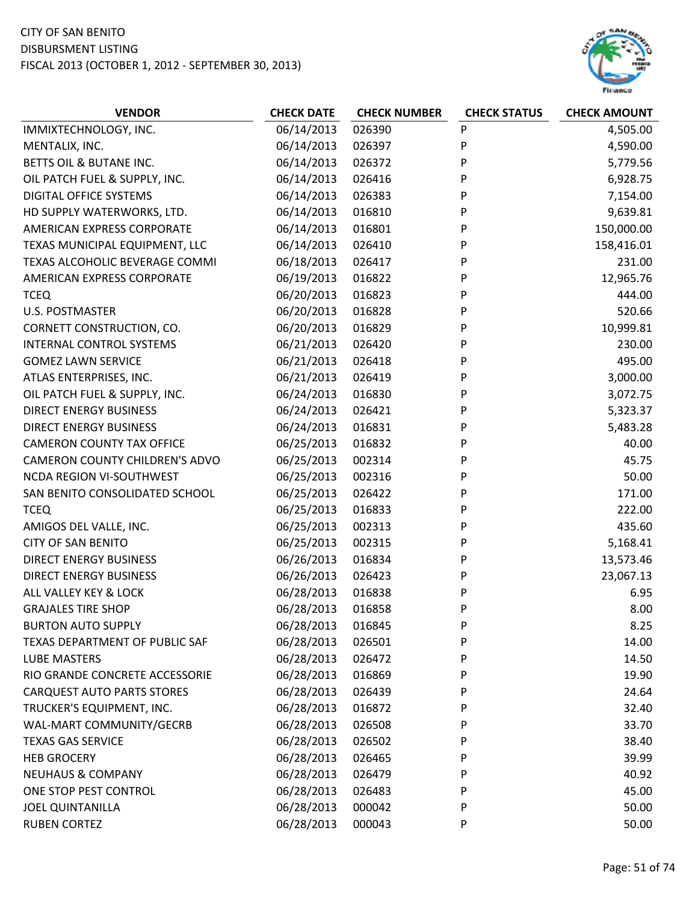CITY OF SAN BENITO
DISBURSMENT LISTING
FISCAL 2013 (OCTOBER 1, 2012 - SEPTEMBER 30, 2013)

| VENDOR | CHECK DATE | CHECK NUMBER | CHECK STATUS | CHECK AMOUNT |
|---|---|---|---|---|
| IMMIXTECHNOLOGY, INC. | 06/14/2013 | 026390 | P | 4,505.00 |
| MENTALIX, INC. | 06/14/2013 | 026397 | P | 4,590.00 |
| BETTS OIL & BUTANE INC. | 06/14/2013 | 026372 | P | 5,779.56 |
| OIL PATCH FUEL & SUPPLY, INC. | 06/14/2013 | 026416 | P | 6,928.75 |
| DIGITAL OFFICE SYSTEMS | 06/14/2013 | 026383 | P | 7,154.00 |
| HD SUPPLY WATERWORKS, LTD. | 06/14/2013 | 016810 | P | 9,639.81 |
| AMERICAN EXPRESS CORPORATE | 06/14/2013 | 016801 | P | 150,000.00 |
| TEXAS MUNICIPAL EQUIPMENT, LLC | 06/14/2013 | 026410 | P | 158,416.01 |
| TEXAS ALCOHOLIC BEVERAGE COMMI | 06/18/2013 | 026417 | P | 231.00 |
| AMERICAN EXPRESS CORPORATE | 06/19/2013 | 016822 | P | 12,965.76 |
| TCEQ | 06/20/2013 | 016823 | P | 444.00 |
| U.S. POSTMASTER | 06/20/2013 | 016828 | P | 520.66 |
| CORNETT CONSTRUCTION, CO. | 06/20/2013 | 016829 | P | 10,999.81 |
| INTERNAL CONTROL SYSTEMS | 06/21/2013 | 026420 | P | 230.00 |
| GOMEZ LAWN SERVICE | 06/21/2013 | 026418 | P | 495.00 |
| ATLAS ENTERPRISES, INC. | 06/21/2013 | 026419 | P | 3,000.00 |
| OIL PATCH FUEL & SUPPLY, INC. | 06/24/2013 | 016830 | P | 3,072.75 |
| DIRECT ENERGY BUSINESS | 06/24/2013 | 026421 | P | 5,323.37 |
| DIRECT ENERGY BUSINESS | 06/24/2013 | 016831 | P | 5,483.28 |
| CAMERON COUNTY TAX OFFICE | 06/25/2013 | 016832 | P | 40.00 |
| CAMERON COUNTY CHILDREN'S ADVO | 06/25/2013 | 002314 | P | 45.75 |
| NCDA REGION VI-SOUTHWEST | 06/25/2013 | 002316 | P | 50.00 |
| SAN BENITO CONSOLIDATED SCHOOL | 06/25/2013 | 026422 | P | 171.00 |
| TCEQ | 06/25/2013 | 016833 | P | 222.00 |
| AMIGOS DEL VALLE, INC. | 06/25/2013 | 002313 | P | 435.60 |
| CITY OF SAN BENITO | 06/25/2013 | 002315 | P | 5,168.41 |
| DIRECT ENERGY BUSINESS | 06/26/2013 | 016834 | P | 13,573.46 |
| DIRECT ENERGY BUSINESS | 06/26/2013 | 026423 | P | 23,067.13 |
| ALL VALLEY KEY & LOCK | 06/28/2013 | 016838 | P | 6.95 |
| GRAJALES TIRE SHOP | 06/28/2013 | 016858 | P | 8.00 |
| BURTON AUTO SUPPLY | 06/28/2013 | 016845 | P | 8.25 |
| TEXAS DEPARTMENT OF PUBLIC SAF | 06/28/2013 | 026501 | P | 14.00 |
| LUBE MASTERS | 06/28/2013 | 026472 | P | 14.50 |
| RIO GRANDE CONCRETE ACCESSORIE | 06/28/2013 | 016869 | P | 19.90 |
| CARQUEST AUTO PARTS STORES | 06/28/2013 | 026439 | P | 24.64 |
| TRUCKER'S EQUIPMENT, INC. | 06/28/2013 | 016872 | P | 32.40 |
| WAL-MART COMMUNITY/GECRB | 06/28/2013 | 026508 | P | 33.70 |
| TEXAS GAS SERVICE | 06/28/2013 | 026502 | P | 38.40 |
| HEB GROCERY | 06/28/2013 | 026465 | P | 39.99 |
| NEUHAUS & COMPANY | 06/28/2013 | 026479 | P | 40.92 |
| ONE STOP PEST CONTROL | 06/28/2013 | 026483 | P | 45.00 |
| JOEL QUINTANILLA | 06/28/2013 | 000042 | P | 50.00 |
| RUBEN CORTEZ | 06/28/2013 | 000043 | P | 50.00 |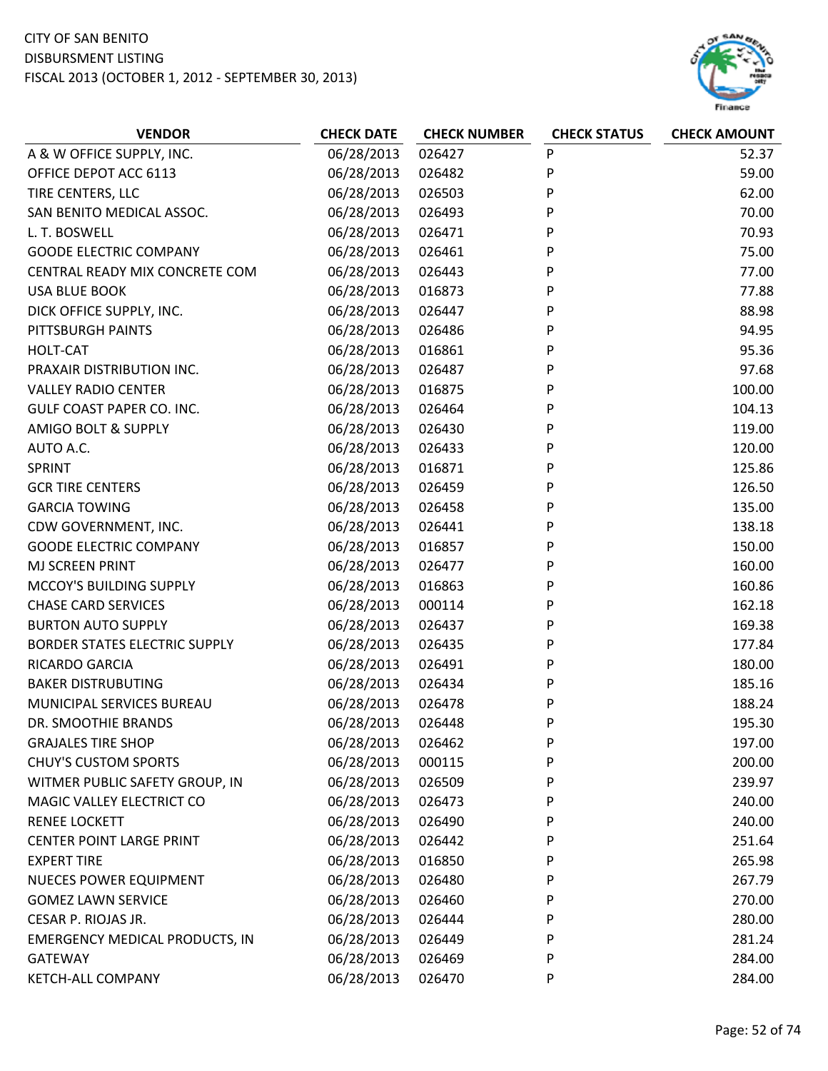CITY OF SAN BENITO
DISBURSMENT LISTING
FISCAL 2013 (OCTOBER 1, 2012 - SEPTEMBER 30, 2013)

| VENDOR | CHECK DATE | CHECK NUMBER | CHECK STATUS | CHECK AMOUNT |
|---|---|---|---|---|
| A & W OFFICE SUPPLY, INC. | 06/28/2013 | 026427 | P | 52.37 |
| OFFICE DEPOT ACC 6113 | 06/28/2013 | 026482 | P | 59.00 |
| TIRE CENTERS, LLC | 06/28/2013 | 026503 | P | 62.00 |
| SAN BENITO MEDICAL ASSOC. | 06/28/2013 | 026493 | P | 70.00 |
| L. T. BOSWELL | 06/28/2013 | 026471 | P | 70.93 |
| GOODE ELECTRIC COMPANY | 06/28/2013 | 026461 | P | 75.00 |
| CENTRAL READY MIX CONCRETE COM | 06/28/2013 | 026443 | P | 77.00 |
| USA BLUE BOOK | 06/28/2013 | 016873 | P | 77.88 |
| DICK OFFICE SUPPLY, INC. | 06/28/2013 | 026447 | P | 88.98 |
| PITTSBURGH PAINTS | 06/28/2013 | 026486 | P | 94.95 |
| HOLT-CAT | 06/28/2013 | 016861 | P | 95.36 |
| PRAXAIR DISTRIBUTION INC. | 06/28/2013 | 026487 | P | 97.68 |
| VALLEY RADIO CENTER | 06/28/2013 | 016875 | P | 100.00 |
| GULF COAST PAPER CO. INC. | 06/28/2013 | 026464 | P | 104.13 |
| AMIGO BOLT & SUPPLY | 06/28/2013 | 026430 | P | 119.00 |
| AUTO A.C. | 06/28/2013 | 026433 | P | 120.00 |
| SPRINT | 06/28/2013 | 016871 | P | 125.86 |
| GCR TIRE CENTERS | 06/28/2013 | 026459 | P | 126.50 |
| GARCIA TOWING | 06/28/2013 | 026458 | P | 135.00 |
| CDW GOVERNMENT, INC. | 06/28/2013 | 026441 | P | 138.18 |
| GOODE ELECTRIC COMPANY | 06/28/2013 | 016857 | P | 150.00 |
| MJ SCREEN PRINT | 06/28/2013 | 026477 | P | 160.00 |
| MCCOY'S BUILDING SUPPLY | 06/28/2013 | 016863 | P | 160.86 |
| CHASE CARD SERVICES | 06/28/2013 | 000114 | P | 162.18 |
| BURTON AUTO SUPPLY | 06/28/2013 | 026437 | P | 169.38 |
| BORDER STATES ELECTRIC SUPPLY | 06/28/2013 | 026435 | P | 177.84 |
| RICARDO GARCIA | 06/28/2013 | 026491 | P | 180.00 |
| BAKER DISTRUBUTING | 06/28/2013 | 026434 | P | 185.16 |
| MUNICIPAL SERVICES BUREAU | 06/28/2013 | 026478 | P | 188.24 |
| DR. SMOOTHIE BRANDS | 06/28/2013 | 026448 | P | 195.30 |
| GRAJALES TIRE SHOP | 06/28/2013 | 026462 | P | 197.00 |
| CHUY'S CUSTOM SPORTS | 06/28/2013 | 000115 | P | 200.00 |
| WITMER PUBLIC SAFETY GROUP, IN | 06/28/2013 | 026509 | P | 239.97 |
| MAGIC VALLEY ELECTRICT CO | 06/28/2013 | 026473 | P | 240.00 |
| RENEE LOCKETT | 06/28/2013 | 026490 | P | 240.00 |
| CENTER POINT LARGE PRINT | 06/28/2013 | 026442 | P | 251.64 |
| EXPERT TIRE | 06/28/2013 | 016850 | P | 265.98 |
| NUECES POWER EQUIPMENT | 06/28/2013 | 026480 | P | 267.79 |
| GOMEZ LAWN SERVICE | 06/28/2013 | 026460 | P | 270.00 |
| CESAR P. RIOJAS JR. | 06/28/2013 | 026444 | P | 280.00 |
| EMERGENCY MEDICAL PRODUCTS, IN | 06/28/2013 | 026449 | P | 281.24 |
| GATEWAY | 06/28/2013 | 026469 | P | 284.00 |
| KETCH-ALL COMPANY | 06/28/2013 | 026470 | P | 284.00 |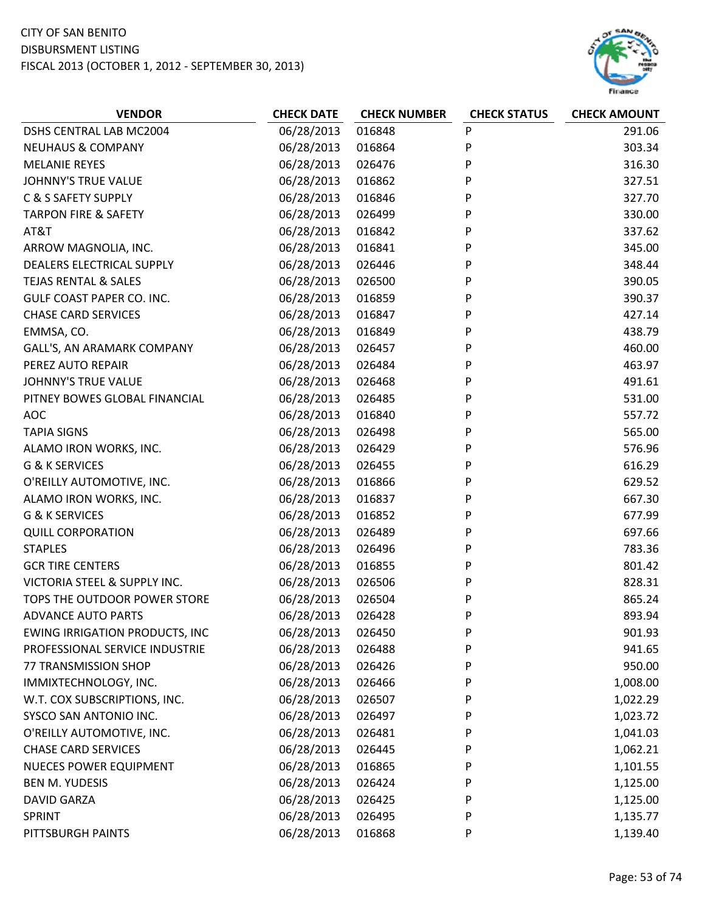CITY OF SAN BENITO
DISBURSMENT LISTING
FISCAL 2013 (OCTOBER 1, 2012 - SEPTEMBER 30, 2013)

| VENDOR | CHECK DATE | CHECK NUMBER | CHECK STATUS | CHECK AMOUNT |
|---|---|---|---|---|
| DSHS CENTRAL LAB MC2004 | 06/28/2013 | 016848 | P | 291.06 |
| NEUHAUS & COMPANY | 06/28/2013 | 016864 | P | 303.34 |
| MELANIE REYES | 06/28/2013 | 026476 | P | 316.30 |
| JOHNNY'S TRUE VALUE | 06/28/2013 | 016862 | P | 327.51 |
| C & S SAFETY SUPPLY | 06/28/2013 | 016846 | P | 327.70 |
| TARPON FIRE & SAFETY | 06/28/2013 | 026499 | P | 330.00 |
| AT&T | 06/28/2013 | 016842 | P | 337.62 |
| ARROW MAGNOLIA, INC. | 06/28/2013 | 016841 | P | 345.00 |
| DEALERS ELECTRICAL SUPPLY | 06/28/2013 | 026446 | P | 348.44 |
| TEJAS RENTAL & SALES | 06/28/2013 | 026500 | P | 390.05 |
| GULF COAST PAPER CO. INC. | 06/28/2013 | 016859 | P | 390.37 |
| CHASE CARD SERVICES | 06/28/2013 | 016847 | P | 427.14 |
| EMMSA, CO. | 06/28/2013 | 016849 | P | 438.79 |
| GALL'S, AN ARAMARK COMPANY | 06/28/2013 | 026457 | P | 460.00 |
| PEREZ AUTO REPAIR | 06/28/2013 | 026484 | P | 463.97 |
| JOHNNY'S TRUE VALUE | 06/28/2013 | 026468 | P | 491.61 |
| PITNEY BOWES GLOBAL FINANCIAL | 06/28/2013 | 026485 | P | 531.00 |
| AOC | 06/28/2013 | 016840 | P | 557.72 |
| TAPIA SIGNS | 06/28/2013 | 026498 | P | 565.00 |
| ALAMO IRON WORKS, INC. | 06/28/2013 | 026429 | P | 576.96 |
| G & K SERVICES | 06/28/2013 | 026455 | P | 616.29 |
| O'REILLY AUTOMOTIVE, INC. | 06/28/2013 | 016866 | P | 629.52 |
| ALAMO IRON WORKS, INC. | 06/28/2013 | 016837 | P | 667.30 |
| G & K SERVICES | 06/28/2013 | 016852 | P | 677.99 |
| QUILL CORPORATION | 06/28/2013 | 026489 | P | 697.66 |
| STAPLES | 06/28/2013 | 026496 | P | 783.36 |
| GCR TIRE CENTERS | 06/28/2013 | 016855 | P | 801.42 |
| VICTORIA STEEL & SUPPLY INC. | 06/28/2013 | 026506 | P | 828.31 |
| TOPS THE OUTDOOR POWER STORE | 06/28/2013 | 026504 | P | 865.24 |
| ADVANCE AUTO PARTS | 06/28/2013 | 026428 | P | 893.94 |
| EWING IRRIGATION PRODUCTS, INC | 06/28/2013 | 026450 | P | 901.93 |
| PROFESSIONAL SERVICE INDUSTRIE | 06/28/2013 | 026488 | P | 941.65 |
| 77 TRANSMISSION SHOP | 06/28/2013 | 026426 | P | 950.00 |
| IMMIXTECHNOLOGY, INC. | 06/28/2013 | 026466 | P | 1,008.00 |
| W.T. COX SUBSCRIPTIONS, INC. | 06/28/2013 | 026507 | P | 1,022.29 |
| SYSCO SAN ANTONIO INC. | 06/28/2013 | 026497 | P | 1,023.72 |
| O'REILLY AUTOMOTIVE, INC. | 06/28/2013 | 026481 | P | 1,041.03 |
| CHASE CARD SERVICES | 06/28/2013 | 026445 | P | 1,062.21 |
| NUECES POWER EQUIPMENT | 06/28/2013 | 016865 | P | 1,101.55 |
| BEN M. YUDESIS | 06/28/2013 | 026424 | P | 1,125.00 |
| DAVID GARZA | 06/28/2013 | 026425 | P | 1,125.00 |
| SPRINT | 06/28/2013 | 026495 | P | 1,135.77 |
| PITTSBURGH PAINTS | 06/28/2013 | 016868 | P | 1,139.40 |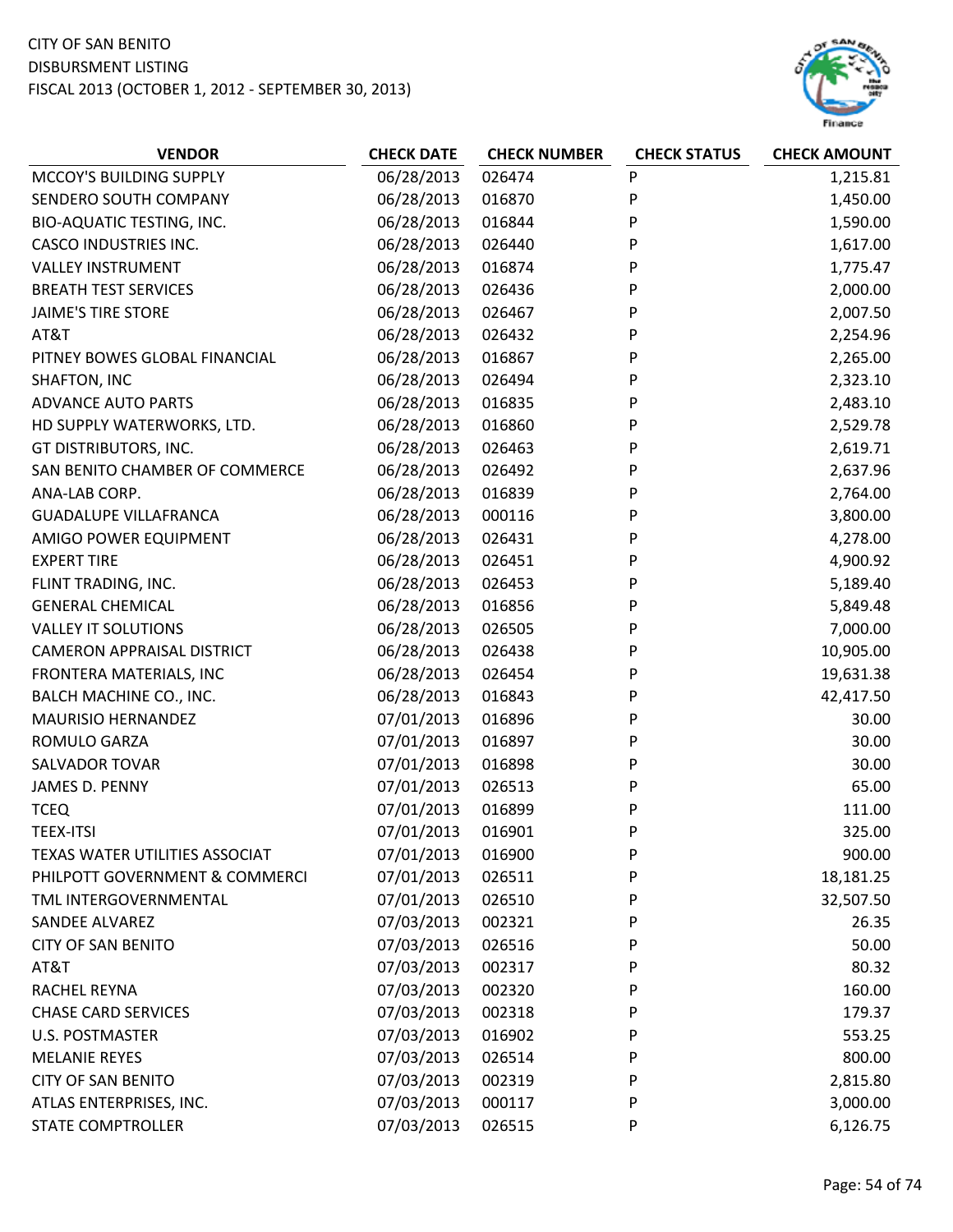CITY OF SAN BENITO
DISBURSMENT LISTING
FISCAL 2013 (OCTOBER 1, 2012 - SEPTEMBER 30, 2013)

| VENDOR | CHECK DATE | CHECK NUMBER | CHECK STATUS | CHECK AMOUNT |
|---|---|---|---|---|
| MCCOY'S BUILDING SUPPLY | 06/28/2013 | 026474 | P | 1,215.81 |
| SENDERO SOUTH COMPANY | 06/28/2013 | 016870 | P | 1,450.00 |
| BIO-AQUATIC TESTING, INC. | 06/28/2013 | 016844 | P | 1,590.00 |
| CASCO INDUSTRIES INC. | 06/28/2013 | 026440 | P | 1,617.00 |
| VALLEY INSTRUMENT | 06/28/2013 | 016874 | P | 1,775.47 |
| BREATH TEST SERVICES | 06/28/2013 | 026436 | P | 2,000.00 |
| JAIME'S TIRE STORE | 06/28/2013 | 026467 | P | 2,007.50 |
| AT&T | 06/28/2013 | 026432 | P | 2,254.96 |
| PITNEY BOWES GLOBAL FINANCIAL | 06/28/2013 | 016867 | P | 2,265.00 |
| SHAFTON, INC | 06/28/2013 | 026494 | P | 2,323.10 |
| ADVANCE AUTO PARTS | 06/28/2013 | 016835 | P | 2,483.10 |
| HD SUPPLY WATERWORKS, LTD. | 06/28/2013 | 016860 | P | 2,529.78 |
| GT DISTRIBUTORS, INC. | 06/28/2013 | 026463 | P | 2,619.71 |
| SAN BENITO CHAMBER OF COMMERCE | 06/28/2013 | 026492 | P | 2,637.96 |
| ANA-LAB CORP. | 06/28/2013 | 016839 | P | 2,764.00 |
| GUADALUPE VILLAFRANCA | 06/28/2013 | 000116 | P | 3,800.00 |
| AMIGO POWER EQUIPMENT | 06/28/2013 | 026431 | P | 4,278.00 |
| EXPERT TIRE | 06/28/2013 | 026451 | P | 4,900.92 |
| FLINT TRADING, INC. | 06/28/2013 | 026453 | P | 5,189.40 |
| GENERAL CHEMICAL | 06/28/2013 | 016856 | P | 5,849.48 |
| VALLEY IT SOLUTIONS | 06/28/2013 | 026505 | P | 7,000.00 |
| CAMERON APPRAISAL DISTRICT | 06/28/2013 | 026438 | P | 10,905.00 |
| FRONTERA MATERIALS, INC | 06/28/2013 | 026454 | P | 19,631.38 |
| BALCH MACHINE CO., INC. | 06/28/2013 | 016843 | P | 42,417.50 |
| MAURISIO HERNANDEZ | 07/01/2013 | 016896 | P | 30.00 |
| ROMULO GARZA | 07/01/2013 | 016897 | P | 30.00 |
| SALVADOR TOVAR | 07/01/2013 | 016898 | P | 30.00 |
| JAMES D. PENNY | 07/01/2013 | 026513 | P | 65.00 |
| TCEQ | 07/01/2013 | 016899 | P | 111.00 |
| TEEX-ITSI | 07/01/2013 | 016901 | P | 325.00 |
| TEXAS WATER UTILITIES ASSOCIAT | 07/01/2013 | 016900 | P | 900.00 |
| PHILPOTT GOVERNMENT & COMMERCI | 07/01/2013 | 026511 | P | 18,181.25 |
| TML INTERGOVERNMENTAL | 07/01/2013 | 026510 | P | 32,507.50 |
| SANDEE ALVAREZ | 07/03/2013 | 002321 | P | 26.35 |
| CITY OF SAN BENITO | 07/03/2013 | 026516 | P | 50.00 |
| AT&T | 07/03/2013 | 002317 | P | 80.32 |
| RACHEL REYNA | 07/03/2013 | 002320 | P | 160.00 |
| CHASE CARD SERVICES | 07/03/2013 | 002318 | P | 179.37 |
| U.S. POSTMASTER | 07/03/2013 | 016902 | P | 553.25 |
| MELANIE REYES | 07/03/2013 | 026514 | P | 800.00 |
| CITY OF SAN BENITO | 07/03/2013 | 002319 | P | 2,815.80 |
| ATLAS ENTERPRISES, INC. | 07/03/2013 | 000117 | P | 3,000.00 |
| STATE COMPTROLLER | 07/03/2013 | 026515 | P | 6,126.75 |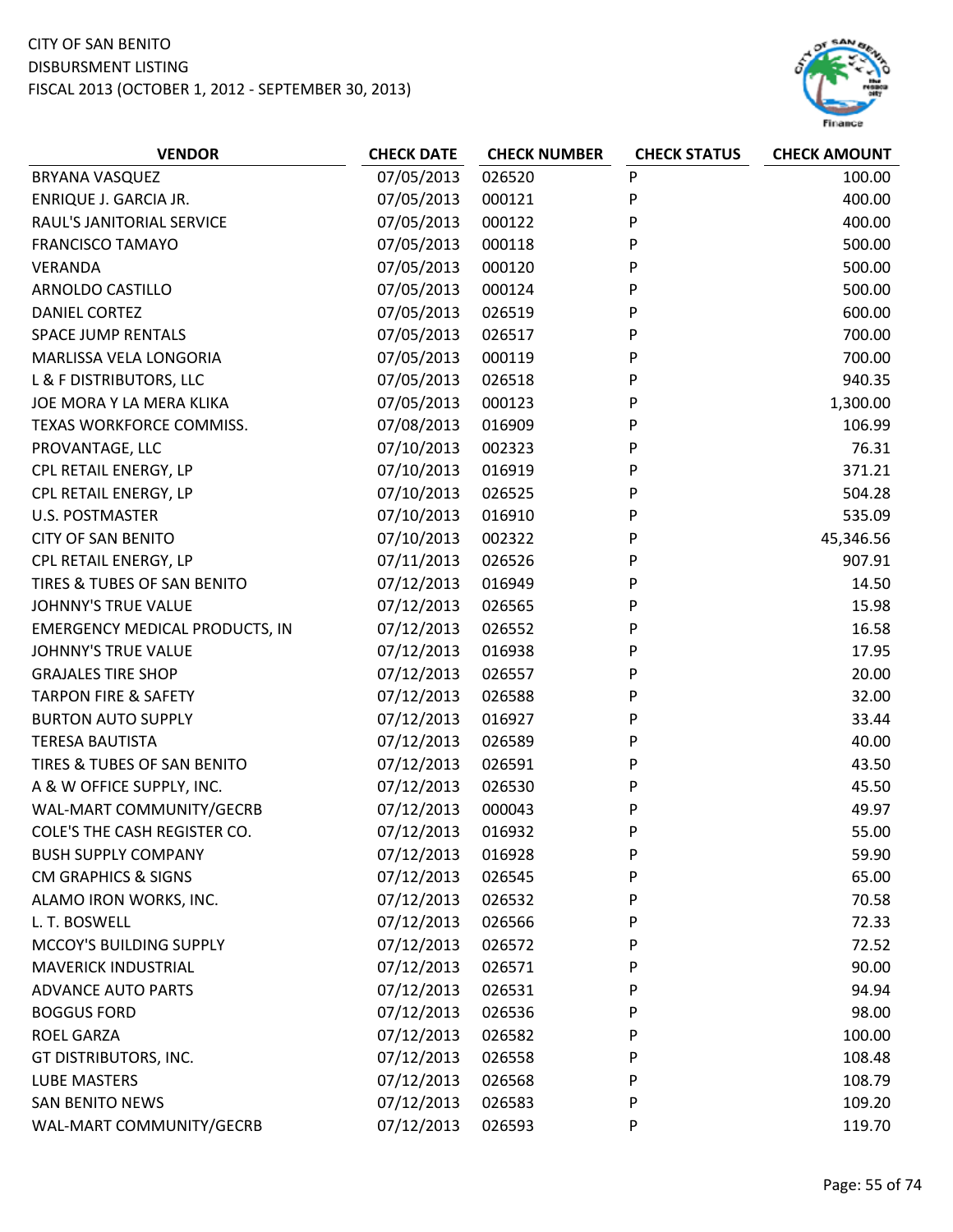CITY OF SAN BENITO
DISBURSMENT LISTING
FISCAL 2013 (OCTOBER 1, 2012 - SEPTEMBER 30, 2013)

| VENDOR | CHECK DATE | CHECK NUMBER | CHECK STATUS | CHECK AMOUNT |
|---|---|---|---|---|
| BRYANA VASQUEZ | 07/05/2013 | 026520 | P | 100.00 |
| ENRIQUE J. GARCIA JR. | 07/05/2013 | 000121 | P | 400.00 |
| RAUL'S JANITORIAL SERVICE | 07/05/2013 | 000122 | P | 400.00 |
| FRANCISCO TAMAYO | 07/05/2013 | 000118 | P | 500.00 |
| VERANDA | 07/05/2013 | 000120 | P | 500.00 |
| ARNOLDO CASTILLO | 07/05/2013 | 000124 | P | 500.00 |
| DANIEL CORTEZ | 07/05/2013 | 026519 | P | 600.00 |
| SPACE JUMP RENTALS | 07/05/2013 | 026517 | P | 700.00 |
| MARLISSA VELA LONGORIA | 07/05/2013 | 000119 | P | 700.00 |
| L & F DISTRIBUTORS, LLC | 07/05/2013 | 026518 | P | 940.35 |
| JOE MORA Y LA MERA KLIKA | 07/05/2013 | 000123 | P | 1,300.00 |
| TEXAS WORKFORCE COMMISS. | 07/08/2013 | 016909 | P | 106.99 |
| PROVANTAGE, LLC | 07/10/2013 | 002323 | P | 76.31 |
| CPL RETAIL ENERGY, LP | 07/10/2013 | 016919 | P | 371.21 |
| CPL RETAIL ENERGY, LP | 07/10/2013 | 026525 | P | 504.28 |
| U.S. POSTMASTER | 07/10/2013 | 016910 | P | 535.09 |
| CITY OF SAN BENITO | 07/10/2013 | 002322 | P | 45,346.56 |
| CPL RETAIL ENERGY, LP | 07/11/2013 | 026526 | P | 907.91 |
| TIRES & TUBES OF SAN BENITO | 07/12/2013 | 016949 | P | 14.50 |
| JOHNNY'S TRUE VALUE | 07/12/2013 | 026565 | P | 15.98 |
| EMERGENCY MEDICAL PRODUCTS, IN | 07/12/2013 | 026552 | P | 16.58 |
| JOHNNY'S TRUE VALUE | 07/12/2013 | 016938 | P | 17.95 |
| GRAJALES TIRE SHOP | 07/12/2013 | 026557 | P | 20.00 |
| TARPON FIRE & SAFETY | 07/12/2013 | 026588 | P | 32.00 |
| BURTON AUTO SUPPLY | 07/12/2013 | 016927 | P | 33.44 |
| TERESA BAUTISTA | 07/12/2013 | 026589 | P | 40.00 |
| TIRES & TUBES OF SAN BENITO | 07/12/2013 | 026591 | P | 43.50 |
| A & W OFFICE SUPPLY, INC. | 07/12/2013 | 026530 | P | 45.50 |
| WAL-MART COMMUNITY/GECRB | 07/12/2013 | 000043 | P | 49.97 |
| COLE'S THE CASH REGISTER CO. | 07/12/2013 | 016932 | P | 55.00 |
| BUSH SUPPLY COMPANY | 07/12/2013 | 016928 | P | 59.90 |
| CM GRAPHICS & SIGNS | 07/12/2013 | 026545 | P | 65.00 |
| ALAMO IRON WORKS, INC. | 07/12/2013 | 026532 | P | 70.58 |
| L. T. BOSWELL | 07/12/2013 | 026566 | P | 72.33 |
| MCCOY'S BUILDING SUPPLY | 07/12/2013 | 026572 | P | 72.52 |
| MAVERICK INDUSTRIAL | 07/12/2013 | 026571 | P | 90.00 |
| ADVANCE AUTO PARTS | 07/12/2013 | 026531 | P | 94.94 |
| BOGGUS FORD | 07/12/2013 | 026536 | P | 98.00 |
| ROEL GARZA | 07/12/2013 | 026582 | P | 100.00 |
| GT DISTRIBUTORS, INC. | 07/12/2013 | 026558 | P | 108.48 |
| LUBE MASTERS | 07/12/2013 | 026568 | P | 108.79 |
| SAN BENITO NEWS | 07/12/2013 | 026583 | P | 109.20 |
| WAL-MART COMMUNITY/GECRB | 07/12/2013 | 026593 | P | 119.70 |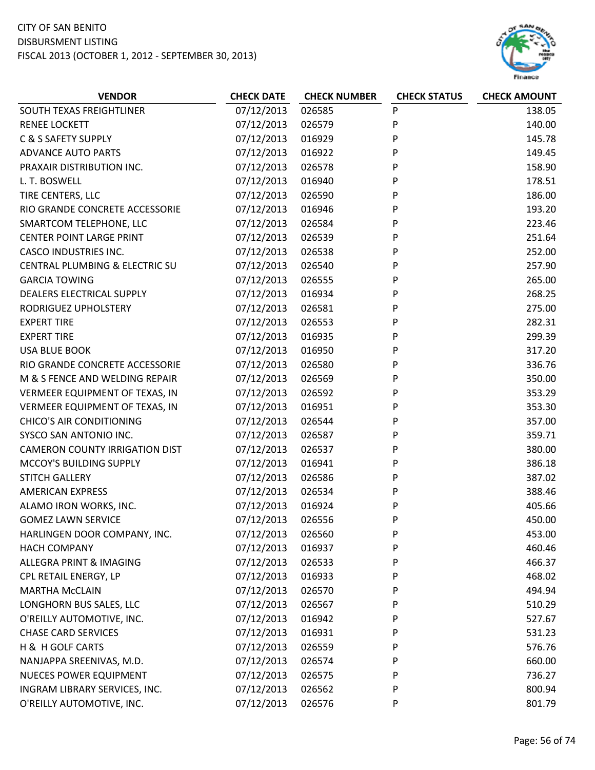CITY OF SAN BENITO
DISBURSMENT LISTING
FISCAL 2013 (OCTOBER 1, 2012 - SEPTEMBER 30, 2013)

| VENDOR | CHECK DATE | CHECK NUMBER | CHECK STATUS | CHECK AMOUNT |
|---|---|---|---|---|
| SOUTH TEXAS FREIGHTLINER | 07/12/2013 | 026585 | P | 138.05 |
| RENEE LOCKETT | 07/12/2013 | 026579 | P | 140.00 |
| C & S SAFETY SUPPLY | 07/12/2013 | 016929 | P | 145.78 |
| ADVANCE AUTO PARTS | 07/12/2013 | 016922 | P | 149.45 |
| PRAXAIR DISTRIBUTION INC. | 07/12/2013 | 026578 | P | 158.90 |
| L. T. BOSWELL | 07/12/2013 | 016940 | P | 178.51 |
| TIRE CENTERS, LLC | 07/12/2013 | 026590 | P | 186.00 |
| RIO GRANDE CONCRETE ACCESSORIE | 07/12/2013 | 016946 | P | 193.20 |
| SMARTCOM TELEPHONE, LLC | 07/12/2013 | 026584 | P | 223.46 |
| CENTER POINT LARGE PRINT | 07/12/2013 | 026539 | P | 251.64 |
| CASCO INDUSTRIES INC. | 07/12/2013 | 026538 | P | 252.00 |
| CENTRAL PLUMBING & ELECTRIC SU | 07/12/2013 | 026540 | P | 257.90 |
| GARCIA TOWING | 07/12/2013 | 026555 | P | 265.00 |
| DEALERS ELECTRICAL SUPPLY | 07/12/2013 | 016934 | P | 268.25 |
| RODRIGUEZ UPHOLSTERY | 07/12/2013 | 026581 | P | 275.00 |
| EXPERT TIRE | 07/12/2013 | 026553 | P | 282.31 |
| EXPERT TIRE | 07/12/2013 | 016935 | P | 299.39 |
| USA BLUE BOOK | 07/12/2013 | 016950 | P | 317.20 |
| RIO GRANDE CONCRETE ACCESSORIE | 07/12/2013 | 026580 | P | 336.76 |
| M & S FENCE AND WELDING REPAIR | 07/12/2013 | 026569 | P | 350.00 |
| VERMEER EQUIPMENT OF TEXAS, IN | 07/12/2013 | 026592 | P | 353.29 |
| VERMEER EQUIPMENT OF TEXAS, IN | 07/12/2013 | 016951 | P | 353.30 |
| CHICO'S AIR CONDITIONING | 07/12/2013 | 026544 | P | 357.00 |
| SYSCO SAN ANTONIO INC. | 07/12/2013 | 026587 | P | 359.71 |
| CAMERON COUNTY IRRIGATION DIST | 07/12/2013 | 026537 | P | 380.00 |
| MCCOY'S BUILDING SUPPLY | 07/12/2013 | 016941 | P | 386.18 |
| STITCH GALLERY | 07/12/2013 | 026586 | P | 387.02 |
| AMERICAN EXPRESS | 07/12/2013 | 026534 | P | 388.46 |
| ALAMO IRON WORKS, INC. | 07/12/2013 | 016924 | P | 405.66 |
| GOMEZ LAWN SERVICE | 07/12/2013 | 026556 | P | 450.00 |
| HARLINGEN DOOR COMPANY, INC. | 07/12/2013 | 026560 | P | 453.00 |
| HACH COMPANY | 07/12/2013 | 016937 | P | 460.46 |
| ALLEGRA PRINT & IMAGING | 07/12/2013 | 026533 | P | 466.37 |
| CPL RETAIL ENERGY, LP | 07/12/2013 | 016933 | P | 468.02 |
| MARTHA McCLAIN | 07/12/2013 | 026570 | P | 494.94 |
| LONGHORN BUS SALES, LLC | 07/12/2013 | 026567 | P | 510.29 |
| O'REILLY AUTOMOTIVE, INC. | 07/12/2013 | 016942 | P | 527.67 |
| CHASE CARD SERVICES | 07/12/2013 | 016931 | P | 531.23 |
| H & H GOLF CARTS | 07/12/2013 | 026559 | P | 576.76 |
| NANJAPPA SREENIVAS, M.D. | 07/12/2013 | 026574 | P | 660.00 |
| NUECES POWER EQUIPMENT | 07/12/2013 | 026575 | P | 736.27 |
| INGRAM LIBRARY SERVICES, INC. | 07/12/2013 | 026562 | P | 800.94 |
| O'REILLY AUTOMOTIVE, INC. | 07/12/2013 | 026576 | P | 801.79 |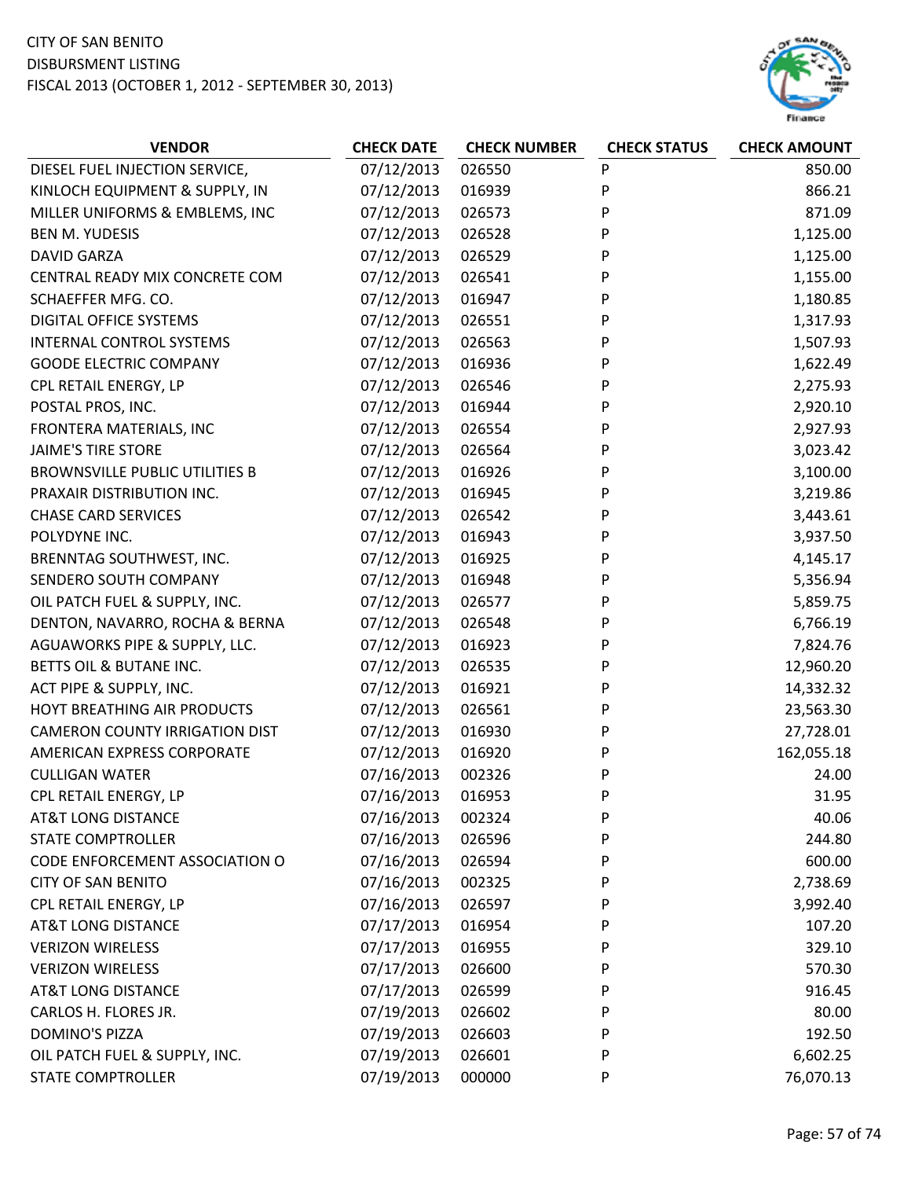CITY OF SAN BENITO
DISBURSMENT LISTING
FISCAL 2013 (OCTOBER 1, 2012 - SEPTEMBER 30, 2013)

| VENDOR | CHECK DATE | CHECK NUMBER | CHECK STATUS | CHECK AMOUNT |
|---|---|---|---|---|
| DIESEL FUEL INJECTION SERVICE, | 07/12/2013 | 026550 | P | 850.00 |
| KINLOCH EQUIPMENT & SUPPLY, IN | 07/12/2013 | 016939 | P | 866.21 |
| MILLER UNIFORMS & EMBLEMS, INC | 07/12/2013 | 026573 | P | 871.09 |
| BEN M. YUDESIS | 07/12/2013 | 026528 | P | 1,125.00 |
| DAVID GARZA | 07/12/2013 | 026529 | P | 1,125.00 |
| CENTRAL READY MIX CONCRETE COM | 07/12/2013 | 026541 | P | 1,155.00 |
| SCHAEFFER MFG. CO. | 07/12/2013 | 016947 | P | 1,180.85 |
| DIGITAL OFFICE SYSTEMS | 07/12/2013 | 026551 | P | 1,317.93 |
| INTERNAL CONTROL SYSTEMS | 07/12/2013 | 026563 | P | 1,507.93 |
| GOODE ELECTRIC COMPANY | 07/12/2013 | 016936 | P | 1,622.49 |
| CPL RETAIL ENERGY, LP | 07/12/2013 | 026546 | P | 2,275.93 |
| POSTAL PROS, INC. | 07/12/2013 | 016944 | P | 2,920.10 |
| FRONTERA MATERIALS, INC | 07/12/2013 | 026554 | P | 2,927.93 |
| JAIME'S TIRE STORE | 07/12/2013 | 026564 | P | 3,023.42 |
| BROWNSVILLE PUBLIC UTILITIES B | 07/12/2013 | 016926 | P | 3,100.00 |
| PRAXAIR DISTRIBUTION INC. | 07/12/2013 | 016945 | P | 3,219.86 |
| CHASE CARD SERVICES | 07/12/2013 | 026542 | P | 3,443.61 |
| POLYDYNE INC. | 07/12/2013 | 016943 | P | 3,937.50 |
| BRENNTAG SOUTHWEST, INC. | 07/12/2013 | 016925 | P | 4,145.17 |
| SENDERO SOUTH COMPANY | 07/12/2013 | 016948 | P | 5,356.94 |
| OIL PATCH FUEL & SUPPLY, INC. | 07/12/2013 | 026577 | P | 5,859.75 |
| DENTON, NAVARRO, ROCHA & BERNA | 07/12/2013 | 026548 | P | 6,766.19 |
| AGUAWORKS PIPE & SUPPLY, LLC. | 07/12/2013 | 016923 | P | 7,824.76 |
| BETTS OIL & BUTANE INC. | 07/12/2013 | 026535 | P | 12,960.20 |
| ACT PIPE & SUPPLY, INC. | 07/12/2013 | 016921 | P | 14,332.32 |
| HOYT BREATHING AIR PRODUCTS | 07/12/2013 | 026561 | P | 23,563.30 |
| CAMERON COUNTY IRRIGATION DIST | 07/12/2013 | 016930 | P | 27,728.01 |
| AMERICAN EXPRESS CORPORATE | 07/12/2013 | 016920 | P | 162,055.18 |
| CULLIGAN WATER | 07/16/2013 | 002326 | P | 24.00 |
| CPL RETAIL ENERGY, LP | 07/16/2013 | 016953 | P | 31.95 |
| AT&T LONG DISTANCE | 07/16/2013 | 002324 | P | 40.06 |
| STATE COMPTROLLER | 07/16/2013 | 026596 | P | 244.80 |
| CODE ENFORCEMENT ASSOCIATION O | 07/16/2013 | 026594 | P | 600.00 |
| CITY OF SAN BENITO | 07/16/2013 | 002325 | P | 2,738.69 |
| CPL RETAIL ENERGY, LP | 07/16/2013 | 026597 | P | 3,992.40 |
| AT&T LONG DISTANCE | 07/17/2013 | 016954 | P | 107.20 |
| VERIZON WIRELESS | 07/17/2013 | 016955 | P | 329.10 |
| VERIZON WIRELESS | 07/17/2013 | 026600 | P | 570.30 |
| AT&T LONG DISTANCE | 07/17/2013 | 026599 | P | 916.45 |
| CARLOS H. FLORES JR. | 07/19/2013 | 026602 | P | 80.00 |
| DOMINO'S PIZZA | 07/19/2013 | 026603 | P | 192.50 |
| OIL PATCH FUEL & SUPPLY, INC. | 07/19/2013 | 026601 | P | 6,602.25 |
| STATE COMPTROLLER | 07/19/2013 | 000000 | P | 76,070.13 |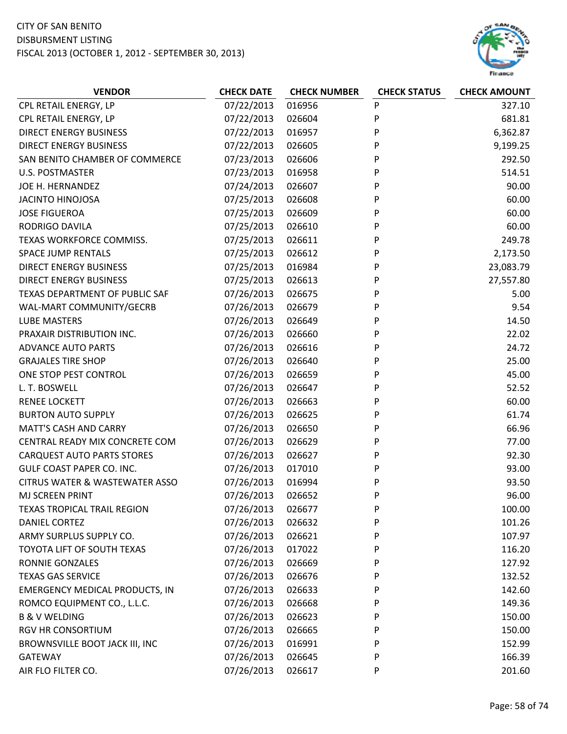CITY OF SAN BENITO
DISBURSMENT LISTING
FISCAL 2013 (OCTOBER 1, 2012 - SEPTEMBER 30, 2013)

| VENDOR | CHECK DATE | CHECK NUMBER | CHECK STATUS | CHECK AMOUNT |
|---|---|---|---|---|
| CPL RETAIL ENERGY, LP | 07/22/2013 | 016956 | P | 327.10 |
| CPL RETAIL ENERGY, LP | 07/22/2013 | 026604 | P | 681.81 |
| DIRECT ENERGY BUSINESS | 07/22/2013 | 016957 | P | 6,362.87 |
| DIRECT ENERGY BUSINESS | 07/22/2013 | 026605 | P | 9,199.25 |
| SAN BENITO CHAMBER OF COMMERCE | 07/23/2013 | 026606 | P | 292.50 |
| U.S. POSTMASTER | 07/23/2013 | 016958 | P | 514.51 |
| JOE H. HERNANDEZ | 07/24/2013 | 026607 | P | 90.00 |
| JACINTO HINOJOSA | 07/25/2013 | 026608 | P | 60.00 |
| JOSE FIGUEROA | 07/25/2013 | 026609 | P | 60.00 |
| RODRIGO DAVILA | 07/25/2013 | 026610 | P | 60.00 |
| TEXAS WORKFORCE COMMISS. | 07/25/2013 | 026611 | P | 249.78 |
| SPACE JUMP RENTALS | 07/25/2013 | 026612 | P | 2,173.50 |
| DIRECT ENERGY BUSINESS | 07/25/2013 | 016984 | P | 23,083.79 |
| DIRECT ENERGY BUSINESS | 07/25/2013 | 026613 | P | 27,557.80 |
| TEXAS DEPARTMENT OF PUBLIC SAF | 07/26/2013 | 026675 | P | 5.00 |
| WAL-MART COMMUNITY/GECRB | 07/26/2013 | 026679 | P | 9.54 |
| LUBE MASTERS | 07/26/2013 | 026649 | P | 14.50 |
| PRAXAIR DISTRIBUTION INC. | 07/26/2013 | 026660 | P | 22.02 |
| ADVANCE AUTO PARTS | 07/26/2013 | 026616 | P | 24.72 |
| GRAJALES TIRE SHOP | 07/26/2013 | 026640 | P | 25.00 |
| ONE STOP PEST CONTROL | 07/26/2013 | 026659 | P | 45.00 |
| L. T. BOSWELL | 07/26/2013 | 026647 | P | 52.52 |
| RENEE LOCKETT | 07/26/2013 | 026663 | P | 60.00 |
| BURTON AUTO SUPPLY | 07/26/2013 | 026625 | P | 61.74 |
| MATT'S CASH AND CARRY | 07/26/2013 | 026650 | P | 66.96 |
| CENTRAL READY MIX CONCRETE COM | 07/26/2013 | 026629 | P | 77.00 |
| CARQUEST AUTO PARTS STORES | 07/26/2013 | 026627 | P | 92.30 |
| GULF COAST PAPER CO. INC. | 07/26/2013 | 017010 | P | 93.00 |
| CITRUS WATER & WASTEWATER ASSO | 07/26/2013 | 016994 | P | 93.50 |
| MJ SCREEN PRINT | 07/26/2013 | 026652 | P | 96.00 |
| TEXAS TROPICAL TRAIL REGION | 07/26/2013 | 026677 | P | 100.00 |
| DANIEL CORTEZ | 07/26/2013 | 026632 | P | 101.26 |
| ARMY SURPLUS SUPPLY CO. | 07/26/2013 | 026621 | P | 107.97 |
| TOYOTA LIFT OF SOUTH TEXAS | 07/26/2013 | 017022 | P | 116.20 |
| RONNIE GONZALES | 07/26/2013 | 026669 | P | 127.92 |
| TEXAS GAS SERVICE | 07/26/2013 | 026676 | P | 132.52 |
| EMERGENCY MEDICAL PRODUCTS, IN | 07/26/2013 | 026633 | P | 142.60 |
| ROMCO EQUIPMENT CO., L.L.C. | 07/26/2013 | 026668 | P | 149.36 |
| B & V WELDING | 07/26/2013 | 026623 | P | 150.00 |
| RGV HR CONSORTIUM | 07/26/2013 | 026665 | P | 150.00 |
| BROWNSVILLE BOOT JACK III, INC | 07/26/2013 | 016991 | P | 152.99 |
| GATEWAY | 07/26/2013 | 026645 | P | 166.39 |
| AIR FLO FILTER CO. | 07/26/2013 | 026617 | P | 201.60 |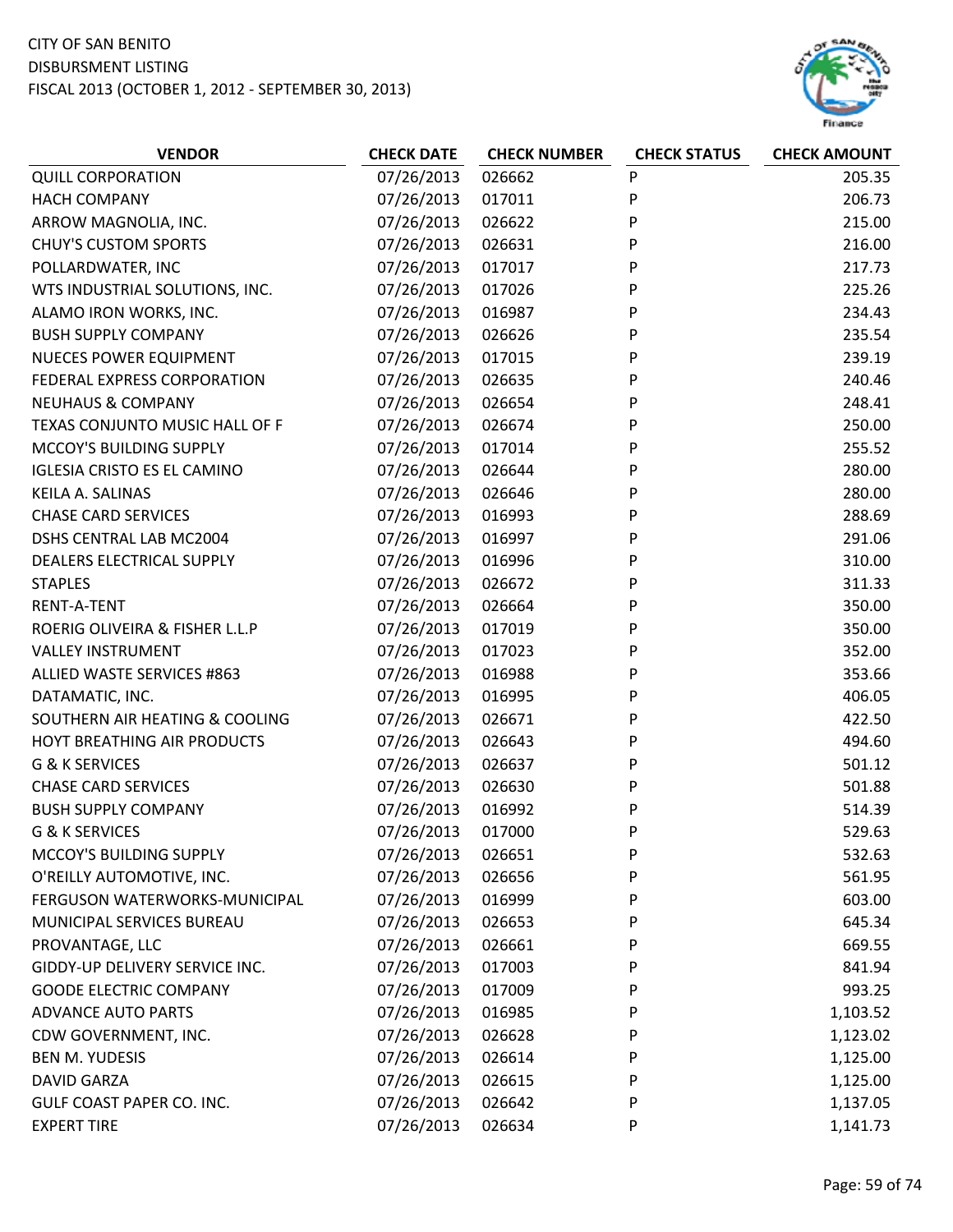CITY OF SAN BENITO
DISBURSMENT LISTING
FISCAL 2013 (OCTOBER 1, 2012 - SEPTEMBER 30, 2013)

| VENDOR | CHECK DATE | CHECK NUMBER | CHECK STATUS | CHECK AMOUNT |
|---|---|---|---|---|
| QUILL CORPORATION | 07/26/2013 | 026662 | P | 205.35 |
| HACH COMPANY | 07/26/2013 | 017011 | P | 206.73 |
| ARROW MAGNOLIA, INC. | 07/26/2013 | 026622 | P | 215.00 |
| CHUY'S CUSTOM SPORTS | 07/26/2013 | 026631 | P | 216.00 |
| POLLARDWATER, INC | 07/26/2013 | 017017 | P | 217.73 |
| WTS INDUSTRIAL SOLUTIONS, INC. | 07/26/2013 | 017026 | P | 225.26 |
| ALAMO IRON WORKS, INC. | 07/26/2013 | 016987 | P | 234.43 |
| BUSH SUPPLY COMPANY | 07/26/2013 | 026626 | P | 235.54 |
| NUECES POWER EQUIPMENT | 07/26/2013 | 017015 | P | 239.19 |
| FEDERAL EXPRESS CORPORATION | 07/26/2013 | 026635 | P | 240.46 |
| NEUHAUS & COMPANY | 07/26/2013 | 026654 | P | 248.41 |
| TEXAS CONJUNTO MUSIC HALL OF F | 07/26/2013 | 026674 | P | 250.00 |
| MCCOY'S BUILDING SUPPLY | 07/26/2013 | 017014 | P | 255.52 |
| IGLESIA CRISTO ES EL CAMINO | 07/26/2013 | 026644 | P | 280.00 |
| KEILA A. SALINAS | 07/26/2013 | 026646 | P | 280.00 |
| CHASE CARD SERVICES | 07/26/2013 | 016993 | P | 288.69 |
| DSHS CENTRAL LAB MC2004 | 07/26/2013 | 016997 | P | 291.06 |
| DEALERS ELECTRICAL SUPPLY | 07/26/2013 | 016996 | P | 310.00 |
| STAPLES | 07/26/2013 | 026672 | P | 311.33 |
| RENT-A-TENT | 07/26/2013 | 026664 | P | 350.00 |
| ROERIG OLIVEIRA & FISHER L.L.P | 07/26/2013 | 017019 | P | 350.00 |
| VALLEY INSTRUMENT | 07/26/2013 | 017023 | P | 352.00 |
| ALLIED WASTE SERVICES #863 | 07/26/2013 | 016988 | P | 353.66 |
| DATAMATIC, INC. | 07/26/2013 | 016995 | P | 406.05 |
| SOUTHERN AIR HEATING & COOLING | 07/26/2013 | 026671 | P | 422.50 |
| HOYT BREATHING AIR PRODUCTS | 07/26/2013 | 026643 | P | 494.60 |
| G & K SERVICES | 07/26/2013 | 026637 | P | 501.12 |
| CHASE CARD SERVICES | 07/26/2013 | 026630 | P | 501.88 |
| BUSH SUPPLY COMPANY | 07/26/2013 | 016992 | P | 514.39 |
| G & K SERVICES | 07/26/2013 | 017000 | P | 529.63 |
| MCCOY'S BUILDING SUPPLY | 07/26/2013 | 026651 | P | 532.63 |
| O'REILLY AUTOMOTIVE, INC. | 07/26/2013 | 026656 | P | 561.95 |
| FERGUSON WATERWORKS-MUNICIPAL | 07/26/2013 | 016999 | P | 603.00 |
| MUNICIPAL SERVICES BUREAU | 07/26/2013 | 026653 | P | 645.34 |
| PROVANTAGE, LLC | 07/26/2013 | 026661 | P | 669.55 |
| GIDDY-UP DELIVERY SERVICE INC. | 07/26/2013 | 017003 | P | 841.94 |
| GOODE ELECTRIC COMPANY | 07/26/2013 | 017009 | P | 993.25 |
| ADVANCE AUTO PARTS | 07/26/2013 | 016985 | P | 1,103.52 |
| CDW GOVERNMENT, INC. | 07/26/2013 | 026628 | P | 1,123.02 |
| BEN M. YUDESIS | 07/26/2013 | 026614 | P | 1,125.00 |
| DAVID GARZA | 07/26/2013 | 026615 | P | 1,125.00 |
| GULF COAST PAPER CO. INC. | 07/26/2013 | 026642 | P | 1,137.05 |
| EXPERT TIRE | 07/26/2013 | 026634 | P | 1,141.73 |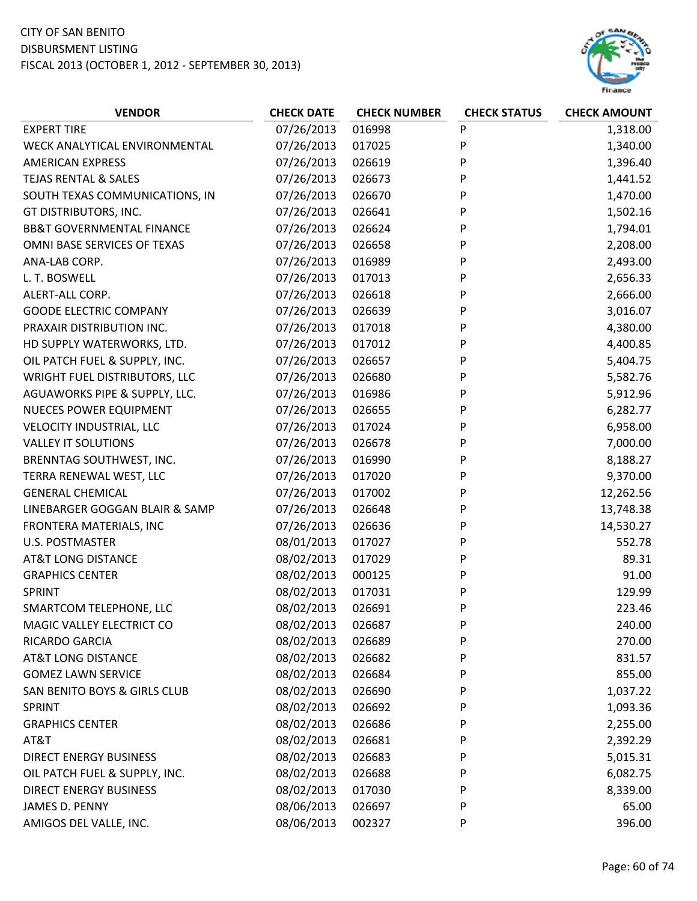CITY OF SAN BENITO
DISBURSMENT LISTING
FISCAL 2013 (OCTOBER 1, 2012 - SEPTEMBER 30, 2013)

| VENDOR | CHECK DATE | CHECK NUMBER | CHECK STATUS | CHECK AMOUNT |
|---|---|---|---|---|
| EXPERT TIRE | 07/26/2013 | 016998 | P | 1,318.00 |
| WECK ANALYTICAL ENVIRONMENTAL | 07/26/2013 | 017025 | P | 1,340.00 |
| AMERICAN EXPRESS | 07/26/2013 | 026619 | P | 1,396.40 |
| TEJAS RENTAL & SALES | 07/26/2013 | 026673 | P | 1,441.52 |
| SOUTH TEXAS COMMUNICATIONS, IN | 07/26/2013 | 026670 | P | 1,470.00 |
| GT DISTRIBUTORS, INC. | 07/26/2013 | 026641 | P | 1,502.16 |
| BB&T GOVERNMENTAL FINANCE | 07/26/2013 | 026624 | P | 1,794.01 |
| OMNI BASE SERVICES OF TEXAS | 07/26/2013 | 026658 | P | 2,208.00 |
| ANA-LAB CORP. | 07/26/2013 | 016989 | P | 2,493.00 |
| L. T. BOSWELL | 07/26/2013 | 017013 | P | 2,656.33 |
| ALERT-ALL CORP. | 07/26/2013 | 026618 | P | 2,666.00 |
| GOODE ELECTRIC COMPANY | 07/26/2013 | 026639 | P | 3,016.07 |
| PRAXAIR DISTRIBUTION INC. | 07/26/2013 | 017018 | P | 4,380.00 |
| HD SUPPLY WATERWORKS, LTD. | 07/26/2013 | 017012 | P | 4,400.85 |
| OIL PATCH FUEL & SUPPLY, INC. | 07/26/2013 | 026657 | P | 5,404.75 |
| WRIGHT FUEL DISTRIBUTORS, LLC | 07/26/2013 | 026680 | P | 5,582.76 |
| AGUAWORKS PIPE & SUPPLY, LLC. | 07/26/2013 | 016986 | P | 5,912.96 |
| NUECES POWER EQUIPMENT | 07/26/2013 | 026655 | P | 6,282.77 |
| VELOCITY INDUSTRIAL, LLC | 07/26/2013 | 017024 | P | 6,958.00 |
| VALLEY IT SOLUTIONS | 07/26/2013 | 026678 | P | 7,000.00 |
| BRENNTAG SOUTHWEST, INC. | 07/26/2013 | 016990 | P | 8,188.27 |
| TERRA RENEWAL WEST, LLC | 07/26/2013 | 017020 | P | 9,370.00 |
| GENERAL CHEMICAL | 07/26/2013 | 017002 | P | 12,262.56 |
| LINEBARGER GOGGAN BLAIR & SAMP | 07/26/2013 | 026648 | P | 13,748.38 |
| FRONTERA MATERIALS, INC | 07/26/2013 | 026636 | P | 14,530.27 |
| U.S. POSTMASTER | 08/01/2013 | 017027 | P | 552.78 |
| AT&T LONG DISTANCE | 08/02/2013 | 017029 | P | 89.31 |
| GRAPHICS CENTER | 08/02/2013 | 000125 | P | 91.00 |
| SPRINT | 08/02/2013 | 017031 | P | 129.99 |
| SMARTCOM TELEPHONE, LLC | 08/02/2013 | 026691 | P | 223.46 |
| MAGIC VALLEY ELECTRICT CO | 08/02/2013 | 026687 | P | 240.00 |
| RICARDO GARCIA | 08/02/2013 | 026689 | P | 270.00 |
| AT&T LONG DISTANCE | 08/02/2013 | 026682 | P | 831.57 |
| GOMEZ LAWN SERVICE | 08/02/2013 | 026684 | P | 855.00 |
| SAN BENITO BOYS & GIRLS CLUB | 08/02/2013 | 026690 | P | 1,037.22 |
| SPRINT | 08/02/2013 | 026692 | P | 1,093.36 |
| GRAPHICS CENTER | 08/02/2013 | 026686 | P | 2,255.00 |
| AT&T | 08/02/2013 | 026681 | P | 2,392.29 |
| DIRECT ENERGY BUSINESS | 08/02/2013 | 026683 | P | 5,015.31 |
| OIL PATCH FUEL & SUPPLY, INC. | 08/02/2013 | 026688 | P | 6,082.75 |
| DIRECT ENERGY BUSINESS | 08/02/2013 | 017030 | P | 8,339.00 |
| JAMES D. PENNY | 08/06/2013 | 026697 | P | 65.00 |
| AMIGOS DEL VALLE, INC. | 08/06/2013 | 002327 | P | 396.00 |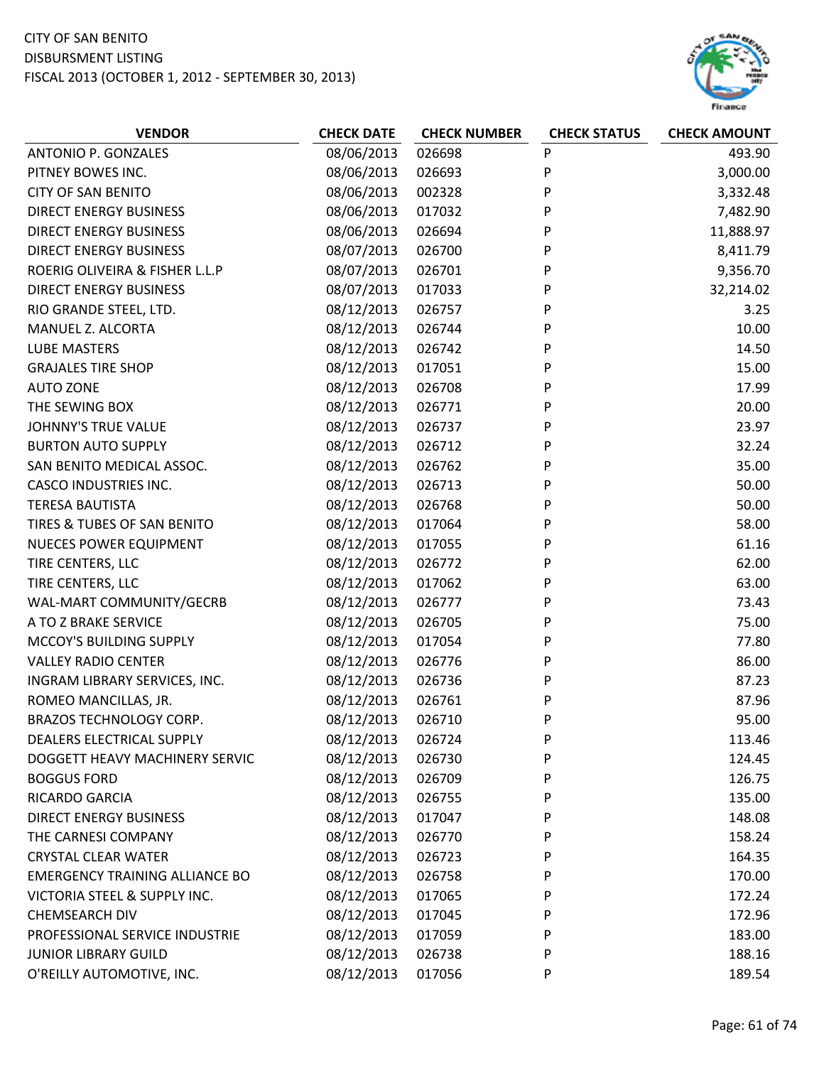CITY OF SAN BENITO
DISBURSMENT LISTING
FISCAL 2013 (OCTOBER 1, 2012 - SEPTEMBER 30, 2013)

| VENDOR | CHECK DATE | CHECK NUMBER | CHECK STATUS | CHECK AMOUNT |
|---|---|---|---|---|
| ANTONIO P. GONZALES | 08/06/2013 | 026698 | P | 493.90 |
| PITNEY BOWES INC. | 08/06/2013 | 026693 | P | 3,000.00 |
| CITY OF SAN BENITO | 08/06/2013 | 002328 | P | 3,332.48 |
| DIRECT ENERGY BUSINESS | 08/06/2013 | 017032 | P | 7,482.90 |
| DIRECT ENERGY BUSINESS | 08/06/2013 | 026694 | P | 11,888.97 |
| DIRECT ENERGY BUSINESS | 08/07/2013 | 026700 | P | 8,411.79 |
| ROERIG OLIVEIRA & FISHER L.L.P | 08/07/2013 | 026701 | P | 9,356.70 |
| DIRECT ENERGY BUSINESS | 08/07/2013 | 017033 | P | 32,214.02 |
| RIO GRANDE STEEL, LTD. | 08/12/2013 | 026757 | P | 3.25 |
| MANUEL Z. ALCORTA | 08/12/2013 | 026744 | P | 10.00 |
| LUBE MASTERS | 08/12/2013 | 026742 | P | 14.50 |
| GRAJALES TIRE SHOP | 08/12/2013 | 017051 | P | 15.00 |
| AUTO ZONE | 08/12/2013 | 026708 | P | 17.99 |
| THE SEWING BOX | 08/12/2013 | 026771 | P | 20.00 |
| JOHNNY'S TRUE VALUE | 08/12/2013 | 026737 | P | 23.97 |
| BURTON AUTO SUPPLY | 08/12/2013 | 026712 | P | 32.24 |
| SAN BENITO MEDICAL ASSOC. | 08/12/2013 | 026762 | P | 35.00 |
| CASCO INDUSTRIES INC. | 08/12/2013 | 026713 | P | 50.00 |
| TERESA BAUTISTA | 08/12/2013 | 026768 | P | 50.00 |
| TIRES & TUBES OF SAN BENITO | 08/12/2013 | 017064 | P | 58.00 |
| NUECES POWER EQUIPMENT | 08/12/2013 | 017055 | P | 61.16 |
| TIRE CENTERS, LLC | 08/12/2013 | 026772 | P | 62.00 |
| TIRE CENTERS, LLC | 08/12/2013 | 017062 | P | 63.00 |
| WAL-MART COMMUNITY/GECRB | 08/12/2013 | 026777 | P | 73.43 |
| A TO Z BRAKE SERVICE | 08/12/2013 | 026705 | P | 75.00 |
| MCCOY'S BUILDING SUPPLY | 08/12/2013 | 017054 | P | 77.80 |
| VALLEY RADIO CENTER | 08/12/2013 | 026776 | P | 86.00 |
| INGRAM LIBRARY SERVICES, INC. | 08/12/2013 | 026736 | P | 87.23 |
| ROMEO MANCILLAS, JR. | 08/12/2013 | 026761 | P | 87.96 |
| BRAZOS TECHNOLOGY CORP. | 08/12/2013 | 026710 | P | 95.00 |
| DEALERS ELECTRICAL SUPPLY | 08/12/2013 | 026724 | P | 113.46 |
| DOGGETT HEAVY MACHINERY SERVIC | 08/12/2013 | 026730 | P | 124.45 |
| BOGGUS FORD | 08/12/2013 | 026709 | P | 126.75 |
| RICARDO GARCIA | 08/12/2013 | 026755 | P | 135.00 |
| DIRECT ENERGY BUSINESS | 08/12/2013 | 017047 | P | 148.08 |
| THE CARNESI COMPANY | 08/12/2013 | 026770 | P | 158.24 |
| CRYSTAL CLEAR WATER | 08/12/2013 | 026723 | P | 164.35 |
| EMERGENCY TRAINING ALLIANCE BO | 08/12/2013 | 026758 | P | 170.00 |
| VICTORIA STEEL & SUPPLY INC. | 08/12/2013 | 017065 | P | 172.24 |
| CHEMSEARCH DIV | 08/12/2013 | 017045 | P | 172.96 |
| PROFESSIONAL SERVICE INDUSTRIE | 08/12/2013 | 017059 | P | 183.00 |
| JUNIOR LIBRARY GUILD | 08/12/2013 | 026738 | P | 188.16 |
| O'REILLY AUTOMOTIVE, INC. | 08/12/2013 | 017056 | P | 189.54 |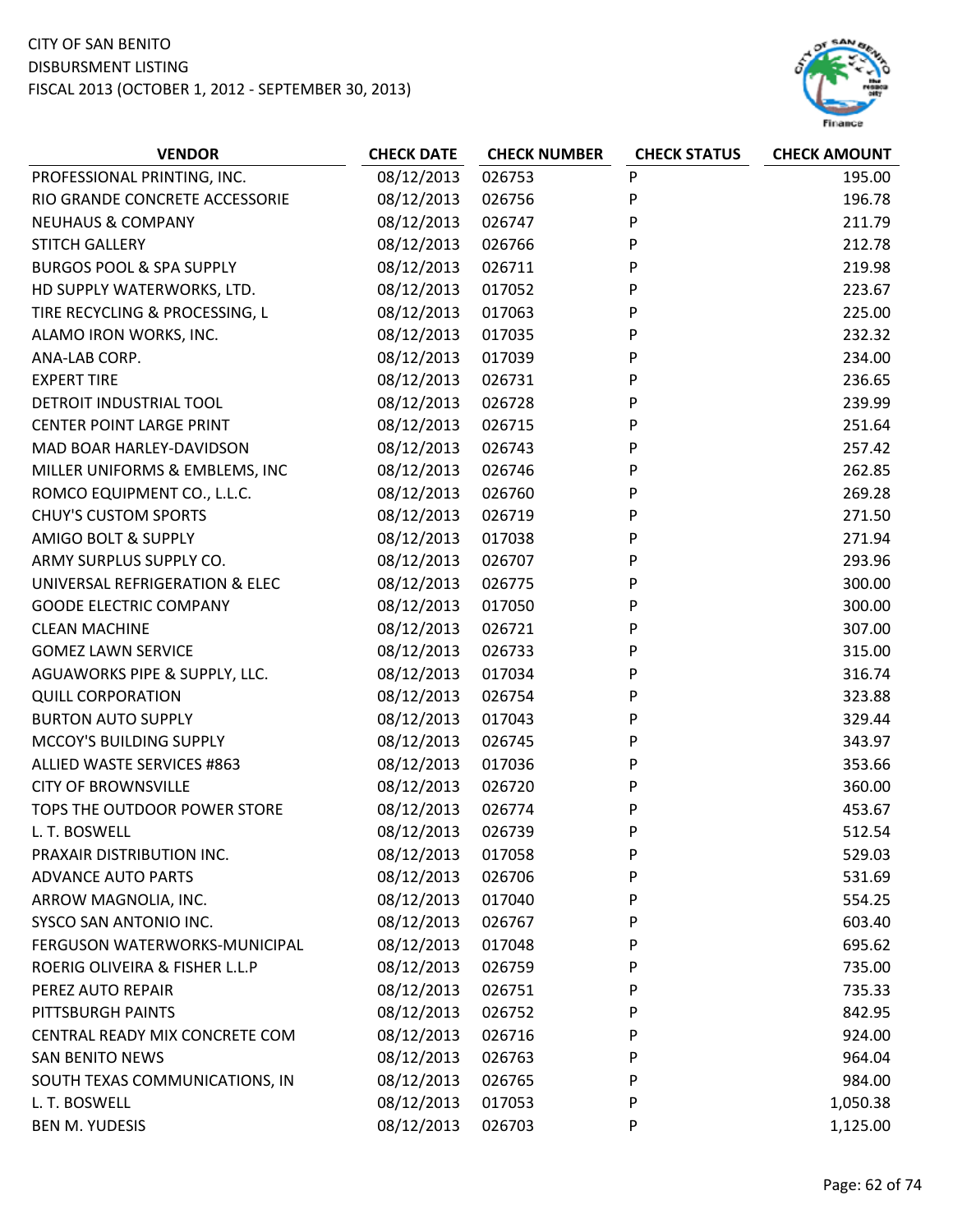CITY OF SAN BENITO
DISBURSMENT LISTING
FISCAL 2013 (OCTOBER 1, 2012 - SEPTEMBER 30, 2013)

| VENDOR | CHECK DATE | CHECK NUMBER | CHECK STATUS | CHECK AMOUNT |
|---|---|---|---|---|
| PROFESSIONAL PRINTING, INC. | 08/12/2013 | 026753 | P | 195.00 |
| RIO GRANDE CONCRETE ACCESSORIE | 08/12/2013 | 026756 | P | 196.78 |
| NEUHAUS & COMPANY | 08/12/2013 | 026747 | P | 211.79 |
| STITCH GALLERY | 08/12/2013 | 026766 | P | 212.78 |
| BURGOS POOL & SPA SUPPLY | 08/12/2013 | 026711 | P | 219.98 |
| HD SUPPLY WATERWORKS, LTD. | 08/12/2013 | 017052 | P | 223.67 |
| TIRE RECYCLING & PROCESSING, L | 08/12/2013 | 017063 | P | 225.00 |
| ALAMO IRON WORKS, INC. | 08/12/2013 | 017035 | P | 232.32 |
| ANA-LAB CORP. | 08/12/2013 | 017039 | P | 234.00 |
| EXPERT TIRE | 08/12/2013 | 026731 | P | 236.65 |
| DETROIT INDUSTRIAL TOOL | 08/12/2013 | 026728 | P | 239.99 |
| CENTER POINT LARGE PRINT | 08/12/2013 | 026715 | P | 251.64 |
| MAD BOAR HARLEY-DAVIDSON | 08/12/2013 | 026743 | P | 257.42 |
| MILLER UNIFORMS & EMBLEMS, INC | 08/12/2013 | 026746 | P | 262.85 |
| ROMCO EQUIPMENT CO., L.L.C. | 08/12/2013 | 026760 | P | 269.28 |
| CHUY'S CUSTOM SPORTS | 08/12/2013 | 026719 | P | 271.50 |
| AMIGO BOLT & SUPPLY | 08/12/2013 | 017038 | P | 271.94 |
| ARMY SURPLUS SUPPLY CO. | 08/12/2013 | 026707 | P | 293.96 |
| UNIVERSAL REFRIGERATION & ELEC | 08/12/2013 | 026775 | P | 300.00 |
| GOODE ELECTRIC COMPANY | 08/12/2013 | 017050 | P | 300.00 |
| CLEAN MACHINE | 08/12/2013 | 026721 | P | 307.00 |
| GOMEZ LAWN SERVICE | 08/12/2013 | 026733 | P | 315.00 |
| AGUAWORKS PIPE & SUPPLY, LLC. | 08/12/2013 | 017034 | P | 316.74 |
| QUILL CORPORATION | 08/12/2013 | 026754 | P | 323.88 |
| BURTON AUTO SUPPLY | 08/12/2013 | 017043 | P | 329.44 |
| MCCOY'S BUILDING SUPPLY | 08/12/2013 | 026745 | P | 343.97 |
| ALLIED WASTE SERVICES #863 | 08/12/2013 | 017036 | P | 353.66 |
| CITY OF BROWNSVILLE | 08/12/2013 | 026720 | P | 360.00 |
| TOPS THE OUTDOOR POWER STORE | 08/12/2013 | 026774 | P | 453.67 |
| L. T. BOSWELL | 08/12/2013 | 026739 | P | 512.54 |
| PRAXAIR DISTRIBUTION INC. | 08/12/2013 | 017058 | P | 529.03 |
| ADVANCE AUTO PARTS | 08/12/2013 | 026706 | P | 531.69 |
| ARROW MAGNOLIA, INC. | 08/12/2013 | 017040 | P | 554.25 |
| SYSCO SAN ANTONIO INC. | 08/12/2013 | 026767 | P | 603.40 |
| FERGUSON WATERWORKS-MUNICIPAL | 08/12/2013 | 017048 | P | 695.62 |
| ROERIG OLIVEIRA & FISHER L.L.P | 08/12/2013 | 026759 | P | 735.00 |
| PEREZ AUTO REPAIR | 08/12/2013 | 026751 | P | 735.33 |
| PITTSBURGH PAINTS | 08/12/2013 | 026752 | P | 842.95 |
| CENTRAL READY MIX CONCRETE COM | 08/12/2013 | 026716 | P | 924.00 |
| SAN BENITO NEWS | 08/12/2013 | 026763 | P | 964.04 |
| SOUTH TEXAS COMMUNICATIONS, IN | 08/12/2013 | 026765 | P | 984.00 |
| L. T. BOSWELL | 08/12/2013 | 017053 | P | 1,050.38 |
| BEN M. YUDESIS | 08/12/2013 | 026703 | P | 1,125.00 |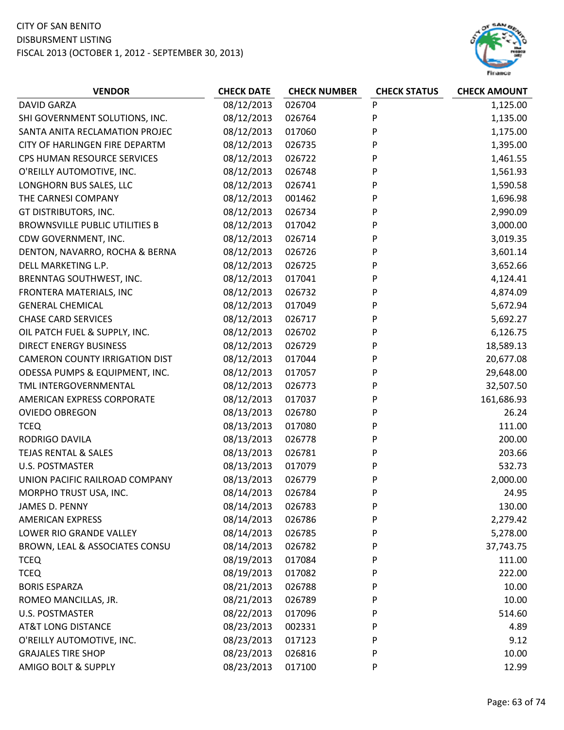CITY OF SAN BENITO
DISBURSMENT LISTING
FISCAL 2013 (OCTOBER 1, 2012 - SEPTEMBER 30, 2013)

| VENDOR | CHECK DATE | CHECK NUMBER | CHECK STATUS | CHECK AMOUNT |
|---|---|---|---|---|
| DAVID GARZA | 08/12/2013 | 026704 | P | 1,125.00 |
| SHI GOVERNMENT SOLUTIONS, INC. | 08/12/2013 | 026764 | P | 1,135.00 |
| SANTA ANITA RECLAMATION PROJEC | 08/12/2013 | 017060 | P | 1,175.00 |
| CITY OF HARLINGEN FIRE DEPARTM | 08/12/2013 | 026735 | P | 1,395.00 |
| CPS HUMAN RESOURCE SERVICES | 08/12/2013 | 026722 | P | 1,461.55 |
| O'REILLY AUTOMOTIVE, INC. | 08/12/2013 | 026748 | P | 1,561.93 |
| LONGHORN BUS SALES, LLC | 08/12/2013 | 026741 | P | 1,590.58 |
| THE CARNESI COMPANY | 08/12/2013 | 001462 | P | 1,696.98 |
| GT DISTRIBUTORS, INC. | 08/12/2013 | 026734 | P | 2,990.09 |
| BROWNSVILLE PUBLIC UTILITIES B | 08/12/2013 | 017042 | P | 3,000.00 |
| CDW GOVERNMENT, INC. | 08/12/2013 | 026714 | P | 3,019.35 |
| DENTON, NAVARRO, ROCHA & BERNA | 08/12/2013 | 026726 | P | 3,601.14 |
| DELL MARKETING L.P. | 08/12/2013 | 026725 | P | 3,652.66 |
| BRENNTAG SOUTHWEST, INC. | 08/12/2013 | 017041 | P | 4,124.41 |
| FRONTERA MATERIALS, INC | 08/12/2013 | 026732 | P | 4,874.09 |
| GENERAL CHEMICAL | 08/12/2013 | 017049 | P | 5,672.94 |
| CHASE CARD SERVICES | 08/12/2013 | 026717 | P | 5,692.27 |
| OIL PATCH FUEL & SUPPLY, INC. | 08/12/2013 | 026702 | P | 6,126.75 |
| DIRECT ENERGY BUSINESS | 08/12/2013 | 026729 | P | 18,589.13 |
| CAMERON COUNTY IRRIGATION DIST | 08/12/2013 | 017044 | P | 20,677.08 |
| ODESSA PUMPS & EQUIPMENT, INC. | 08/12/2013 | 017057 | P | 29,648.00 |
| TML INTERGOVERNMENTAL | 08/12/2013 | 026773 | P | 32,507.50 |
| AMERICAN EXPRESS CORPORATE | 08/12/2013 | 017037 | P | 161,686.93 |
| OVIEDO OBREGON | 08/13/2013 | 026780 | P | 26.24 |
| TCEQ | 08/13/2013 | 017080 | P | 111.00 |
| RODRIGO DAVILA | 08/13/2013 | 026778 | P | 200.00 |
| TEJAS RENTAL & SALES | 08/13/2013 | 026781 | P | 203.66 |
| U.S. POSTMASTER | 08/13/2013 | 017079 | P | 532.73 |
| UNION PACIFIC RAILROAD COMPANY | 08/13/2013 | 026779 | P | 2,000.00 |
| MORPHO TRUST USA, INC. | 08/14/2013 | 026784 | P | 24.95 |
| JAMES D. PENNY | 08/14/2013 | 026783 | P | 130.00 |
| AMERICAN EXPRESS | 08/14/2013 | 026786 | P | 2,279.42 |
| LOWER RIO GRANDE VALLEY | 08/14/2013 | 026785 | P | 5,278.00 |
| BROWN, LEAL & ASSOCIATES CONSU | 08/14/2013 | 026782 | P | 37,743.75 |
| TCEQ | 08/19/2013 | 017084 | P | 111.00 |
| TCEQ | 08/19/2013 | 017082 | P | 222.00 |
| BORIS ESPARZA | 08/21/2013 | 026788 | P | 10.00 |
| ROMEO MANCILLAS, JR. | 08/21/2013 | 026789 | P | 10.00 |
| U.S. POSTMASTER | 08/22/2013 | 017096 | P | 514.60 |
| AT&T LONG DISTANCE | 08/23/2013 | 002331 | P | 4.89 |
| O'REILLY AUTOMOTIVE, INC. | 08/23/2013 | 017123 | P | 9.12 |
| GRAJALES TIRE SHOP | 08/23/2013 | 026816 | P | 10.00 |
| AMIGO BOLT & SUPPLY | 08/23/2013 | 017100 | P | 12.99 |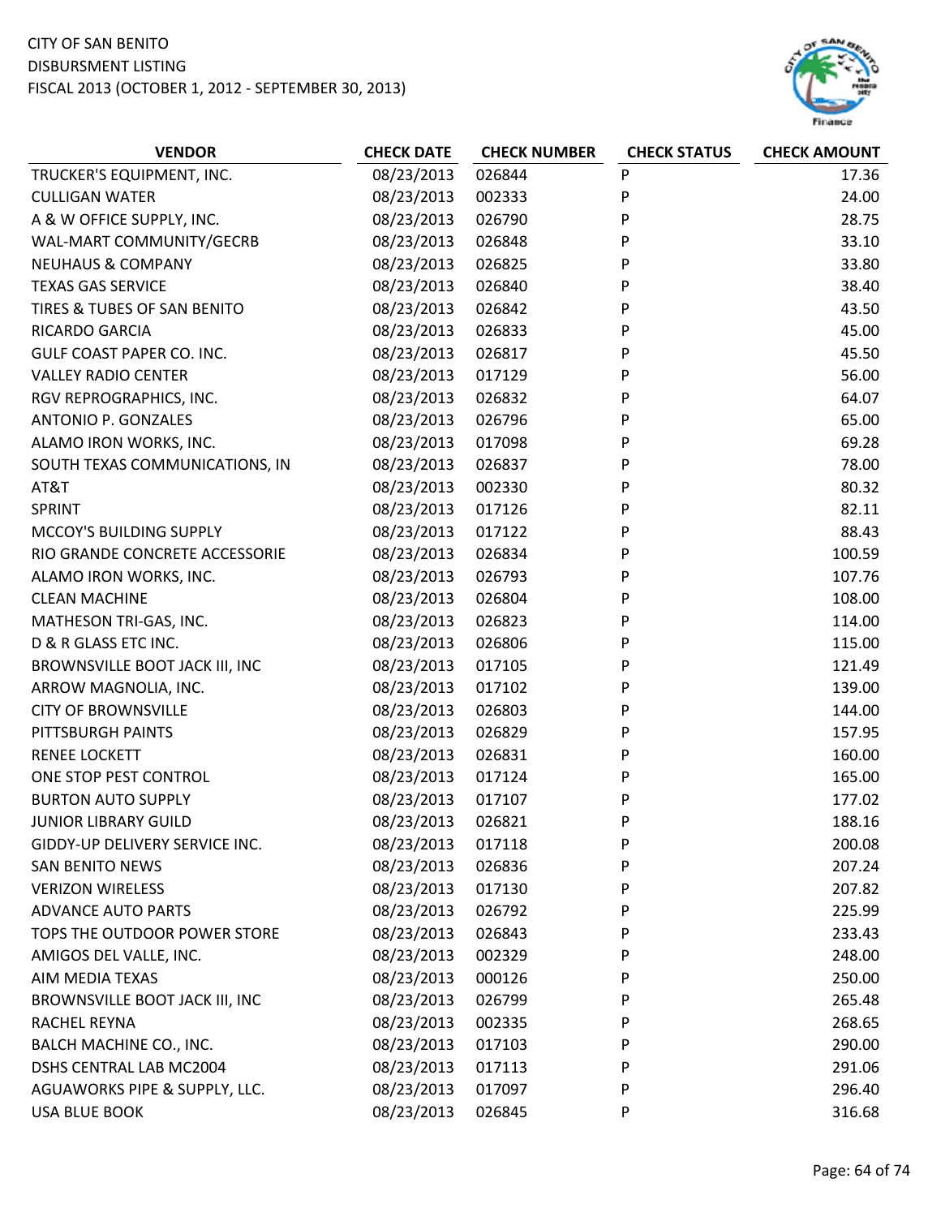CITY OF SAN BENITO
DISBURSMENT LISTING
FISCAL 2013 (OCTOBER 1, 2012 - SEPTEMBER 30, 2013)

| VENDOR | CHECK DATE | CHECK NUMBER | CHECK STATUS | CHECK AMOUNT |
|---|---|---|---|---|
| TRUCKER'S EQUIPMENT, INC. | 08/23/2013 | 026844 | P | 17.36 |
| CULLIGAN WATER | 08/23/2013 | 002333 | P | 24.00 |
| A & W OFFICE SUPPLY, INC. | 08/23/2013 | 026790 | P | 28.75 |
| WAL-MART COMMUNITY/GECRB | 08/23/2013 | 026848 | P | 33.10 |
| NEUHAUS & COMPANY | 08/23/2013 | 026825 | P | 33.80 |
| TEXAS GAS SERVICE | 08/23/2013 | 026840 | P | 38.40 |
| TIRES & TUBES OF SAN BENITO | 08/23/2013 | 026842 | P | 43.50 |
| RICARDO GARCIA | 08/23/2013 | 026833 | P | 45.00 |
| GULF COAST PAPER CO. INC. | 08/23/2013 | 026817 | P | 45.50 |
| VALLEY RADIO CENTER | 08/23/2013 | 017129 | P | 56.00 |
| RGV REPROGRAPHICS, INC. | 08/23/2013 | 026832 | P | 64.07 |
| ANTONIO P. GONZALES | 08/23/2013 | 026796 | P | 65.00 |
| ALAMO IRON WORKS, INC. | 08/23/2013 | 017098 | P | 69.28 |
| SOUTH TEXAS COMMUNICATIONS, IN | 08/23/2013 | 026837 | P | 78.00 |
| AT&T | 08/23/2013 | 002330 | P | 80.32 |
| SPRINT | 08/23/2013 | 017126 | P | 82.11 |
| MCCOY'S BUILDING SUPPLY | 08/23/2013 | 017122 | P | 88.43 |
| RIO GRANDE CONCRETE ACCESSORIE | 08/23/2013 | 026834 | P | 100.59 |
| ALAMO IRON WORKS, INC. | 08/23/2013 | 026793 | P | 107.76 |
| CLEAN MACHINE | 08/23/2013 | 026804 | P | 108.00 |
| MATHESON TRI-GAS, INC. | 08/23/2013 | 026823 | P | 114.00 |
| D & R GLASS ETC INC. | 08/23/2013 | 026806 | P | 115.00 |
| BROWNSVILLE BOOT JACK III, INC | 08/23/2013 | 017105 | P | 121.49 |
| ARROW MAGNOLIA, INC. | 08/23/2013 | 017102 | P | 139.00 |
| CITY OF BROWNSVILLE | 08/23/2013 | 026803 | P | 144.00 |
| PITTSBURGH PAINTS | 08/23/2013 | 026829 | P | 157.95 |
| RENEE LOCKETT | 08/23/2013 | 026831 | P | 160.00 |
| ONE STOP PEST CONTROL | 08/23/2013 | 017124 | P | 165.00 |
| BURTON AUTO SUPPLY | 08/23/2013 | 017107 | P | 177.02 |
| JUNIOR LIBRARY GUILD | 08/23/2013 | 026821 | P | 188.16 |
| GIDDY-UP DELIVERY SERVICE INC. | 08/23/2013 | 017118 | P | 200.08 |
| SAN BENITO NEWS | 08/23/2013 | 026836 | P | 207.24 |
| VERIZON WIRELESS | 08/23/2013 | 017130 | P | 207.82 |
| ADVANCE AUTO PARTS | 08/23/2013 | 026792 | P | 225.99 |
| TOPS THE OUTDOOR POWER STORE | 08/23/2013 | 026843 | P | 233.43 |
| AMIGOS DEL VALLE, INC. | 08/23/2013 | 002329 | P | 248.00 |
| AIM MEDIA TEXAS | 08/23/2013 | 000126 | P | 250.00 |
| BROWNSVILLE BOOT JACK III, INC | 08/23/2013 | 026799 | P | 265.48 |
| RACHEL REYNA | 08/23/2013 | 002335 | P | 268.65 |
| BALCH MACHINE CO., INC. | 08/23/2013 | 017103 | P | 290.00 |
| DSHS CENTRAL LAB MC2004 | 08/23/2013 | 017113 | P | 291.06 |
| AGUAWORKS PIPE & SUPPLY, LLC. | 08/23/2013 | 017097 | P | 296.40 |
| USA BLUE BOOK | 08/23/2013 | 026845 | P | 316.68 |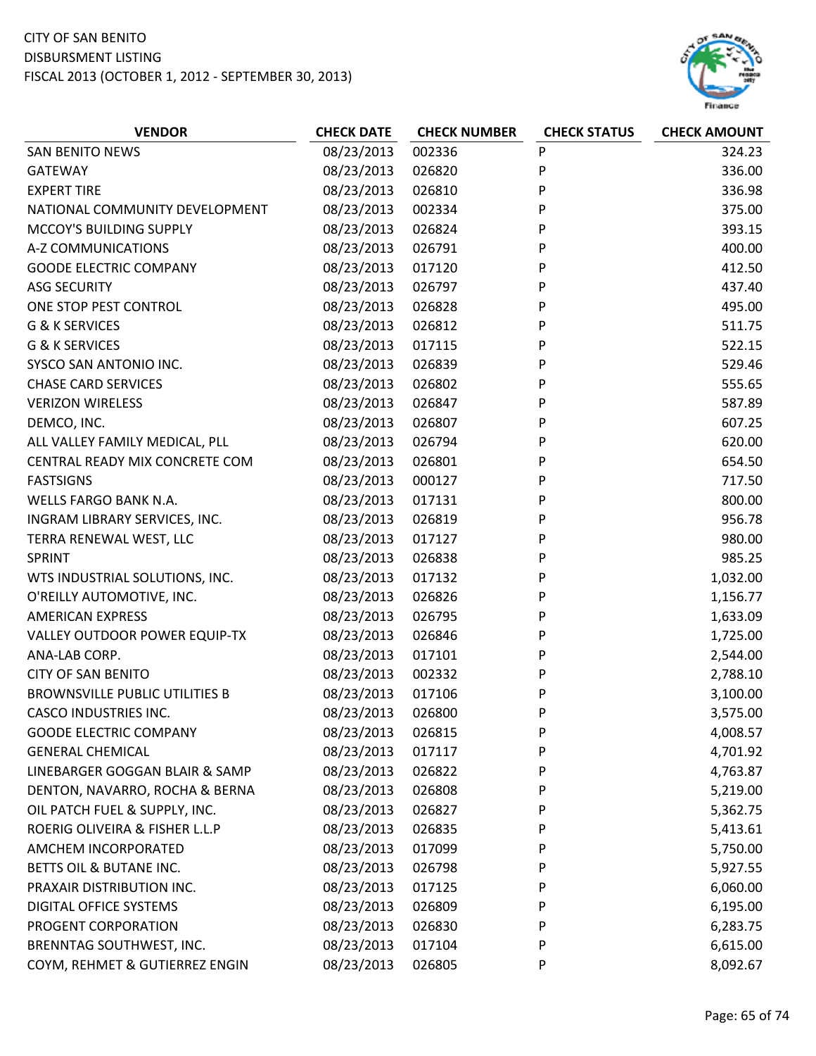CITY OF SAN BENITO
DISBURSMENT LISTING
FISCAL 2013 (OCTOBER 1, 2012 - SEPTEMBER 30, 2013)

| VENDOR | CHECK DATE | CHECK NUMBER | CHECK STATUS | CHECK AMOUNT |
|---|---|---|---|---|
| SAN BENITO NEWS | 08/23/2013 | 002336 | P | 324.23 |
| GATEWAY | 08/23/2013 | 026820 | P | 336.00 |
| EXPERT TIRE | 08/23/2013 | 026810 | P | 336.98 |
| NATIONAL COMMUNITY DEVELOPMENT | 08/23/2013 | 002334 | P | 375.00 |
| MCCOY'S BUILDING SUPPLY | 08/23/2013 | 026824 | P | 393.15 |
| A-Z COMMUNICATIONS | 08/23/2013 | 026791 | P | 400.00 |
| GOODE ELECTRIC COMPANY | 08/23/2013 | 017120 | P | 412.50 |
| ASG SECURITY | 08/23/2013 | 026797 | P | 437.40 |
| ONE STOP PEST CONTROL | 08/23/2013 | 026828 | P | 495.00 |
| G & K SERVICES | 08/23/2013 | 026812 | P | 511.75 |
| G & K SERVICES | 08/23/2013 | 017115 | P | 522.15 |
| SYSCO SAN ANTONIO INC. | 08/23/2013 | 026839 | P | 529.46 |
| CHASE CARD SERVICES | 08/23/2013 | 026802 | P | 555.65 |
| VERIZON WIRELESS | 08/23/2013 | 026847 | P | 587.89 |
| DEMCO, INC. | 08/23/2013 | 026807 | P | 607.25 |
| ALL VALLEY FAMILY MEDICAL, PLL | 08/23/2013 | 026794 | P | 620.00 |
| CENTRAL READY MIX CONCRETE COM | 08/23/2013 | 026801 | P | 654.50 |
| FASTSIGNS | 08/23/2013 | 000127 | P | 717.50 |
| WELLS FARGO BANK N.A. | 08/23/2013 | 017131 | P | 800.00 |
| INGRAM LIBRARY SERVICES, INC. | 08/23/2013 | 026819 | P | 956.78 |
| TERRA RENEWAL WEST, LLC | 08/23/2013 | 017127 | P | 980.00 |
| SPRINT | 08/23/2013 | 026838 | P | 985.25 |
| WTS INDUSTRIAL SOLUTIONS, INC. | 08/23/2013 | 017132 | P | 1,032.00 |
| O'REILLY AUTOMOTIVE, INC. | 08/23/2013 | 026826 | P | 1,156.77 |
| AMERICAN EXPRESS | 08/23/2013 | 026795 | P | 1,633.09 |
| VALLEY OUTDOOR POWER EQUIP-TX | 08/23/2013 | 026846 | P | 1,725.00 |
| ANA-LAB CORP. | 08/23/2013 | 017101 | P | 2,544.00 |
| CITY OF SAN BENITO | 08/23/2013 | 002332 | P | 2,788.10 |
| BROWNSVILLE PUBLIC UTILITIES B | 08/23/2013 | 017106 | P | 3,100.00 |
| CASCO INDUSTRIES INC. | 08/23/2013 | 026800 | P | 3,575.00 |
| GOODE ELECTRIC COMPANY | 08/23/2013 | 026815 | P | 4,008.57 |
| GENERAL CHEMICAL | 08/23/2013 | 017117 | P | 4,701.92 |
| LINEBARGER GOGGAN BLAIR & SAMP | 08/23/2013 | 026822 | P | 4,763.87 |
| DENTON, NAVARRO, ROCHA & BERNA | 08/23/2013 | 026808 | P | 5,219.00 |
| OIL PATCH FUEL & SUPPLY, INC. | 08/23/2013 | 026827 | P | 5,362.75 |
| ROERIG OLIVEIRA & FISHER L.L.P | 08/23/2013 | 026835 | P | 5,413.61 |
| AMCHEM INCORPORATED | 08/23/2013 | 017099 | P | 5,750.00 |
| BETTS OIL & BUTANE INC. | 08/23/2013 | 026798 | P | 5,927.55 |
| PRAXAIR DISTRIBUTION INC. | 08/23/2013 | 017125 | P | 6,060.00 |
| DIGITAL OFFICE SYSTEMS | 08/23/2013 | 026809 | P | 6,195.00 |
| PROGENT CORPORATION | 08/23/2013 | 026830 | P | 6,283.75 |
| BRENNTAG SOUTHWEST, INC. | 08/23/2013 | 017104 | P | 6,615.00 |
| COYM, REHMET & GUTIERREZ ENGIN | 08/23/2013 | 026805 | P | 8,092.67 |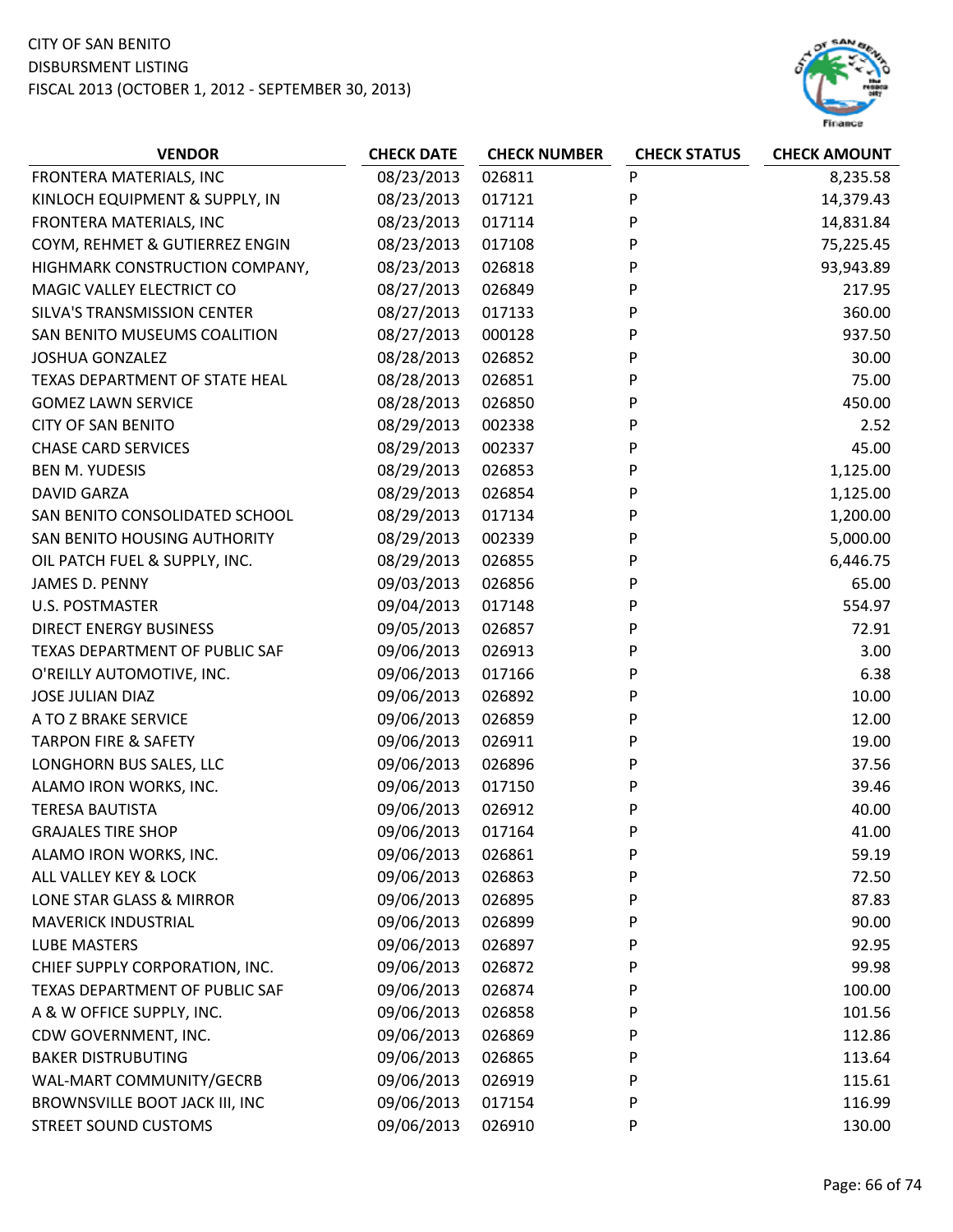CITY OF SAN BENITO
DISBURSMENT LISTING
FISCAL 2013 (OCTOBER 1, 2012 - SEPTEMBER 30, 2013)

| VENDOR | CHECK DATE | CHECK NUMBER | CHECK STATUS | CHECK AMOUNT |
|---|---|---|---|---|
| FRONTERA MATERIALS, INC | 08/23/2013 | 026811 | P | 8,235.58 |
| KINLOCH EQUIPMENT & SUPPLY, IN | 08/23/2013 | 017121 | P | 14,379.43 |
| FRONTERA MATERIALS, INC | 08/23/2013 | 017114 | P | 14,831.84 |
| COYM, REHMET & GUTIERREZ ENGIN | 08/23/2013 | 017108 | P | 75,225.45 |
| HIGHMARK CONSTRUCTION COMPANY, | 08/23/2013 | 026818 | P | 93,943.89 |
| MAGIC VALLEY ELECTRICT CO | 08/27/2013 | 026849 | P | 217.95 |
| SILVA'S TRANSMISSION CENTER | 08/27/2013 | 017133 | P | 360.00 |
| SAN BENITO MUSEUMS COALITION | 08/27/2013 | 000128 | P | 937.50 |
| JOSHUA GONZALEZ | 08/28/2013 | 026852 | P | 30.00 |
| TEXAS DEPARTMENT OF STATE HEAL | 08/28/2013 | 026851 | P | 75.00 |
| GOMEZ LAWN SERVICE | 08/28/2013 | 026850 | P | 450.00 |
| CITY OF SAN BENITO | 08/29/2013 | 002338 | P | 2.52 |
| CHASE CARD SERVICES | 08/29/2013 | 002337 | P | 45.00 |
| BEN M. YUDESIS | 08/29/2013 | 026853 | P | 1,125.00 |
| DAVID GARZA | 08/29/2013 | 026854 | P | 1,125.00 |
| SAN BENITO CONSOLIDATED SCHOOL | 08/29/2013 | 017134 | P | 1,200.00 |
| SAN BENITO HOUSING AUTHORITY | 08/29/2013 | 002339 | P | 5,000.00 |
| OIL PATCH FUEL & SUPPLY, INC. | 08/29/2013 | 026855 | P | 6,446.75 |
| JAMES D. PENNY | 09/03/2013 | 026856 | P | 65.00 |
| U.S. POSTMASTER | 09/04/2013 | 017148 | P | 554.97 |
| DIRECT ENERGY BUSINESS | 09/05/2013 | 026857 | P | 72.91 |
| TEXAS DEPARTMENT OF PUBLIC SAF | 09/06/2013 | 026913 | P | 3.00 |
| O'REILLY AUTOMOTIVE, INC. | 09/06/2013 | 017166 | P | 6.38 |
| JOSE JULIAN DIAZ | 09/06/2013 | 026892 | P | 10.00 |
| A TO Z BRAKE SERVICE | 09/06/2013 | 026859 | P | 12.00 |
| TARPON FIRE & SAFETY | 09/06/2013 | 026911 | P | 19.00 |
| LONGHORN BUS SALES, LLC | 09/06/2013 | 026896 | P | 37.56 |
| ALAMO IRON WORKS, INC. | 09/06/2013 | 017150 | P | 39.46 |
| TERESA BAUTISTA | 09/06/2013 | 026912 | P | 40.00 |
| GRAJALES TIRE SHOP | 09/06/2013 | 017164 | P | 41.00 |
| ALAMO IRON WORKS, INC. | 09/06/2013 | 026861 | P | 59.19 |
| ALL VALLEY KEY & LOCK | 09/06/2013 | 026863 | P | 72.50 |
| LONE STAR GLASS & MIRROR | 09/06/2013 | 026895 | P | 87.83 |
| MAVERICK INDUSTRIAL | 09/06/2013 | 026899 | P | 90.00 |
| LUBE MASTERS | 09/06/2013 | 026897 | P | 92.95 |
| CHIEF SUPPLY CORPORATION, INC. | 09/06/2013 | 026872 | P | 99.98 |
| TEXAS DEPARTMENT OF PUBLIC SAF | 09/06/2013 | 026874 | P | 100.00 |
| A & W OFFICE SUPPLY, INC. | 09/06/2013 | 026858 | P | 101.56 |
| CDW GOVERNMENT, INC. | 09/06/2013 | 026869 | P | 112.86 |
| BAKER DISTRUBUTING | 09/06/2013 | 026865 | P | 113.64 |
| WAL-MART COMMUNITY/GECRB | 09/06/2013 | 026919 | P | 115.61 |
| BROWNSVILLE BOOT JACK III, INC | 09/06/2013 | 017154 | P | 116.99 |
| STREET SOUND CUSTOMS | 09/06/2013 | 026910 | P | 130.00 |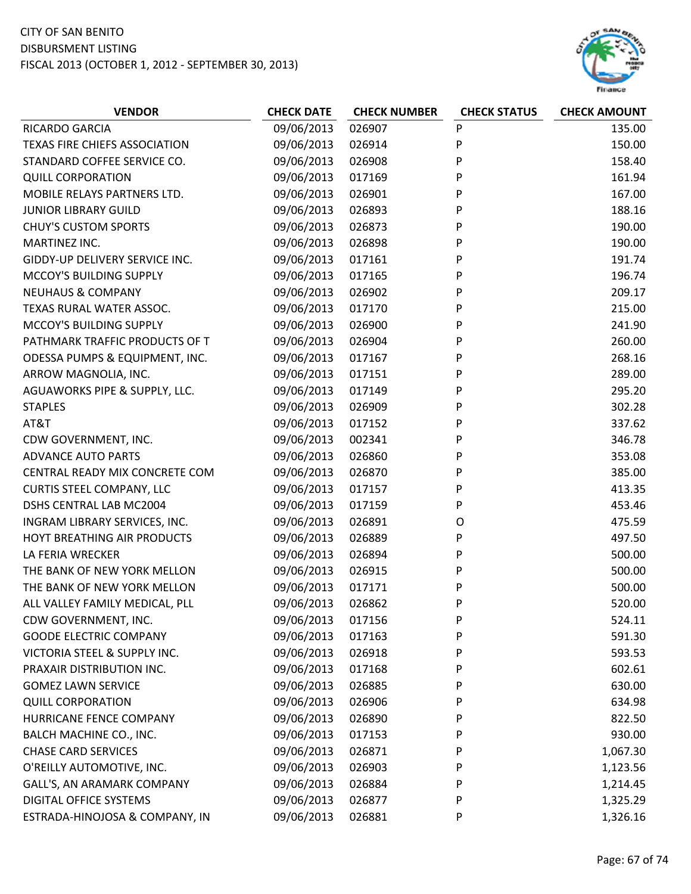CITY OF SAN BENITO
DISBURSMENT LISTING
FISCAL 2013 (OCTOBER 1, 2012 - SEPTEMBER 30, 2013)

| VENDOR | CHECK DATE | CHECK NUMBER | CHECK STATUS | CHECK AMOUNT |
|---|---|---|---|---|
| RICARDO GARCIA | 09/06/2013 | 026907 | P | 135.00 |
| TEXAS FIRE CHIEFS ASSOCIATION | 09/06/2013 | 026914 | P | 150.00 |
| STANDARD COFFEE SERVICE CO. | 09/06/2013 | 026908 | P | 158.40 |
| QUILL CORPORATION | 09/06/2013 | 017169 | P | 161.94 |
| MOBILE RELAYS PARTNERS LTD. | 09/06/2013 | 026901 | P | 167.00 |
| JUNIOR LIBRARY GUILD | 09/06/2013 | 026893 | P | 188.16 |
| CHUY'S CUSTOM SPORTS | 09/06/2013 | 026873 | P | 190.00 |
| MARTINEZ INC. | 09/06/2013 | 026898 | P | 190.00 |
| GIDDY-UP DELIVERY SERVICE INC. | 09/06/2013 | 017161 | P | 191.74 |
| MCCOY'S BUILDING SUPPLY | 09/06/2013 | 017165 | P | 196.74 |
| NEUHAUS & COMPANY | 09/06/2013 | 026902 | P | 209.17 |
| TEXAS RURAL WATER ASSOC. | 09/06/2013 | 017170 | P | 215.00 |
| MCCOY'S BUILDING SUPPLY | 09/06/2013 | 026900 | P | 241.90 |
| PATHMARK TRAFFIC PRODUCTS OF T | 09/06/2013 | 026904 | P | 260.00 |
| ODESSA PUMPS & EQUIPMENT, INC. | 09/06/2013 | 017167 | P | 268.16 |
| ARROW MAGNOLIA, INC. | 09/06/2013 | 017151 | P | 289.00 |
| AGUAWORKS PIPE & SUPPLY, LLC. | 09/06/2013 | 017149 | P | 295.20 |
| STAPLES | 09/06/2013 | 026909 | P | 302.28 |
| AT&T | 09/06/2013 | 017152 | P | 337.62 |
| CDW GOVERNMENT, INC. | 09/06/2013 | 002341 | P | 346.78 |
| ADVANCE AUTO PARTS | 09/06/2013 | 026860 | P | 353.08 |
| CENTRAL READY MIX CONCRETE COM | 09/06/2013 | 026870 | P | 385.00 |
| CURTIS STEEL COMPANY, LLC | 09/06/2013 | 017157 | P | 413.35 |
| DSHS CENTRAL LAB MC2004 | 09/06/2013 | 017159 | P | 453.46 |
| INGRAM LIBRARY SERVICES, INC. | 09/06/2013 | 026891 | O | 475.59 |
| HOYT BREATHING AIR PRODUCTS | 09/06/2013 | 026889 | P | 497.50 |
| LA FERIA WRECKER | 09/06/2013 | 026894 | P | 500.00 |
| THE BANK OF NEW YORK MELLON | 09/06/2013 | 026915 | P | 500.00 |
| THE BANK OF NEW YORK MELLON | 09/06/2013 | 017171 | P | 500.00 |
| ALL VALLEY FAMILY MEDICAL, PLL | 09/06/2013 | 026862 | P | 520.00 |
| CDW GOVERNMENT, INC. | 09/06/2013 | 017156 | P | 524.11 |
| GOODE ELECTRIC COMPANY | 09/06/2013 | 017163 | P | 591.30 |
| VICTORIA STEEL & SUPPLY INC. | 09/06/2013 | 026918 | P | 593.53 |
| PRAXAIR DISTRIBUTION INC. | 09/06/2013 | 017168 | P | 602.61 |
| GOMEZ LAWN SERVICE | 09/06/2013 | 026885 | P | 630.00 |
| QUILL CORPORATION | 09/06/2013 | 026906 | P | 634.98 |
| HURRICANE FENCE COMPANY | 09/06/2013 | 026890 | P | 822.50 |
| BALCH MACHINE CO., INC. | 09/06/2013 | 017153 | P | 930.00 |
| CHASE CARD SERVICES | 09/06/2013 | 026871 | P | 1,067.30 |
| O'REILLY AUTOMOTIVE, INC. | 09/06/2013 | 026903 | P | 1,123.56 |
| GALL'S, AN ARAMARK COMPANY | 09/06/2013 | 026884 | P | 1,214.45 |
| DIGITAL OFFICE SYSTEMS | 09/06/2013 | 026877 | P | 1,325.29 |
| ESTRADA-HINOJOSA & COMPANY, IN | 09/06/2013 | 026881 | P | 1,326.16 |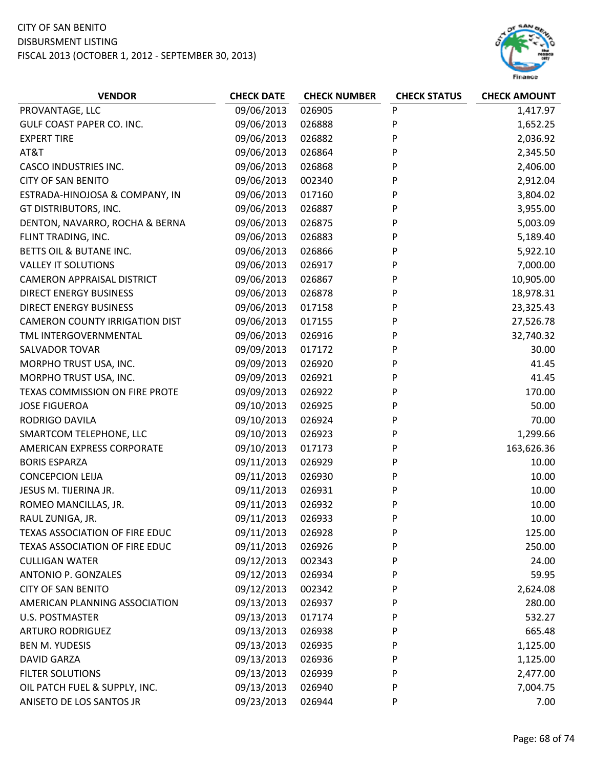CITY OF SAN BENITO
DISBURSMENT LISTING
FISCAL 2013 (OCTOBER 1, 2012 - SEPTEMBER 30, 2013)

| VENDOR | CHECK DATE | CHECK NUMBER | CHECK STATUS | CHECK AMOUNT |
|---|---|---|---|---|
| PROVANTAGE, LLC | 09/06/2013 | 026905 | P | 1,417.97 |
| GULF COAST PAPER CO. INC. | 09/06/2013 | 026888 | P | 1,652.25 |
| EXPERT TIRE | 09/06/2013 | 026882 | P | 2,036.92 |
| AT&T | 09/06/2013 | 026864 | P | 2,345.50 |
| CASCO INDUSTRIES INC. | 09/06/2013 | 026868 | P | 2,406.00 |
| CITY OF SAN BENITO | 09/06/2013 | 002340 | P | 2,912.04 |
| ESTRADA-HINOJOSA & COMPANY, IN | 09/06/2013 | 017160 | P | 3,804.02 |
| GT DISTRIBUTORS, INC. | 09/06/2013 | 026887 | P | 3,955.00 |
| DENTON, NAVARRO, ROCHA & BERNA | 09/06/2013 | 026875 | P | 5,003.09 |
| FLINT TRADING, INC. | 09/06/2013 | 026883 | P | 5,189.40 |
| BETTS OIL & BUTANE INC. | 09/06/2013 | 026866 | P | 5,922.10 |
| VALLEY IT SOLUTIONS | 09/06/2013 | 026917 | P | 7,000.00 |
| CAMERON APPRAISAL DISTRICT | 09/06/2013 | 026867 | P | 10,905.00 |
| DIRECT ENERGY BUSINESS | 09/06/2013 | 026878 | P | 18,978.31 |
| DIRECT ENERGY BUSINESS | 09/06/2013 | 017158 | P | 23,325.43 |
| CAMERON COUNTY IRRIGATION DIST | 09/06/2013 | 017155 | P | 27,526.78 |
| TML INTERGOVERNMENTAL | 09/06/2013 | 026916 | P | 32,740.32 |
| SALVADOR TOVAR | 09/09/2013 | 017172 | P | 30.00 |
| MORPHO TRUST USA, INC. | 09/09/2013 | 026920 | P | 41.45 |
| MORPHO TRUST USA, INC. | 09/09/2013 | 026921 | P | 41.45 |
| TEXAS COMMISSION ON FIRE PROTE | 09/09/2013 | 026922 | P | 170.00 |
| JOSE FIGUEROA | 09/10/2013 | 026925 | P | 50.00 |
| RODRIGO DAVILA | 09/10/2013 | 026924 | P | 70.00 |
| SMARTCOM TELEPHONE, LLC | 09/10/2013 | 026923 | P | 1,299.66 |
| AMERICAN EXPRESS CORPORATE | 09/10/2013 | 017173 | P | 163,626.36 |
| BORIS ESPARZA | 09/11/2013 | 026929 | P | 10.00 |
| CONCEPCION LEIJA | 09/11/2013 | 026930 | P | 10.00 |
| JESUS M. TIJERINA JR. | 09/11/2013 | 026931 | P | 10.00 |
| ROMEO MANCILLAS, JR. | 09/11/2013 | 026932 | P | 10.00 |
| RAUL ZUNIGA, JR. | 09/11/2013 | 026933 | P | 10.00 |
| TEXAS ASSOCIATION OF FIRE EDUC | 09/11/2013 | 026928 | P | 125.00 |
| TEXAS ASSOCIATION OF FIRE EDUC | 09/11/2013 | 026926 | P | 250.00 |
| CULLIGAN WATER | 09/12/2013 | 002343 | P | 24.00 |
| ANTONIO P. GONZALES | 09/12/2013 | 026934 | P | 59.95 |
| CITY OF SAN BENITO | 09/12/2013 | 002342 | P | 2,624.08 |
| AMERICAN PLANNING ASSOCIATION | 09/13/2013 | 026937 | P | 280.00 |
| U.S. POSTMASTER | 09/13/2013 | 017174 | P | 532.27 |
| ARTURO RODRIGUEZ | 09/13/2013 | 026938 | P | 665.48 |
| BEN M. YUDESIS | 09/13/2013 | 026935 | P | 1,125.00 |
| DAVID GARZA | 09/13/2013 | 026936 | P | 1,125.00 |
| FILTER SOLUTIONS | 09/13/2013 | 026939 | P | 2,477.00 |
| OIL PATCH FUEL & SUPPLY, INC. | 09/13/2013 | 026940 | P | 7,004.75 |
| ANISETO DE LOS SANTOS JR | 09/23/2013 | 026944 | P | 7.00 |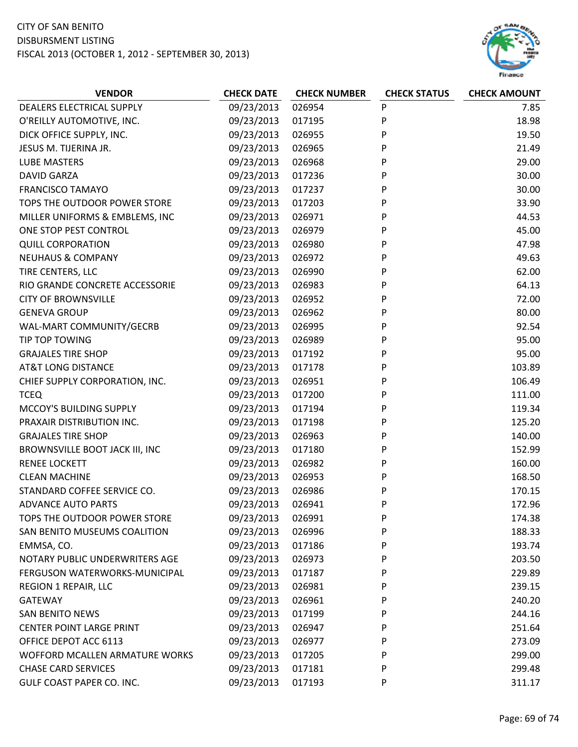CITY OF SAN BENITO
DISBURSMENT LISTING
FISCAL 2013 (OCTOBER 1, 2012 - SEPTEMBER 30, 2013)

| VENDOR | CHECK DATE | CHECK NUMBER | CHECK STATUS | CHECK AMOUNT |
|---|---|---|---|---|
| DEALERS ELECTRICAL SUPPLY | 09/23/2013 | 026954 | P | 7.85 |
| O'REILLY AUTOMOTIVE, INC. | 09/23/2013 | 017195 | P | 18.98 |
| DICK OFFICE SUPPLY, INC. | 09/23/2013 | 026955 | P | 19.50 |
| JESUS M. TIJERINA JR. | 09/23/2013 | 026965 | P | 21.49 |
| LUBE MASTERS | 09/23/2013 | 026968 | P | 29.00 |
| DAVID GARZA | 09/23/2013 | 017236 | P | 30.00 |
| FRANCISCO TAMAYO | 09/23/2013 | 017237 | P | 30.00 |
| TOPS THE OUTDOOR POWER STORE | 09/23/2013 | 017203 | P | 33.90 |
| MILLER UNIFORMS & EMBLEMS, INC | 09/23/2013 | 026971 | P | 44.53 |
| ONE STOP PEST CONTROL | 09/23/2013 | 026979 | P | 45.00 |
| QUILL CORPORATION | 09/23/2013 | 026980 | P | 47.98 |
| NEUHAUS & COMPANY | 09/23/2013 | 026972 | P | 49.63 |
| TIRE CENTERS, LLC | 09/23/2013 | 026990 | P | 62.00 |
| RIO GRANDE CONCRETE ACCESSORIE | 09/23/2013 | 026983 | P | 64.13 |
| CITY OF BROWNSVILLE | 09/23/2013 | 026952 | P | 72.00 |
| GENEVA GROUP | 09/23/2013 | 026962 | P | 80.00 |
| WAL-MART COMMUNITY/GECRB | 09/23/2013 | 026995 | P | 92.54 |
| TIP TOP TOWING | 09/23/2013 | 026989 | P | 95.00 |
| GRAJALES TIRE SHOP | 09/23/2013 | 017192 | P | 95.00 |
| AT&T LONG DISTANCE | 09/23/2013 | 017178 | P | 103.89 |
| CHIEF SUPPLY CORPORATION, INC. | 09/23/2013 | 026951 | P | 106.49 |
| TCEQ | 09/23/2013 | 017200 | P | 111.00 |
| MCCOY'S BUILDING SUPPLY | 09/23/2013 | 017194 | P | 119.34 |
| PRAXAIR DISTRIBUTION INC. | 09/23/2013 | 017198 | P | 125.20 |
| GRAJALES TIRE SHOP | 09/23/2013 | 026963 | P | 140.00 |
| BROWNSVILLE BOOT JACK III, INC | 09/23/2013 | 017180 | P | 152.99 |
| RENEE LOCKETT | 09/23/2013 | 026982 | P | 160.00 |
| CLEAN MACHINE | 09/23/2013 | 026953 | P | 168.50 |
| STANDARD COFFEE SERVICE CO. | 09/23/2013 | 026986 | P | 170.15 |
| ADVANCE AUTO PARTS | 09/23/2013 | 026941 | P | 172.96 |
| TOPS THE OUTDOOR POWER STORE | 09/23/2013 | 026991 | P | 174.38 |
| SAN BENITO MUSEUMS COALITION | 09/23/2013 | 026996 | P | 188.33 |
| EMMSA, CO. | 09/23/2013 | 017186 | P | 193.74 |
| NOTARY PUBLIC UNDERWRITERS AGE | 09/23/2013 | 026973 | P | 203.50 |
| FERGUSON WATERWORKS-MUNICIPAL | 09/23/2013 | 017187 | P | 229.89 |
| REGION 1 REPAIR, LLC | 09/23/2013 | 026981 | P | 239.15 |
| GATEWAY | 09/23/2013 | 026961 | P | 240.20 |
| SAN BENITO NEWS | 09/23/2013 | 017199 | P | 244.16 |
| CENTER POINT LARGE PRINT | 09/23/2013 | 026947 | P | 251.64 |
| OFFICE DEPOT ACC 6113 | 09/23/2013 | 026977 | P | 273.09 |
| WOFFORD MCALLEN ARMATURE WORKS | 09/23/2013 | 017205 | P | 299.00 |
| CHASE CARD SERVICES | 09/23/2013 | 017181 | P | 299.48 |
| GULF COAST PAPER CO. INC. | 09/23/2013 | 017193 | P | 311.17 |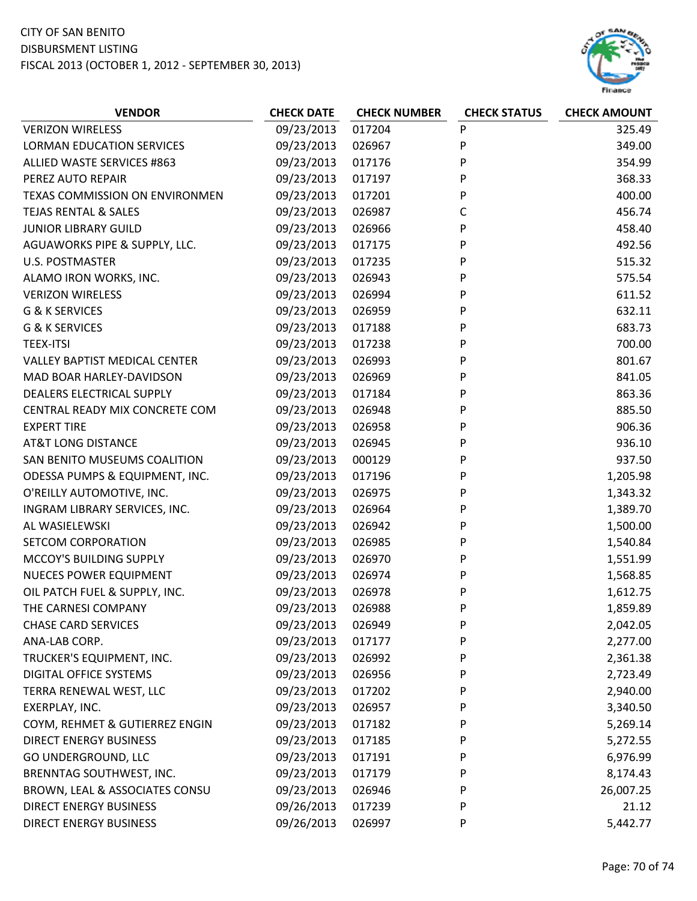CITY OF SAN BENITO
DISBURSMENT LISTING
FISCAL 2013 (OCTOBER 1, 2012 - SEPTEMBER 30, 2013)

| VENDOR | CHECK DATE | CHECK NUMBER | CHECK STATUS | CHECK AMOUNT |
|---|---|---|---|---|
| VERIZON WIRELESS | 09/23/2013 | 017204 | P | 325.49 |
| LORMAN EDUCATION SERVICES | 09/23/2013 | 026967 | P | 349.00 |
| ALLIED WASTE SERVICES #863 | 09/23/2013 | 017176 | P | 354.99 |
| PEREZ AUTO REPAIR | 09/23/2013 | 017197 | P | 368.33 |
| TEXAS COMMISSION ON ENVIRONMEN | 09/23/2013 | 017201 | P | 400.00 |
| TEJAS RENTAL & SALES | 09/23/2013 | 026987 | C | 456.74 |
| JUNIOR LIBRARY GUILD | 09/23/2013 | 026966 | P | 458.40 |
| AGUAWORKS PIPE & SUPPLY, LLC. | 09/23/2013 | 017175 | P | 492.56 |
| U.S. POSTMASTER | 09/23/2013 | 017235 | P | 515.32 |
| ALAMO IRON WORKS, INC. | 09/23/2013 | 026943 | P | 575.54 |
| VERIZON WIRELESS | 09/23/2013 | 026994 | P | 611.52 |
| G & K SERVICES | 09/23/2013 | 026959 | P | 632.11 |
| G & K SERVICES | 09/23/2013 | 017188 | P | 683.73 |
| TEEX-ITSI | 09/23/2013 | 017238 | P | 700.00 |
| VALLEY BAPTIST MEDICAL CENTER | 09/23/2013 | 026993 | P | 801.67 |
| MAD BOAR HARLEY-DAVIDSON | 09/23/2013 | 026969 | P | 841.05 |
| DEALERS ELECTRICAL SUPPLY | 09/23/2013 | 017184 | P | 863.36 |
| CENTRAL READY MIX CONCRETE COM | 09/23/2013 | 026948 | P | 885.50 |
| EXPERT TIRE | 09/23/2013 | 026958 | P | 906.36 |
| AT&T LONG DISTANCE | 09/23/2013 | 026945 | P | 936.10 |
| SAN BENITO MUSEUMS COALITION | 09/23/2013 | 000129 | P | 937.50 |
| ODESSA PUMPS & EQUIPMENT, INC. | 09/23/2013 | 017196 | P | 1,205.98 |
| O'REILLY AUTOMOTIVE, INC. | 09/23/2013 | 026975 | P | 1,343.32 |
| INGRAM LIBRARY SERVICES, INC. | 09/23/2013 | 026964 | P | 1,389.70 |
| AL WASIELEWSKI | 09/23/2013 | 026942 | P | 1,500.00 |
| SETCOM CORPORATION | 09/23/2013 | 026985 | P | 1,540.84 |
| MCCOY'S BUILDING SUPPLY | 09/23/2013 | 026970 | P | 1,551.99 |
| NUECES POWER EQUIPMENT | 09/23/2013 | 026974 | P | 1,568.85 |
| OIL PATCH FUEL & SUPPLY, INC. | 09/23/2013 | 026978 | P | 1,612.75 |
| THE CARNESI COMPANY | 09/23/2013 | 026988 | P | 1,859.89 |
| CHASE CARD SERVICES | 09/23/2013 | 026949 | P | 2,042.05 |
| ANA-LAB CORP. | 09/23/2013 | 017177 | P | 2,277.00 |
| TRUCKER'S EQUIPMENT, INC. | 09/23/2013 | 026992 | P | 2,361.38 |
| DIGITAL OFFICE SYSTEMS | 09/23/2013 | 026956 | P | 2,723.49 |
| TERRA RENEWAL WEST, LLC | 09/23/2013 | 017202 | P | 2,940.00 |
| EXERPLAY, INC. | 09/23/2013 | 026957 | P | 3,340.50 |
| COYM, REHMET & GUTIERREZ ENGIN | 09/23/2013 | 017182 | P | 5,269.14 |
| DIRECT ENERGY BUSINESS | 09/23/2013 | 017185 | P | 5,272.55 |
| GO UNDERGROUND, LLC | 09/23/2013 | 017191 | P | 6,976.99 |
| BRENNTAG SOUTHWEST, INC. | 09/23/2013 | 017179 | P | 8,174.43 |
| BROWN, LEAL & ASSOCIATES CONSU | 09/23/2013 | 026946 | P | 26,007.25 |
| DIRECT ENERGY BUSINESS | 09/26/2013 | 017239 | P | 21.12 |
| DIRECT ENERGY BUSINESS | 09/26/2013 | 026997 | P | 5,442.77 |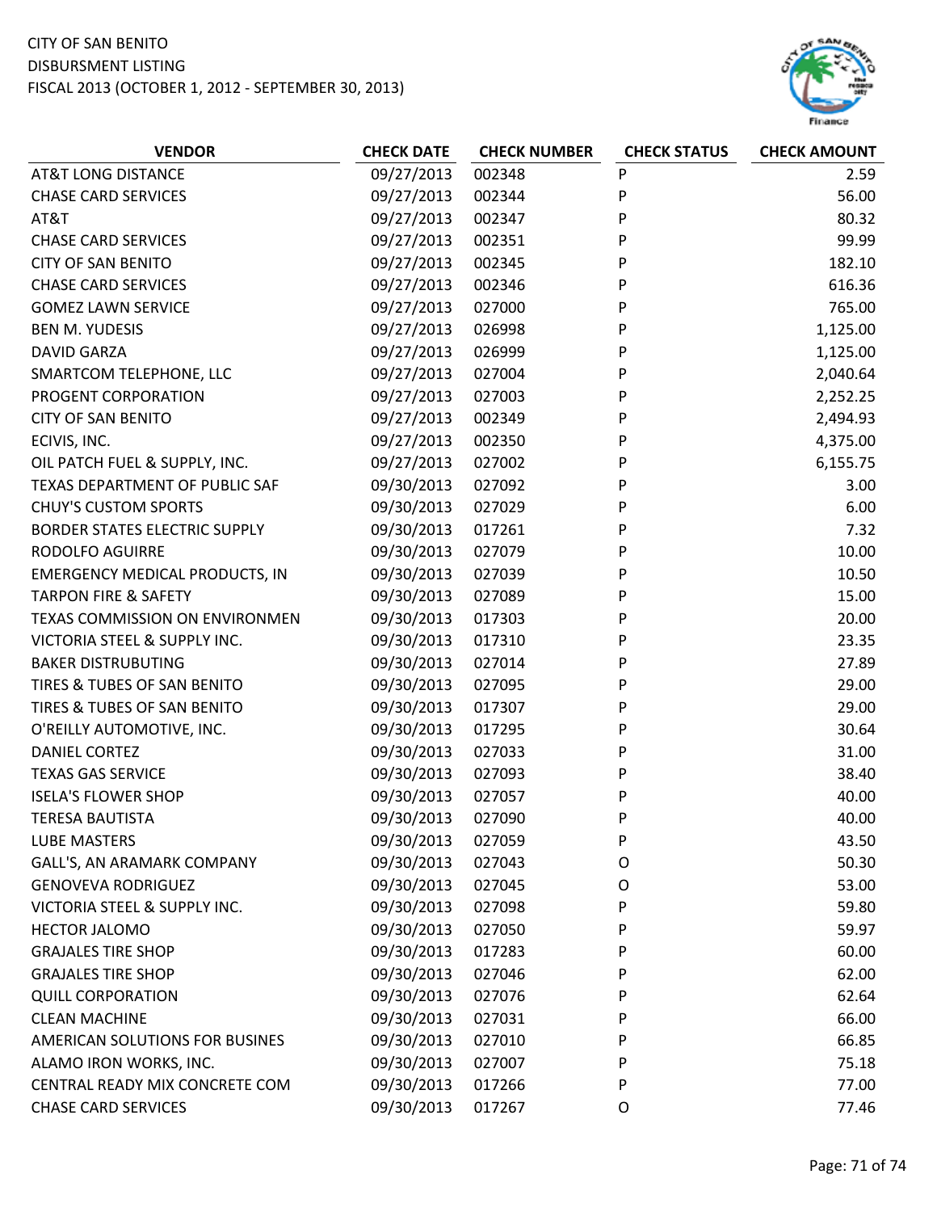CITY OF SAN BENITO
DISBURSMENT LISTING
FISCAL 2013 (OCTOBER 1, 2012 - SEPTEMBER 30, 2013)

| VENDOR | CHECK DATE | CHECK NUMBER | CHECK STATUS | CHECK AMOUNT |
|---|---|---|---|---|
| AT&T LONG DISTANCE | 09/27/2013 | 002348 | P | 2.59 |
| CHASE CARD SERVICES | 09/27/2013 | 002344 | P | 56.00 |
| AT&T | 09/27/2013 | 002347 | P | 80.32 |
| CHASE CARD SERVICES | 09/27/2013 | 002351 | P | 99.99 |
| CITY OF SAN BENITO | 09/27/2013 | 002345 | P | 182.10 |
| CHASE CARD SERVICES | 09/27/2013 | 002346 | P | 616.36 |
| GOMEZ LAWN SERVICE | 09/27/2013 | 027000 | P | 765.00 |
| BEN M. YUDESIS | 09/27/2013 | 026998 | P | 1,125.00 |
| DAVID GARZA | 09/27/2013 | 026999 | P | 1,125.00 |
| SMARTCOM TELEPHONE, LLC | 09/27/2013 | 027004 | P | 2,040.64 |
| PROGENT CORPORATION | 09/27/2013 | 027003 | P | 2,252.25 |
| CITY OF SAN BENITO | 09/27/2013 | 002349 | P | 2,494.93 |
| ECIVIS, INC. | 09/27/2013 | 002350 | P | 4,375.00 |
| OIL PATCH FUEL & SUPPLY, INC. | 09/27/2013 | 027002 | P | 6,155.75 |
| TEXAS DEPARTMENT OF PUBLIC SAF | 09/30/2013 | 027092 | P | 3.00 |
| CHUY'S CUSTOM SPORTS | 09/30/2013 | 027029 | P | 6.00 |
| BORDER STATES ELECTRIC SUPPLY | 09/30/2013 | 017261 | P | 7.32 |
| RODOLFO AGUIRRE | 09/30/2013 | 027079 | P | 10.00 |
| EMERGENCY MEDICAL PRODUCTS, IN | 09/30/2013 | 027039 | P | 10.50 |
| TARPON FIRE & SAFETY | 09/30/2013 | 027089 | P | 15.00 |
| TEXAS COMMISSION ON ENVIRONMEN | 09/30/2013 | 017303 | P | 20.00 |
| VICTORIA STEEL & SUPPLY INC. | 09/30/2013 | 017310 | P | 23.35 |
| BAKER DISTRUBUTING | 09/30/2013 | 027014 | P | 27.89 |
| TIRES & TUBES OF SAN BENITO | 09/30/2013 | 027095 | P | 29.00 |
| TIRES & TUBES OF SAN BENITO | 09/30/2013 | 017307 | P | 29.00 |
| O'REILLY AUTOMOTIVE, INC. | 09/30/2013 | 017295 | P | 30.64 |
| DANIEL CORTEZ | 09/30/2013 | 027033 | P | 31.00 |
| TEXAS GAS SERVICE | 09/30/2013 | 027093 | P | 38.40 |
| ISELA'S FLOWER SHOP | 09/30/2013 | 027057 | P | 40.00 |
| TERESA BAUTISTA | 09/30/2013 | 027090 | P | 40.00 |
| LUBE MASTERS | 09/30/2013 | 027059 | P | 43.50 |
| GALL'S, AN ARAMARK COMPANY | 09/30/2013 | 027043 | O | 50.30 |
| GENOVEVA RODRIGUEZ | 09/30/2013 | 027045 | O | 53.00 |
| VICTORIA STEEL & SUPPLY INC. | 09/30/2013 | 027098 | P | 59.80 |
| HECTOR JALOMO | 09/30/2013 | 027050 | P | 59.97 |
| GRAJALES TIRE SHOP | 09/30/2013 | 017283 | P | 60.00 |
| GRAJALES TIRE SHOP | 09/30/2013 | 027046 | P | 62.00 |
| QUILL CORPORATION | 09/30/2013 | 027076 | P | 62.64 |
| CLEAN MACHINE | 09/30/2013 | 027031 | P | 66.00 |
| AMERICAN SOLUTIONS FOR BUSINES | 09/30/2013 | 027010 | P | 66.85 |
| ALAMO IRON WORKS, INC. | 09/30/2013 | 027007 | P | 75.18 |
| CENTRAL READY MIX CONCRETE COM | 09/30/2013 | 017266 | P | 77.00 |
| CHASE CARD SERVICES | 09/30/2013 | 017267 | O | 77.46 |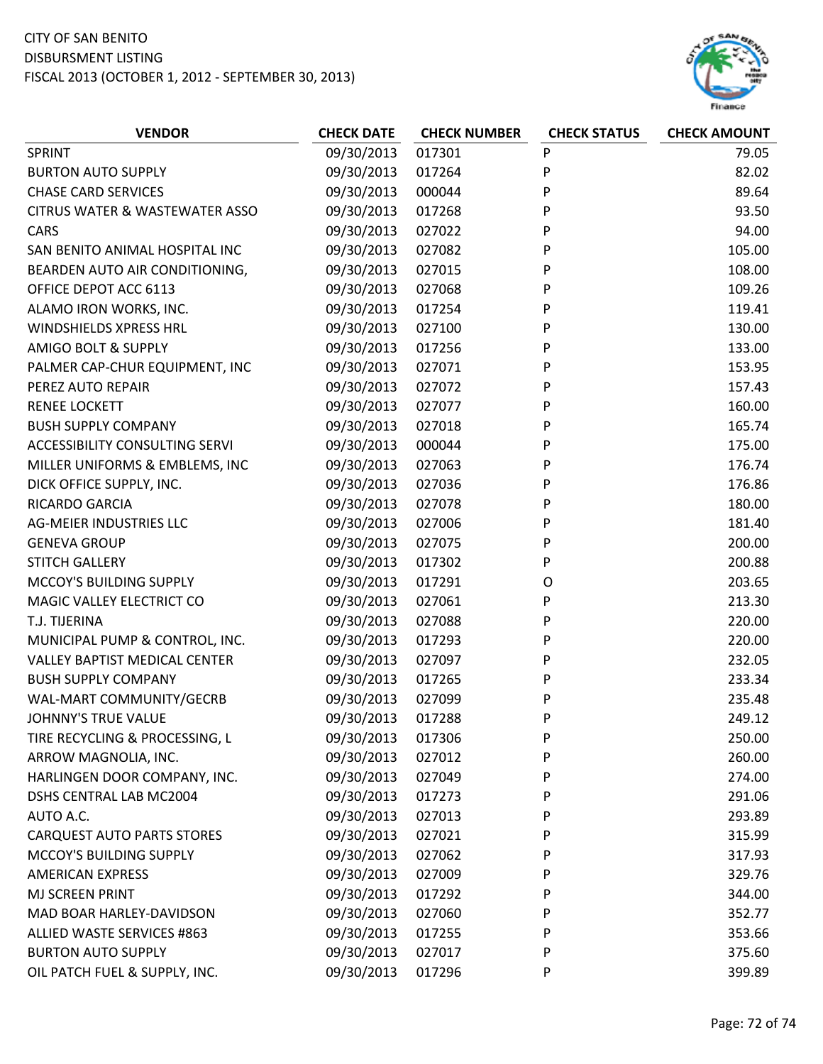CITY OF SAN BENITO
DISBURSMENT LISTING
FISCAL 2013 (OCTOBER 1, 2012 - SEPTEMBER 30, 2013)

| VENDOR | CHECK DATE | CHECK NUMBER | CHECK STATUS | CHECK AMOUNT |
|---|---|---|---|---|
| SPRINT | 09/30/2013 | 017301 | P | 79.05 |
| BURTON AUTO SUPPLY | 09/30/2013 | 017264 | P | 82.02 |
| CHASE CARD SERVICES | 09/30/2013 | 000044 | P | 89.64 |
| CITRUS WATER & WASTEWATER ASSO | 09/30/2013 | 017268 | P | 93.50 |
| CARS | 09/30/2013 | 027022 | P | 94.00 |
| SAN BENITO ANIMAL HOSPITAL INC | 09/30/2013 | 027082 | P | 105.00 |
| BEARDEN AUTO AIR CONDITIONING, | 09/30/2013 | 027015 | P | 108.00 |
| OFFICE DEPOT ACC 6113 | 09/30/2013 | 027068 | P | 109.26 |
| ALAMO IRON WORKS, INC. | 09/30/2013 | 017254 | P | 119.41 |
| WINDSHIELDS XPRESS HRL | 09/30/2013 | 027100 | P | 130.00 |
| AMIGO BOLT & SUPPLY | 09/30/2013 | 017256 | P | 133.00 |
| PALMER CAP-CHUR EQUIPMENT, INC | 09/30/2013 | 027071 | P | 153.95 |
| PEREZ AUTO REPAIR | 09/30/2013 | 027072 | P | 157.43 |
| RENEE LOCKETT | 09/30/2013 | 027077 | P | 160.00 |
| BUSH SUPPLY COMPANY | 09/30/2013 | 027018 | P | 165.74 |
| ACCESSIBILITY CONSULTING SERVI | 09/30/2013 | 000044 | P | 175.00 |
| MILLER UNIFORMS & EMBLEMS, INC | 09/30/2013 | 027063 | P | 176.74 |
| DICK OFFICE SUPPLY, INC. | 09/30/2013 | 027036 | P | 176.86 |
| RICARDO GARCIA | 09/30/2013 | 027078 | P | 180.00 |
| AG-MEIER INDUSTRIES LLC | 09/30/2013 | 027006 | P | 181.40 |
| GENEVA GROUP | 09/30/2013 | 027075 | P | 200.00 |
| STITCH GALLERY | 09/30/2013 | 017302 | P | 200.88 |
| MCCOY'S BUILDING SUPPLY | 09/30/2013 | 017291 | O | 203.65 |
| MAGIC VALLEY ELECTRICT CO | 09/30/2013 | 027061 | P | 213.30 |
| T.J. TIJERINA | 09/30/2013 | 027088 | P | 220.00 |
| MUNICIPAL PUMP & CONTROL, INC. | 09/30/2013 | 017293 | P | 220.00 |
| VALLEY BAPTIST MEDICAL CENTER | 09/30/2013 | 027097 | P | 232.05 |
| BUSH SUPPLY COMPANY | 09/30/2013 | 017265 | P | 233.34 |
| WAL-MART COMMUNITY/GECRB | 09/30/2013 | 027099 | P | 235.48 |
| JOHNNY'S TRUE VALUE | 09/30/2013 | 017288 | P | 249.12 |
| TIRE RECYCLING & PROCESSING, L | 09/30/2013 | 017306 | P | 250.00 |
| ARROW MAGNOLIA, INC. | 09/30/2013 | 027012 | P | 260.00 |
| HARLINGEN DOOR COMPANY, INC. | 09/30/2013 | 027049 | P | 274.00 |
| DSHS CENTRAL LAB MC2004 | 09/30/2013 | 017273 | P | 291.06 |
| AUTO A.C. | 09/30/2013 | 027013 | P | 293.89 |
| CARQUEST AUTO PARTS STORES | 09/30/2013 | 027021 | P | 315.99 |
| MCCOY'S BUILDING SUPPLY | 09/30/2013 | 027062 | P | 317.93 |
| AMERICAN EXPRESS | 09/30/2013 | 027009 | P | 329.76 |
| MJ SCREEN PRINT | 09/30/2013 | 017292 | P | 344.00 |
| MAD BOAR HARLEY-DAVIDSON | 09/30/2013 | 027060 | P | 352.77 |
| ALLIED WASTE SERVICES #863 | 09/30/2013 | 017255 | P | 353.66 |
| BURTON AUTO SUPPLY | 09/30/2013 | 027017 | P | 375.60 |
| OIL PATCH FUEL & SUPPLY, INC. | 09/30/2013 | 017296 | P | 399.89 |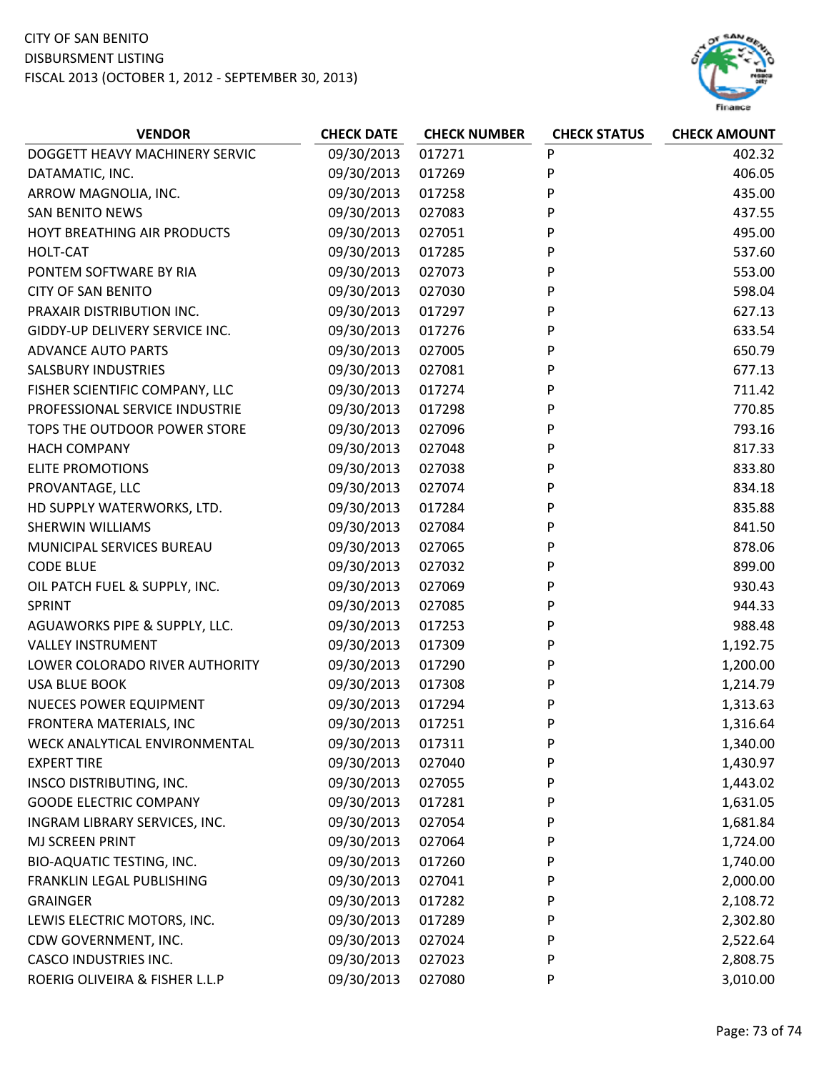CITY OF SAN BENITO
DISBURSMENT LISTING
FISCAL 2013 (OCTOBER 1, 2012 - SEPTEMBER 30, 2013)

| VENDOR | CHECK DATE | CHECK NUMBER | CHECK STATUS | CHECK AMOUNT |
|---|---|---|---|---|
| DOGGETT HEAVY MACHINERY SERVIC | 09/30/2013 | 017271 | P | 402.32 |
| DATAMATIC, INC. | 09/30/2013 | 017269 | P | 406.05 |
| ARROW MAGNOLIA, INC. | 09/30/2013 | 017258 | P | 435.00 |
| SAN BENITO NEWS | 09/30/2013 | 027083 | P | 437.55 |
| HOYT BREATHING AIR PRODUCTS | 09/30/2013 | 027051 | P | 495.00 |
| HOLT-CAT | 09/30/2013 | 017285 | P | 537.60 |
| PONTEM SOFTWARE BY RIA | 09/30/2013 | 027073 | P | 553.00 |
| CITY OF SAN BENITO | 09/30/2013 | 027030 | P | 598.04 |
| PRAXAIR DISTRIBUTION INC. | 09/30/2013 | 017297 | P | 627.13 |
| GIDDY-UP DELIVERY SERVICE INC. | 09/30/2013 | 017276 | P | 633.54 |
| ADVANCE AUTO PARTS | 09/30/2013 | 027005 | P | 650.79 |
| SALSBURY INDUSTRIES | 09/30/2013 | 027081 | P | 677.13 |
| FISHER SCIENTIFIC COMPANY, LLC | 09/30/2013 | 017274 | P | 711.42 |
| PROFESSIONAL SERVICE INDUSTRIE | 09/30/2013 | 017298 | P | 770.85 |
| TOPS THE OUTDOOR POWER STORE | 09/30/2013 | 027096 | P | 793.16 |
| HACH COMPANY | 09/30/2013 | 027048 | P | 817.33 |
| ELITE PROMOTIONS | 09/30/2013 | 027038 | P | 833.80 |
| PROVANTAGE, LLC | 09/30/2013 | 027074 | P | 834.18 |
| HD SUPPLY WATERWORKS, LTD. | 09/30/2013 | 017284 | P | 835.88 |
| SHERWIN WILLIAMS | 09/30/2013 | 027084 | P | 841.50 |
| MUNICIPAL SERVICES BUREAU | 09/30/2013 | 027065 | P | 878.06 |
| CODE BLUE | 09/30/2013 | 027032 | P | 899.00 |
| OIL PATCH FUEL & SUPPLY, INC. | 09/30/2013 | 027069 | P | 930.43 |
| SPRINT | 09/30/2013 | 027085 | P | 944.33 |
| AGUAWORKS PIPE & SUPPLY, LLC. | 09/30/2013 | 017253 | P | 988.48 |
| VALLEY INSTRUMENT | 09/30/2013 | 017309 | P | 1,192.75 |
| LOWER COLORADO RIVER AUTHORITY | 09/30/2013 | 017290 | P | 1,200.00 |
| USA BLUE BOOK | 09/30/2013 | 017308 | P | 1,214.79 |
| NUECES POWER EQUIPMENT | 09/30/2013 | 017294 | P | 1,313.63 |
| FRONTERA MATERIALS, INC | 09/30/2013 | 017251 | P | 1,316.64 |
| WECK ANALYTICAL ENVIRONMENTAL | 09/30/2013 | 017311 | P | 1,340.00 |
| EXPERT TIRE | 09/30/2013 | 027040 | P | 1,430.97 |
| INSCO DISTRIBUTING, INC. | 09/30/2013 | 027055 | P | 1,443.02 |
| GOODE ELECTRIC COMPANY | 09/30/2013 | 017281 | P | 1,631.05 |
| INGRAM LIBRARY SERVICES, INC. | 09/30/2013 | 027054 | P | 1,681.84 |
| MJ SCREEN PRINT | 09/30/2013 | 027064 | P | 1,724.00 |
| BIO-AQUATIC TESTING, INC. | 09/30/2013 | 017260 | P | 1,740.00 |
| FRANKLIN LEGAL PUBLISHING | 09/30/2013 | 027041 | P | 2,000.00 |
| GRAINGER | 09/30/2013 | 017282 | P | 2,108.72 |
| LEWIS ELECTRIC MOTORS, INC. | 09/30/2013 | 017289 | P | 2,302.80 |
| CDW GOVERNMENT, INC. | 09/30/2013 | 027024 | P | 2,522.64 |
| CASCO INDUSTRIES INC. | 09/30/2013 | 027023 | P | 2,808.75 |
| ROERIG OLIVEIRA & FISHER L.L.P | 09/30/2013 | 027080 | P | 3,010.00 |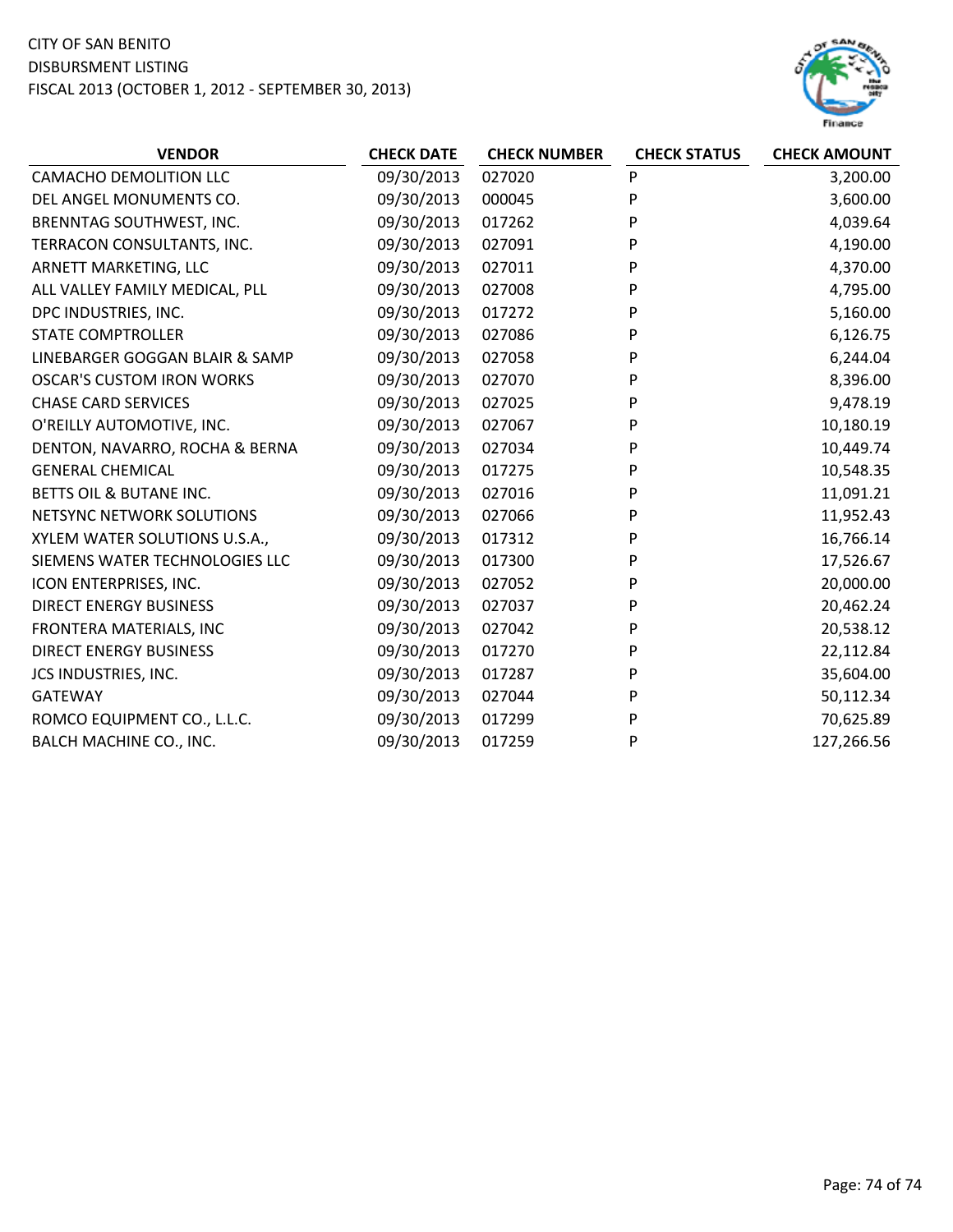CITY OF SAN BENITO
DISBURSMENT LISTING
FISCAL 2013 (OCTOBER 1, 2012 - SEPTEMBER 30, 2013)

| VENDOR | CHECK DATE | CHECK NUMBER | CHECK STATUS | CHECK AMOUNT |
|---|---|---|---|---|
| CAMACHO DEMOLITION LLC | 09/30/2013 | 027020 | P | 3,200.00 |
| DEL ANGEL MONUMENTS CO. | 09/30/2013 | 000045 | P | 3,600.00 |
| BRENNTAG SOUTHWEST, INC. | 09/30/2013 | 017262 | P | 4,039.64 |
| TERRACON CONSULTANTS, INC. | 09/30/2013 | 027091 | P | 4,190.00 |
| ARNETT MARKETING, LLC | 09/30/2013 | 027011 | P | 4,370.00 |
| ALL VALLEY FAMILY MEDICAL, PLL | 09/30/2013 | 027008 | P | 4,795.00 |
| DPC INDUSTRIES, INC. | 09/30/2013 | 017272 | P | 5,160.00 |
| STATE COMPTROLLER | 09/30/2013 | 027086 | P | 6,126.75 |
| LINEBARGER GOGGAN BLAIR & SAMP | 09/30/2013 | 027058 | P | 6,244.04 |
| OSCAR'S CUSTOM IRON WORKS | 09/30/2013 | 027070 | P | 8,396.00 |
| CHASE CARD SERVICES | 09/30/2013 | 027025 | P | 9,478.19 |
| O'REILLY AUTOMOTIVE, INC. | 09/30/2013 | 027067 | P | 10,180.19 |
| DENTON, NAVARRO, ROCHA & BERNA | 09/30/2013 | 027034 | P | 10,449.74 |
| GENERAL CHEMICAL | 09/30/2013 | 017275 | P | 10,548.35 |
| BETTS OIL & BUTANE INC. | 09/30/2013 | 027016 | P | 11,091.21 |
| NETSYNC NETWORK SOLUTIONS | 09/30/2013 | 027066 | P | 11,952.43 |
| XYLEM WATER SOLUTIONS U.S.A., | 09/30/2013 | 017312 | P | 16,766.14 |
| SIEMENS WATER TECHNOLOGIES LLC | 09/30/2013 | 017300 | P | 17,526.67 |
| ICON ENTERPRISES, INC. | 09/30/2013 | 027052 | P | 20,000.00 |
| DIRECT ENERGY BUSINESS | 09/30/2013 | 027037 | P | 20,462.24 |
| FRONTERA MATERIALS, INC | 09/30/2013 | 027042 | P | 20,538.12 |
| DIRECT ENERGY BUSINESS | 09/30/2013 | 017270 | P | 22,112.84 |
| JCS INDUSTRIES, INC. | 09/30/2013 | 017287 | P | 35,604.00 |
| GATEWAY | 09/30/2013 | 027044 | P | 50,112.34 |
| ROMCO EQUIPMENT CO., L.L.C. | 09/30/2013 | 017299 | P | 70,625.89 |
| BALCH MACHINE CO., INC. | 09/30/2013 | 017259 | P | 127,266.56 |